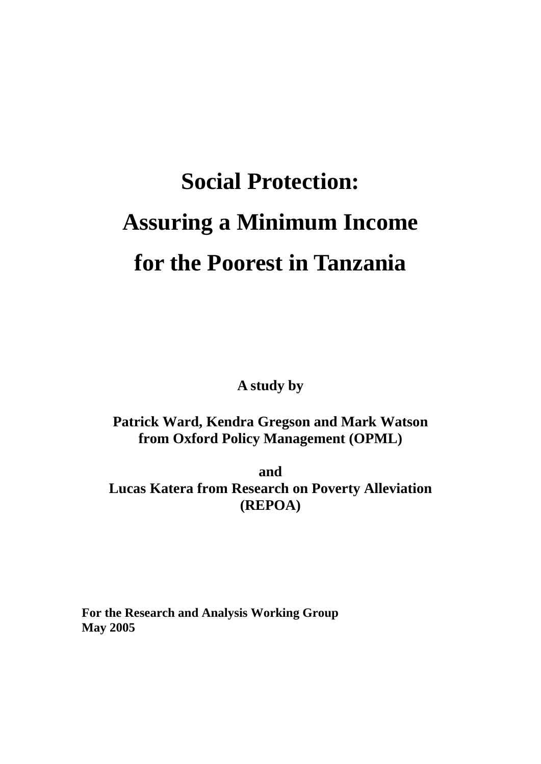# Social Protection: Assuring a Minimum Income for the Poorest in Tanzania

**A study by**

**Patrick Ward, Kendra Gregson and Mark Watson from Oxford Policy Management (OPML)**

**and**

**Lucas Katera from Research on Poverty Alleviation (REPOA)**

**For the Research and Analysis Working Group**
**May 2005**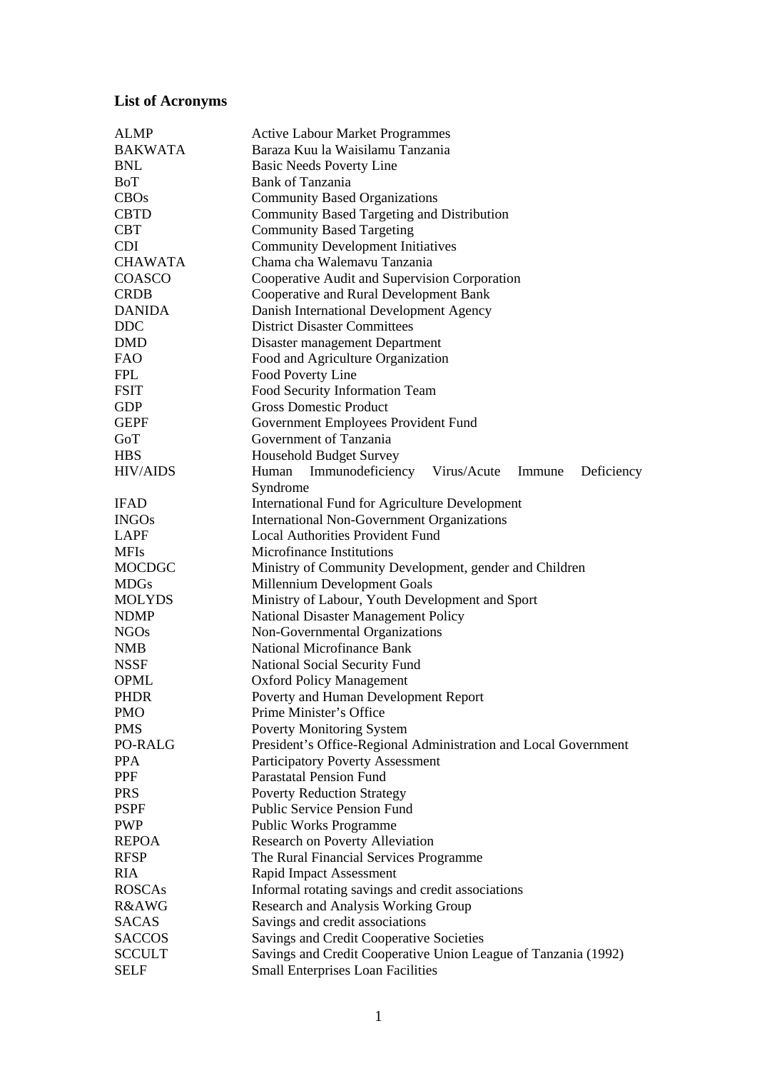## List of Acronyms

| | |
|---|---|
| ALMP | Active Labour Market Programmes |
| BAKWATA | Baraza Kuu la Waisilamu Tanzania |
| BNL | Basic Needs Poverty Line |
| BoT | Bank of Tanzania |
| CBOs | Community Based Organizations |
| CBTD | Community Based Targeting and Distribution |
| CBT | Community Based Targeting |
| CDI | Community Development Initiatives |
| CHAWATA | Chama cha Walemavu Tanzania |
| COASCO | Cooperative Audit and Supervision Corporation |
| CRDB | Cooperative and Rural Development Bank |
| DANIDA | Danish International Development Agency |
| DDC | District Disaster Committees |
| DMD | Disaster management Department |
| FAO | Food and Agriculture Organization |
| FPL | Food Poverty Line |
| FSIT | Food Security Information Team |
| GDP | Gross Domestic Product |
| GEPF | Government Employees Provident Fund |
| GoT | Government of Tanzania |
| HBS | Household Budget Survey |
| HIV/AIDS | Human Immunodeficiency Virus/Acute Immune Deficiency Syndrome |
| IFAD | International Fund for Agriculture Development |
| INGOs | International Non-Government Organizations |
| LAPF | Local Authorities Provident Fund |
| MFIs | Microfinance Institutions |
| MOCDGC | Ministry of Community Development, gender and Children |
| MDGs | Millennium Development Goals |
| MOLYDS | Ministry of Labour, Youth Development and Sport |
| NDMP | National Disaster Management Policy |
| NGOs | Non-Governmental Organizations |
| NMB | National Microfinance Bank |
| NSSF | National Social Security Fund |
| OPML | Oxford Policy Management |
| PHDR | Poverty and Human Development Report |
| PMO | Prime Minister's Office |
| PMS | Poverty Monitoring System |
| PO-RALG | President's Office-Regional Administration and Local Government |
| PPA | Participatory Poverty Assessment |
| PPF | Parastatal Pension Fund |
| PRS | Poverty Reduction Strategy |
| PSPF | Public Service Pension Fund |
| PWP | Public Works Programme |
| REPOA | Research on Poverty Alleviation |
| RFSP | The Rural Financial Services Programme |
| RIA | Rapid Impact Assessment |
| ROSCAs | Informal rotating savings and credit associations |
| R&AWG | Research and Analysis Working Group |
| SACAS | Savings and credit associations |
| SACCOS | Savings and Credit Cooperative Societies |
| SCCULT | Savings and Credit Cooperative Union League of Tanzania (1992) |
| SELF | Small Enterprises Loan Facilities |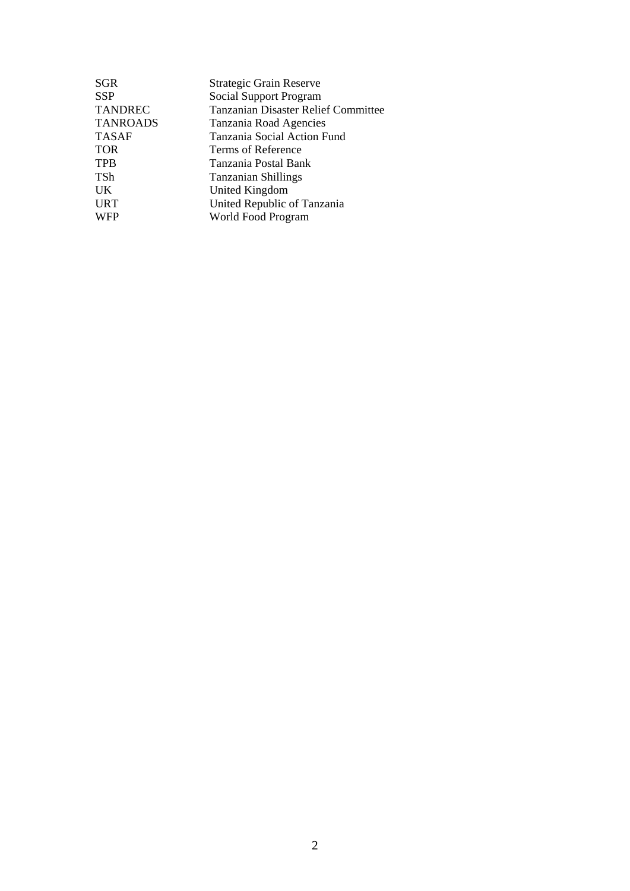| | |
|---|---|
| SGR | Strategic Grain Reserve |
| SSP | Social Support Program |
| TANDREC | Tanzanian Disaster Relief Committee |
| TANROADS | Tanzania Road Agencies |
| TASAF | Tanzania Social Action Fund |
| TOR | Terms of Reference |
| TPB | Tanzania Postal Bank |
| TSh | Tanzanian Shillings |
| UK | United Kingdom |
| URT | United Republic of Tanzania |
| WFP | World Food Program |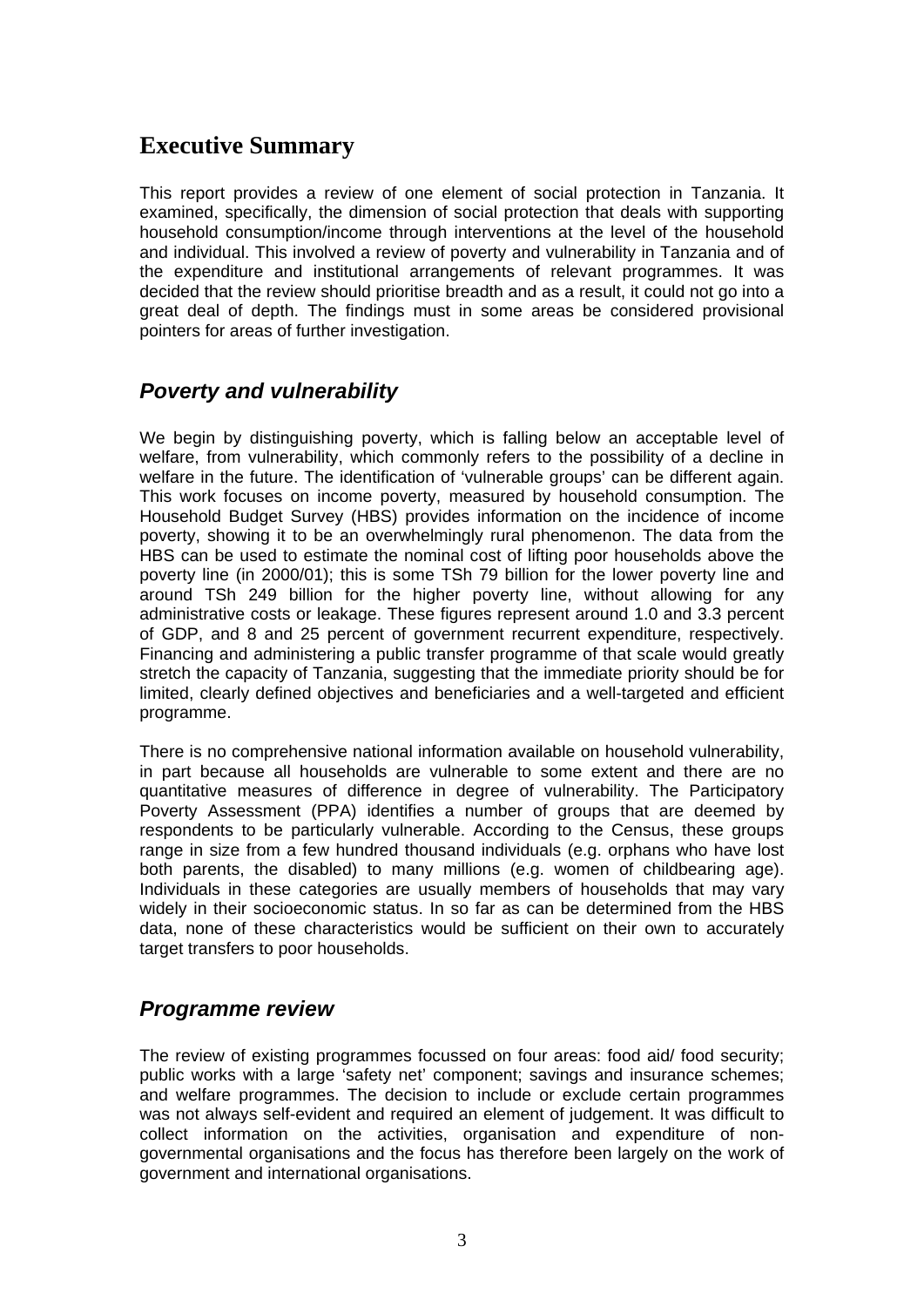# Executive Summary

This report provides a review of one element of social protection in Tanzania. It examined, specifically, the dimension of social protection that deals with supporting household consumption/income through interventions at the level of the household and individual. This involved a review of poverty and vulnerability in Tanzania and of the expenditure and institutional arrangements of relevant programmes. It was decided that the review should prioritise breadth and as a result, it could not go into a great deal of depth. The findings must in some areas be considered provisional pointers for areas of further investigation.

## *Poverty and vulnerability*

We begin by distinguishing poverty, which is falling below an acceptable level of welfare, from vulnerability, which commonly refers to the possibility of a decline in welfare in the future. The identification of 'vulnerable groups' can be different again. This work focuses on income poverty, measured by household consumption. The Household Budget Survey (HBS) provides information on the incidence of income poverty, showing it to be an overwhelmingly rural phenomenon. The data from the HBS can be used to estimate the nominal cost of lifting poor households above the poverty line (in 2000/01); this is some TSh 79 billion for the lower poverty line and around TSh 249 billion for the higher poverty line, without allowing for any administrative costs or leakage. These figures represent around 1.0 and 3.3 percent of GDP, and 8 and 25 percent of government recurrent expenditure, respectively. Financing and administering a public transfer programme of that scale would greatly stretch the capacity of Tanzania, suggesting that the immediate priority should be for limited, clearly defined objectives and beneficiaries and a well-targeted and efficient programme.

There is no comprehensive national information available on household vulnerability, in part because all households are vulnerable to some extent and there are no quantitative measures of difference in degree of vulnerability. The Participatory Poverty Assessment (PPA) identifies a number of groups that are deemed by respondents to be particularly vulnerable. According to the Census, these groups range in size from a few hundred thousand individuals (e.g. orphans who have lost both parents, the disabled) to many millions (e.g. women of childbearing age). Individuals in these categories are usually members of households that may vary widely in their socioeconomic status. In so far as can be determined from the HBS data, none of these characteristics would be sufficient on their own to accurately target transfers to poor households.

## *Programme review*

The review of existing programmes focussed on four areas: food aid/ food security; public works with a large 'safety net' component; savings and insurance schemes; and welfare programmes. The decision to include or exclude certain programmes was not always self-evident and required an element of judgement. It was difficult to collect information on the activities, organisation and expenditure of non-governmental organisations and the focus has therefore been largely on the work of government and international organisations.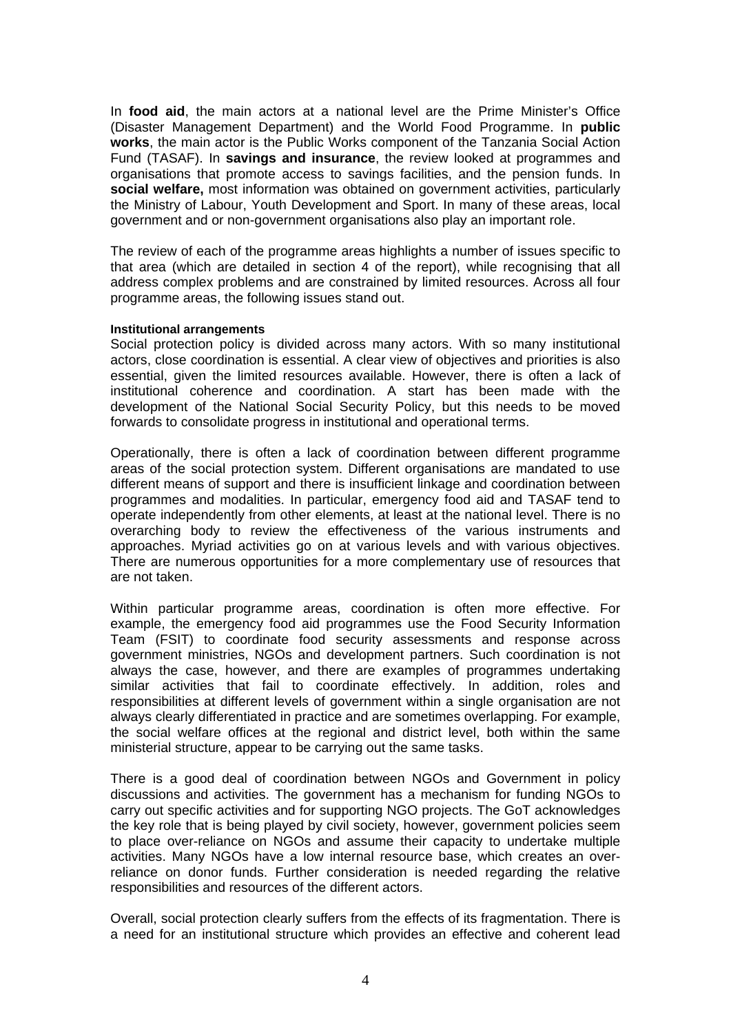In **food aid**, the main actors at a national level are the Prime Minister's Office (Disaster Management Department) and the World Food Programme. In **public works**, the main actor is the Public Works component of the Tanzania Social Action Fund (TASAF). In **savings and insurance**, the review looked at programmes and organisations that promote access to savings facilities, and the pension funds. In **social welfare,** most information was obtained on government activities, particularly the Ministry of Labour, Youth Development and Sport. In many of these areas, local government and or non-government organisations also play an important role.

The review of each of the programme areas highlights a number of issues specific to that area (which are detailed in section 4 of the report), while recognising that all address complex problems and are constrained by limited resources. Across all four programme areas, the following issues stand out.

#### Institutional arrangements

Social protection policy is divided across many actors. With so many institutional actors, close coordination is essential. A clear view of objectives and priorities is also essential, given the limited resources available. However, there is often a lack of institutional coherence and coordination. A start has been made with the development of the National Social Security Policy, but this needs to be moved forwards to consolidate progress in institutional and operational terms.

Operationally, there is often a lack of coordination between different programme areas of the social protection system. Different organisations are mandated to use different means of support and there is insufficient linkage and coordination between programmes and modalities. In particular, emergency food aid and TASAF tend to operate independently from other elements, at least at the national level. There is no overarching body to review the effectiveness of the various instruments and approaches. Myriad activities go on at various levels and with various objectives. There are numerous opportunities for a more complementary use of resources that are not taken.

Within particular programme areas, coordination is often more effective. For example, the emergency food aid programmes use the Food Security Information Team (FSIT) to coordinate food security assessments and response across government ministries, NGOs and development partners. Such coordination is not always the case, however, and there are examples of programmes undertaking similar activities that fail to coordinate effectively. In addition, roles and responsibilities at different levels of government within a single organisation are not always clearly differentiated in practice and are sometimes overlapping. For example, the social welfare offices at the regional and district level, both within the same ministerial structure, appear to be carrying out the same tasks.

There is a good deal of coordination between NGOs and Government in policy discussions and activities. The government has a mechanism for funding NGOs to carry out specific activities and for supporting NGO projects. The GoT acknowledges the key role that is being played by civil society, however, government policies seem to place over-reliance on NGOs and assume their capacity to undertake multiple activities. Many NGOs have a low internal resource base, which creates an over-reliance on donor funds. Further consideration is needed regarding the relative responsibilities and resources of the different actors.

Overall, social protection clearly suffers from the effects of its fragmentation. There is a need for an institutional structure which provides an effective and coherent lead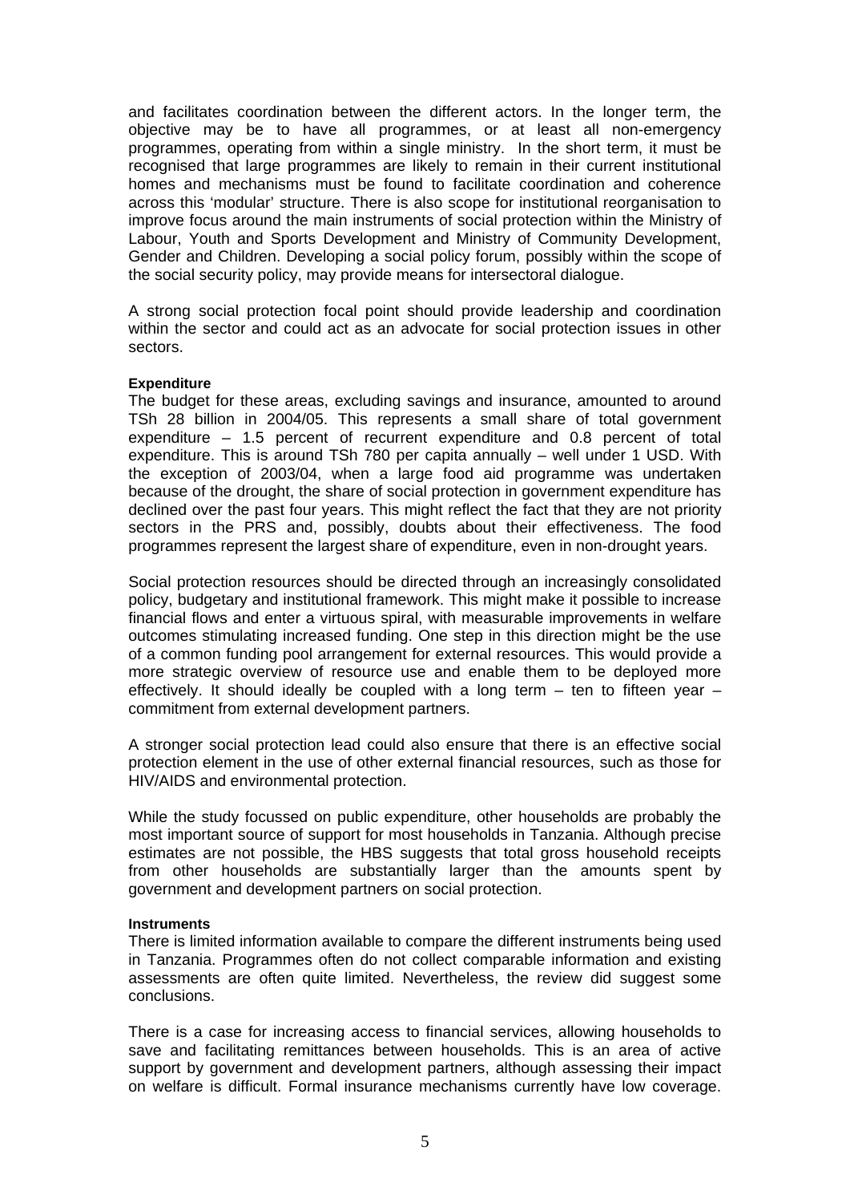and facilitates coordination between the different actors. In the longer term, the objective may be to have all programmes, or at least all non-emergency programmes, operating from within a single ministry. In the short term, it must be recognised that large programmes are likely to remain in their current institutional homes and mechanisms must be found to facilitate coordination and coherence across this 'modular' structure. There is also scope for institutional reorganisation to improve focus around the main instruments of social protection within the Ministry of Labour, Youth and Sports Development and Ministry of Community Development, Gender and Children. Developing a social policy forum, possibly within the scope of the social security policy, may provide means for intersectoral dialogue.

A strong social protection focal point should provide leadership and coordination within the sector and could act as an advocate for social protection issues in other sectors.

#### Expenditure

The budget for these areas, excluding savings and insurance, amounted to around TSh 28 billion in 2004/05. This represents a small share of total government expenditure – 1.5 percent of recurrent expenditure and 0.8 percent of total expenditure. This is around TSh 780 per capita annually – well under 1 USD. With the exception of 2003/04, when a large food aid programme was undertaken because of the drought, the share of social protection in government expenditure has declined over the past four years. This might reflect the fact that they are not priority sectors in the PRS and, possibly, doubts about their effectiveness. The food programmes represent the largest share of expenditure, even in non-drought years.

Social protection resources should be directed through an increasingly consolidated policy, budgetary and institutional framework. This might make it possible to increase financial flows and enter a virtuous spiral, with measurable improvements in welfare outcomes stimulating increased funding. One step in this direction might be the use of a common funding pool arrangement for external resources. This would provide a more strategic overview of resource use and enable them to be deployed more effectively. It should ideally be coupled with a long term – ten to fifteen year – commitment from external development partners.

A stronger social protection lead could also ensure that there is an effective social protection element in the use of other external financial resources, such as those for HIV/AIDS and environmental protection.

While the study focussed on public expenditure, other households are probably the most important source of support for most households in Tanzania. Although precise estimates are not possible, the HBS suggests that total gross household receipts from other households are substantially larger than the amounts spent by government and development partners on social protection.

#### Instruments

There is limited information available to compare the different instruments being used in Tanzania. Programmes often do not collect comparable information and existing assessments are often quite limited. Nevertheless, the review did suggest some conclusions.

There is a case for increasing access to financial services, allowing households to save and facilitating remittances between households. This is an area of active support by government and development partners, although assessing their impact on welfare is difficult. Formal insurance mechanisms currently have low coverage.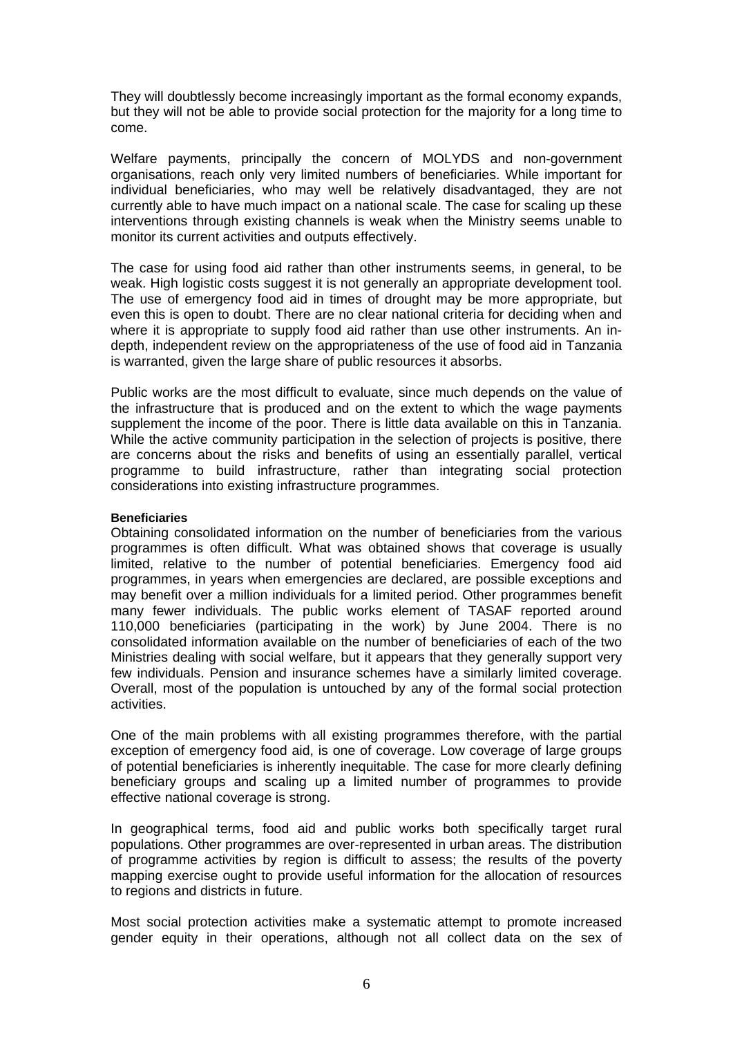They will doubtlessly become increasingly important as the formal economy expands, but they will not be able to provide social protection for the majority for a long time to come.

Welfare payments, principally the concern of MOLYDS and non-government organisations, reach only very limited numbers of beneficiaries. While important for individual beneficiaries, who may well be relatively disadvantaged, they are not currently able to have much impact on a national scale. The case for scaling up these interventions through existing channels is weak when the Ministry seems unable to monitor its current activities and outputs effectively.

The case for using food aid rather than other instruments seems, in general, to be weak. High logistic costs suggest it is not generally an appropriate development tool. The use of emergency food aid in times of drought may be more appropriate, but even this is open to doubt. There are no clear national criteria for deciding when and where it is appropriate to supply food aid rather than use other instruments. An in-depth, independent review on the appropriateness of the use of food aid in Tanzania is warranted, given the large share of public resources it absorbs.

Public works are the most difficult to evaluate, since much depends on the value of the infrastructure that is produced and on the extent to which the wage payments supplement the income of the poor. There is little data available on this in Tanzania. While the active community participation in the selection of projects is positive, there are concerns about the risks and benefits of using an essentially parallel, vertical programme to build infrastructure, rather than integrating social protection considerations into existing infrastructure programmes.

**Beneficiaries**

Obtaining consolidated information on the number of beneficiaries from the various programmes is often difficult. What was obtained shows that coverage is usually limited, relative to the number of potential beneficiaries. Emergency food aid programmes, in years when emergencies are declared, are possible exceptions and may benefit over a million individuals for a limited period. Other programmes benefit many fewer individuals. The public works element of TASAF reported around 110,000 beneficiaries (participating in the work) by June 2004. There is no consolidated information available on the number of beneficiaries of each of the two Ministries dealing with social welfare, but it appears that they generally support very few individuals. Pension and insurance schemes have a similarly limited coverage. Overall, most of the population is untouched by any of the formal social protection activities.

One of the main problems with all existing programmes therefore, with the partial exception of emergency food aid, is one of coverage. Low coverage of large groups of potential beneficiaries is inherently inequitable. The case for more clearly defining beneficiary groups and scaling up a limited number of programmes to provide effective national coverage is strong.

In geographical terms, food aid and public works both specifically target rural populations. Other programmes are over-represented in urban areas. The distribution of programme activities by region is difficult to assess; the results of the poverty mapping exercise ought to provide useful information for the allocation of resources to regions and districts in future.

Most social protection activities make a systematic attempt to promote increased gender equity in their operations, although not all collect data on the sex of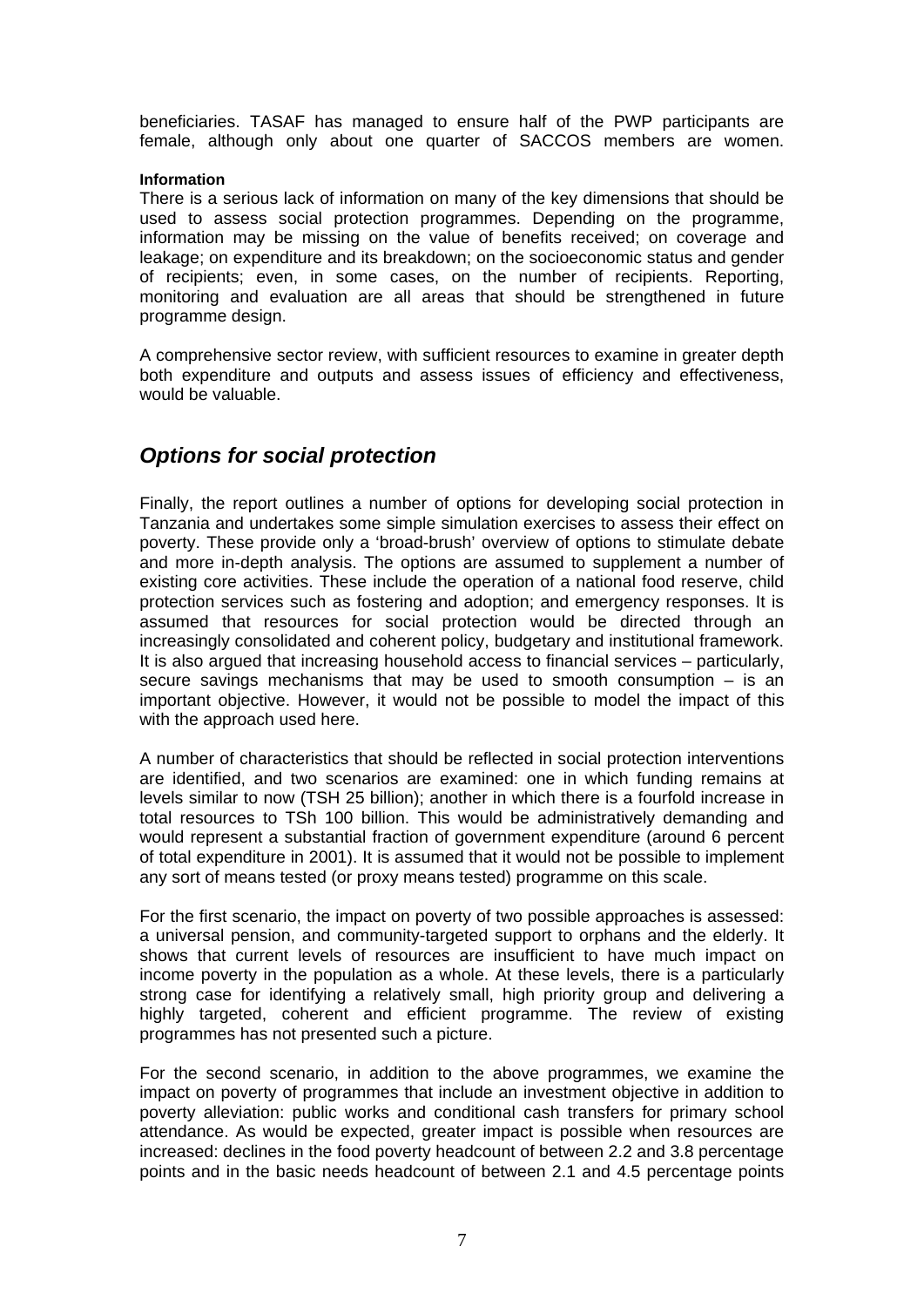beneficiaries. TASAF has managed to ensure half of the PWP participants are female, although only about one quarter of SACCOS members are women.

**Information**

There is a serious lack of information on many of the key dimensions that should be used to assess social protection programmes. Depending on the programme, information may be missing on the value of benefits received; on coverage and leakage; on expenditure and its breakdown; on the socioeconomic status and gender of recipients; even, in some cases, on the number of recipients. Reporting, monitoring and evaluation are all areas that should be strengthened in future programme design.

A comprehensive sector review, with sufficient resources to examine in greater depth both expenditure and outputs and assess issues of efficiency and effectiveness, would be valuable.

## *Options for social protection*

Finally, the report outlines a number of options for developing social protection in Tanzania and undertakes some simple simulation exercises to assess their effect on poverty. These provide only a 'broad-brush' overview of options to stimulate debate and more in-depth analysis. The options are assumed to supplement a number of existing core activities. These include the operation of a national food reserve, child protection services such as fostering and adoption; and emergency responses. It is assumed that resources for social protection would be directed through an increasingly consolidated and coherent policy, budgetary and institutional framework. It is also argued that increasing household access to financial services – particularly, secure savings mechanisms that may be used to smooth consumption – is an important objective. However, it would not be possible to model the impact of this with the approach used here.

A number of characteristics that should be reflected in social protection interventions are identified, and two scenarios are examined: one in which funding remains at levels similar to now (TSH 25 billion); another in which there is a fourfold increase in total resources to TSh 100 billion. This would be administratively demanding and would represent a substantial fraction of government expenditure (around 6 percent of total expenditure in 2001). It is assumed that it would not be possible to implement any sort of means tested (or proxy means tested) programme on this scale.

For the first scenario, the impact on poverty of two possible approaches is assessed: a universal pension, and community-targeted support to orphans and the elderly. It shows that current levels of resources are insufficient to have much impact on income poverty in the population as a whole. At these levels, there is a particularly strong case for identifying a relatively small, high priority group and delivering a highly targeted, coherent and efficient programme. The review of existing programmes has not presented such a picture.

For the second scenario, in addition to the above programmes, we examine the impact on poverty of programmes that include an investment objective in addition to poverty alleviation: public works and conditional cash transfers for primary school attendance. As would be expected, greater impact is possible when resources are increased: declines in the food poverty headcount of between 2.2 and 3.8 percentage points and in the basic needs headcount of between 2.1 and 4.5 percentage points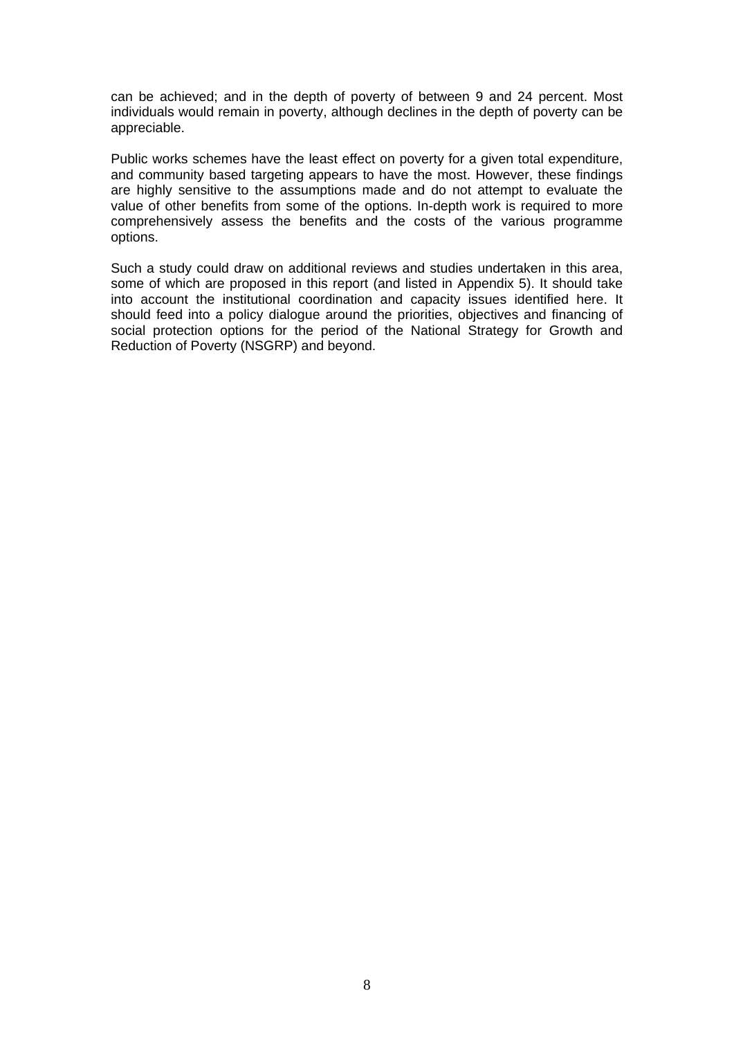can be achieved; and in the depth of poverty of between 9 and 24 percent. Most individuals would remain in poverty, although declines in the depth of poverty can be appreciable.

Public works schemes have the least effect on poverty for a given total expenditure, and community based targeting appears to have the most. However, these findings are highly sensitive to the assumptions made and do not attempt to evaluate the value of other benefits from some of the options. In-depth work is required to more comprehensively assess the benefits and the costs of the various programme options.

Such a study could draw on additional reviews and studies undertaken in this area, some of which are proposed in this report (and listed in Appendix 5). It should take into account the institutional coordination and capacity issues identified here. It should feed into a policy dialogue around the priorities, objectives and financing of social protection options for the period of the National Strategy for Growth and Reduction of Poverty (NSGRP) and beyond.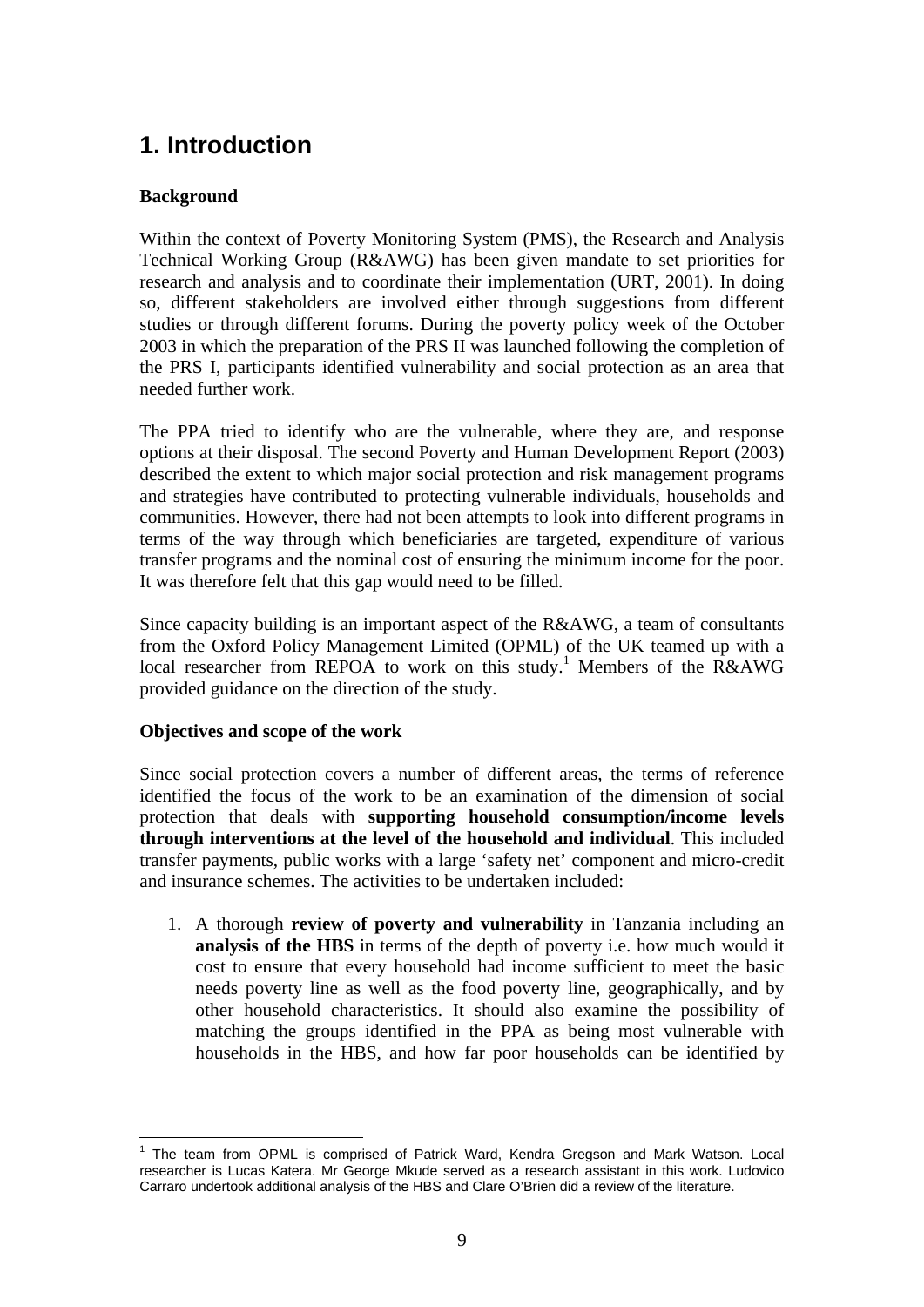# 1. Introduction

**Background**

Within the context of Poverty Monitoring System (PMS), the Research and Analysis Technical Working Group (R&AWG) has been given mandate to set priorities for research and analysis and to coordinate their implementation (URT, 2001). In doing so, different stakeholders are involved either through suggestions from different studies or through different forums. During the poverty policy week of the October 2003 in which the preparation of the PRS II was launched following the completion of the PRS I, participants identified vulnerability and social protection as an area that needed further work.

The PPA tried to identify who are the vulnerable, where they are, and response options at their disposal. The second Poverty and Human Development Report (2003) described the extent to which major social protection and risk management programs and strategies have contributed to protecting vulnerable individuals, households and communities. However, there had not been attempts to look into different programs in terms of the way through which beneficiaries are targeted, expenditure of various transfer programs and the nominal cost of ensuring the minimum income for the poor. It was therefore felt that this gap would need to be filled.

Since capacity building is an important aspect of the R&AWG, a team of consultants from the Oxford Policy Management Limited (OPML) of the UK teamed up with a local researcher from REPOA to work on this study.[1] Members of the R&AWG provided guidance on the direction of the study.

**Objectives and scope of the work**

Since social protection covers a number of different areas, the terms of reference identified the focus of the work to be an examination of the dimension of social protection that deals with **supporting household consumption/income levels through interventions at the level of the household and individual**. This included transfer payments, public works with a large 'safety net' component and micro-credit and insurance schemes. The activities to be undertaken included:

1. A thorough **review of poverty and vulnerability** in Tanzania including an **analysis of the HBS** in terms of the depth of poverty i.e. how much would it cost to ensure that every household had income sufficient to meet the basic needs poverty line as well as the food poverty line, geographically, and by other household characteristics. It should also examine the possibility of matching the groups identified in the PPA as being most vulnerable with households in the HBS, and how far poor households can be identified by

[1] The team from OPML is comprised of Patrick Ward, Kendra Gregson and Mark Watson. Local researcher is Lucas Katera. Mr George Mkude served as a research assistant in this work. Ludovico Carraro undertook additional analysis of the HBS and Clare O'Brien did a review of the literature.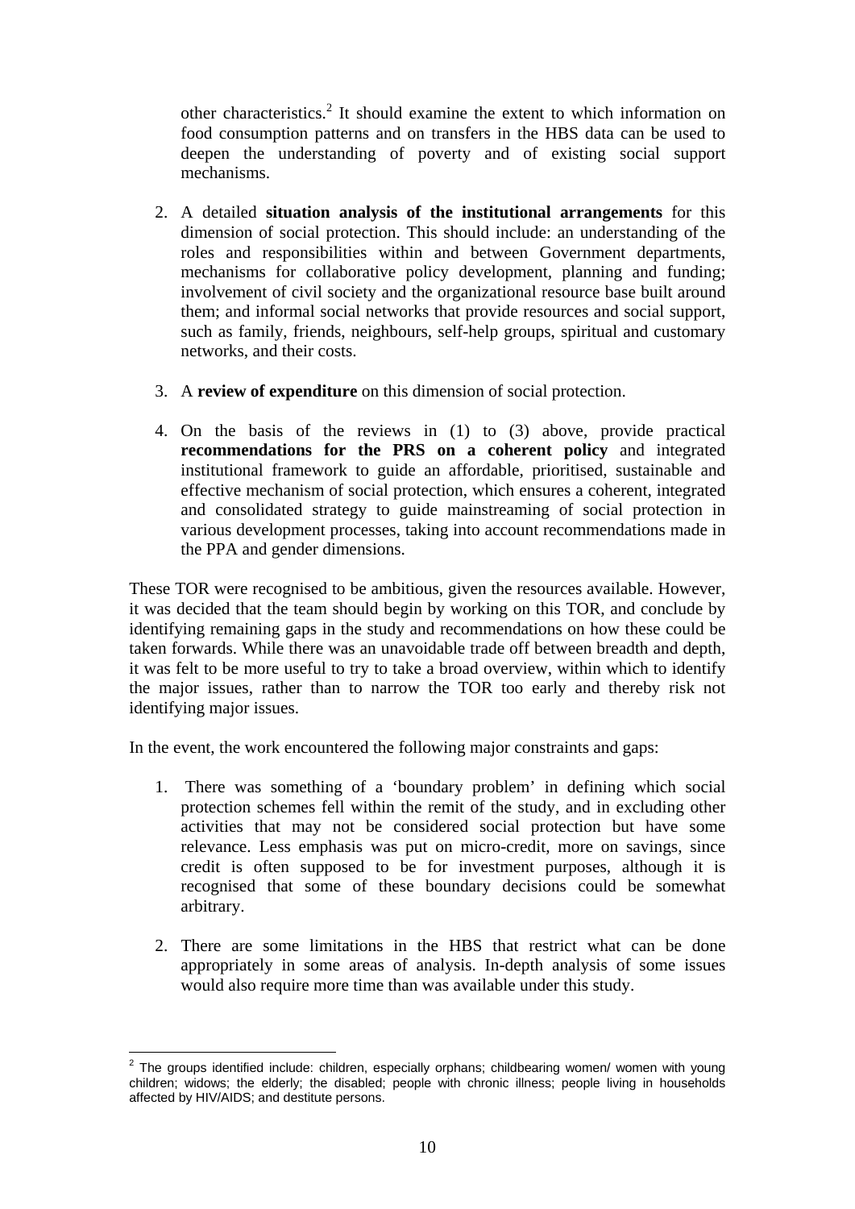other characteristics.[2] It should examine the extent to which information on food consumption patterns and on transfers in the HBS data can be used to deepen the understanding of poverty and of existing social support mechanisms.

2. A detailed **situation analysis of the institutional arrangements** for this dimension of social protection. This should include: an understanding of the roles and responsibilities within and between Government departments, mechanisms for collaborative policy development, planning and funding; involvement of civil society and the organizational resource base built around them; and informal social networks that provide resources and social support, such as family, friends, neighbours, self-help groups, spiritual and customary networks, and their costs.

3. A **review of expenditure** on this dimension of social protection.

4. On the basis of the reviews in (1) to (3) above, provide practical **recommendations for the PRS on a coherent policy** and integrated institutional framework to guide an affordable, prioritised, sustainable and effective mechanism of social protection, which ensures a coherent, integrated and consolidated strategy to guide mainstreaming of social protection in various development processes, taking into account recommendations made in the PPA and gender dimensions.

These TOR were recognised to be ambitious, given the resources available. However, it was decided that the team should begin by working on this TOR, and conclude by identifying remaining gaps in the study and recommendations on how these could be taken forwards. While there was an unavoidable trade off between breadth and depth, it was felt to be more useful to try to take a broad overview, within which to identify the major issues, rather than to narrow the TOR too early and thereby risk not identifying major issues.

In the event, the work encountered the following major constraints and gaps:

1. There was something of a 'boundary problem' in defining which social protection schemes fell within the remit of the study, and in excluding other activities that may not be considered social protection but have some relevance. Less emphasis was put on micro-credit, more on savings, since credit is often supposed to be for investment purposes, although it is recognised that some of these boundary decisions could be somewhat arbitrary.

2. There are some limitations in the HBS that restrict what can be done appropriately in some areas of analysis. In-depth analysis of some issues would also require more time than was available under this study.

---

[2] The groups identified include: children, especially orphans; childbearing women/ women with young children; widows; the elderly; the disabled; people with chronic illness; people living in households affected by HIV/AIDS; and destitute persons.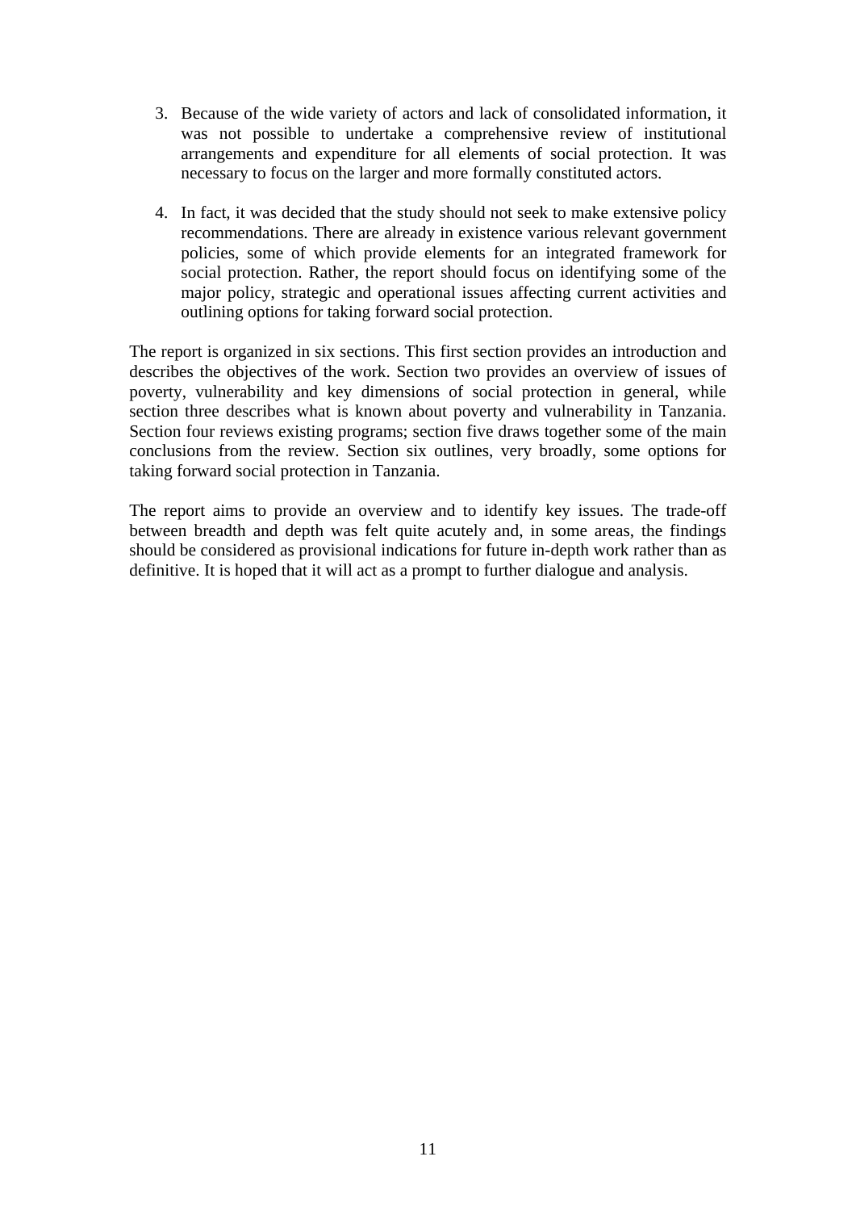3. Because of the wide variety of actors and lack of consolidated information, it was not possible to undertake a comprehensive review of institutional arrangements and expenditure for all elements of social protection. It was necessary to focus on the larger and more formally constituted actors.

4. In fact, it was decided that the study should not seek to make extensive policy recommendations. There are already in existence various relevant government policies, some of which provide elements for an integrated framework for social protection. Rather, the report should focus on identifying some of the major policy, strategic and operational issues affecting current activities and outlining options for taking forward social protection.

The report is organized in six sections. This first section provides an introduction and describes the objectives of the work. Section two provides an overview of issues of poverty, vulnerability and key dimensions of social protection in general, while section three describes what is known about poverty and vulnerability in Tanzania. Section four reviews existing programs; section five draws together some of the main conclusions from the review. Section six outlines, very broadly, some options for taking forward social protection in Tanzania.

The report aims to provide an overview and to identify key issues. The trade-off between breadth and depth was felt quite acutely and, in some areas, the findings should be considered as provisional indications for future in-depth work rather than as definitive. It is hoped that it will act as a prompt to further dialogue and analysis.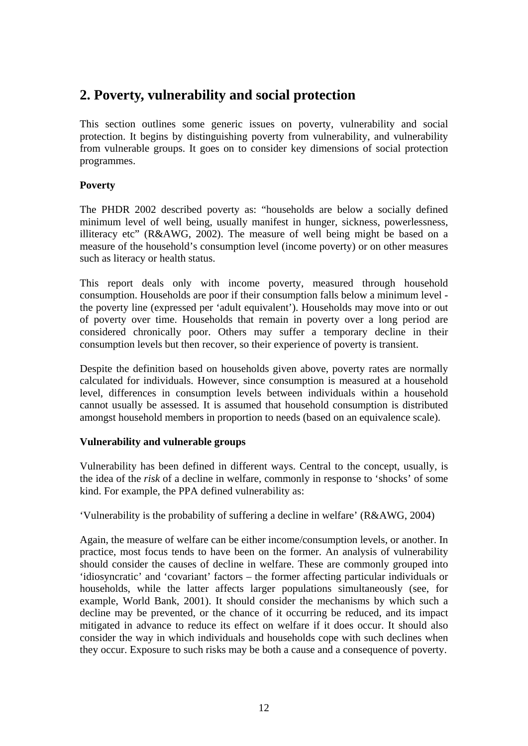## 2. Poverty, vulnerability and social protection

This section outlines some generic issues on poverty, vulnerability and social protection. It begins by distinguishing poverty from vulnerability, and vulnerability from vulnerable groups. It goes on to consider key dimensions of social protection programmes.

### Poverty

The PHDR 2002 described poverty as: "households are below a socially defined minimum level of well being, usually manifest in hunger, sickness, powerlessness, illiteracy etc" (R&AWG, 2002). The measure of well being might be based on a measure of the household's consumption level (income poverty) or on other measures such as literacy or health status.

This report deals only with income poverty, measured through household consumption. Households are poor if their consumption falls below a minimum level - the poverty line (expressed per 'adult equivalent'). Households may move into or out of poverty over time. Households that remain in poverty over a long period are considered chronically poor. Others may suffer a temporary decline in their consumption levels but then recover, so their experience of poverty is transient.

Despite the definition based on households given above, poverty rates are normally calculated for individuals. However, since consumption is measured at a household level, differences in consumption levels between individuals within a household cannot usually be assessed. It is assumed that household consumption is distributed amongst household members in proportion to needs (based on an equivalence scale).

### Vulnerability and vulnerable groups

Vulnerability has been defined in different ways. Central to the concept, usually, is the idea of the *risk* of a decline in welfare, commonly in response to 'shocks' of some kind. For example, the PPA defined vulnerability as:

'Vulnerability is the probability of suffering a decline in welfare' (R&AWG, 2004)

Again, the measure of welfare can be either income/consumption levels, or another. In practice, most focus tends to have been on the former. An analysis of vulnerability should consider the causes of decline in welfare. These are commonly grouped into 'idiosyncratic' and 'covariant' factors – the former affecting particular individuals or households, while the latter affects larger populations simultaneously (see, for example, World Bank, 2001). It should consider the mechanisms by which such a decline may be prevented, or the chance of it occurring be reduced, and its impact mitigated in advance to reduce its effect on welfare if it does occur. It should also consider the way in which individuals and households cope with such declines when they occur. Exposure to such risks may be both a cause and a consequence of poverty.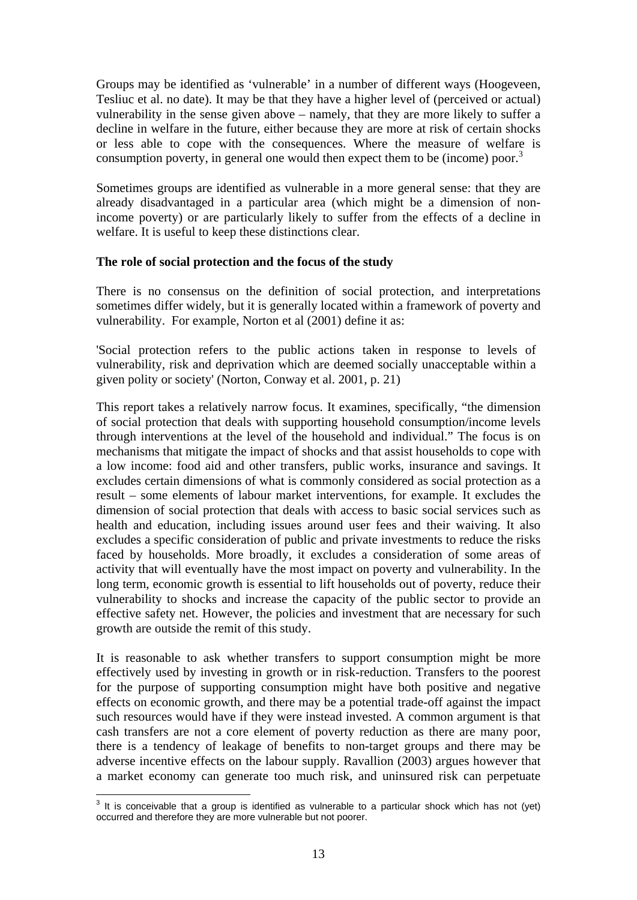Groups may be identified as 'vulnerable' in a number of different ways (Hoogeveen, Tesliuc et al. no date). It may be that they have a higher level of (perceived or actual) vulnerability in the sense given above – namely, that they are more likely to suffer a decline in welfare in the future, either because they are more at risk of certain shocks or less able to cope with the consequences. Where the measure of welfare is consumption poverty, in general one would then expect them to be (income) poor.[3]

Sometimes groups are identified as vulnerable in a more general sense: that they are already disadvantaged in a particular area (which might be a dimension of non-income poverty) or are particularly likely to suffer from the effects of a decline in welfare. It is useful to keep these distinctions clear.

**The role of social protection and the focus of the study**

There is no consensus on the definition of social protection, and interpretations sometimes differ widely, but it is generally located within a framework of poverty and vulnerability. For example, Norton et al (2001) define it as:

'Social protection refers to the public actions taken in response to levels of vulnerability, risk and deprivation which are deemed socially unacceptable within a given polity or society' (Norton, Conway et al. 2001, p. 21)

This report takes a relatively narrow focus. It examines, specifically, "the dimension of social protection that deals with supporting household consumption/income levels through interventions at the level of the household and individual." The focus is on mechanisms that mitigate the impact of shocks and that assist households to cope with a low income: food aid and other transfers, public works, insurance and savings. It excludes certain dimensions of what is commonly considered as social protection as a result – some elements of labour market interventions, for example. It excludes the dimension of social protection that deals with access to basic social services such as health and education, including issues around user fees and their waiving. It also excludes a specific consideration of public and private investments to reduce the risks faced by households. More broadly, it excludes a consideration of some areas of activity that will eventually have the most impact on poverty and vulnerability. In the long term, economic growth is essential to lift households out of poverty, reduce their vulnerability to shocks and increase the capacity of the public sector to provide an effective safety net. However, the policies and investment that are necessary for such growth are outside the remit of this study.

It is reasonable to ask whether transfers to support consumption might be more effectively used by investing in growth or in risk-reduction. Transfers to the poorest for the purpose of supporting consumption might have both positive and negative effects on economic growth, and there may be a potential trade-off against the impact such resources would have if they were instead invested. A common argument is that cash transfers are not a core element of poverty reduction as there are many poor, there is a tendency of leakage of benefits to non-target groups and there may be adverse incentive effects on the labour supply. Ravallion (2003) argues however that a market economy can generate too much risk, and uninsured risk can perpetuate

[3] It is conceivable that a group is identified as vulnerable to a particular shock which has not (yet) occurred and therefore they are more vulnerable but not poorer.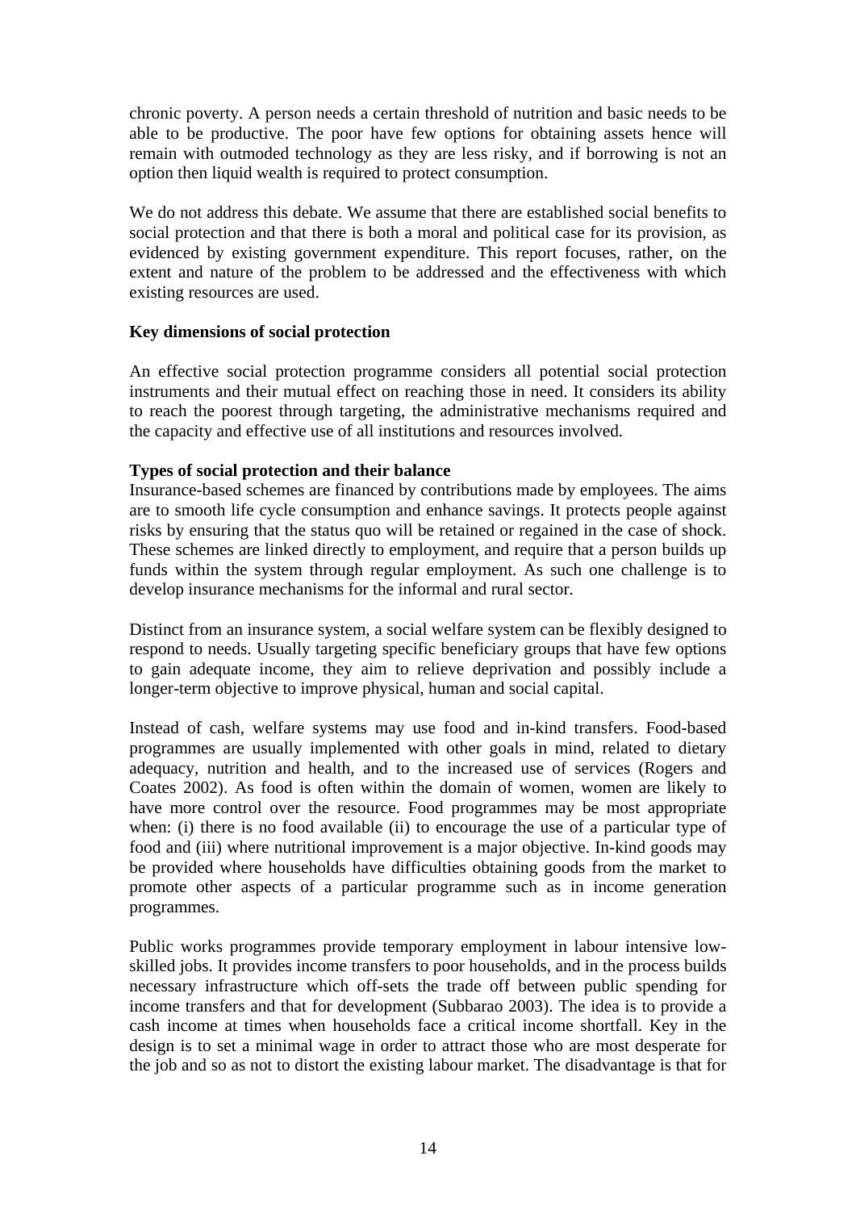chronic poverty. A person needs a certain threshold of nutrition and basic needs to be able to be productive. The poor have few options for obtaining assets hence will remain with outmoded technology as they are less risky, and if borrowing is not an option then liquid wealth is required to protect consumption.

We do not address this debate. We assume that there are established social benefits to social protection and that there is both a moral and political case for its provision, as evidenced by existing government expenditure. This report focuses, rather, on the extent and nature of the problem to be addressed and the effectiveness with which existing resources are used.

**Key dimensions of social protection**

An effective social protection programme considers all potential social protection instruments and their mutual effect on reaching those in need. It considers its ability to reach the poorest through targeting, the administrative mechanisms required and the capacity and effective use of all institutions and resources involved.

**Types of social protection and their balance**

Insurance-based schemes are financed by contributions made by employees. The aims are to smooth life cycle consumption and enhance savings. It protects people against risks by ensuring that the status quo will be retained or regained in the case of shock. These schemes are linked directly to employment, and require that a person builds up funds within the system through regular employment. As such one challenge is to develop insurance mechanisms for the informal and rural sector.

Distinct from an insurance system, a social welfare system can be flexibly designed to respond to needs. Usually targeting specific beneficiary groups that have few options to gain adequate income, they aim to relieve deprivation and possibly include a longer-term objective to improve physical, human and social capital.

Instead of cash, welfare systems may use food and in-kind transfers. Food-based programmes are usually implemented with other goals in mind, related to dietary adequacy, nutrition and health, and to the increased use of services (Rogers and Coates 2002). As food is often within the domain of women, women are likely to have more control over the resource. Food programmes may be most appropriate when: (i) there is no food available (ii) to encourage the use of a particular type of food and (iii) where nutritional improvement is a major objective. In-kind goods may be provided where households have difficulties obtaining goods from the market to promote other aspects of a particular programme such as in income generation programmes.

Public works programmes provide temporary employment in labour intensive low-skilled jobs. It provides income transfers to poor households, and in the process builds necessary infrastructure which off-sets the trade off between public spending for income transfers and that for development (Subbarao 2003). The idea is to provide a cash income at times when households face a critical income shortfall. Key in the design is to set a minimal wage in order to attract those who are most desperate for the job and so as not to distort the existing labour market. The disadvantage is that for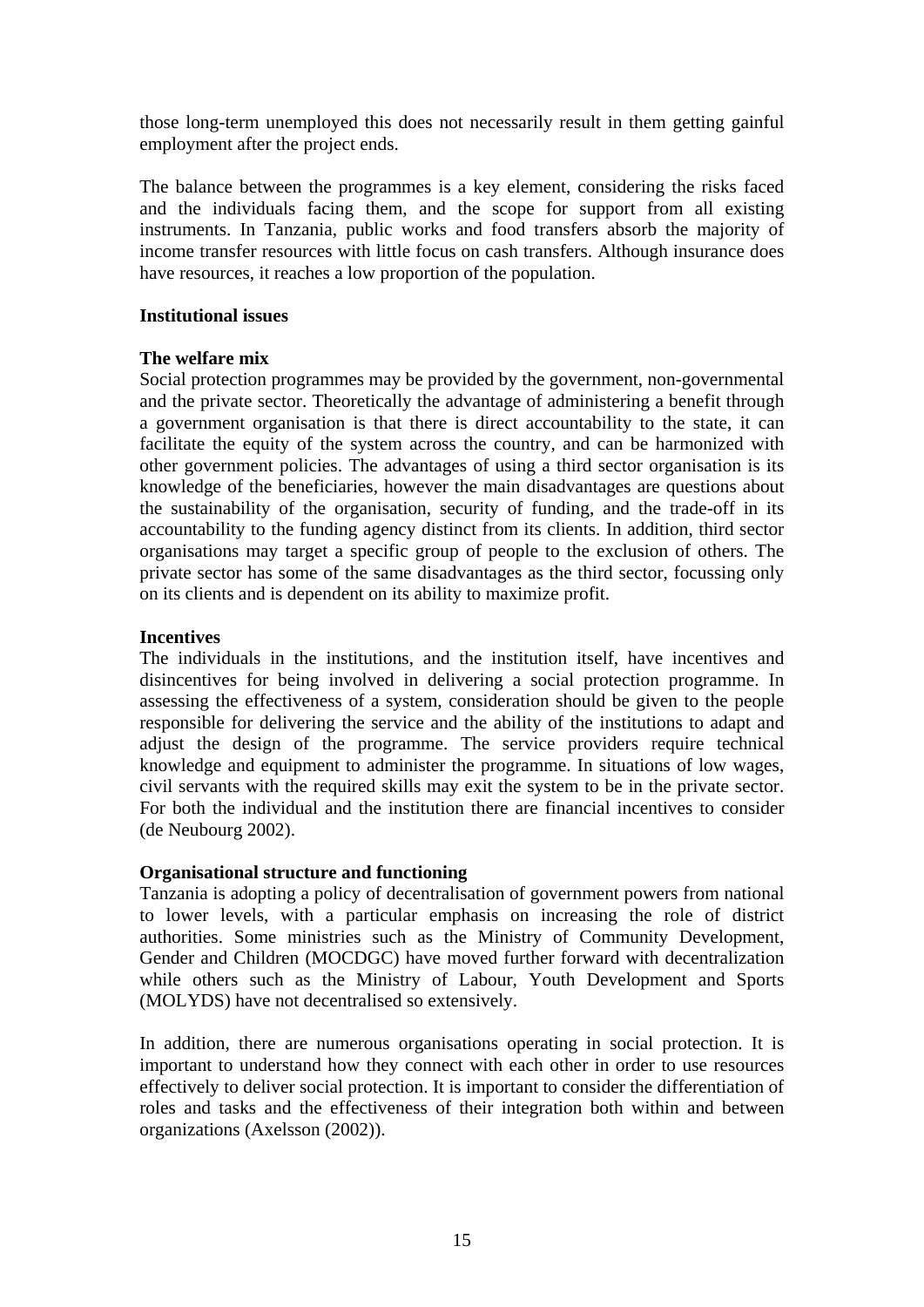those long-term unemployed this does not necessarily result in them getting gainful employment after the project ends.

The balance between the programmes is a key element, considering the risks faced and the individuals facing them, and the scope for support from all existing instruments. In Tanzania, public works and food transfers absorb the majority of income transfer resources with little focus on cash transfers. Although insurance does have resources, it reaches a low proportion of the population.

**Institutional issues**

**The welfare mix**

Social protection programmes may be provided by the government, non-governmental and the private sector. Theoretically the advantage of administering a benefit through a government organisation is that there is direct accountability to the state, it can facilitate the equity of the system across the country, and can be harmonized with other government policies. The advantages of using a third sector organisation is its knowledge of the beneficiaries, however the main disadvantages are questions about the sustainability of the organisation, security of funding, and the trade-off in its accountability to the funding agency distinct from its clients. In addition, third sector organisations may target a specific group of people to the exclusion of others. The private sector has some of the same disadvantages as the third sector, focussing only on its clients and is dependent on its ability to maximize profit.

**Incentives**

The individuals in the institutions, and the institution itself, have incentives and disincentives for being involved in delivering a social protection programme. In assessing the effectiveness of a system, consideration should be given to the people responsible for delivering the service and the ability of the institutions to adapt and adjust the design of the programme. The service providers require technical knowledge and equipment to administer the programme. In situations of low wages, civil servants with the required skills may exit the system to be in the private sector. For both the individual and the institution there are financial incentives to consider (de Neubourg 2002).

**Organisational structure and functioning**

Tanzania is adopting a policy of decentralisation of government powers from national to lower levels, with a particular emphasis on increasing the role of district authorities. Some ministries such as the Ministry of Community Development, Gender and Children (MOCDGC) have moved further forward with decentralization while others such as the Ministry of Labour, Youth Development and Sports (MOLYDS) have not decentralised so extensively.

In addition, there are numerous organisations operating in social protection. It is important to understand how they connect with each other in order to use resources effectively to deliver social protection. It is important to consider the differentiation of roles and tasks and the effectiveness of their integration both within and between organizations (Axelsson (2002)).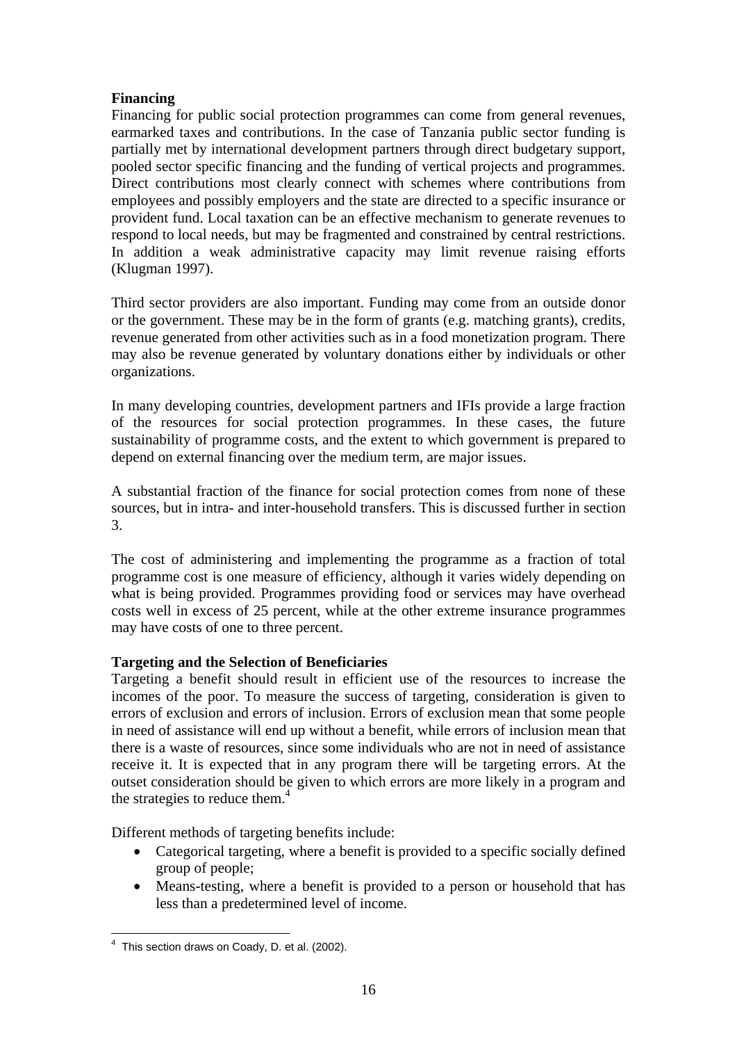**Financing**

Financing for public social protection programmes can come from general revenues, earmarked taxes and contributions. In the case of Tanzania public sector funding is partially met by international development partners through direct budgetary support, pooled sector specific financing and the funding of vertical projects and programmes. Direct contributions most clearly connect with schemes where contributions from employees and possibly employers and the state are directed to a specific insurance or provident fund. Local taxation can be an effective mechanism to generate revenues to respond to local needs, but may be fragmented and constrained by central restrictions. In addition a weak administrative capacity may limit revenue raising efforts (Klugman 1997).

Third sector providers are also important. Funding may come from an outside donor or the government. These may be in the form of grants (e.g. matching grants), credits, revenue generated from other activities such as in a food monetization program. There may also be revenue generated by voluntary donations either by individuals or other organizations.

In many developing countries, development partners and IFIs provide a large fraction of the resources for social protection programmes. In these cases, the future sustainability of programme costs, and the extent to which government is prepared to depend on external financing over the medium term, are major issues.

A substantial fraction of the finance for social protection comes from none of these sources, but in intra- and inter-household transfers. This is discussed further in section 3.

The cost of administering and implementing the programme as a fraction of total programme cost is one measure of efficiency, although it varies widely depending on what is being provided. Programmes providing food or services may have overhead costs well in excess of 25 percent, while at the other extreme insurance programmes may have costs of one to three percent.

**Targeting and the Selection of Beneficiaries**

Targeting a benefit should result in efficient use of the resources to increase the incomes of the poor. To measure the success of targeting, consideration is given to errors of exclusion and errors of inclusion. Errors of exclusion mean that some people in need of assistance will end up without a benefit, while errors of inclusion mean that there is a waste of resources, since some individuals who are not in need of assistance receive it. It is expected that in any program there will be targeting errors. At the outset consideration should be given to which errors are more likely in a program and the strategies to reduce them.[4]

Different methods of targeting benefits include:

- Categorical targeting, where a benefit is provided to a specific socially defined group of people;
- Means-testing, where a benefit is provided to a person or household that has less than a predetermined level of income.

[4] This section draws on Coady, D. et al. (2002).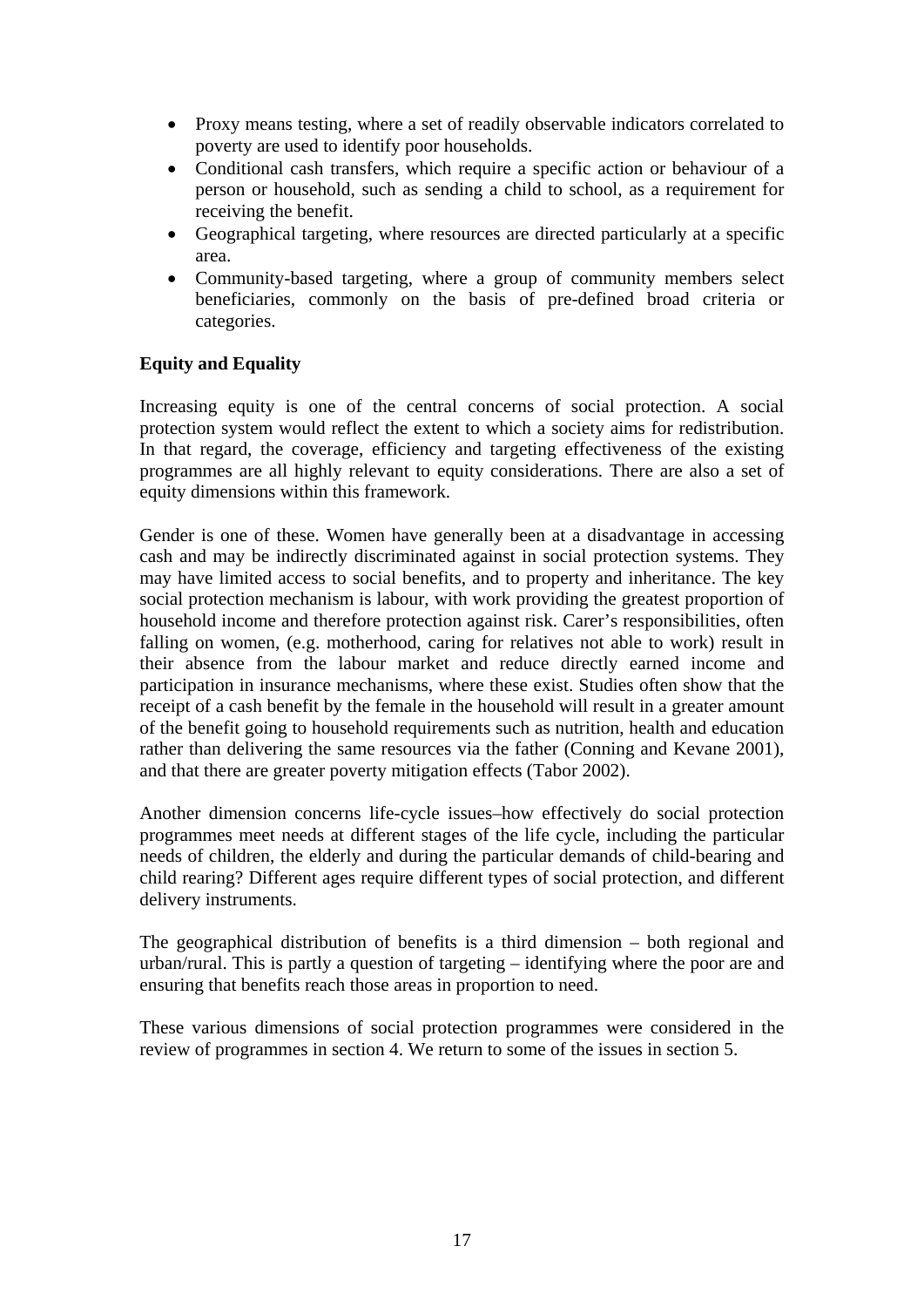- Proxy means testing, where a set of readily observable indicators correlated to poverty are used to identify poor households.
- Conditional cash transfers, which require a specific action or behaviour of a person or household, such as sending a child to school, as a requirement for receiving the benefit.
- Geographical targeting, where resources are directed particularly at a specific area.
- Community-based targeting, where a group of community members select beneficiaries, commonly on the basis of pre-defined broad criteria or categories.

**Equity and Equality**

Increasing equity is one of the central concerns of social protection. A social protection system would reflect the extent to which a society aims for redistribution. In that regard, the coverage, efficiency and targeting effectiveness of the existing programmes are all highly relevant to equity considerations. There are also a set of equity dimensions within this framework.

Gender is one of these. Women have generally been at a disadvantage in accessing cash and may be indirectly discriminated against in social protection systems. They may have limited access to social benefits, and to property and inheritance. The key social protection mechanism is labour, with work providing the greatest proportion of household income and therefore protection against risk. Carer's responsibilities, often falling on women, (e.g. motherhood, caring for relatives not able to work) result in their absence from the labour market and reduce directly earned income and participation in insurance mechanisms, where these exist. Studies often show that the receipt of a cash benefit by the female in the household will result in a greater amount of the benefit going to household requirements such as nutrition, health and education rather than delivering the same resources via the father (Conning and Kevane 2001), and that there are greater poverty mitigation effects (Tabor 2002).

Another dimension concerns life-cycle issues–how effectively do social protection programmes meet needs at different stages of the life cycle, including the particular needs of children, the elderly and during the particular demands of child-bearing and child rearing? Different ages require different types of social protection, and different delivery instruments.

The geographical distribution of benefits is a third dimension – both regional and urban/rural. This is partly a question of targeting – identifying where the poor are and ensuring that benefits reach those areas in proportion to need.

These various dimensions of social protection programmes were considered in the review of programmes in section 4. We return to some of the issues in section 5.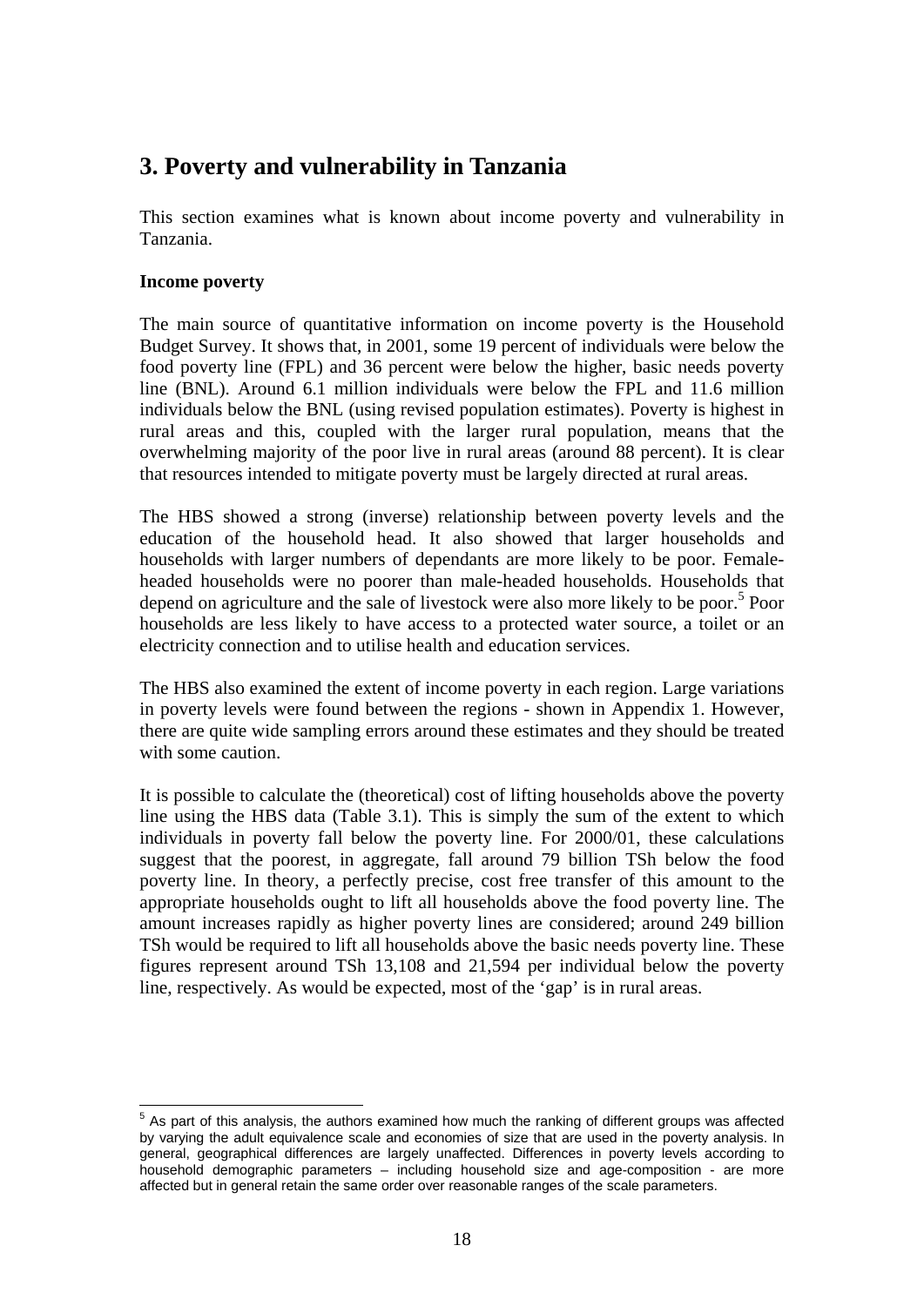# 3. Poverty and vulnerability in Tanzania

This section examines what is known about income poverty and vulnerability in Tanzania.

**Income poverty**

The main source of quantitative information on income poverty is the Household Budget Survey. It shows that, in 2001, some 19 percent of individuals were below the food poverty line (FPL) and 36 percent were below the higher, basic needs poverty line (BNL). Around 6.1 million individuals were below the FPL and 11.6 million individuals below the BNL (using revised population estimates). Poverty is highest in rural areas and this, coupled with the larger rural population, means that the overwhelming majority of the poor live in rural areas (around 88 percent). It is clear that resources intended to mitigate poverty must be largely directed at rural areas.

The HBS showed a strong (inverse) relationship between poverty levels and the education of the household head. It also showed that larger households and households with larger numbers of dependants are more likely to be poor. Female-headed households were no poorer than male-headed households. Households that depend on agriculture and the sale of livestock were also more likely to be poor.[5] Poor households are less likely to have access to a protected water source, a toilet or an electricity connection and to utilise health and education services.

The HBS also examined the extent of income poverty in each region. Large variations in poverty levels were found between the regions - shown in Appendix 1. However, there are quite wide sampling errors around these estimates and they should be treated with some caution.

It is possible to calculate the (theoretical) cost of lifting households above the poverty line using the HBS data (Table 3.1). This is simply the sum of the extent to which individuals in poverty fall below the poverty line. For 2000/01, these calculations suggest that the poorest, in aggregate, fall around 79 billion TSh below the food poverty line. In theory, a perfectly precise, cost free transfer of this amount to the appropriate households ought to lift all households above the food poverty line. The amount increases rapidly as higher poverty lines are considered; around 249 billion TSh would be required to lift all households above the basic needs poverty line. These figures represent around TSh 13,108 and 21,594 per individual below the poverty line, respectively. As would be expected, most of the 'gap' is in rural areas.

[5] As part of this analysis, the authors examined how much the ranking of different groups was affected by varying the adult equivalence scale and economies of size that are used in the poverty analysis. In general, geographical differences are largely unaffected. Differences in poverty levels according to household demographic parameters – including household size and age-composition - are more affected but in general retain the same order over reasonable ranges of the scale parameters.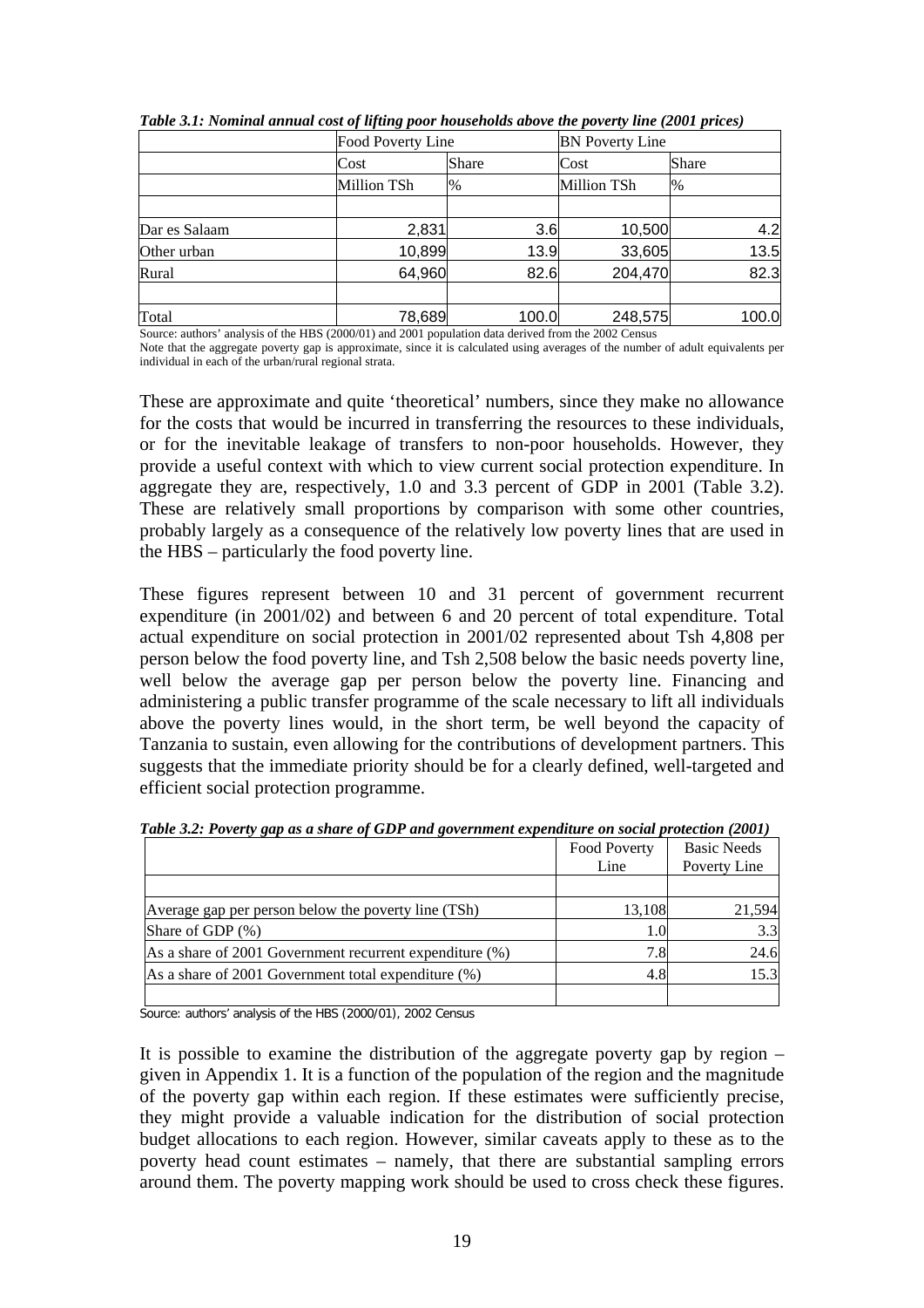*Table 3.1: Nominal annual cost of lifting poor households above the poverty line (2001 prices)*

| | Food Poverty Line | | BN Poverty Line | |
|---|---|---|---|---|
| | Cost | Share | Cost | Share |
| | Million TSh | % | Million TSh | % |
| | | | | |
| Dar es Salaam | 2,831 | 3.6 | 10,500 | 4.2 |
| Other urban | 10,899 | 13.9 | 33,605 | 13.5 |
| Rural | 64,960 | 82.6 | 204,470 | 82.3 |
| | | | | |
| Total | 78,689 | 100.0 | 248,575 | 100.0 |

Source: authors' analysis of the HBS (2000/01) and 2001 population data derived from the 2002 Census

Note that the aggregate poverty gap is approximate, since it is calculated using averages of the number of adult equivalents per individual in each of the urban/rural regional strata.

These are approximate and quite 'theoretical' numbers, since they make no allowance for the costs that would be incurred in transferring the resources to these individuals, or for the inevitable leakage of transfers to non-poor households. However, they provide a useful context with which to view current social protection expenditure. In aggregate they are, respectively, 1.0 and 3.3 percent of GDP in 2001 (Table 3.2). These are relatively small proportions by comparison with some other countries, probably largely as a consequence of the relatively low poverty lines that are used in the HBS – particularly the food poverty line.

These figures represent between 10 and 31 percent of government recurrent expenditure (in 2001/02) and between 6 and 20 percent of total expenditure. Total actual expenditure on social protection in 2001/02 represented about Tsh 4,808 per person below the food poverty line, and Tsh 2,508 below the basic needs poverty line, well below the average gap per person below the poverty line. Financing and administering a public transfer programme of the scale necessary to lift all individuals above the poverty lines would, in the short term, be well beyond the capacity of Tanzania to sustain, even allowing for the contributions of development partners. This suggests that the immediate priority should be for a clearly defined, well-targeted and efficient social protection programme.

*Table 3.2: Poverty gap as a share of GDP and government expenditure on social protection (2001)*

| | Food Poverty Line | Basic Needs Poverty Line |
|---|---|---|
| | | |
| Average gap per person below the poverty line (TSh) | 13,108 | 21,594 |
| Share of GDP (%) | 1.0 | 3.3 |
| As a share of 2001 Government recurrent expenditure (%) | 7.8 | 24.6 |
| As a share of 2001 Government total expenditure (%) | 4.8 | 15.3 |
| | | |

Source: authors' analysis of the HBS (2000/01), 2002 Census

It is possible to examine the distribution of the aggregate poverty gap by region – given in Appendix 1. It is a function of the population of the region and the magnitude of the poverty gap within each region. If these estimates were sufficiently precise, they might provide a valuable indication for the distribution of social protection budget allocations to each region. However, similar caveats apply to these as to the poverty head count estimates – namely, that there are substantial sampling errors around them. The poverty mapping work should be used to cross check these figures.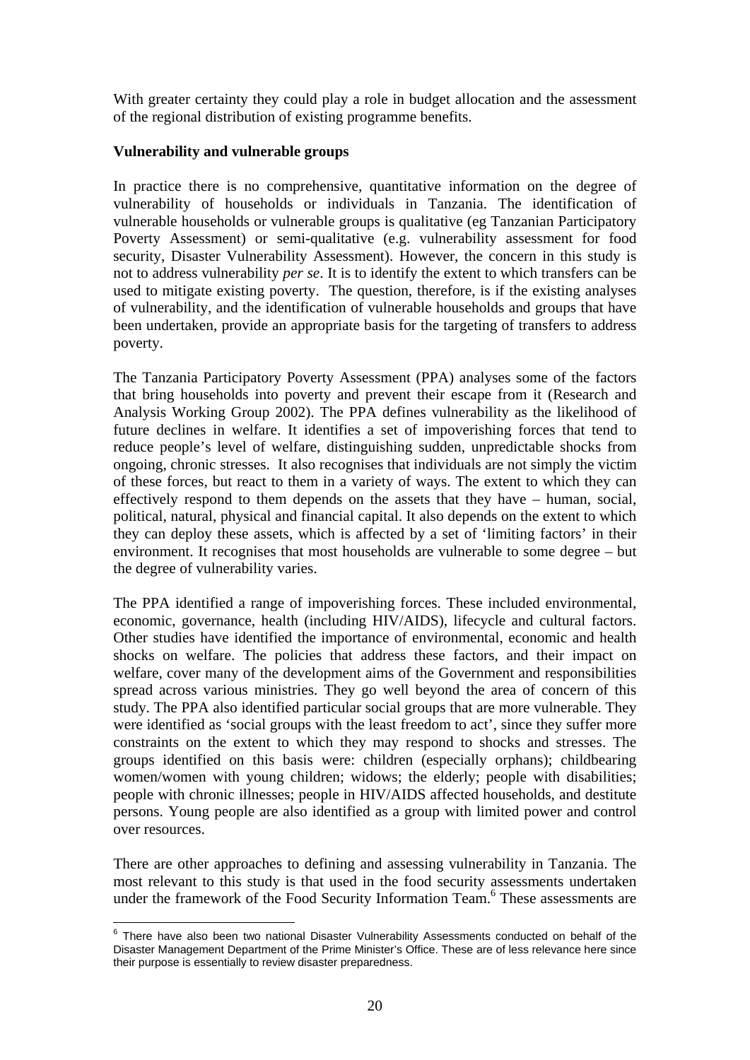With greater certainty they could play a role in budget allocation and the assessment of the regional distribution of existing programme benefits.

**Vulnerability and vulnerable groups**

In practice there is no comprehensive, quantitative information on the degree of vulnerability of households or individuals in Tanzania. The identification of vulnerable households or vulnerable groups is qualitative (eg Tanzanian Participatory Poverty Assessment) or semi-qualitative (e.g. vulnerability assessment for food security, Disaster Vulnerability Assessment). However, the concern in this study is not to address vulnerability *per se*. It is to identify the extent to which transfers can be used to mitigate existing poverty. The question, therefore, is if the existing analyses of vulnerability, and the identification of vulnerable households and groups that have been undertaken, provide an appropriate basis for the targeting of transfers to address poverty.

The Tanzania Participatory Poverty Assessment (PPA) analyses some of the factors that bring households into poverty and prevent their escape from it (Research and Analysis Working Group 2002). The PPA defines vulnerability as the likelihood of future declines in welfare. It identifies a set of impoverishing forces that tend to reduce people's level of welfare, distinguishing sudden, unpredictable shocks from ongoing, chronic stresses. It also recognises that individuals are not simply the victim of these forces, but react to them in a variety of ways. The extent to which they can effectively respond to them depends on the assets that they have – human, social, political, natural, physical and financial capital. It also depends on the extent to which they can deploy these assets, which is affected by a set of 'limiting factors' in their environment. It recognises that most households are vulnerable to some degree – but the degree of vulnerability varies.

The PPA identified a range of impoverishing forces. These included environmental, economic, governance, health (including HIV/AIDS), lifecycle and cultural factors. Other studies have identified the importance of environmental, economic and health shocks on welfare. The policies that address these factors, and their impact on welfare, cover many of the development aims of the Government and responsibilities spread across various ministries. They go well beyond the area of concern of this study. The PPA also identified particular social groups that are more vulnerable. They were identified as 'social groups with the least freedom to act', since they suffer more constraints on the extent to which they may respond to shocks and stresses. The groups identified on this basis were: children (especially orphans); childbearing women/women with young children; widows; the elderly; people with disabilities; people with chronic illnesses; people in HIV/AIDS affected households, and destitute persons. Young people are also identified as a group with limited power and control over resources.

There are other approaches to defining and assessing vulnerability in Tanzania. The most relevant to this study is that used in the food security assessments undertaken under the framework of the Food Security Information Team.[6] These assessments are

[6] There have also been two national Disaster Vulnerability Assessments conducted on behalf of the Disaster Management Department of the Prime Minister's Office. These are of less relevance here since their purpose is essentially to review disaster preparedness.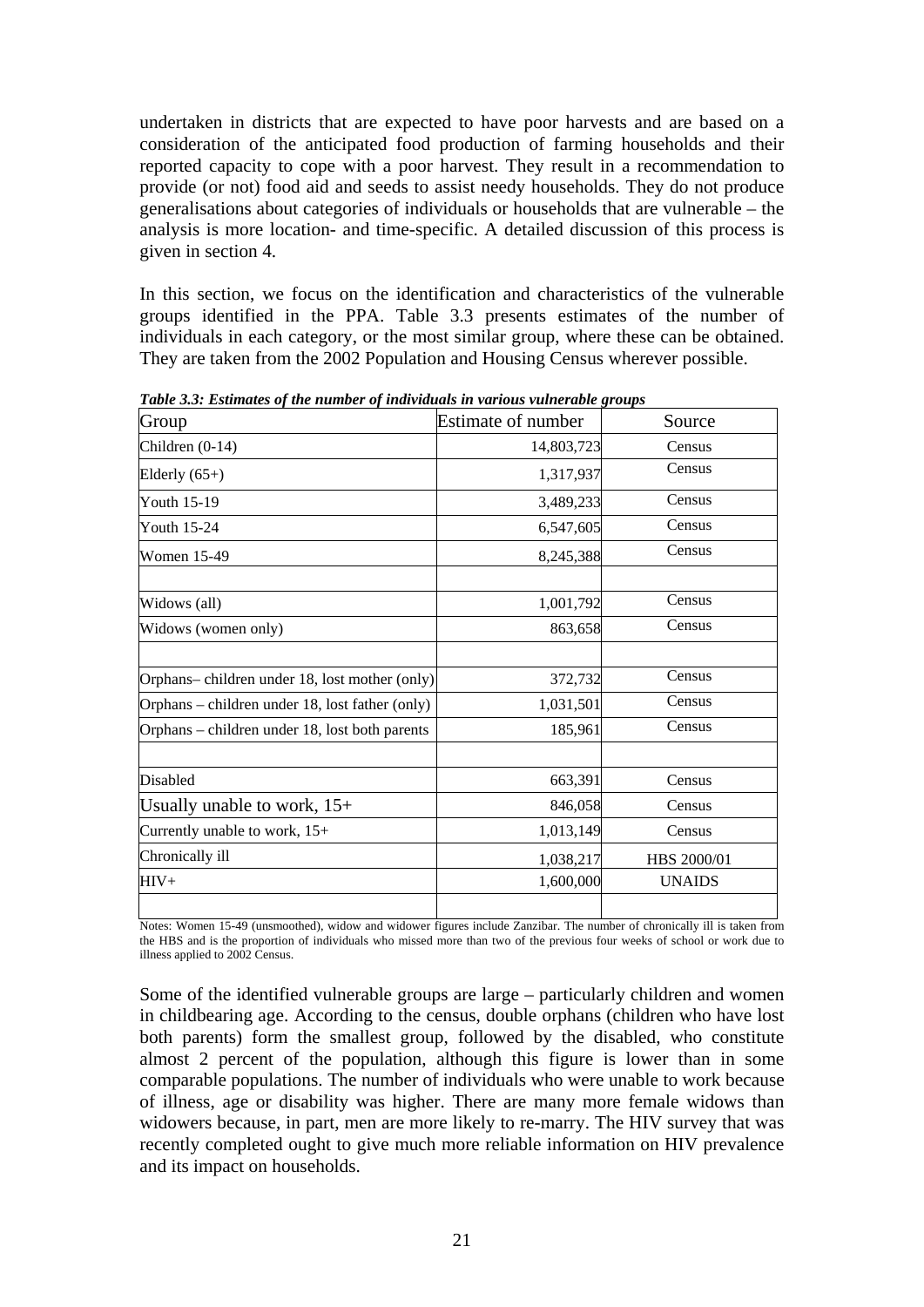undertaken in districts that are expected to have poor harvests and are based on a consideration of the anticipated food production of farming households and their reported capacity to cope with a poor harvest. They result in a recommendation to provide (or not) food aid and seeds to assist needy households. They do not produce generalisations about categories of individuals or households that are vulnerable – the analysis is more location- and time-specific. A detailed discussion of this process is given in section 4.

In this section, we focus on the identification and characteristics of the vulnerable groups identified in the PPA. Table 3.3 presents estimates of the number of individuals in each category, or the most similar group, where these can be obtained. They are taken from the 2002 Population and Housing Census wherever possible.

***Table 3.3: Estimates of the number of individuals in various vulnerable groups***

| Group | Estimate of number | Source |
|---|---|---|
| Children (0-14) | 14,803,723 | Census |
| Elderly (65+) | 1,317,937 | Census |
| Youth 15-19 | 3,489,233 | Census |
| Youth 15-24 | 6,547,605 | Census |
| Women 15-49 | 8,245,388 | Census |
| | | |
| Widows (all) | 1,001,792 | Census |
| Widows (women only) | 863,658 | Census |
| | | |
| Orphans– children under 18, lost mother (only) | 372,732 | Census |
| Orphans – children under 18, lost father (only) | 1,031,501 | Census |
| Orphans – children under 18, lost both parents | 185,961 | Census |
| | | |
| Disabled | 663,391 | Census |
| Usually unable to work, 15+ | 846,058 | Census |
| Currently unable to work, 15+ | 1,013,149 | Census |
| Chronically ill | 1,038,217 | HBS 2000/01 |
| HIV+ | 1,600,000 | UNAIDS |
| | | |

Notes: Women 15-49 (unsmoothed), widow and widower figures include Zanzibar. The number of chronically ill is taken from the HBS and is the proportion of individuals who missed more than two of the previous four weeks of school or work due to illness applied to 2002 Census.

Some of the identified vulnerable groups are large – particularly children and women in childbearing age. According to the census, double orphans (children who have lost both parents) form the smallest group, followed by the disabled, who constitute almost 2 percent of the population, although this figure is lower than in some comparable populations. The number of individuals who were unable to work because of illness, age or disability was higher. There are many more female widows than widowers because, in part, men are more likely to re-marry. The HIV survey that was recently completed ought to give much more reliable information on HIV prevalence and its impact on households.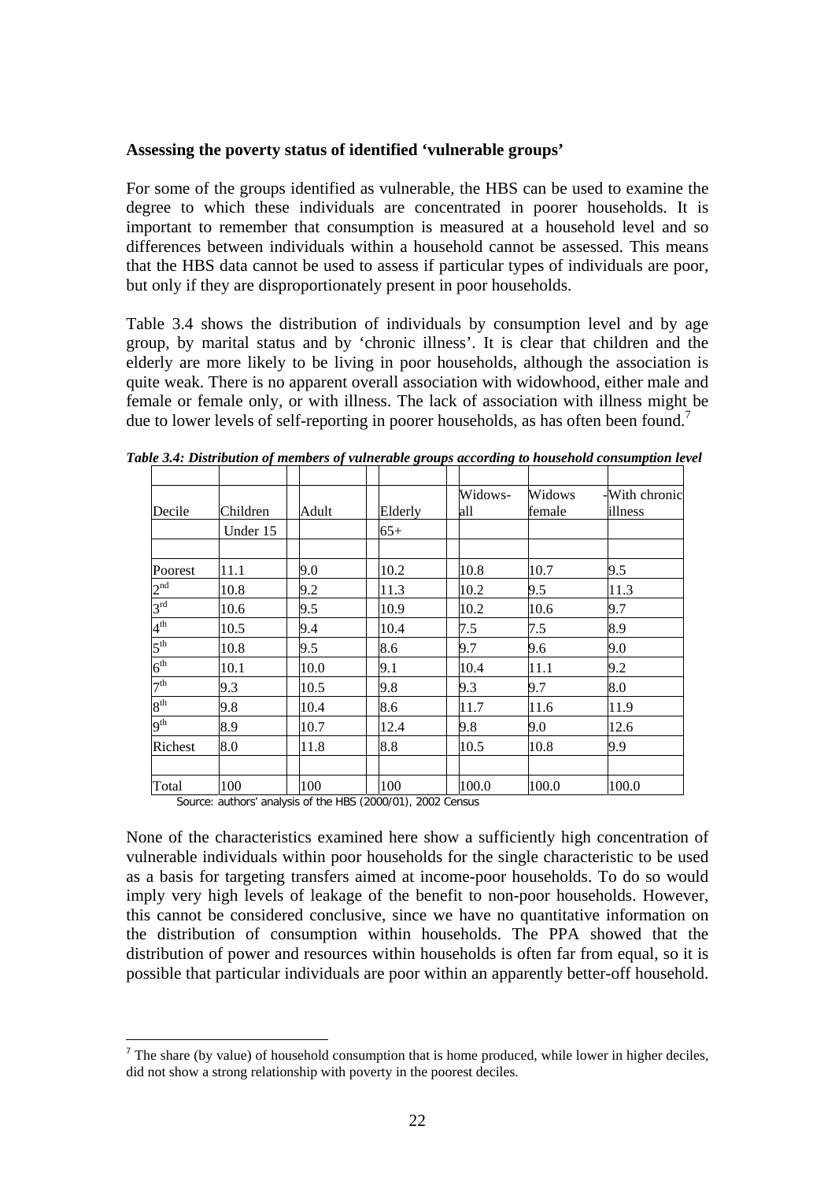**Assessing the poverty status of identified 'vulnerable groups'**

For some of the groups identified as vulnerable, the HBS can be used to examine the degree to which these individuals are concentrated in poorer households. It is important to remember that consumption is measured at a household level and so differences between individuals within a household cannot be assessed. This means that the HBS data cannot be used to assess if particular types of individuals are poor, but only if they are disproportionately present in poor households.

Table 3.4 shows the distribution of individuals by consumption level and by age group, by marital status and by 'chronic illness'. It is clear that children and the elderly are more likely to be living in poor households, although the association is quite weak. There is no apparent overall association with widowhood, either male and female or female only, or with illness. The lack of association with illness might be due to lower levels of self-reporting in poorer households, as has often been found.[7]

*Table 3.4: Distribution of members of vulnerable groups according to household consumption level*

| Decile | Children | Adult | Elderly | Widows-all | Widows-female | With chronic illness |
|---|---|---|---|---|---|---|
| | Under 15 | | 65+ | | | |
| Poorest | 11.1 | 9.0 | 10.2 | 10.8 | 10.7 | 9.5 |
| 2nd | 10.8 | 9.2 | 11.3 | 10.2 | 9.5 | 11.3 |
| 3rd | 10.6 | 9.5 | 10.9 | 10.2 | 10.6 | 9.7 |
| 4th | 10.5 | 9.4 | 10.4 | 7.5 | 7.5 | 8.9 |
| 5th | 10.8 | 9.5 | 8.6 | 9.7 | 9.6 | 9.0 |
| 6th | 10.1 | 10.0 | 9.1 | 10.4 | 11.1 | 9.2 |
| 7th | 9.3 | 10.5 | 9.8 | 9.3 | 9.7 | 8.0 |
| 8th | 9.8 | 10.4 | 8.6 | 11.7 | 11.6 | 11.9 |
| 9th | 8.9 | 10.7 | 12.4 | 9.8 | 9.0 | 12.6 |
| Richest | 8.0 | 11.8 | 8.8 | 10.5 | 10.8 | 9.9 |
| Total | 100 | 100 | 100 | 100.0 | 100.0 | 100.0 |

Source: authors' analysis of the HBS (2000/01), 2002 Census

None of the characteristics examined here show a sufficiently high concentration of vulnerable individuals within poor households for the single characteristic to be used as a basis for targeting transfers aimed at income-poor households. To do so would imply very high levels of leakage of the benefit to non-poor households. However, this cannot be considered conclusive, since we have no quantitative information on the distribution of consumption within households. The PPA showed that the distribution of power and resources within households is often far from equal, so it is possible that particular individuals are poor within an apparently better-off household.

[7] The share (by value) of household consumption that is home produced, while lower in higher deciles, did not show a strong relationship with poverty in the poorest deciles.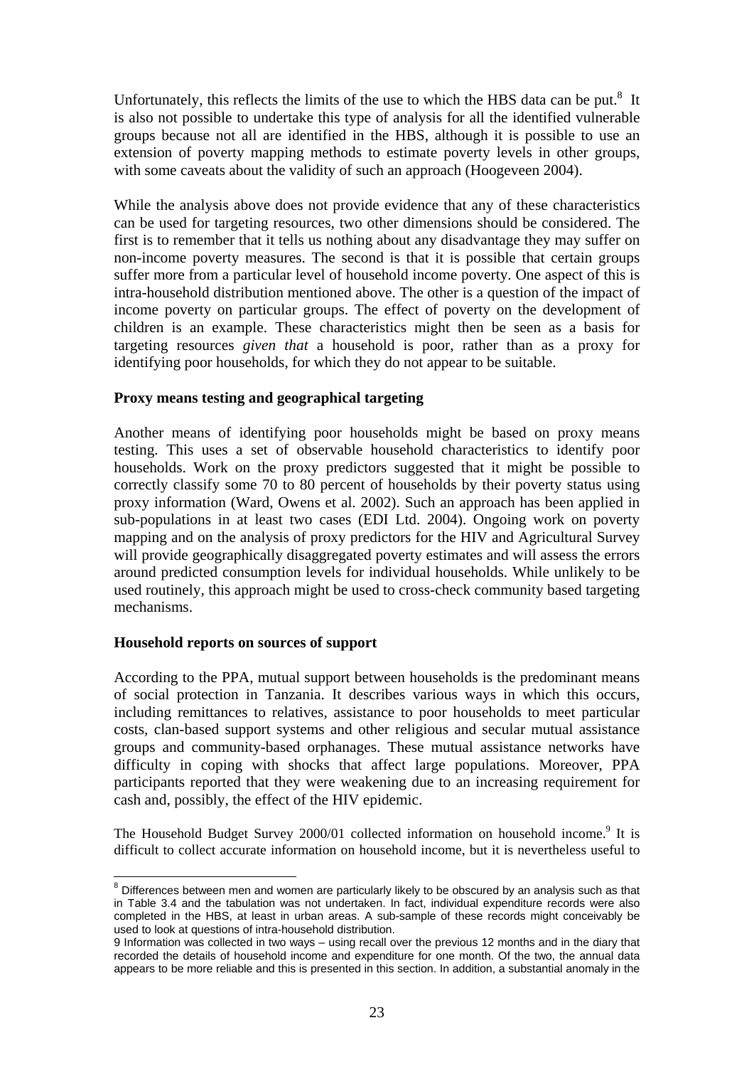Unfortunately, this reflects the limits of the use to which the HBS data can be put.[8] It is also not possible to undertake this type of analysis for all the identified vulnerable groups because not all are identified in the HBS, although it is possible to use an extension of poverty mapping methods to estimate poverty levels in other groups, with some caveats about the validity of such an approach (Hoogeveen 2004).

While the analysis above does not provide evidence that any of these characteristics can be used for targeting resources, two other dimensions should be considered. The first is to remember that it tells us nothing about any disadvantage they may suffer on non-income poverty measures. The second is that it is possible that certain groups suffer more from a particular level of household income poverty. One aspect of this is intra-household distribution mentioned above. The other is a question of the impact of income poverty on particular groups. The effect of poverty on the development of children is an example. These characteristics might then be seen as a basis for targeting resources *given that* a household is poor, rather than as a proxy for identifying poor households, for which they do not appear to be suitable.

**Proxy means testing and geographical targeting**

Another means of identifying poor households might be based on proxy means testing. This uses a set of observable household characteristics to identify poor households. Work on the proxy predictors suggested that it might be possible to correctly classify some 70 to 80 percent of households by their poverty status using proxy information (Ward, Owens et al. 2002). Such an approach has been applied in sub-populations in at least two cases (EDI Ltd. 2004). Ongoing work on poverty mapping and on the analysis of proxy predictors for the HIV and Agricultural Survey will provide geographically disaggregated poverty estimates and will assess the errors around predicted consumption levels for individual households. While unlikely to be used routinely, this approach might be used to cross-check community based targeting mechanisms.

**Household reports on sources of support**

According to the PPA, mutual support between households is the predominant means of social protection in Tanzania. It describes various ways in which this occurs, including remittances to relatives, assistance to poor households to meet particular costs, clan-based support systems and other religious and secular mutual assistance groups and community-based orphanages. These mutual assistance networks have difficulty in coping with shocks that affect large populations. Moreover, PPA participants reported that they were weakening due to an increasing requirement for cash and, possibly, the effect of the HIV epidemic.

The Household Budget Survey 2000/01 collected information on household income.[9] It is difficult to collect accurate information on household income, but it is nevertheless useful to

[8] Differences between men and women are particularly likely to be obscured by an analysis such as that in Table 3.4 and the tabulation was not undertaken. In fact, individual expenditure records were also completed in the HBS, at least in urban areas. A sub-sample of these records might conceivably be used to look at questions of intra-household distribution.

9 Information was collected in two ways – using recall over the previous 12 months and in the diary that recorded the details of household income and expenditure for one month. Of the two, the annual data appears to be more reliable and this is presented in this section. In addition, a substantial anomaly in the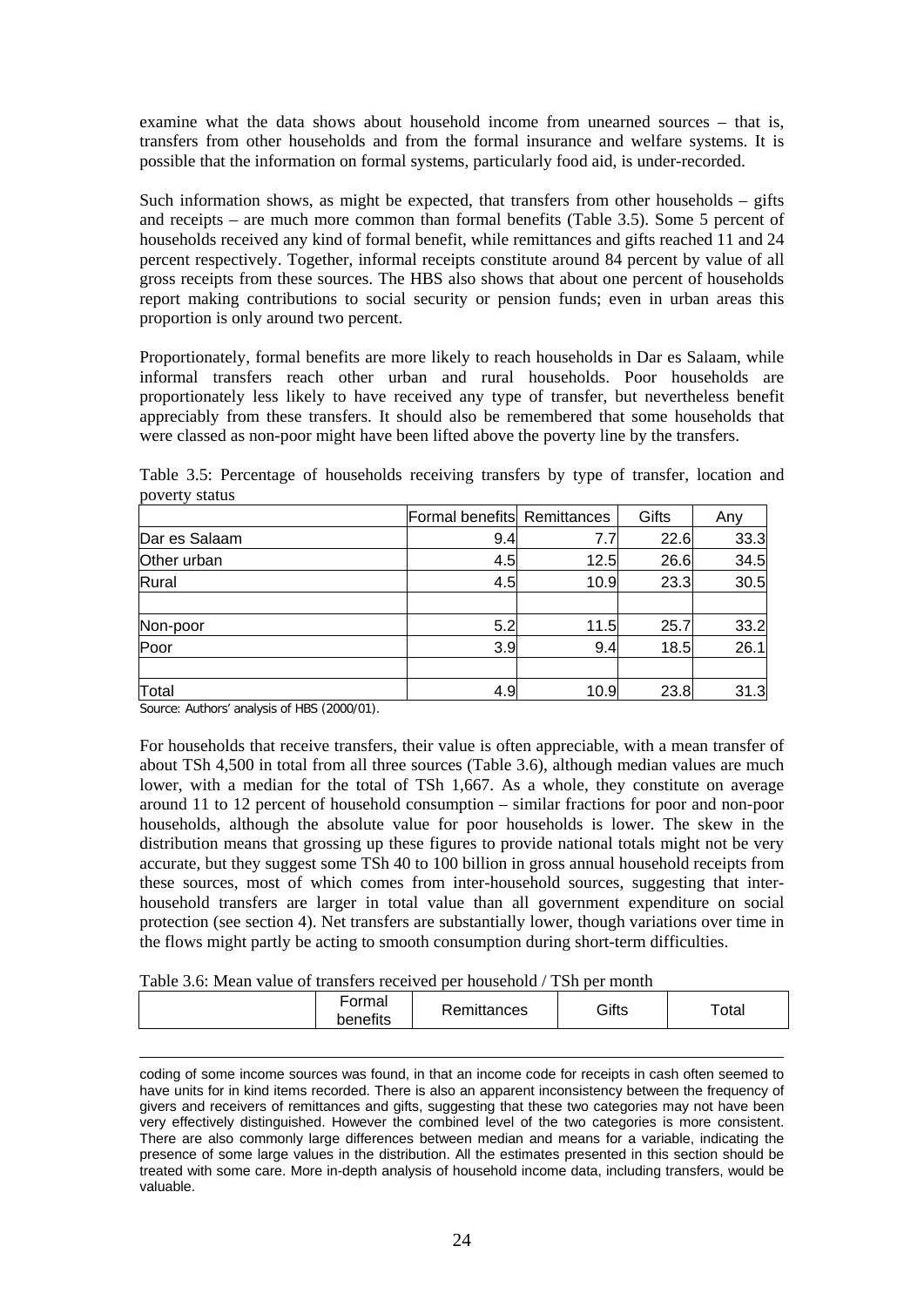examine what the data shows about household income from unearned sources – that is, transfers from other households and from the formal insurance and welfare systems. It is possible that the information on formal systems, particularly food aid, is under-recorded.

Such information shows, as might be expected, that transfers from other households – gifts and receipts – are much more common than formal benefits (Table 3.5). Some 5 percent of households received any kind of formal benefit, while remittances and gifts reached 11 and 24 percent respectively. Together, informal receipts constitute around 84 percent by value of all gross receipts from these sources. The HBS also shows that about one percent of households report making contributions to social security or pension funds; even in urban areas this proportion is only around two percent.

Proportionately, formal benefits are more likely to reach households in Dar es Salaam, while informal transfers reach other urban and rural households. Poor households are proportionately less likely to have received any type of transfer, but nevertheless benefit appreciably from these transfers. It should also be remembered that some households that were classed as non-poor might have been lifted above the poverty line by the transfers.

Table 3.5: Percentage of households receiving transfers by type of transfer, location and poverty status

| | Formal benefits | Remittances | Gifts | Any |
|---|---|---|---|---|
| Dar es Salaam | 9.4 | 7.7 | 22.6 | 33.3 |
| Other urban | 4.5 | 12.5 | 26.6 | 34.5 |
| Rural | 4.5 | 10.9 | 23.3 | 30.5 |
| | | | | |
| Non-poor | 5.2 | 11.5 | 25.7 | 33.2 |
| Poor | 3.9 | 9.4 | 18.5 | 26.1 |
| | | | | |
| Total | 4.9 | 10.9 | 23.8 | 31.3 |

Source: Authors' analysis of HBS (2000/01).

For households that receive transfers, their value is often appreciable, with a mean transfer of about TSh 4,500 in total from all three sources (Table 3.6), although median values are much lower, with a median for the total of TSh 1,667. As a whole, they constitute on average around 11 to 12 percent of household consumption – similar fractions for poor and non-poor households, although the absolute value for poor households is lower. The skew in the distribution means that grossing up these figures to provide national totals might not be very accurate, but they suggest some TSh 40 to 100 billion in gross annual household receipts from these sources, most of which comes from inter-household sources, suggesting that inter-household transfers are larger in total value than all government expenditure on social protection (see section 4). Net transfers are substantially lower, though variations over time in the flows might partly be acting to smooth consumption during short-term difficulties.

Table 3.6: Mean value of transfers received per household / TSh per month

| | Formal benefits | Remittances | Gifts | Total |
|---|---|---|---|---|

coding of some income sources was found, in that an income code for receipts in cash often seemed to have units for in kind items recorded. There is also an apparent inconsistency between the frequency of givers and receivers of remittances and gifts, suggesting that these two categories may not have been very effectively distinguished. However the combined level of the two categories is more consistent. There are also commonly large differences between median and means for a variable, indicating the presence of some large values in the distribution. All the estimates presented in this section should be treated with some care. More in-depth analysis of household income data, including transfers, would be valuable.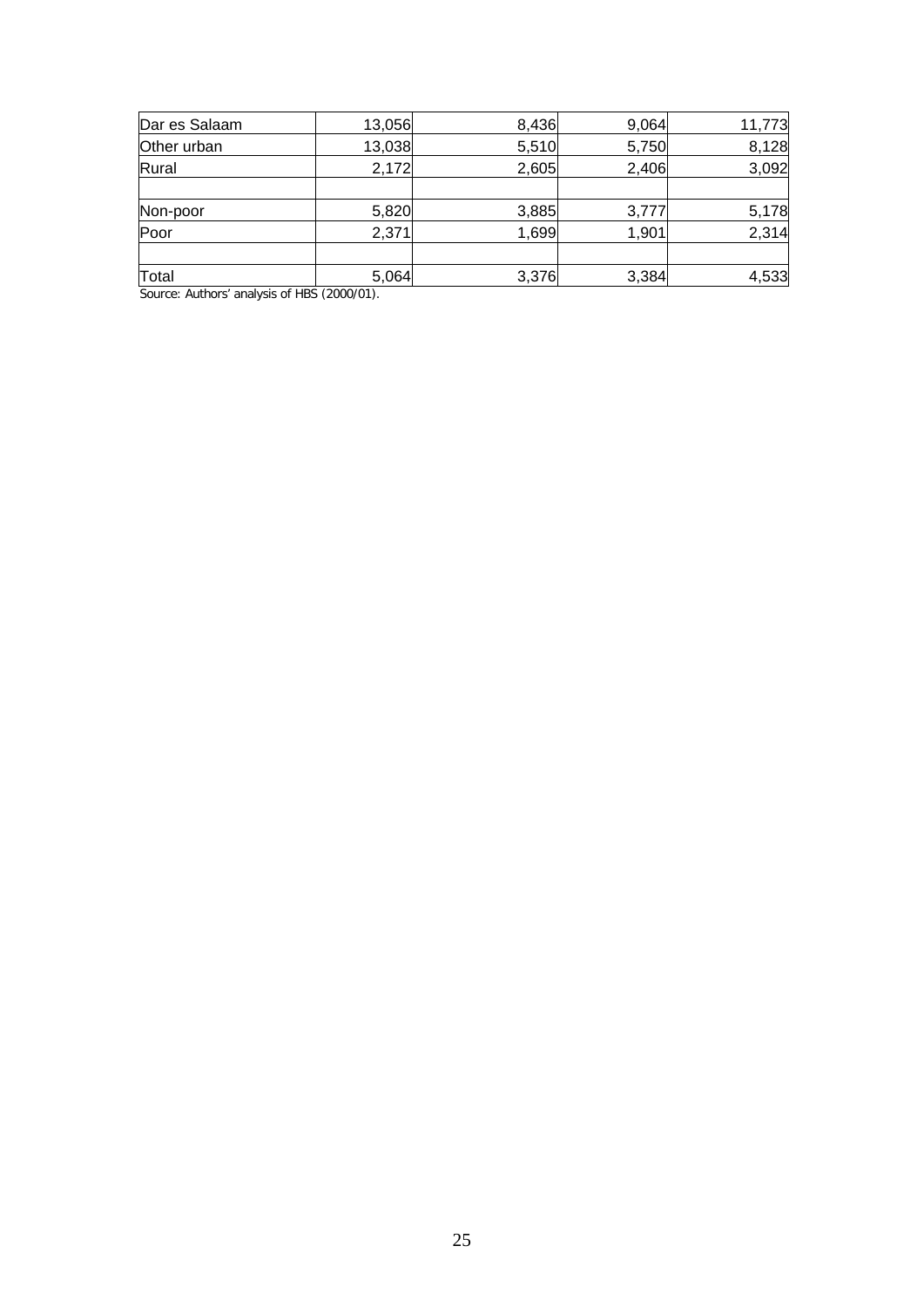| | | | | |
|---|---|---|---|---|
| Dar es Salaam | 13,056 | 8,436 | 9,064 | 11,773 |
| Other urban | 13,038 | 5,510 | 5,750 | 8,128 |
| Rural | 2,172 | 2,605 | 2,406 | 3,092 |
| | | | | |
| Non-poor | 5,820 | 3,885 | 3,777 | 5,178 |
| Poor | 2,371 | 1,699 | 1,901 | 2,314 |
| | | | | |
| Total | 5,064 | 3,376 | 3,384 | 4,533 |

Source: Authors' analysis of HBS (2000/01).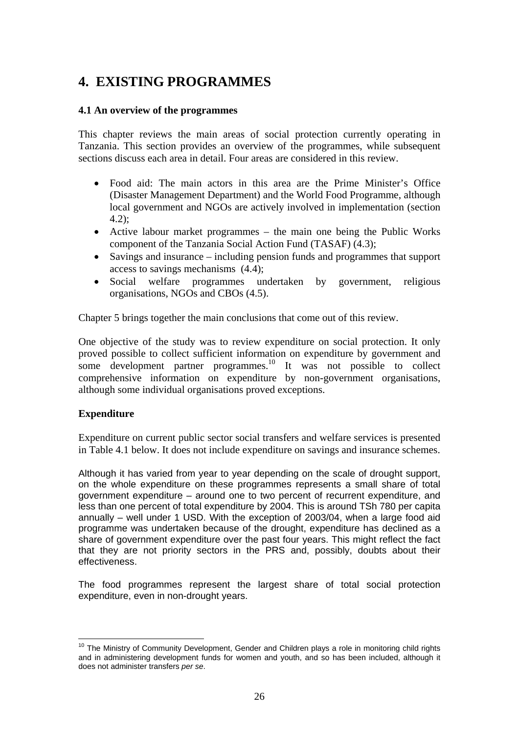# 4. EXISTING PROGRAMMES

### 4.1 An overview of the programmes

This chapter reviews the main areas of social protection currently operating in Tanzania. This section provides an overview of the programmes, while subsequent sections discuss each area in detail. Four areas are considered in this review.

- Food aid: The main actors in this area are the Prime Minister's Office (Disaster Management Department) and the World Food Programme, although local government and NGOs are actively involved in implementation (section 4.2);
- Active labour market programmes – the main one being the Public Works component of the Tanzania Social Action Fund (TASAF) (4.3);
- Savings and insurance – including pension funds and programmes that support access to savings mechanisms (4.4);
- Social welfare programmes undertaken by government, religious organisations, NGOs and CBOs (4.5).

Chapter 5 brings together the main conclusions that come out of this review.

One objective of the study was to review expenditure on social protection. It only proved possible to collect sufficient information on expenditure by government and some development partner programmes.[10] It was not possible to collect comprehensive information on expenditure by non-government organisations, although some individual organisations proved exceptions.

**Expenditure**

Expenditure on current public sector social transfers and welfare services is presented in Table 4.1 below. It does not include expenditure on savings and insurance schemes.

Although it has varied from year to year depending on the scale of drought support, on the whole expenditure on these programmes represents a small share of total government expenditure – around one to two percent of recurrent expenditure, and less than one percent of total expenditure by 2004. This is around TSh 780 per capita annually – well under 1 USD. With the exception of 2003/04, when a large food aid programme was undertaken because of the drought, expenditure has declined as a share of government expenditure over the past four years. This might reflect the fact that they are not priority sectors in the PRS and, possibly, doubts about their effectiveness.

The food programmes represent the largest share of total social protection expenditure, even in non-drought years.

[10] The Ministry of Community Development, Gender and Children plays a role in monitoring child rights and in administering development funds for women and youth, and so has been included, although it does not administer transfers *per se*.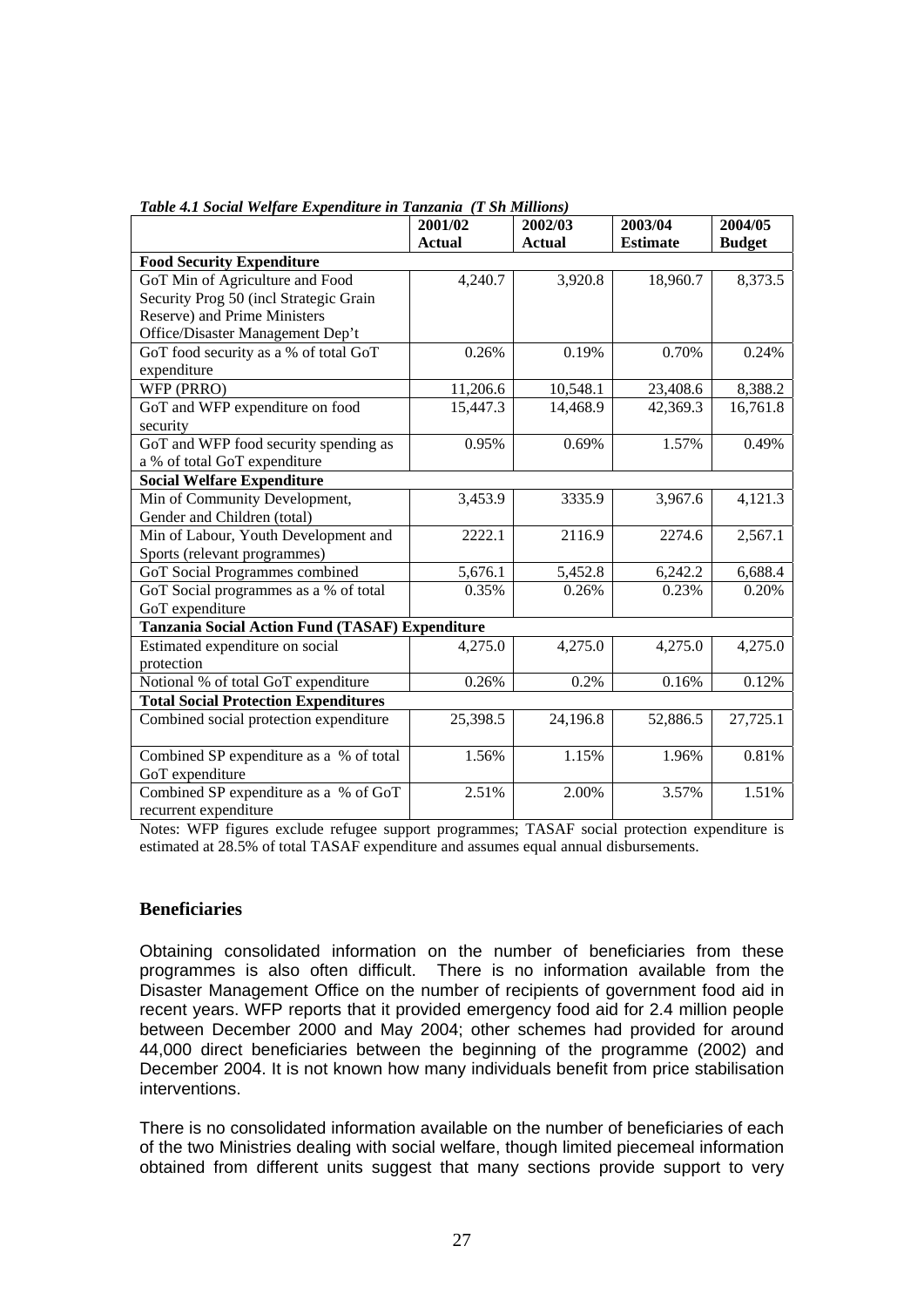*Table 4.1 Social Welfare Expenditure in Tanzania (T Sh Millions)*

| | 2001/02 Actual | 2002/03 Actual | 2003/04 Estimate | 2004/05 Budget |
|---|---|---|---|---|
| **Food Security Expenditure** | | | | |
| GoT Min of Agriculture and Food Security Prog 50 (incl Strategic Grain Reserve) and Prime Ministers Office/Disaster Management Dep't | 4,240.7 | 3,920.8 | 18,960.7 | 8,373.5 |
| GoT food security as a % of total GoT expenditure | 0.26% | 0.19% | 0.70% | 0.24% |
| WFP (PRRO) | 11,206.6 | 10,548.1 | 23,408.6 | 8,388.2 |
| GoT and WFP expenditure on food security | 15,447.3 | 14,468.9 | 42,369.3 | 16,761.8 |
| GoT and WFP food security spending as a % of total GoT expenditure | 0.95% | 0.69% | 1.57% | 0.49% |
| **Social Welfare Expenditure** | | | | |
| Min of Community Development, Gender and Children (total) | 3,453.9 | 3335.9 | 3,967.6 | 4,121.3 |
| Min of Labour, Youth Development and Sports (relevant programmes) | 2222.1 | 2116.9 | 2274.6 | 2,567.1 |
| GoT Social Programmes combined | 5,676.1 | 5,452.8 | 6,242.2 | 6,688.4 |
| GoT Social programmes as a % of total GoT expenditure | 0.35% | 0.26% | 0.23% | 0.20% |
| **Tanzania Social Action Fund (TASAF) Expenditure** | | | | |
| Estimated expenditure on social protection | 4,275.0 | 4,275.0 | 4,275.0 | 4,275.0 |
| Notional % of total GoT expenditure | 0.26% | 0.2% | 0.16% | 0.12% |
| **Total Social Protection Expenditures** | | | | |
| Combined social protection expenditure | 25,398.5 | 24,196.8 | 52,886.5 | 27,725.1 |
| Combined SP expenditure as a % of total GoT expenditure | 1.56% | 1.15% | 1.96% | 0.81% |
| Combined SP expenditure as a % of GoT recurrent expenditure | 2.51% | 2.00% | 3.57% | 1.51% |

Notes: WFP figures exclude refugee support programmes; TASAF social protection expenditure is estimated at 28.5% of total TASAF expenditure and assumes equal annual disbursements.

## Beneficiaries

Obtaining consolidated information on the number of beneficiaries from these programmes is also often difficult. There is no information available from the Disaster Management Office on the number of recipients of government food aid in recent years. WFP reports that it provided emergency food aid for 2.4 million people between December 2000 and May 2004; other schemes had provided for around 44,000 direct beneficiaries between the beginning of the programme (2002) and December 2004. It is not known how many individuals benefit from price stabilisation interventions.

There is no consolidated information available on the number of beneficiaries of each of the two Ministries dealing with social welfare, though limited piecemeal information obtained from different units suggest that many sections provide support to very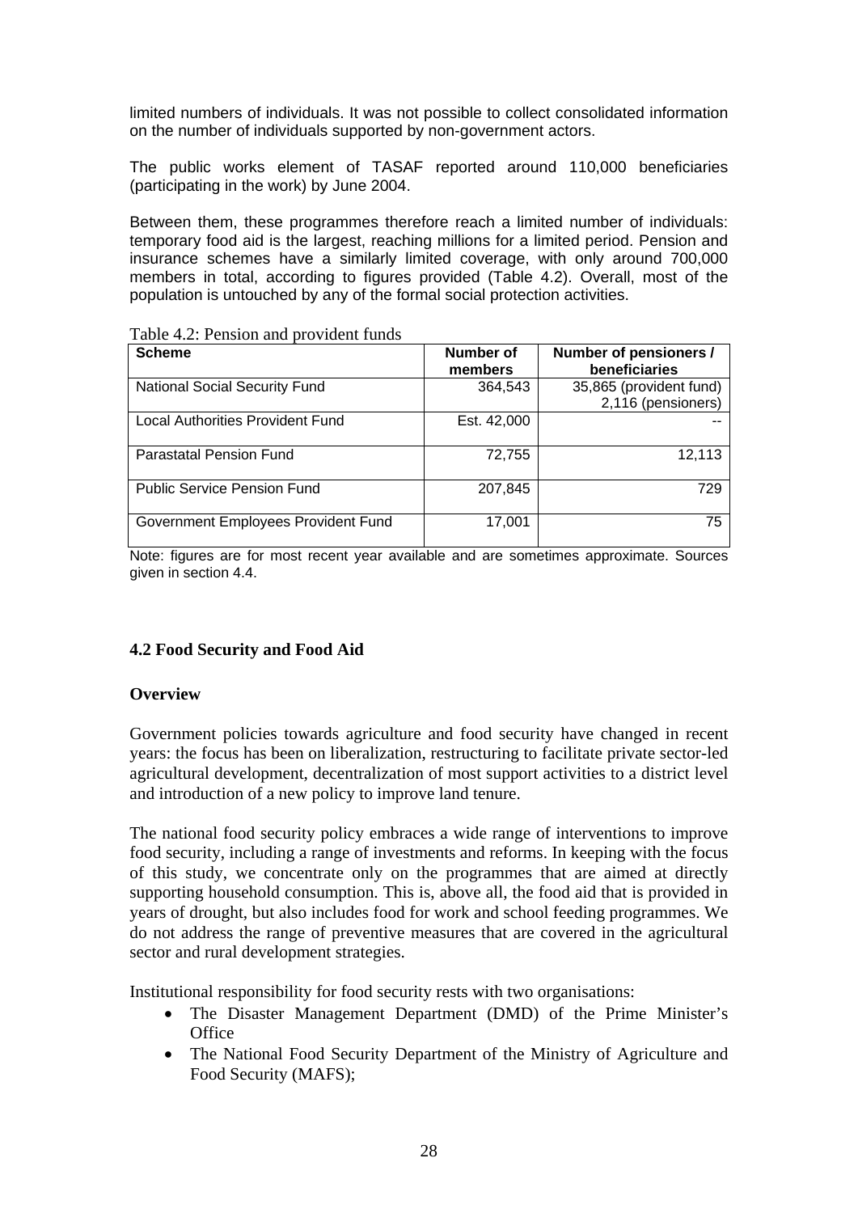limited numbers of individuals. It was not possible to collect consolidated information on the number of individuals supported by non-government actors.

The public works element of TASAF reported around 110,000 beneficiaries (participating in the work) by June 2004.

Between them, these programmes therefore reach a limited number of individuals: temporary food aid is the largest, reaching millions for a limited period. Pension and insurance schemes have a similarly limited coverage, with only around 700,000 members in total, according to figures provided (Table 4.2). Overall, most of the population is untouched by any of the formal social protection activities.

Table 4.2: Pension and provident funds

| Scheme | Number of members | Number of pensioners / beneficiaries |
|---|---|---|
| National Social Security Fund | 364,543 | 35,865 (provident fund) 2,116 (pensioners) |
| Local Authorities Provident Fund | Est. 42,000 | -- |
| Parastatal Pension Fund | 72,755 | 12,113 |
| Public Service Pension Fund | 207,845 | 729 |
| Government Employees Provident Fund | 17,001 | 75 |

Note: figures are for most recent year available and are sometimes approximate. Sources given in section 4.4.

## 4.2 Food Security and Food Aid

### Overview

Government policies towards agriculture and food security have changed in recent years: the focus has been on liberalization, restructuring to facilitate private sector-led agricultural development, decentralization of most support activities to a district level and introduction of a new policy to improve land tenure.

The national food security policy embraces a wide range of interventions to improve food security, including a range of investments and reforms. In keeping with the focus of this study, we concentrate only on the programmes that are aimed at directly supporting household consumption. This is, above all, the food aid that is provided in years of drought, but also includes food for work and school feeding programmes. We do not address the range of preventive measures that are covered in the agricultural sector and rural development strategies.

Institutional responsibility for food security rests with two organisations:

- The Disaster Management Department (DMD) of the Prime Minister's Office
- The National Food Security Department of the Ministry of Agriculture and Food Security (MAFS);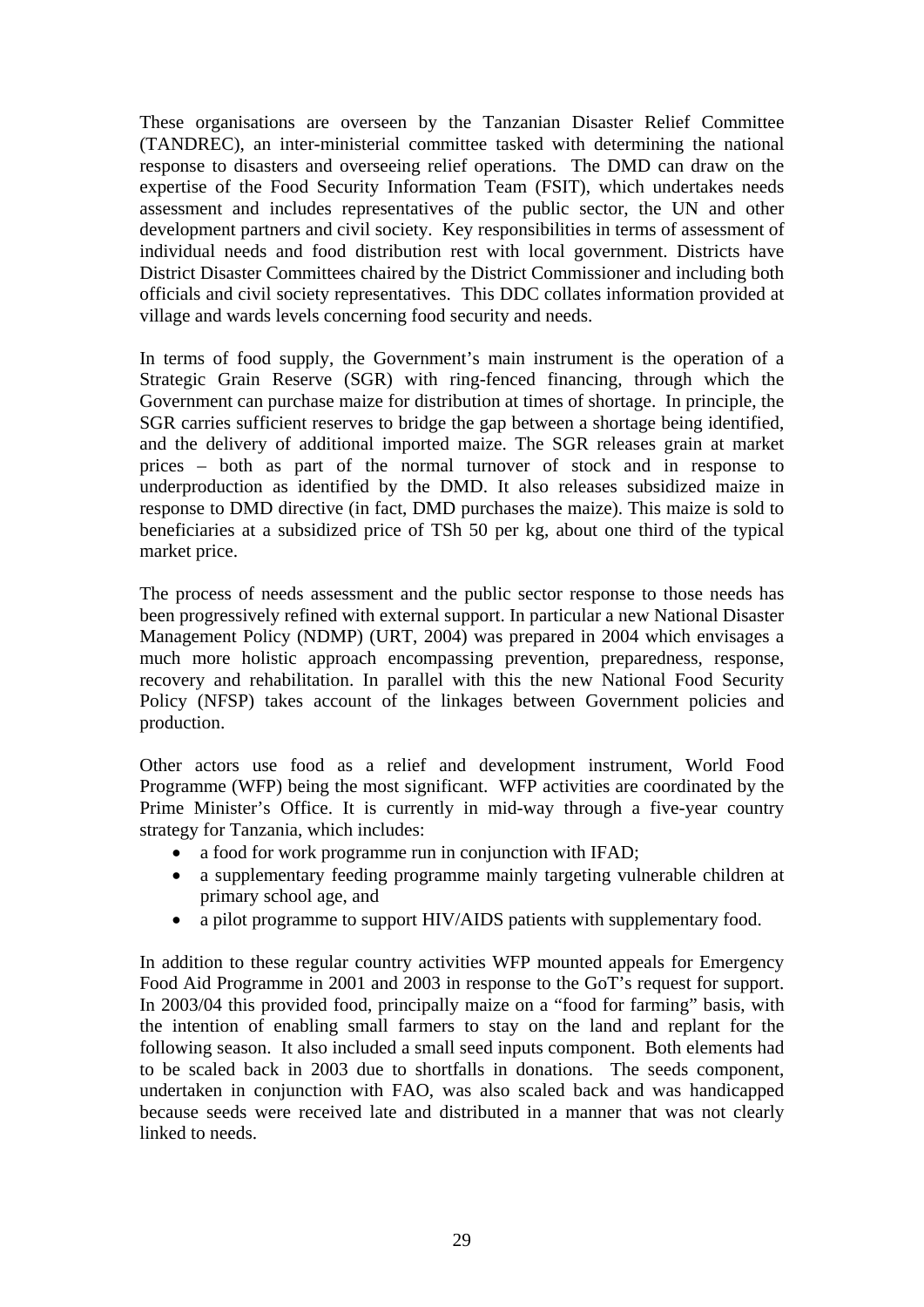These organisations are overseen by the Tanzanian Disaster Relief Committee (TANDREC), an inter-ministerial committee tasked with determining the national response to disasters and overseeing relief operations. The DMD can draw on the expertise of the Food Security Information Team (FSIT), which undertakes needs assessment and includes representatives of the public sector, the UN and other development partners and civil society. Key responsibilities in terms of assessment of individual needs and food distribution rest with local government. Districts have District Disaster Committees chaired by the District Commissioner and including both officials and civil society representatives. This DDC collates information provided at village and wards levels concerning food security and needs.

In terms of food supply, the Government's main instrument is the operation of a Strategic Grain Reserve (SGR) with ring-fenced financing, through which the Government can purchase maize for distribution at times of shortage. In principle, the SGR carries sufficient reserves to bridge the gap between a shortage being identified, and the delivery of additional imported maize. The SGR releases grain at market prices – both as part of the normal turnover of stock and in response to underproduction as identified by the DMD. It also releases subsidized maize in response to DMD directive (in fact, DMD purchases the maize). This maize is sold to beneficiaries at a subsidized price of TSh 50 per kg, about one third of the typical market price.

The process of needs assessment and the public sector response to those needs has been progressively refined with external support. In particular a new National Disaster Management Policy (NDMP) (URT, 2004) was prepared in 2004 which envisages a much more holistic approach encompassing prevention, preparedness, response, recovery and rehabilitation. In parallel with this the new National Food Security Policy (NFSP) takes account of the linkages between Government policies and production.

Other actors use food as a relief and development instrument, World Food Programme (WFP) being the most significant. WFP activities are coordinated by the Prime Minister's Office. It is currently in mid-way through a five-year country strategy for Tanzania, which includes:

- a food for work programme run in conjunction with IFAD;
- a supplementary feeding programme mainly targeting vulnerable children at primary school age, and
- a pilot programme to support HIV/AIDS patients with supplementary food.

In addition to these regular country activities WFP mounted appeals for Emergency Food Aid Programme in 2001 and 2003 in response to the GoT's request for support. In 2003/04 this provided food, principally maize on a "food for farming" basis, with the intention of enabling small farmers to stay on the land and replant for the following season. It also included a small seed inputs component. Both elements had to be scaled back in 2003 due to shortfalls in donations. The seeds component, undertaken in conjunction with FAO, was also scaled back and was handicapped because seeds were received late and distributed in a manner that was not clearly linked to needs.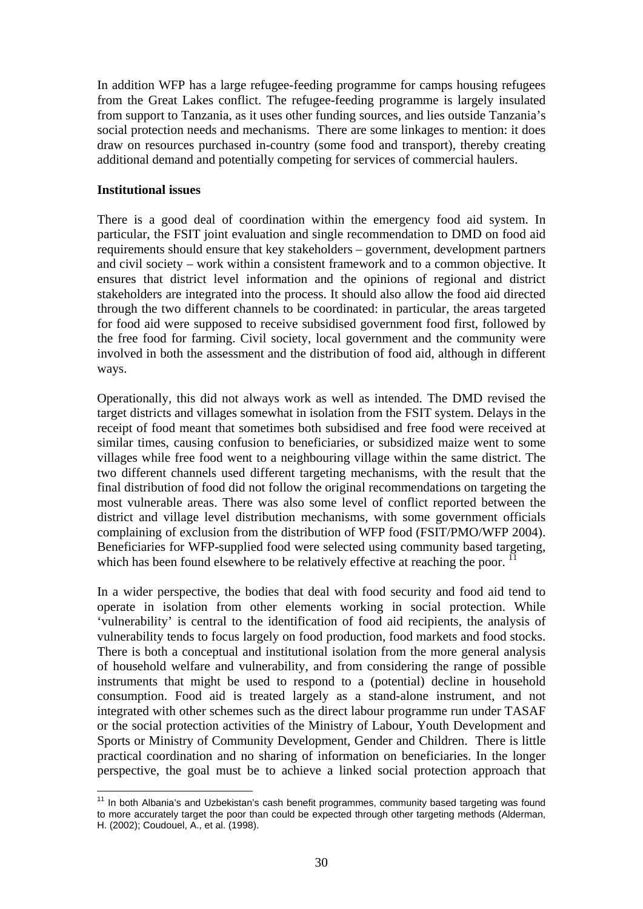In addition WFP has a large refugee-feeding programme for camps housing refugees from the Great Lakes conflict. The refugee-feeding programme is largely insulated from support to Tanzania, as it uses other funding sources, and lies outside Tanzania's social protection needs and mechanisms. There are some linkages to mention: it does draw on resources purchased in-country (some food and transport), thereby creating additional demand and potentially competing for services of commercial haulers.

**Institutional issues**

There is a good deal of coordination within the emergency food aid system. In particular, the FSIT joint evaluation and single recommendation to DMD on food aid requirements should ensure that key stakeholders – government, development partners and civil society – work within a consistent framework and to a common objective. It ensures that district level information and the opinions of regional and district stakeholders are integrated into the process. It should also allow the food aid directed through the two different channels to be coordinated: in particular, the areas targeted for food aid were supposed to receive subsidised government food first, followed by the free food for farming. Civil society, local government and the community were involved in both the assessment and the distribution of food aid, although in different ways.

Operationally, this did not always work as well as intended. The DMD revised the target districts and villages somewhat in isolation from the FSIT system. Delays in the receipt of food meant that sometimes both subsidised and free food were received at similar times, causing confusion to beneficiaries, or subsidized maize went to some villages while free food went to a neighbouring village within the same district. The two different channels used different targeting mechanisms, with the result that the final distribution of food did not follow the original recommendations on targeting the most vulnerable areas. There was also some level of conflict reported between the district and village level distribution mechanisms, with some government officials complaining of exclusion from the distribution of WFP food (FSIT/PMO/WFP 2004). Beneficiaries for WFP-supplied food were selected using community based targeting, which has been found elsewhere to be relatively effective at reaching the poor. [11]

In a wider perspective, the bodies that deal with food security and food aid tend to operate in isolation from other elements working in social protection. While 'vulnerability' is central to the identification of food aid recipients, the analysis of vulnerability tends to focus largely on food production, food markets and food stocks. There is both a conceptual and institutional isolation from the more general analysis of household welfare and vulnerability, and from considering the range of possible instruments that might be used to respond to a (potential) decline in household consumption. Food aid is treated largely as a stand-alone instrument, and not integrated with other schemes such as the direct labour programme run under TASAF or the social protection activities of the Ministry of Labour, Youth Development and Sports or Ministry of Community Development, Gender and Children. There is little practical coordination and no sharing of information on beneficiaries. In the longer perspective, the goal must be to achieve a linked social protection approach that

[11] In both Albania's and Uzbekistan's cash benefit programmes, community based targeting was found to more accurately target the poor than could be expected through other targeting methods (Alderman, H. (2002); Coudouel, A., et al. (1998).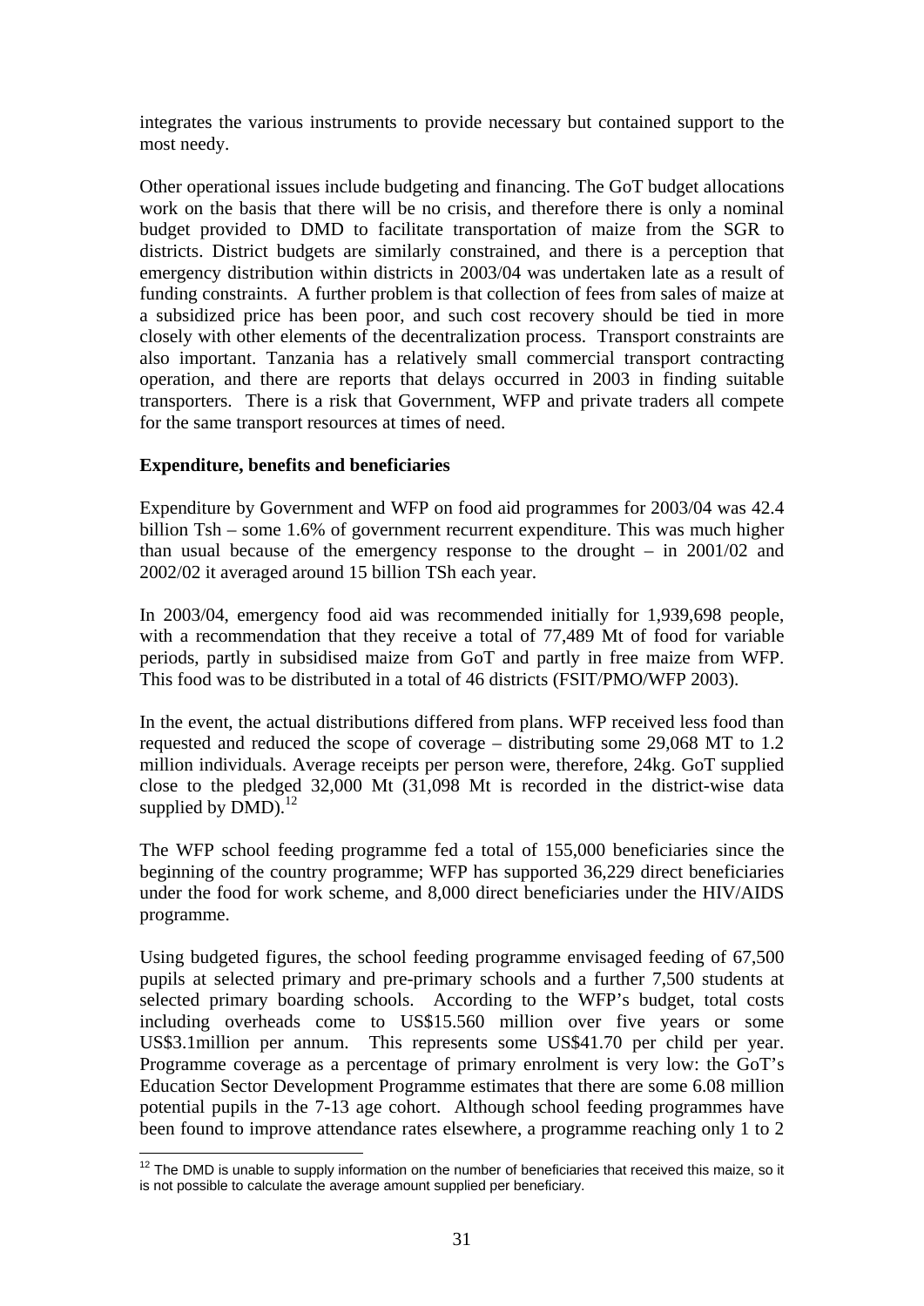integrates the various instruments to provide necessary but contained support to the most needy.

Other operational issues include budgeting and financing. The GoT budget allocations work on the basis that there will be no crisis, and therefore there is only a nominal budget provided to DMD to facilitate transportation of maize from the SGR to districts. District budgets are similarly constrained, and there is a perception that emergency distribution within districts in 2003/04 was undertaken late as a result of funding constraints. A further problem is that collection of fees from sales of maize at a subsidized price has been poor, and such cost recovery should be tied in more closely with other elements of the decentralization process. Transport constraints are also important. Tanzania has a relatively small commercial transport contracting operation, and there are reports that delays occurred in 2003 in finding suitable transporters. There is a risk that Government, WFP and private traders all compete for the same transport resources at times of need.

**Expenditure, benefits and beneficiaries**

Expenditure by Government and WFP on food aid programmes for 2003/04 was 42.4 billion Tsh – some 1.6% of government recurrent expenditure. This was much higher than usual because of the emergency response to the drought – in 2001/02 and 2002/02 it averaged around 15 billion TSh each year.

In 2003/04, emergency food aid was recommended initially for 1,939,698 people, with a recommendation that they receive a total of 77,489 Mt of food for variable periods, partly in subsidised maize from GoT and partly in free maize from WFP. This food was to be distributed in a total of 46 districts (FSIT/PMO/WFP 2003).

In the event, the actual distributions differed from plans. WFP received less food than requested and reduced the scope of coverage – distributing some 29,068 MT to 1.2 million individuals. Average receipts per person were, therefore, 24kg. GoT supplied close to the pledged 32,000 Mt (31,098 Mt is recorded in the district-wise data supplied by DMD).[12]

The WFP school feeding programme fed a total of 155,000 beneficiaries since the beginning of the country programme; WFP has supported 36,229 direct beneficiaries under the food for work scheme, and 8,000 direct beneficiaries under the HIV/AIDS programme.

Using budgeted figures, the school feeding programme envisaged feeding of 67,500 pupils at selected primary and pre-primary schools and a further 7,500 students at selected primary boarding schools. According to the WFP's budget, total costs including overheads come to US$15.560 million over five years or some US$3.1million per annum. This represents some US$41.70 per child per year. Programme coverage as a percentage of primary enrolment is very low: the GoT's Education Sector Development Programme estimates that there are some 6.08 million potential pupils in the 7-13 age cohort. Although school feeding programmes have been found to improve attendance rates elsewhere, a programme reaching only 1 to 2

---

[12] The DMD is unable to supply information on the number of beneficiaries that received this maize, so it is not possible to calculate the average amount supplied per beneficiary.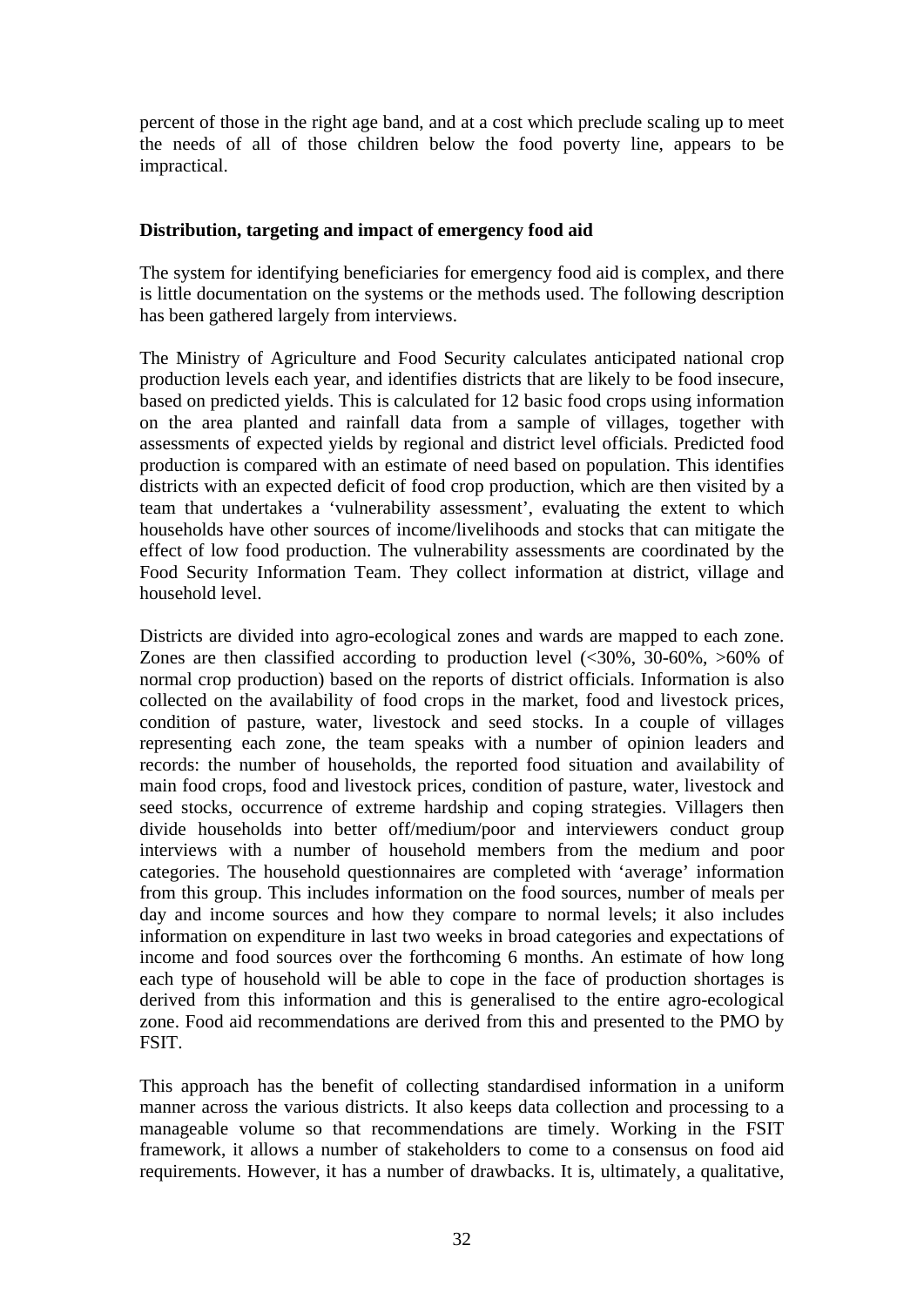percent of those in the right age band, and at a cost which preclude scaling up to meet the needs of all of those children below the food poverty line, appears to be impractical.

**Distribution, targeting and impact of emergency food aid**

The system for identifying beneficiaries for emergency food aid is complex, and there is little documentation on the systems or the methods used. The following description has been gathered largely from interviews.

The Ministry of Agriculture and Food Security calculates anticipated national crop production levels each year, and identifies districts that are likely to be food insecure, based on predicted yields. This is calculated for 12 basic food crops using information on the area planted and rainfall data from a sample of villages, together with assessments of expected yields by regional and district level officials. Predicted food production is compared with an estimate of need based on population. This identifies districts with an expected deficit of food crop production, which are then visited by a team that undertakes a 'vulnerability assessment', evaluating the extent to which households have other sources of income/livelihoods and stocks that can mitigate the effect of low food production. The vulnerability assessments are coordinated by the Food Security Information Team. They collect information at district, village and household level.

Districts are divided into agro-ecological zones and wards are mapped to each zone. Zones are then classified according to production level (<30%, 30-60%, >60% of normal crop production) based on the reports of district officials. Information is also collected on the availability of food crops in the market, food and livestock prices, condition of pasture, water, livestock and seed stocks. In a couple of villages representing each zone, the team speaks with a number of opinion leaders and records: the number of households, the reported food situation and availability of main food crops, food and livestock prices, condition of pasture, water, livestock and seed stocks, occurrence of extreme hardship and coping strategies. Villagers then divide households into better off/medium/poor and interviewers conduct group interviews with a number of household members from the medium and poor categories. The household questionnaires are completed with 'average' information from this group. This includes information on the food sources, number of meals per day and income sources and how they compare to normal levels; it also includes information on expenditure in last two weeks in broad categories and expectations of income and food sources over the forthcoming 6 months. An estimate of how long each type of household will be able to cope in the face of production shortages is derived from this information and this is generalised to the entire agro-ecological zone. Food aid recommendations are derived from this and presented to the PMO by FSIT.

This approach has the benefit of collecting standardised information in a uniform manner across the various districts. It also keeps data collection and processing to a manageable volume so that recommendations are timely. Working in the FSIT framework, it allows a number of stakeholders to come to a consensus on food aid requirements. However, it has a number of drawbacks. It is, ultimately, a qualitative,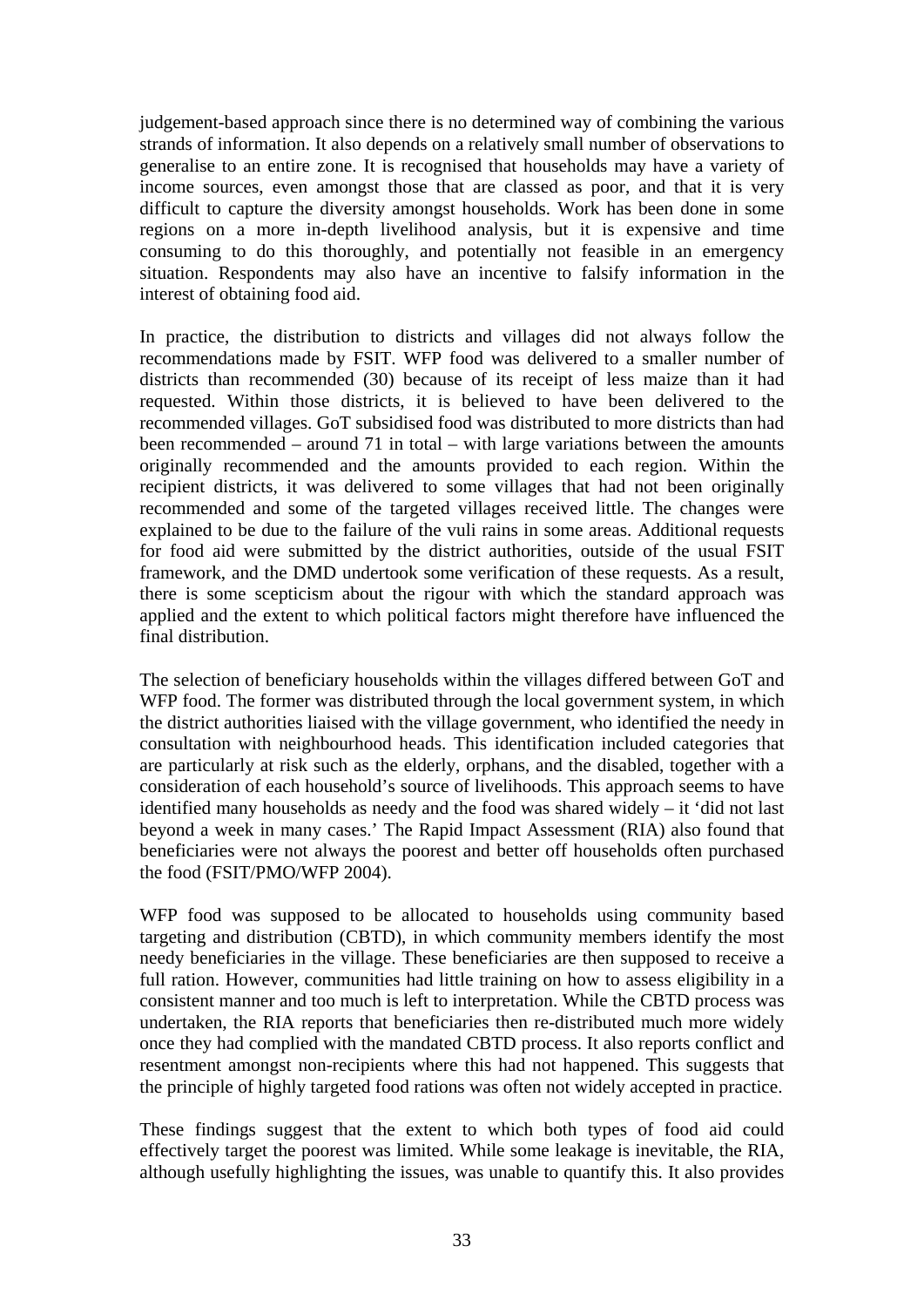judgement-based approach since there is no determined way of combining the various strands of information. It also depends on a relatively small number of observations to generalise to an entire zone. It is recognised that households may have a variety of income sources, even amongst those that are classed as poor, and that it is very difficult to capture the diversity amongst households. Work has been done in some regions on a more in-depth livelihood analysis, but it is expensive and time consuming to do this thoroughly, and potentially not feasible in an emergency situation. Respondents may also have an incentive to falsify information in the interest of obtaining food aid.

In practice, the distribution to districts and villages did not always follow the recommendations made by FSIT. WFP food was delivered to a smaller number of districts than recommended (30) because of its receipt of less maize than it had requested. Within those districts, it is believed to have been delivered to the recommended villages. GoT subsidised food was distributed to more districts than had been recommended – around 71 in total – with large variations between the amounts originally recommended and the amounts provided to each region. Within the recipient districts, it was delivered to some villages that had not been originally recommended and some of the targeted villages received little. The changes were explained to be due to the failure of the vuli rains in some areas. Additional requests for food aid were submitted by the district authorities, outside of the usual FSIT framework, and the DMD undertook some verification of these requests. As a result, there is some scepticism about the rigour with which the standard approach was applied and the extent to which political factors might therefore have influenced the final distribution.

The selection of beneficiary households within the villages differed between GoT and WFP food. The former was distributed through the local government system, in which the district authorities liaised with the village government, who identified the needy in consultation with neighbourhood heads. This identification included categories that are particularly at risk such as the elderly, orphans, and the disabled, together with a consideration of each household's source of livelihoods. This approach seems to have identified many households as needy and the food was shared widely – it 'did not last beyond a week in many cases.' The Rapid Impact Assessment (RIA) also found that beneficiaries were not always the poorest and better off households often purchased the food (FSIT/PMO/WFP 2004).

WFP food was supposed to be allocated to households using community based targeting and distribution (CBTD), in which community members identify the most needy beneficiaries in the village. These beneficiaries are then supposed to receive a full ration. However, communities had little training on how to assess eligibility in a consistent manner and too much is left to interpretation. While the CBTD process was undertaken, the RIA reports that beneficiaries then re-distributed much more widely once they had complied with the mandated CBTD process. It also reports conflict and resentment amongst non-recipients where this had not happened. This suggests that the principle of highly targeted food rations was often not widely accepted in practice.

These findings suggest that the extent to which both types of food aid could effectively target the poorest was limited. While some leakage is inevitable, the RIA, although usefully highlighting the issues, was unable to quantify this. It also provides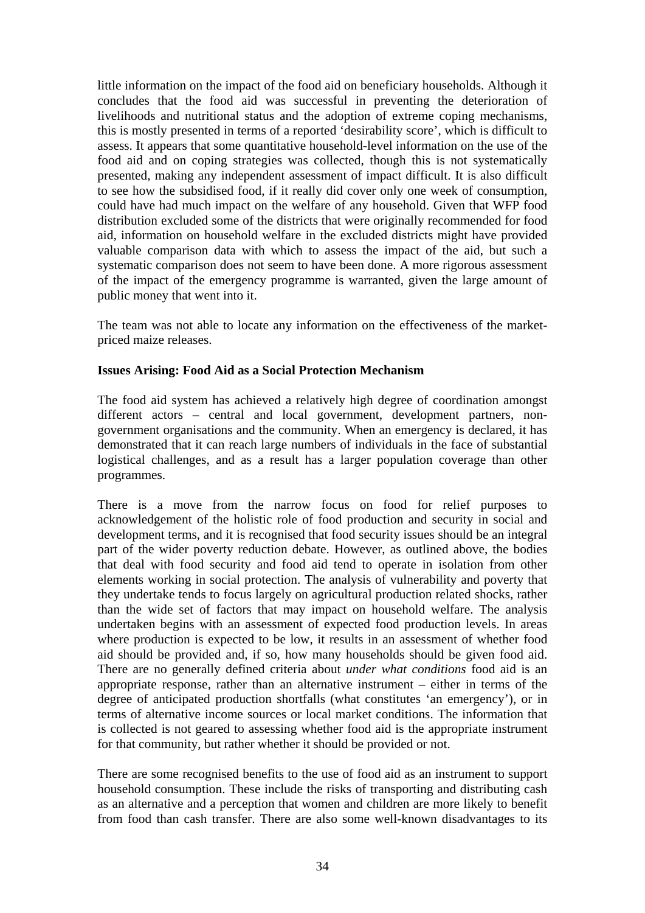little information on the impact of the food aid on beneficiary households. Although it concludes that the food aid was successful in preventing the deterioration of livelihoods and nutritional status and the adoption of extreme coping mechanisms, this is mostly presented in terms of a reported 'desirability score', which is difficult to assess. It appears that some quantitative household-level information on the use of the food aid and on coping strategies was collected, though this is not systematically presented, making any independent assessment of impact difficult. It is also difficult to see how the subsidised food, if it really did cover only one week of consumption, could have had much impact on the welfare of any household. Given that WFP food distribution excluded some of the districts that were originally recommended for food aid, information on household welfare in the excluded districts might have provided valuable comparison data with which to assess the impact of the aid, but such a systematic comparison does not seem to have been done. A more rigorous assessment of the impact of the emergency programme is warranted, given the large amount of public money that went into it.

The team was not able to locate any information on the effectiveness of the market-priced maize releases.

**Issues Arising: Food Aid as a Social Protection Mechanism**

The food aid system has achieved a relatively high degree of coordination amongst different actors – central and local government, development partners, non-government organisations and the community. When an emergency is declared, it has demonstrated that it can reach large numbers of individuals in the face of substantial logistical challenges, and as a result has a larger population coverage than other programmes.

There is a move from the narrow focus on food for relief purposes to acknowledgement of the holistic role of food production and security in social and development terms, and it is recognised that food security issues should be an integral part of the wider poverty reduction debate. However, as outlined above, the bodies that deal with food security and food aid tend to operate in isolation from other elements working in social protection. The analysis of vulnerability and poverty that they undertake tends to focus largely on agricultural production related shocks, rather than the wide set of factors that may impact on household welfare. The analysis undertaken begins with an assessment of expected food production levels. In areas where production is expected to be low, it results in an assessment of whether food aid should be provided and, if so, how many households should be given food aid. There are no generally defined criteria about *under what conditions* food aid is an appropriate response, rather than an alternative instrument – either in terms of the degree of anticipated production shortfalls (what constitutes 'an emergency'), or in terms of alternative income sources or local market conditions. The information that is collected is not geared to assessing whether food aid is the appropriate instrument for that community, but rather whether it should be provided or not.

There are some recognised benefits to the use of food aid as an instrument to support household consumption. These include the risks of transporting and distributing cash as an alternative and a perception that women and children are more likely to benefit from food than cash transfer. There are also some well-known disadvantages to its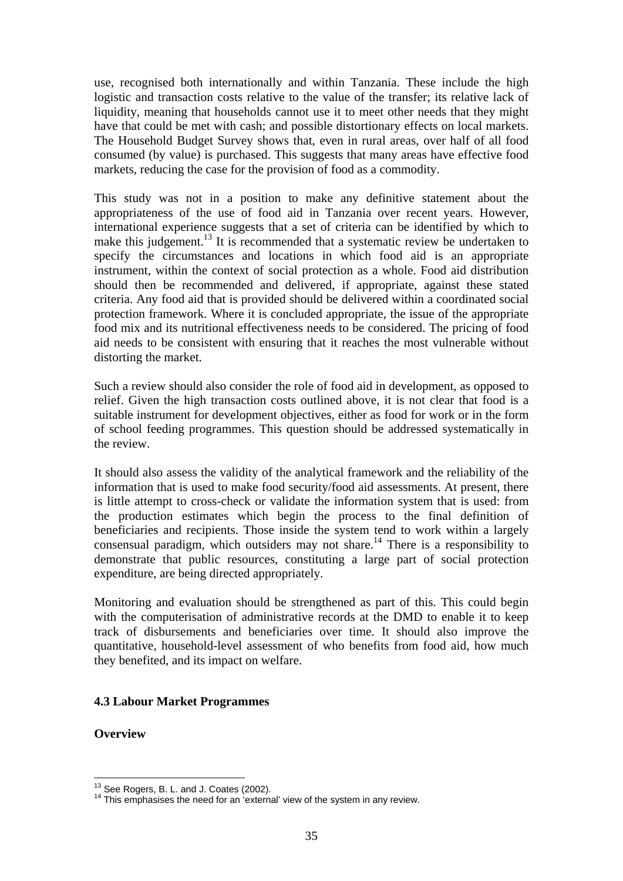use, recognised both internationally and within Tanzania. These include the high logistic and transaction costs relative to the value of the transfer; its relative lack of liquidity, meaning that households cannot use it to meet other needs that they might have that could be met with cash; and possible distortionary effects on local markets. The Household Budget Survey shows that, even in rural areas, over half of all food consumed (by value) is purchased. This suggests that many areas have effective food markets, reducing the case for the provision of food as a commodity.

This study was not in a position to make any definitive statement about the appropriateness of the use of food aid in Tanzania over recent years. However, international experience suggests that a set of criteria can be identified by which to make this judgement.[13] It is recommended that a systematic review be undertaken to specify the circumstances and locations in which food aid is an appropriate instrument, within the context of social protection as a whole. Food aid distribution should then be recommended and delivered, if appropriate, against these stated criteria. Any food aid that is provided should be delivered within a coordinated social protection framework. Where it is concluded appropriate, the issue of the appropriate food mix and its nutritional effectiveness needs to be considered. The pricing of food aid needs to be consistent with ensuring that it reaches the most vulnerable without distorting the market.

Such a review should also consider the role of food aid in development, as opposed to relief. Given the high transaction costs outlined above, it is not clear that food is a suitable instrument for development objectives, either as food for work or in the form of school feeding programmes. This question should be addressed systematically in the review.

It should also assess the validity of the analytical framework and the reliability of the information that is used to make food security/food aid assessments. At present, there is little attempt to cross-check or validate the information system that is used: from the production estimates which begin the process to the final definition of beneficiaries and recipients. Those inside the system tend to work within a largely consensual paradigm, which outsiders may not share.[14] There is a responsibility to demonstrate that public resources, constituting a large part of social protection expenditure, are being directed appropriately.

Monitoring and evaluation should be strengthened as part of this. This could begin with the computerisation of administrative records at the DMD to enable it to keep track of disbursements and beneficiaries over time. It should also improve the quantitative, household-level assessment of who benefits from food aid, how much they benefited, and its impact on welfare.

### 4.3 Labour Market Programmes

#### Overview

[13] See Rogers, B. L. and J. Coates (2002).

[14] This emphasises the need for an 'external' view of the system in any review.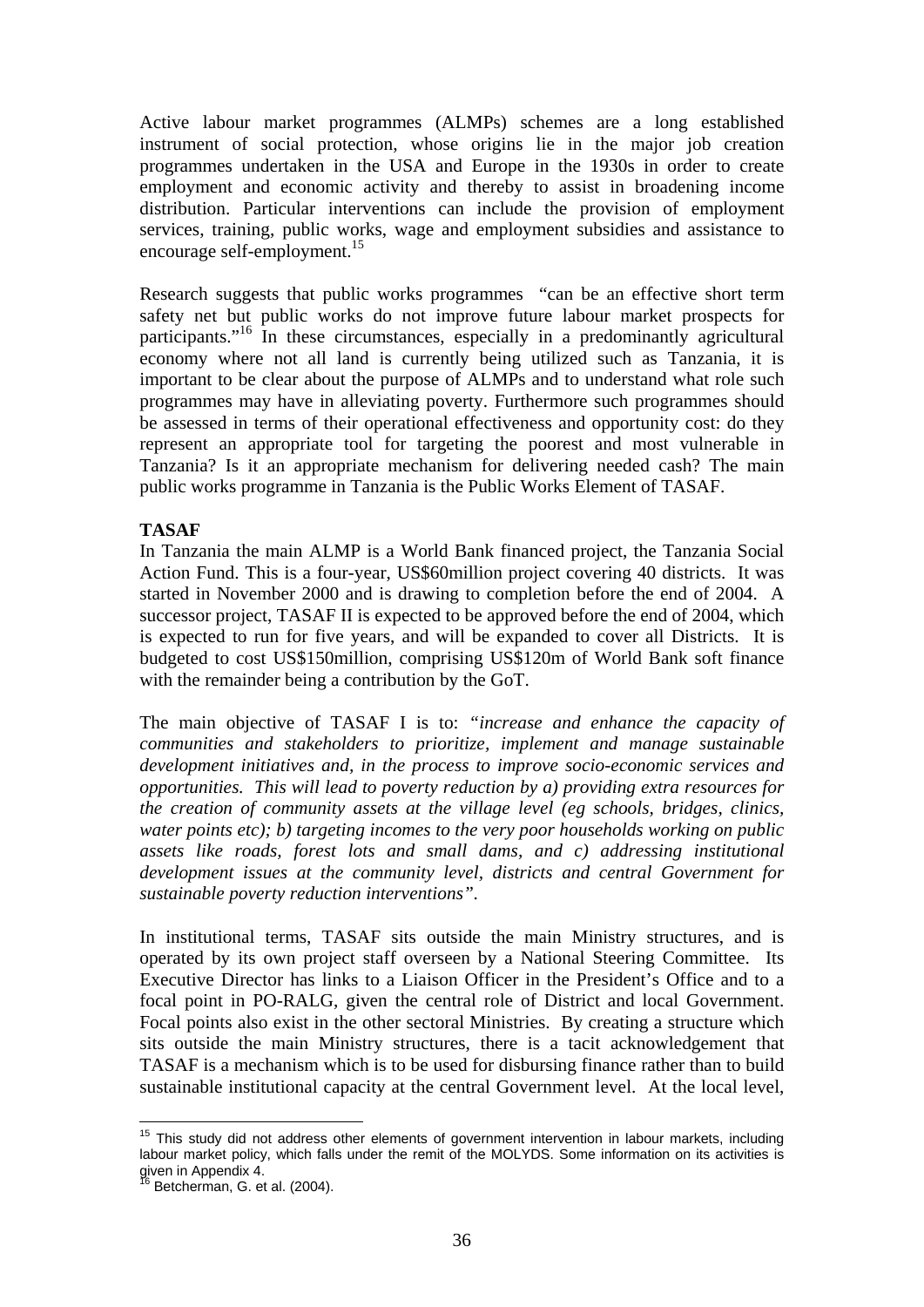Active labour market programmes (ALMPs) schemes are a long established instrument of social protection, whose origins lie in the major job creation programmes undertaken in the USA and Europe in the 1930s in order to create employment and economic activity and thereby to assist in broadening income distribution. Particular interventions can include the provision of employment services, training, public works, wage and employment subsidies and assistance to encourage self-employment.[15]

Research suggests that public works programmes "can be an effective short term safety net but public works do not improve future labour market prospects for participants."[16] In these circumstances, especially in a predominantly agricultural economy where not all land is currently being utilized such as Tanzania, it is important to be clear about the purpose of ALMPs and to understand what role such programmes may have in alleviating poverty. Furthermore such programmes should be assessed in terms of their operational effectiveness and opportunity cost: do they represent an appropriate tool for targeting the poorest and most vulnerable in Tanzania? Is it an appropriate mechanism for delivering needed cash? The main public works programme in Tanzania is the Public Works Element of TASAF.

**TASAF**

In Tanzania the main ALMP is a World Bank financed project, the Tanzania Social Action Fund. This is a four-year, US$60million project covering 40 districts. It was started in November 2000 and is drawing to completion before the end of 2004. A successor project, TASAF II is expected to be approved before the end of 2004, which is expected to run for five years, and will be expanded to cover all Districts. It is budgeted to cost US$150million, comprising US$120m of World Bank soft finance with the remainder being a contribution by the GoT.

The main objective of TASAF I is to: *"increase and enhance the capacity of communities and stakeholders to prioritize, implement and manage sustainable development initiatives and, in the process to improve socio-economic services and opportunities. This will lead to poverty reduction by a) providing extra resources for the creation of community assets at the village level (eg schools, bridges, clinics, water points etc); b) targeting incomes to the very poor households working on public assets like roads, forest lots and small dams, and c) addressing institutional development issues at the community level, districts and central Government for sustainable poverty reduction interventions".*

In institutional terms, TASAF sits outside the main Ministry structures, and is operated by its own project staff overseen by a National Steering Committee. Its Executive Director has links to a Liaison Officer in the President's Office and to a focal point in PO-RALG, given the central role of District and local Government. Focal points also exist in the other sectoral Ministries. By creating a structure which sits outside the main Ministry structures, there is a tacit acknowledgement that TASAF is a mechanism which is to be used for disbursing finance rather than to build sustainable institutional capacity at the central Government level. At the local level,

---

[15] This study did not address other elements of government intervention in labour markets, including labour market policy, which falls under the remit of the MOLYDS. Some information on its activities is given in Appendix 4.

[16] Betcherman, G. et al. (2004).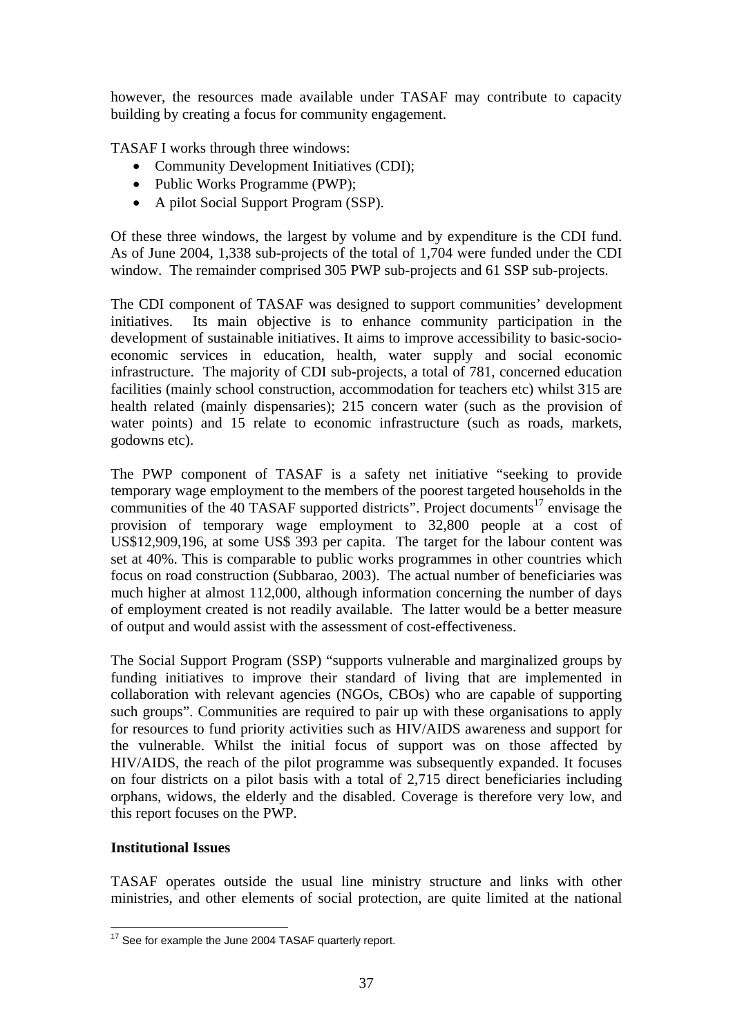however, the resources made available under TASAF may contribute to capacity building by creating a focus for community engagement.

TASAF I works through three windows:

- Community Development Initiatives (CDI);
- Public Works Programme (PWP);
- A pilot Social Support Program (SSP).

Of these three windows, the largest by volume and by expenditure is the CDI fund. As of June 2004, 1,338 sub-projects of the total of 1,704 were funded under the CDI window. The remainder comprised 305 PWP sub-projects and 61 SSP sub-projects.

The CDI component of TASAF was designed to support communities' development initiatives. Its main objective is to enhance community participation in the development of sustainable initiatives. It aims to improve accessibility to basic-socio-economic services in education, health, water supply and social economic infrastructure. The majority of CDI sub-projects, a total of 781, concerned education facilities (mainly school construction, accommodation for teachers etc) whilst 315 are health related (mainly dispensaries); 215 concern water (such as the provision of water points) and 15 relate to economic infrastructure (such as roads, markets, godowns etc).

The PWP component of TASAF is a safety net initiative "seeking to provide temporary wage employment to the members of the poorest targeted households in the communities of the 40 TASAF supported districts". Project documents[17] envisage the provision of temporary wage employment to 32,800 people at a cost of US$12,909,196, at some US$ 393 per capita. The target for the labour content was set at 40%. This is comparable to public works programmes in other countries which focus on road construction (Subbarao, 2003). The actual number of beneficiaries was much higher at almost 112,000, although information concerning the number of days of employment created is not readily available. The latter would be a better measure of output and would assist with the assessment of cost-effectiveness.

The Social Support Program (SSP) "supports vulnerable and marginalized groups by funding initiatives to improve their standard of living that are implemented in collaboration with relevant agencies (NGOs, CBOs) who are capable of supporting such groups". Communities are required to pair up with these organisations to apply for resources to fund priority activities such as HIV/AIDS awareness and support for the vulnerable. Whilst the initial focus of support was on those affected by HIV/AIDS, the reach of the pilot programme was subsequently expanded. It focuses on four districts on a pilot basis with a total of 2,715 direct beneficiaries including orphans, widows, the elderly and the disabled. Coverage is therefore very low, and this report focuses on the PWP.

**Institutional Issues**

TASAF operates outside the usual line ministry structure and links with other ministries, and other elements of social protection, are quite limited at the national

[17] See for example the June 2004 TASAF quarterly report.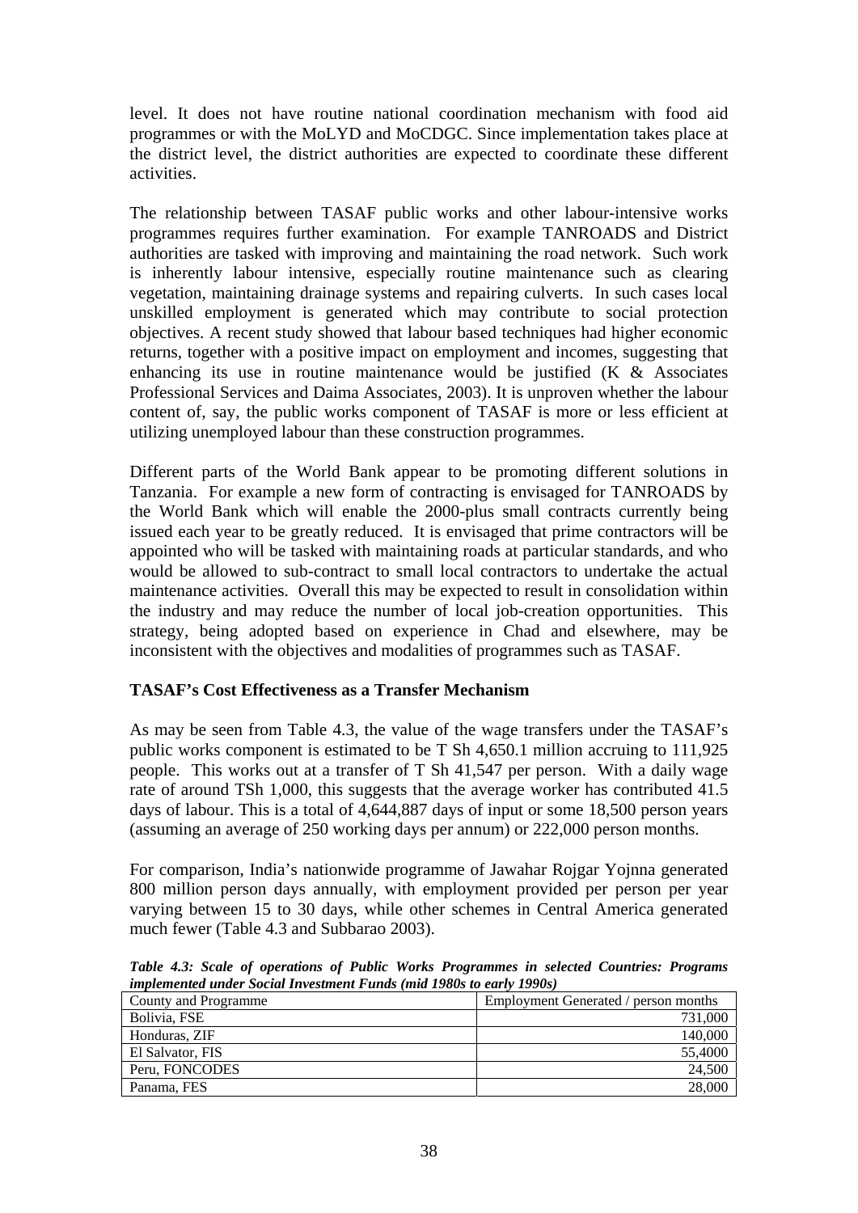level. It does not have routine national coordination mechanism with food aid programmes or with the MoLYD and MoCDGC. Since implementation takes place at the district level, the district authorities are expected to coordinate these different activities.

The relationship between TASAF public works and other labour-intensive works programmes requires further examination. For example TANROADS and District authorities are tasked with improving and maintaining the road network. Such work is inherently labour intensive, especially routine maintenance such as clearing vegetation, maintaining drainage systems and repairing culverts. In such cases local unskilled employment is generated which may contribute to social protection objectives. A recent study showed that labour based techniques had higher economic returns, together with a positive impact on employment and incomes, suggesting that enhancing its use in routine maintenance would be justified (K & Associates Professional Services and Daima Associates, 2003). It is unproven whether the labour content of, say, the public works component of TASAF is more or less efficient at utilizing unemployed labour than these construction programmes.

Different parts of the World Bank appear to be promoting different solutions in Tanzania. For example a new form of contracting is envisaged for TANROADS by the World Bank which will enable the 2000-plus small contracts currently being issued each year to be greatly reduced. It is envisaged that prime contractors will be appointed who will be tasked with maintaining roads at particular standards, and who would be allowed to sub-contract to small local contractors to undertake the actual maintenance activities. Overall this may be expected to result in consolidation within the industry and may reduce the number of local job-creation opportunities. This strategy, being adopted based on experience in Chad and elsewhere, may be inconsistent with the objectives and modalities of programmes such as TASAF.

**TASAF's Cost Effectiveness as a Transfer Mechanism**

As may be seen from Table 4.3, the value of the wage transfers under the TASAF's public works component is estimated to be T Sh 4,650.1 million accruing to 111,925 people. This works out at a transfer of T Sh 41,547 per person. With a daily wage rate of around TSh 1,000, this suggests that the average worker has contributed 41.5 days of labour. This is a total of 4,644,887 days of input or some 18,500 person years (assuming an average of 250 working days per annum) or 222,000 person months.

For comparison, India's nationwide programme of Jawahar Rojgar Yojnna generated 800 million person days annually, with employment provided per person per year varying between 15 to 30 days, while other schemes in Central America generated much fewer (Table 4.3 and Subbarao 2003).

***Table 4.3: Scale of operations of Public Works Programmes in selected Countries: Programs implemented under Social Investment Funds (mid 1980s to early 1990s)***

| County and Programme | Employment Generated / person months |
|---|---|
| Bolivia, FSE | 731,000 |
| Honduras, ZIF | 140,000 |
| El Salvator, FIS | 55,4000 |
| Peru, FONCODES | 24,500 |
| Panama, FES | 28,000 |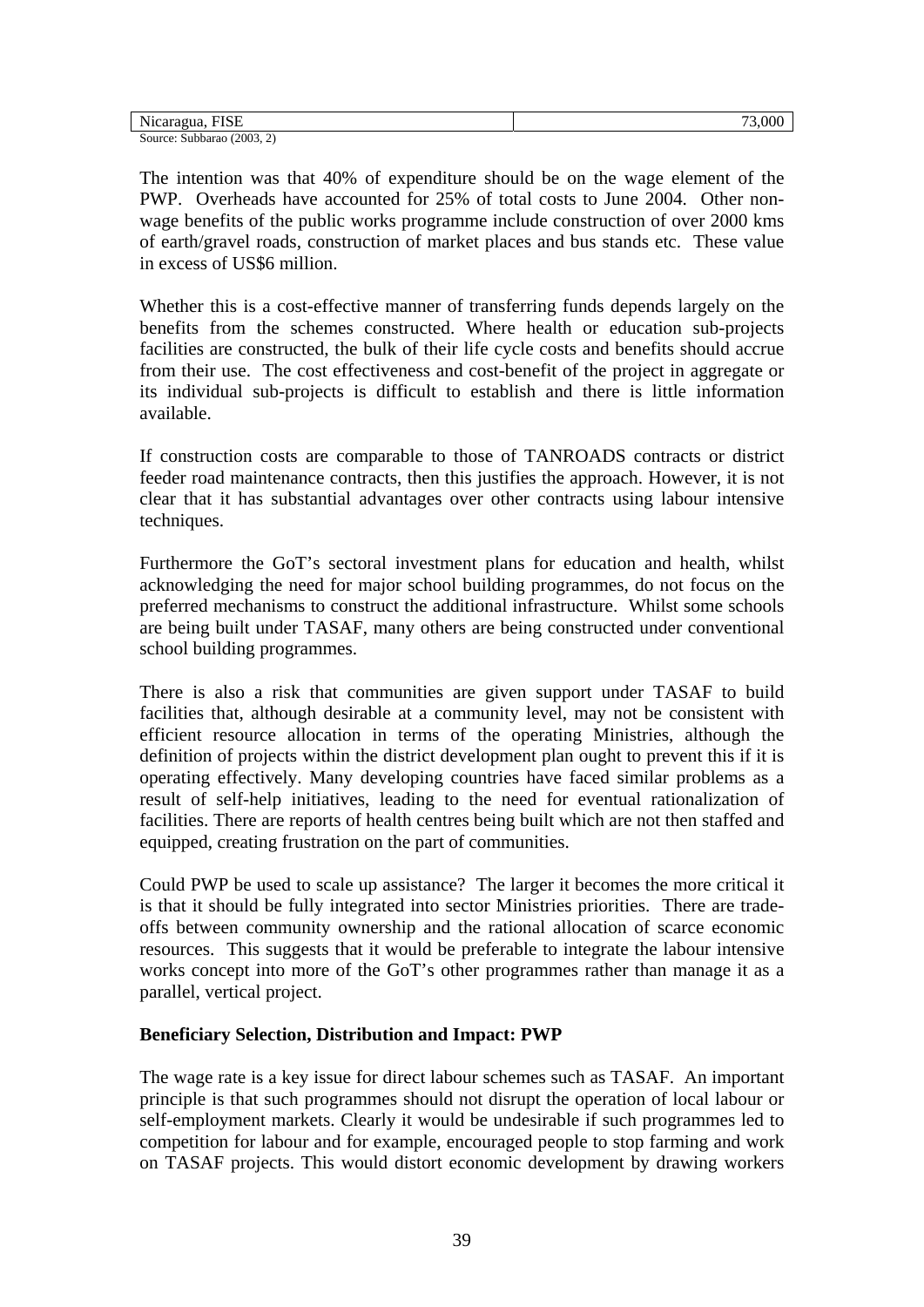| Nicaragua, FISE | 73,000 |
|---|---|

Source: Subbarao (2003, 2)

The intention was that 40% of expenditure should be on the wage element of the PWP. Overheads have accounted for 25% of total costs to June 2004. Other non-wage benefits of the public works programme include construction of over 2000 kms of earth/gravel roads, construction of market places and bus stands etc. These value in excess of US$6 million.

Whether this is a cost-effective manner of transferring funds depends largely on the benefits from the schemes constructed. Where health or education sub-projects facilities are constructed, the bulk of their life cycle costs and benefits should accrue from their use. The cost effectiveness and cost-benefit of the project in aggregate or its individual sub-projects is difficult to establish and there is little information available.

If construction costs are comparable to those of TANROADS contracts or district feeder road maintenance contracts, then this justifies the approach. However, it is not clear that it has substantial advantages over other contracts using labour intensive techniques.

Furthermore the GoT's sectoral investment plans for education and health, whilst acknowledging the need for major school building programmes, do not focus on the preferred mechanisms to construct the additional infrastructure. Whilst some schools are being built under TASAF, many others are being constructed under conventional school building programmes.

There is also a risk that communities are given support under TASAF to build facilities that, although desirable at a community level, may not be consistent with efficient resource allocation in terms of the operating Ministries, although the definition of projects within the district development plan ought to prevent this if it is operating effectively. Many developing countries have faced similar problems as a result of self-help initiatives, leading to the need for eventual rationalization of facilities. There are reports of health centres being built which are not then staffed and equipped, creating frustration on the part of communities.

Could PWP be used to scale up assistance? The larger it becomes the more critical it is that it should be fully integrated into sector Ministries priorities. There are trade-offs between community ownership and the rational allocation of scarce economic resources. This suggests that it would be preferable to integrate the labour intensive works concept into more of the GoT's other programmes rather than manage it as a parallel, vertical project.

**Beneficiary Selection, Distribution and Impact: PWP**

The wage rate is a key issue for direct labour schemes such as TASAF. An important principle is that such programmes should not disrupt the operation of local labour or self-employment markets. Clearly it would be undesirable if such programmes led to competition for labour and for example, encouraged people to stop farming and work on TASAF projects. This would distort economic development by drawing workers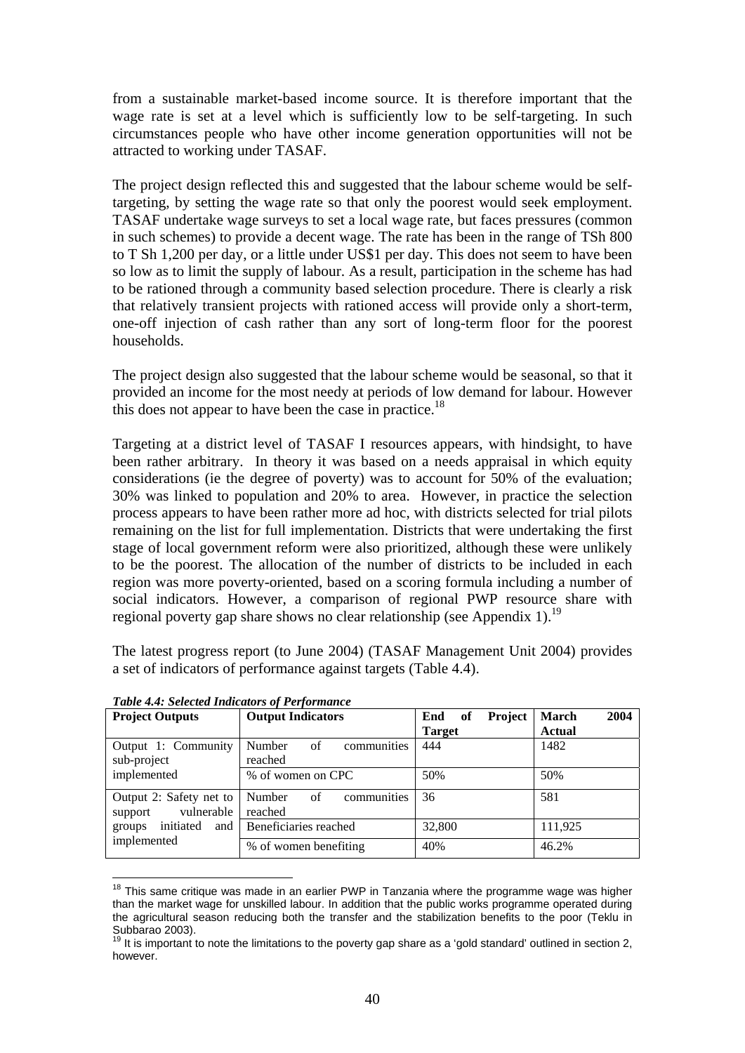from a sustainable market-based income source. It is therefore important that the wage rate is set at a level which is sufficiently low to be self-targeting. In such circumstances people who have other income generation opportunities will not be attracted to working under TASAF.

The project design reflected this and suggested that the labour scheme would be self-targeting, by setting the wage rate so that only the poorest would seek employment. TASAF undertake wage surveys to set a local wage rate, but faces pressures (common in such schemes) to provide a decent wage. The rate has been in the range of TSh 800 to T Sh 1,200 per day, or a little under US$1 per day. This does not seem to have been so low as to limit the supply of labour. As a result, participation in the scheme has had to be rationed through a community based selection procedure. There is clearly a risk that relatively transient projects with rationed access will provide only a short-term, one-off injection of cash rather than any sort of long-term floor for the poorest households.

The project design also suggested that the labour scheme would be seasonal, so that it provided an income for the most needy at periods of low demand for labour. However this does not appear to have been the case in practice.[18]

Targeting at a district level of TASAF I resources appears, with hindsight, to have been rather arbitrary. In theory it was based on a needs appraisal in which equity considerations (ie the degree of poverty) was to account for 50% of the evaluation; 30% was linked to population and 20% to area. However, in practice the selection process appears to have been rather more ad hoc, with districts selected for trial pilots remaining on the list for full implementation. Districts that were undertaking the first stage of local government reform were also prioritized, although these were unlikely to be the poorest. The allocation of the number of districts to be included in each region was more poverty-oriented, based on a scoring formula including a number of social indicators. However, a comparison of regional PWP resource share with regional poverty gap share shows no clear relationship (see Appendix 1).[19]

The latest progress report (to June 2004) (TASAF Management Unit 2004) provides a set of indicators of performance against targets (Table 4.4).

*Table 4.4: Selected Indicators of Performance*

| **Project Outputs** | **Output Indicators** | **End of Project Target** | **March 2004 Actual** |
|---|---|---|---|
| Output 1: Community sub-project implemented | Number of communities reached | 444 | 1482 |
| | % of women on CPC | 50% | 50% |
| Output 2: Safety net to support vulnerable groups initiated and implemented | Number of communities reached | 36 | 581 |
| | Beneficiaries reached | 32,800 | 111,925 |
| | % of women benefiting | 40% | 46.2% |

[18] This same critique was made in an earlier PWP in Tanzania where the programme wage was higher than the market wage for unskilled labour. In addition that the public works programme operated during the agricultural season reducing both the transfer and the stabilization benefits to the poor (Teklu in Subbarao 2003).

[19] It is important to note the limitations to the poverty gap share as a 'gold standard' outlined in section 2, however.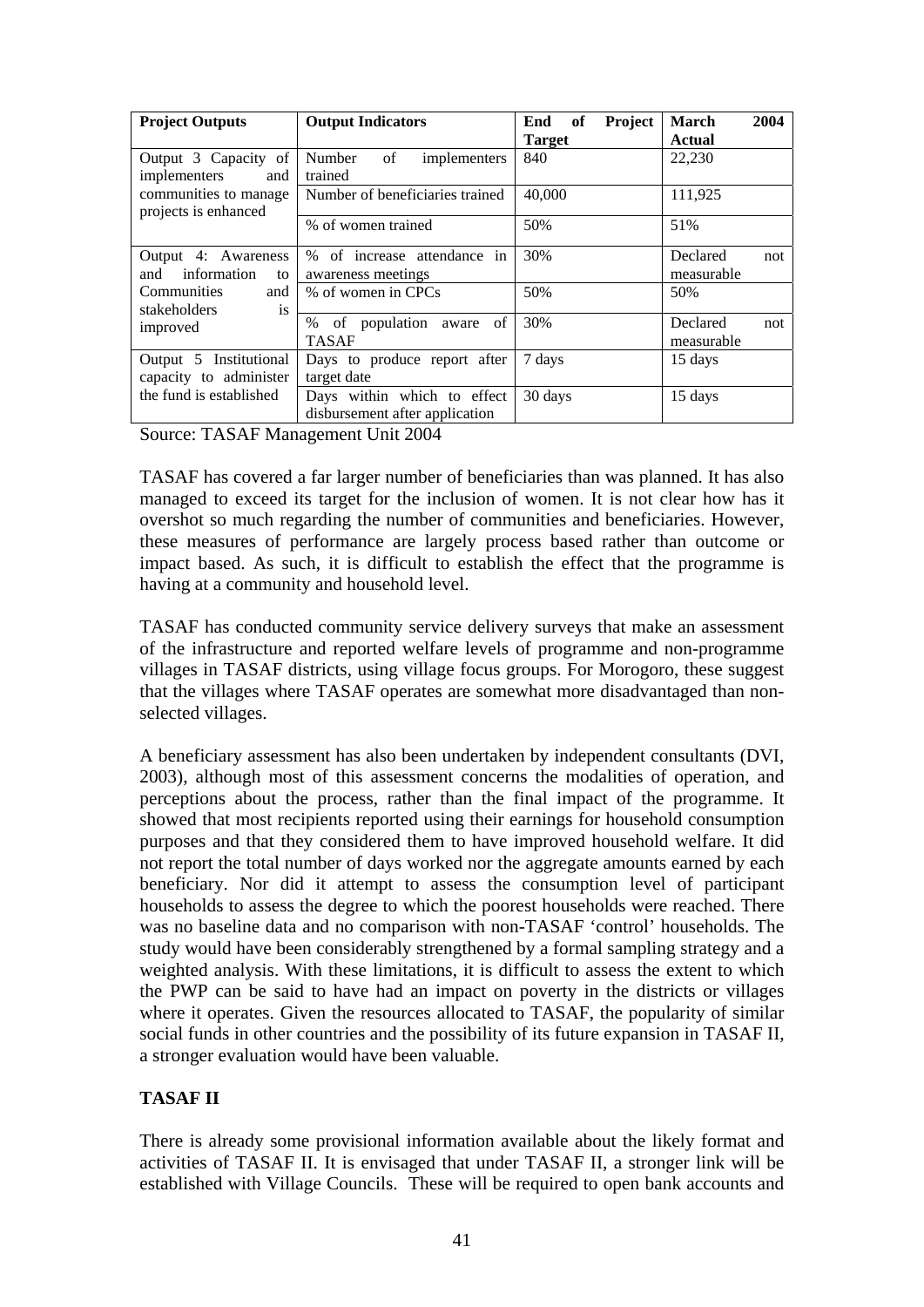| Project Outputs | Output Indicators | End of Project Target | March 2004 Actual |
|---|---|---|---|
| Output 3 Capacity of implementers and communities to manage projects is enhanced | Number of implementers trained | 840 | 22,230 |
| | Number of beneficiaries trained | 40,000 | 111,925 |
| | % of women trained | 50% | 51% |
| Output 4: Awareness and information to Communities and stakeholders is improved | % of increase attendance in awareness meetings | 30% | Declared not measurable |
| | % of women in CPCs | 50% | 50% |
| | % of population aware of TASAF | 30% | Declared not measurable |
| Output 5 Institutional capacity to administer the fund is established | Days to produce report after target date | 7 days | 15 days |
| | Days within which to effect disbursement after application | 30 days | 15 days |

Source: TASAF Management Unit 2004

TASAF has covered a far larger number of beneficiaries than was planned. It has also managed to exceed its target for the inclusion of women. It is not clear how has it overshot so much regarding the number of communities and beneficiaries. However, these measures of performance are largely process based rather than outcome or impact based. As such, it is difficult to establish the effect that the programme is having at a community and household level.

TASAF has conducted community service delivery surveys that make an assessment of the infrastructure and reported welfare levels of programme and non-programme villages in TASAF districts, using village focus groups. For Morogoro, these suggest that the villages where TASAF operates are somewhat more disadvantaged than non-selected villages.

A beneficiary assessment has also been undertaken by independent consultants (DVI, 2003), although most of this assessment concerns the modalities of operation, and perceptions about the process, rather than the final impact of the programme. It showed that most recipients reported using their earnings for household consumption purposes and that they considered them to have improved household welfare. It did not report the total number of days worked nor the aggregate amounts earned by each beneficiary. Nor did it attempt to assess the consumption level of participant households to assess the degree to which the poorest households were reached. There was no baseline data and no comparison with non-TASAF 'control' households. The study would have been considerably strengthened by a formal sampling strategy and a weighted analysis. With these limitations, it is difficult to assess the extent to which the PWP can be said to have had an impact on poverty in the districts or villages where it operates. Given the resources allocated to TASAF, the popularity of similar social funds in other countries and the possibility of its future expansion in TASAF II, a stronger evaluation would have been valuable.

**TASAF II**

There is already some provisional information available about the likely format and activities of TASAF II. It is envisaged that under TASAF II, a stronger link will be established with Village Councils. These will be required to open bank accounts and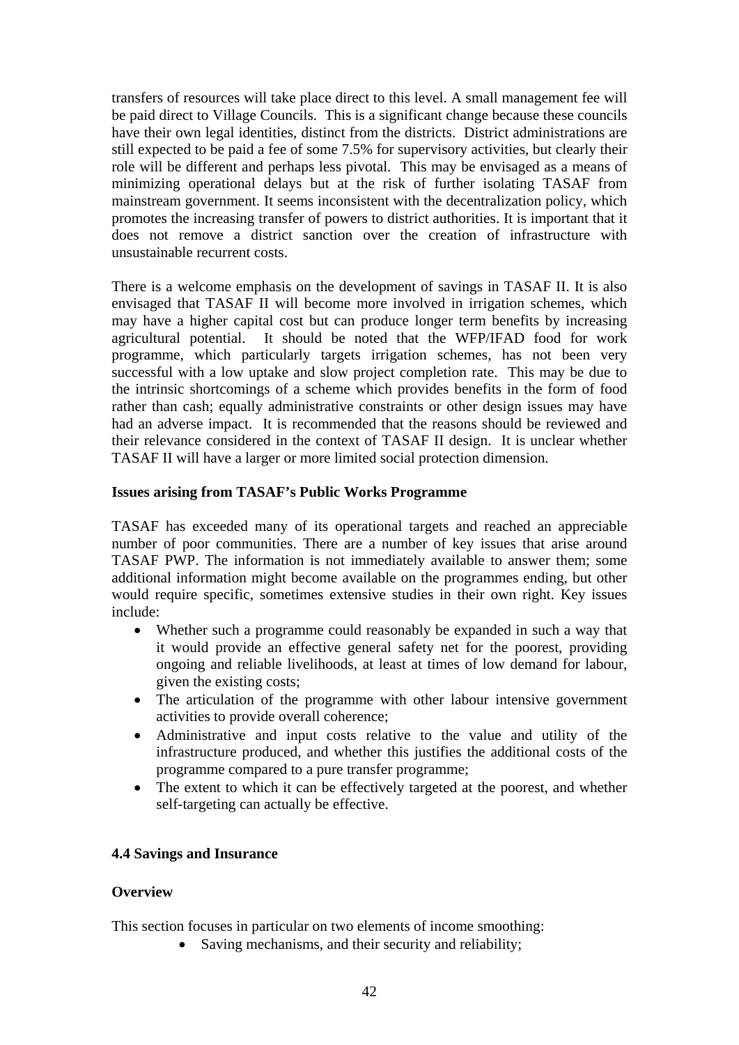transfers of resources will take place direct to this level. A small management fee will be paid direct to Village Councils. This is a significant change because these councils have their own legal identities, distinct from the districts. District administrations are still expected to be paid a fee of some 7.5% for supervisory activities, but clearly their role will be different and perhaps less pivotal. This may be envisaged as a means of minimizing operational delays but at the risk of further isolating TASAF from mainstream government. It seems inconsistent with the decentralization policy, which promotes the increasing transfer of powers to district authorities. It is important that it does not remove a district sanction over the creation of infrastructure with unsustainable recurrent costs.

There is a welcome emphasis on the development of savings in TASAF II. It is also envisaged that TASAF II will become more involved in irrigation schemes, which may have a higher capital cost but can produce longer term benefits by increasing agricultural potential. It should be noted that the WFP/IFAD food for work programme, which particularly targets irrigation schemes, has not been very successful with a low uptake and slow project completion rate. This may be due to the intrinsic shortcomings of a scheme which provides benefits in the form of food rather than cash; equally administrative constraints or other design issues may have had an adverse impact. It is recommended that the reasons should be reviewed and their relevance considered in the context of TASAF II design. It is unclear whether TASAF II will have a larger or more limited social protection dimension.

**Issues arising from TASAF's Public Works Programme**

TASAF has exceeded many of its operational targets and reached an appreciable number of poor communities. There are a number of key issues that arise around TASAF PWP. The information is not immediately available to answer them; some additional information might become available on the programmes ending, but other would require specific, sometimes extensive studies in their own right. Key issues include:

- Whether such a programme could reasonably be expanded in such a way that it would provide an effective general safety net for the poorest, providing ongoing and reliable livelihoods, at least at times of low demand for labour, given the existing costs;
- The articulation of the programme with other labour intensive government activities to provide overall coherence;
- Administrative and input costs relative to the value and utility of the infrastructure produced, and whether this justifies the additional costs of the programme compared to a pure transfer programme;
- The extent to which it can be effectively targeted at the poorest, and whether self-targeting can actually be effective.

**4.4 Savings and Insurance**

**Overview**

This section focuses in particular on two elements of income smoothing:

- Saving mechanisms, and their security and reliability;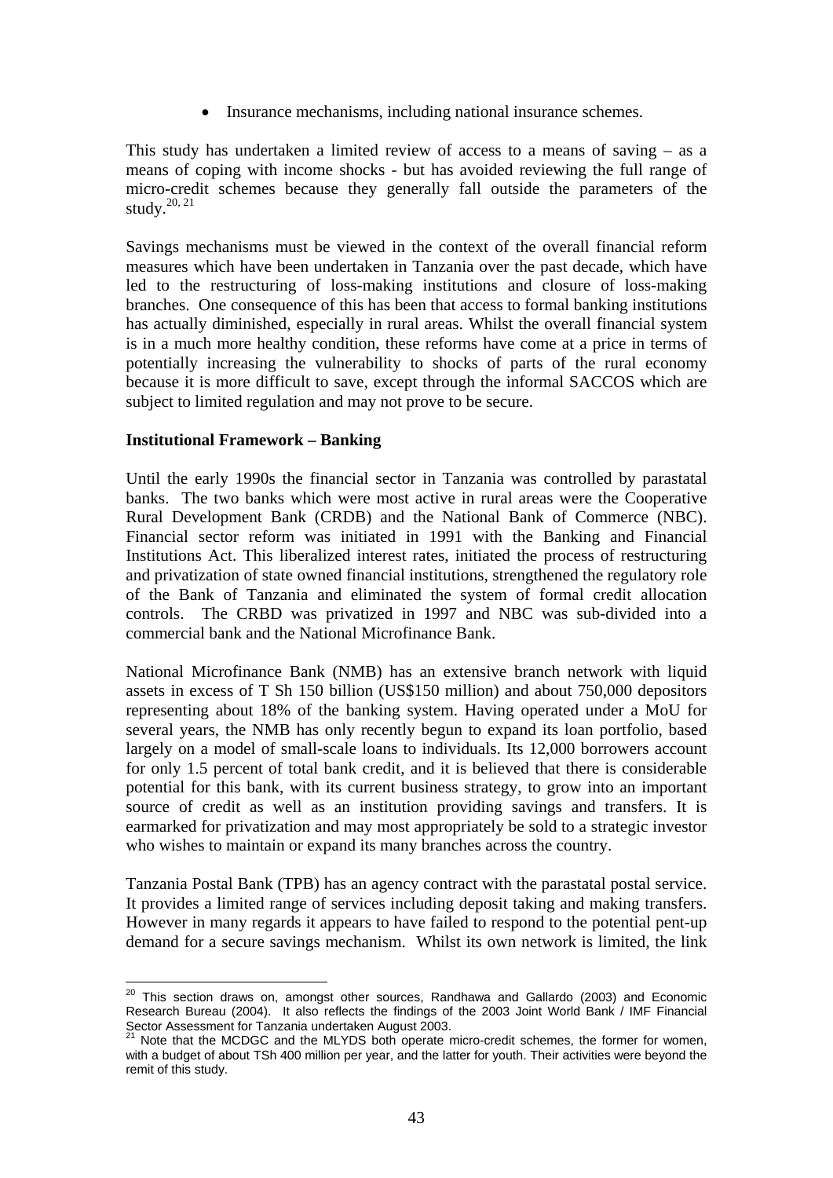- Insurance mechanisms, including national insurance schemes.

This study has undertaken a limited review of access to a means of saving – as a means of coping with income shocks - but has avoided reviewing the full range of micro-credit schemes because they generally fall outside the parameters of the study.[20, 21]

Savings mechanisms must be viewed in the context of the overall financial reform measures which have been undertaken in Tanzania over the past decade, which have led to the restructuring of loss-making institutions and closure of loss-making branches. One consequence of this has been that access to formal banking institutions has actually diminished, especially in rural areas. Whilst the overall financial system is in a much more healthy condition, these reforms have come at a price in terms of potentially increasing the vulnerability to shocks of parts of the rural economy because it is more difficult to save, except through the informal SACCOS which are subject to limited regulation and may not prove to be secure.

**Institutional Framework – Banking**

Until the early 1990s the financial sector in Tanzania was controlled by parastatal banks. The two banks which were most active in rural areas were the Cooperative Rural Development Bank (CRDB) and the National Bank of Commerce (NBC). Financial sector reform was initiated in 1991 with the Banking and Financial Institutions Act. This liberalized interest rates, initiated the process of restructuring and privatization of state owned financial institutions, strengthened the regulatory role of the Bank of Tanzania and eliminated the system of formal credit allocation controls. The CRBD was privatized in 1997 and NBC was sub-divided into a commercial bank and the National Microfinance Bank.

National Microfinance Bank (NMB) has an extensive branch network with liquid assets in excess of T Sh 150 billion (US$150 million) and about 750,000 depositors representing about 18% of the banking system. Having operated under a MoU for several years, the NMB has only recently begun to expand its loan portfolio, based largely on a model of small-scale loans to individuals. Its 12,000 borrowers account for only 1.5 percent of total bank credit, and it is believed that there is considerable potential for this bank, with its current business strategy, to grow into an important source of credit as well as an institution providing savings and transfers. It is earmarked for privatization and may most appropriately be sold to a strategic investor who wishes to maintain or expand its many branches across the country.

Tanzania Postal Bank (TPB) has an agency contract with the parastatal postal service. It provides a limited range of services including deposit taking and making transfers. However in many regards it appears to have failed to respond to the potential pent-up demand for a secure savings mechanism. Whilst its own network is limited, the link

---

[20] This section draws on, amongst other sources, Randhawa and Gallardo (2003) and Economic Research Bureau (2004). It also reflects the findings of the 2003 Joint World Bank / IMF Financial Sector Assessment for Tanzania undertaken August 2003.

[21] Note that the MCDGC and the MLYDS both operate micro-credit schemes, the former for women, with a budget of about TSh 400 million per year, and the latter for youth. Their activities were beyond the remit of this study.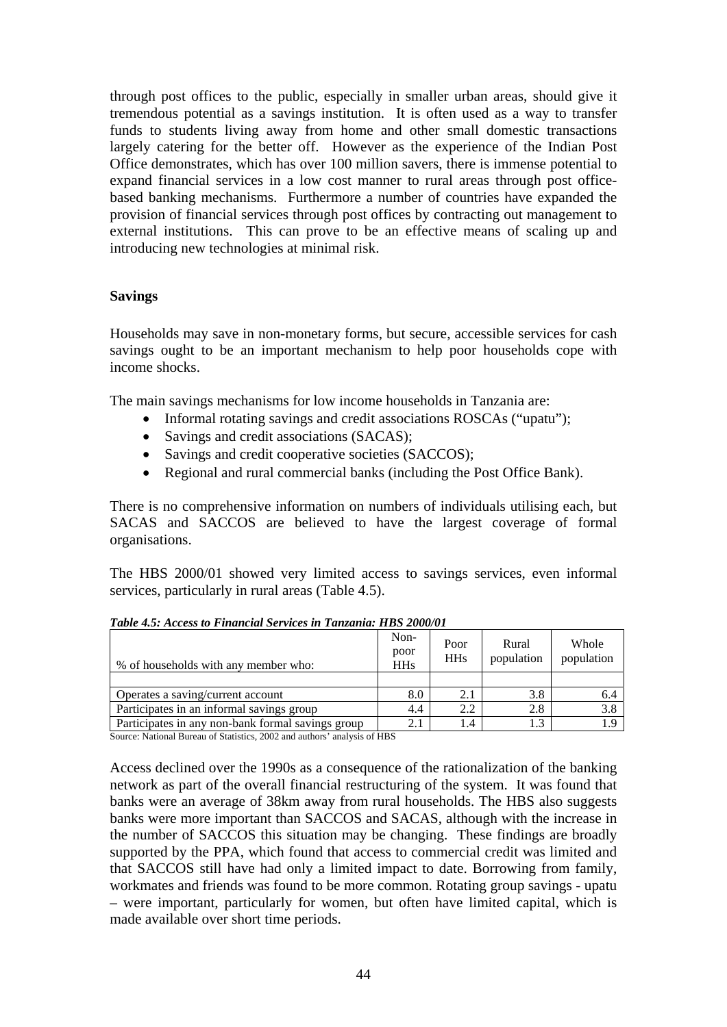through post offices to the public, especially in smaller urban areas, should give it tremendous potential as a savings institution. It is often used as a way to transfer funds to students living away from home and other small domestic transactions largely catering for the better off. However as the experience of the Indian Post Office demonstrates, which has over 100 million savers, there is immense potential to expand financial services in a low cost manner to rural areas through post office-based banking mechanisms. Furthermore a number of countries have expanded the provision of financial services through post offices by contracting out management to external institutions. This can prove to be an effective means of scaling up and introducing new technologies at minimal risk.

**Savings**

Households may save in non-monetary forms, but secure, accessible services for cash savings ought to be an important mechanism to help poor households cope with income shocks.

The main savings mechanisms for low income households in Tanzania are:

- Informal rotating savings and credit associations ROSCAs ("upatu");
- Savings and credit associations (SACAS);
- Savings and credit cooperative societies (SACCOS);
- Regional and rural commercial banks (including the Post Office Bank).

There is no comprehensive information on numbers of individuals utilising each, but SACAS and SACCOS are believed to have the largest coverage of formal organisations.

The HBS 2000/01 showed very limited access to savings services, even informal services, particularly in rural areas (Table 4.5).

***Table 4.5: Access to Financial Services in Tanzania: HBS 2000/01***

| % of households with any member who: | Non-poor HHs | Poor HHs | Rural population | Whole population |
|---|---|---|---|---|
| | | | | |
| Operates a saving/current account | 8.0 | 2.1 | 3.8 | 6.4 |
| Participates in an informal savings group | 4.4 | 2.2 | 2.8 | 3.8 |
| Participates in any non-bank formal savings group | 2.1 | 1.4 | 1.3 | 1.9 |

Source: National Bureau of Statistics, 2002 and authors' analysis of HBS

Access declined over the 1990s as a consequence of the rationalization of the banking network as part of the overall financial restructuring of the system. It was found that banks were an average of 38km away from rural households. The HBS also suggests banks were more important than SACCOS and SACAS, although with the increase in the number of SACCOS this situation may be changing. These findings are broadly supported by the PPA, which found that access to commercial credit was limited and that SACCOS still have had only a limited impact to date. Borrowing from family, workmates and friends was found to be more common. Rotating group savings - upatu – were important, particularly for women, but often have limited capital, which is made available over short time periods.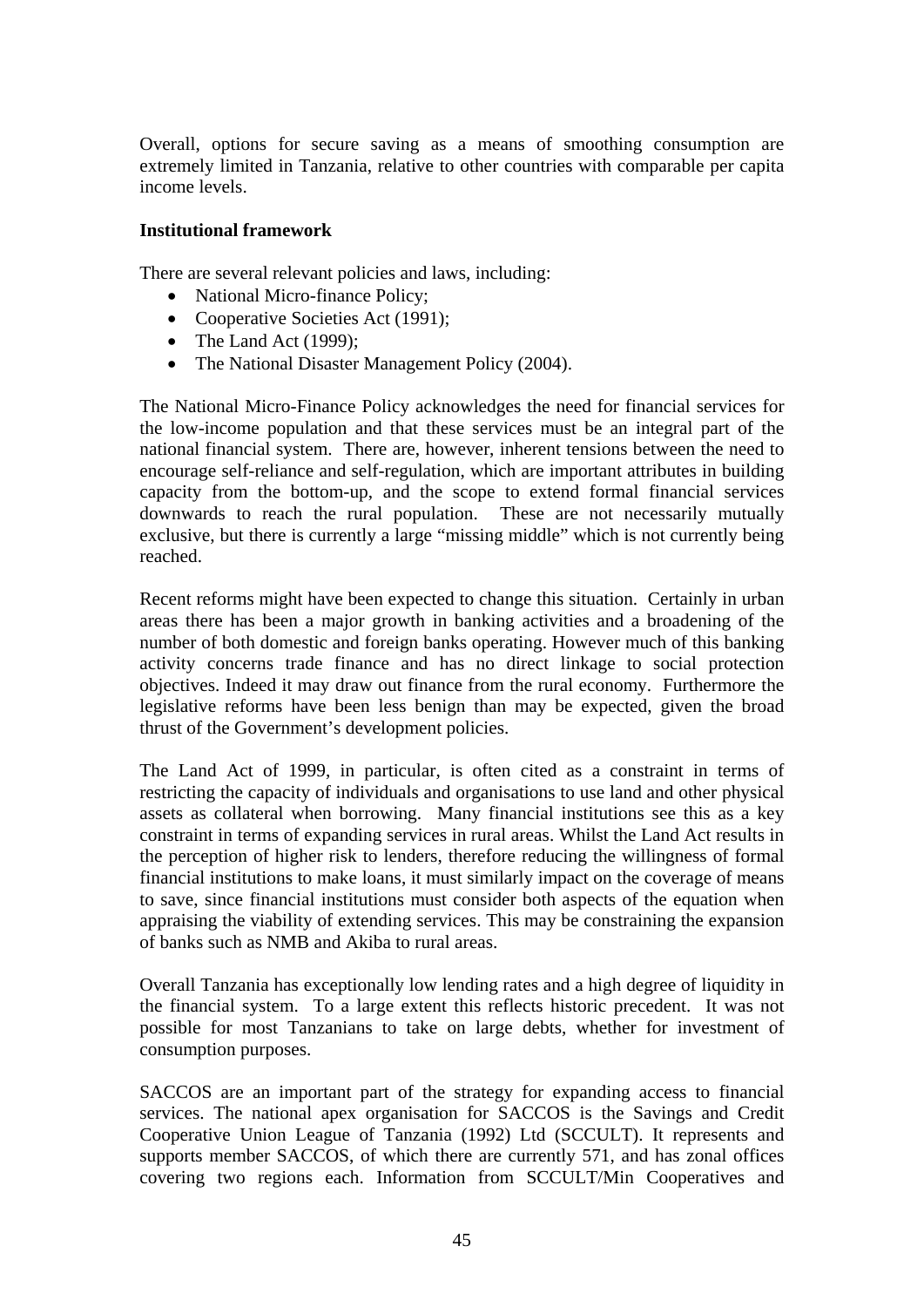Overall, options for secure saving as a means of smoothing consumption are extremely limited in Tanzania, relative to other countries with comparable per capita income levels.

**Institutional framework**

There are several relevant policies and laws, including:

- National Micro-finance Policy;
- Cooperative Societies Act (1991);
- The Land Act (1999);
- The National Disaster Management Policy (2004).

The National Micro-Finance Policy acknowledges the need for financial services for the low-income population and that these services must be an integral part of the national financial system. There are, however, inherent tensions between the need to encourage self-reliance and self-regulation, which are important attributes in building capacity from the bottom-up, and the scope to extend formal financial services downwards to reach the rural population. These are not necessarily mutually exclusive, but there is currently a large "missing middle" which is not currently being reached.

Recent reforms might have been expected to change this situation. Certainly in urban areas there has been a major growth in banking activities and a broadening of the number of both domestic and foreign banks operating. However much of this banking activity concerns trade finance and has no direct linkage to social protection objectives. Indeed it may draw out finance from the rural economy. Furthermore the legislative reforms have been less benign than may be expected, given the broad thrust of the Government's development policies.

The Land Act of 1999, in particular, is often cited as a constraint in terms of restricting the capacity of individuals and organisations to use land and other physical assets as collateral when borrowing. Many financial institutions see this as a key constraint in terms of expanding services in rural areas. Whilst the Land Act results in the perception of higher risk to lenders, therefore reducing the willingness of formal financial institutions to make loans, it must similarly impact on the coverage of means to save, since financial institutions must consider both aspects of the equation when appraising the viability of extending services. This may be constraining the expansion of banks such as NMB and Akiba to rural areas.

Overall Tanzania has exceptionally low lending rates and a high degree of liquidity in the financial system. To a large extent this reflects historic precedent. It was not possible for most Tanzanians to take on large debts, whether for investment of consumption purposes.

SACCOS are an important part of the strategy for expanding access to financial services. The national apex organisation for SACCOS is the Savings and Credit Cooperative Union League of Tanzania (1992) Ltd (SCCULT). It represents and supports member SACCOS, of which there are currently 571, and has zonal offices covering two regions each. Information from SCCULT/Min Cooperatives and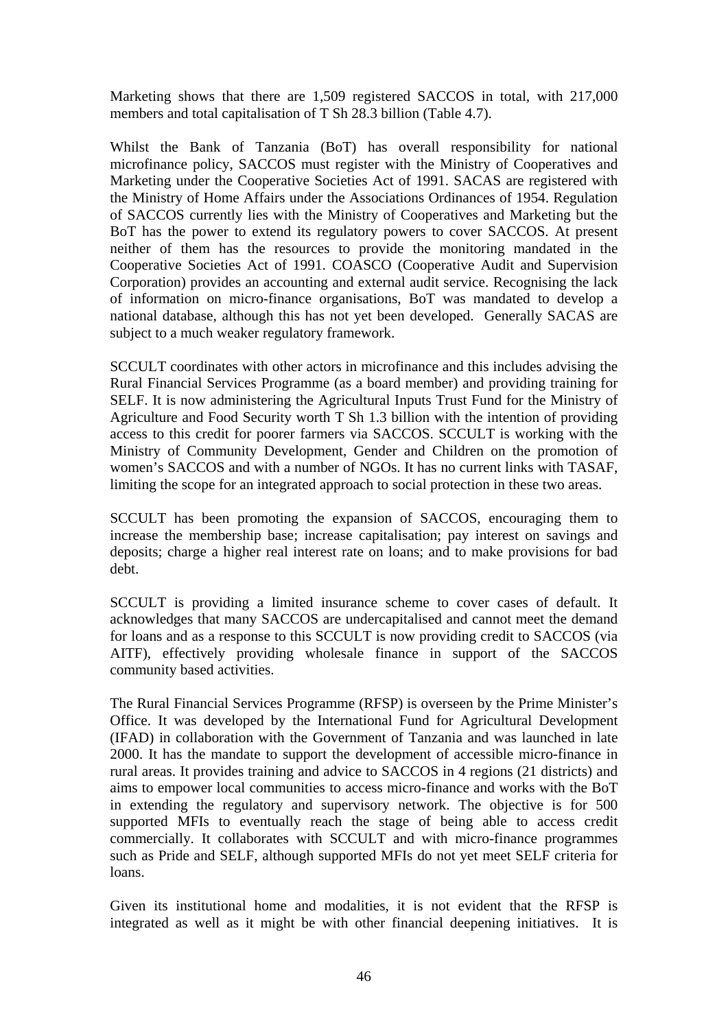Marketing shows that there are 1,509 registered SACCOS in total, with 217,000 members and total capitalisation of T Sh 28.3 billion (Table 4.7).

Whilst the Bank of Tanzania (BoT) has overall responsibility for national microfinance policy, SACCOS must register with the Ministry of Cooperatives and Marketing under the Cooperative Societies Act of 1991. SACAS are registered with the Ministry of Home Affairs under the Associations Ordinances of 1954. Regulation of SACCOS currently lies with the Ministry of Cooperatives and Marketing but the BoT has the power to extend its regulatory powers to cover SACCOS. At present neither of them has the resources to provide the monitoring mandated in the Cooperative Societies Act of 1991. COASCO (Cooperative Audit and Supervision Corporation) provides an accounting and external audit service. Recognising the lack of information on micro-finance organisations, BoT was mandated to develop a national database, although this has not yet been developed. Generally SACAS are subject to a much weaker regulatory framework.

SCCULT coordinates with other actors in microfinance and this includes advising the Rural Financial Services Programme (as a board member) and providing training for SELF. It is now administering the Agricultural Inputs Trust Fund for the Ministry of Agriculture and Food Security worth T Sh 1.3 billion with the intention of providing access to this credit for poorer farmers via SACCOS. SCCULT is working with the Ministry of Community Development, Gender and Children on the promotion of women's SACCOS and with a number of NGOs. It has no current links with TASAF, limiting the scope for an integrated approach to social protection in these two areas.

SCCULT has been promoting the expansion of SACCOS, encouraging them to increase the membership base; increase capitalisation; pay interest on savings and deposits; charge a higher real interest rate on loans; and to make provisions for bad debt.

SCCULT is providing a limited insurance scheme to cover cases of default. It acknowledges that many SACCOS are undercapitalised and cannot meet the demand for loans and as a response to this SCCULT is now providing credit to SACCOS (via AITF), effectively providing wholesale finance in support of the SACCOS community based activities.

The Rural Financial Services Programme (RFSP) is overseen by the Prime Minister's Office. It was developed by the International Fund for Agricultural Development (IFAD) in collaboration with the Government of Tanzania and was launched in late 2000. It has the mandate to support the development of accessible micro-finance in rural areas. It provides training and advice to SACCOS in 4 regions (21 districts) and aims to empower local communities to access micro-finance and works with the BoT in extending the regulatory and supervisory network. The objective is for 500 supported MFIs to eventually reach the stage of being able to access credit commercially. It collaborates with SCCULT and with micro-finance programmes such as Pride and SELF, although supported MFIs do not yet meet SELF criteria for loans.

Given its institutional home and modalities, it is not evident that the RFSP is integrated as well as it might be with other financial deepening initiatives. It is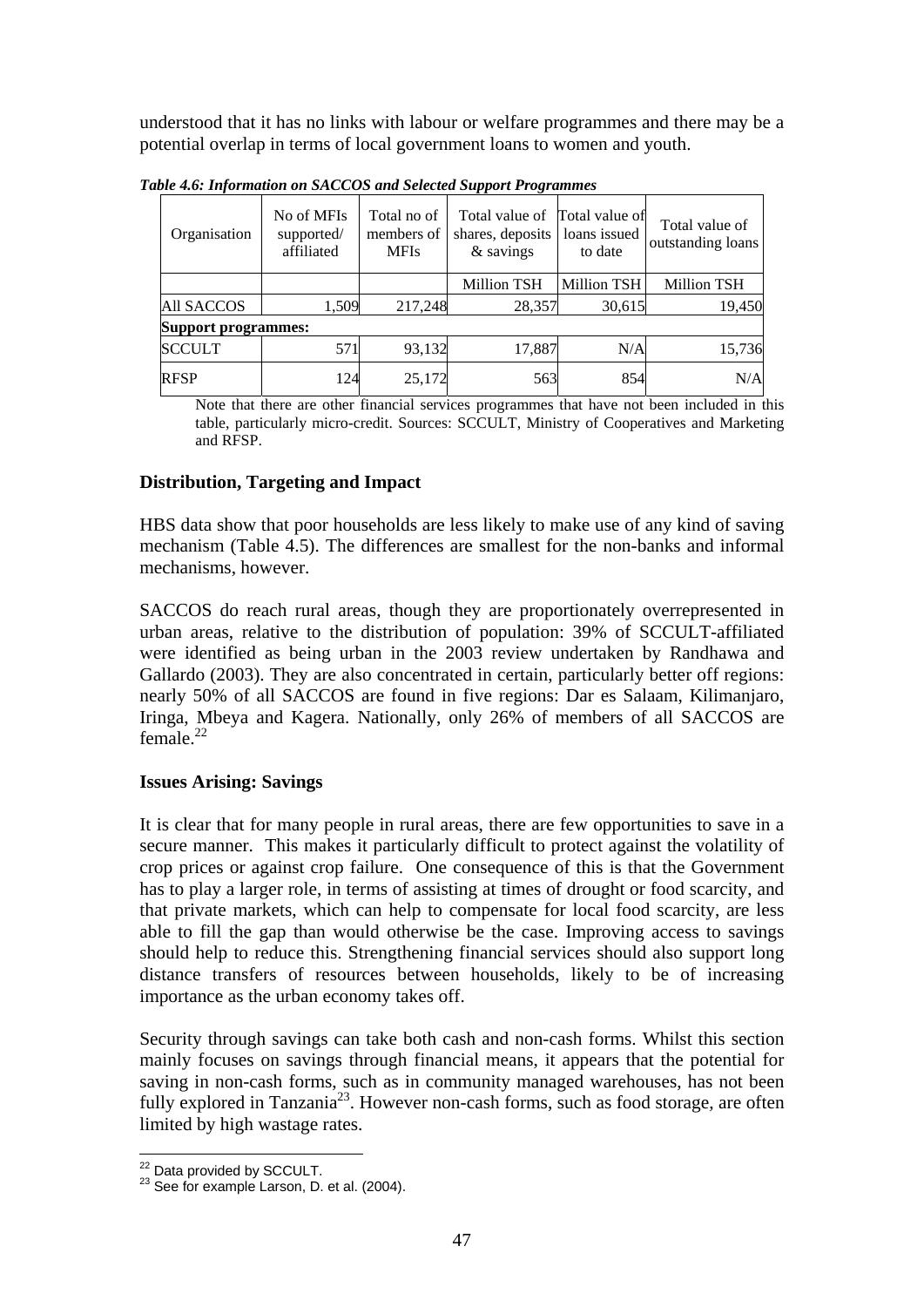understood that it has no links with labour or welfare programmes and there may be a potential overlap in terms of local government loans to women and youth.

***Table 4.6: Information on SACCOS and Selected Support Programmes***

| Organisation | No of MFIs supported/ affiliated | Total no of members of MFIs | Total value of shares, deposits & savings | Total value of loans issued to date | Total value of outstanding loans |
|---|---|---|---|---|---|
| | | | Million TSH | Million TSH | Million TSH |
| All SACCOS | 1,509 | 217,248 | 28,357 | 30,615 | 19,450 |
| **Support programmes:** | | | | | |
| SCCULT | 571 | 93,132 | 17,887 | N/A | 15,736 |
| RFSP | 124 | 25,172 | 563 | 854 | N/A |

Note that there are other financial services programmes that have not been included in this table, particularly micro-credit. Sources: SCCULT, Ministry of Cooperatives and Marketing and RFSP.

### Distribution, Targeting and Impact

HBS data show that poor households are less likely to make use of any kind of saving mechanism (Table 4.5). The differences are smallest for the non-banks and informal mechanisms, however.

SACCOS do reach rural areas, though they are proportionately overrepresented in urban areas, relative to the distribution of population: 39% of SCCULT-affiliated were identified as being urban in the 2003 review undertaken by Randhawa and Gallardo (2003). They are also concentrated in certain, particularly better off regions: nearly 50% of all SACCOS are found in five regions: Dar es Salaam, Kilimanjaro, Iringa, Mbeya and Kagera. Nationally, only 26% of members of all SACCOS are female.[22]

### Issues Arising: Savings

It is clear that for many people in rural areas, there are few opportunities to save in a secure manner. This makes it particularly difficult to protect against the volatility of crop prices or against crop failure. One consequence of this is that the Government has to play a larger role, in terms of assisting at times of drought or food scarcity, and that private markets, which can help to compensate for local food scarcity, are less able to fill the gap than would otherwise be the case. Improving access to savings should help to reduce this. Strengthening financial services should also support long distance transfers of resources between households, likely to be of increasing importance as the urban economy takes off.

Security through savings can take both cash and non-cash forms. Whilst this section mainly focuses on savings through financial means, it appears that the potential for saving in non-cash forms, such as in community managed warehouses, has not been fully explored in Tanzania[23]. However non-cash forms, such as food storage, are often limited by high wastage rates.

---

[22] Data provided by SCCULT.

[23] See for example Larson, D. et al. (2004).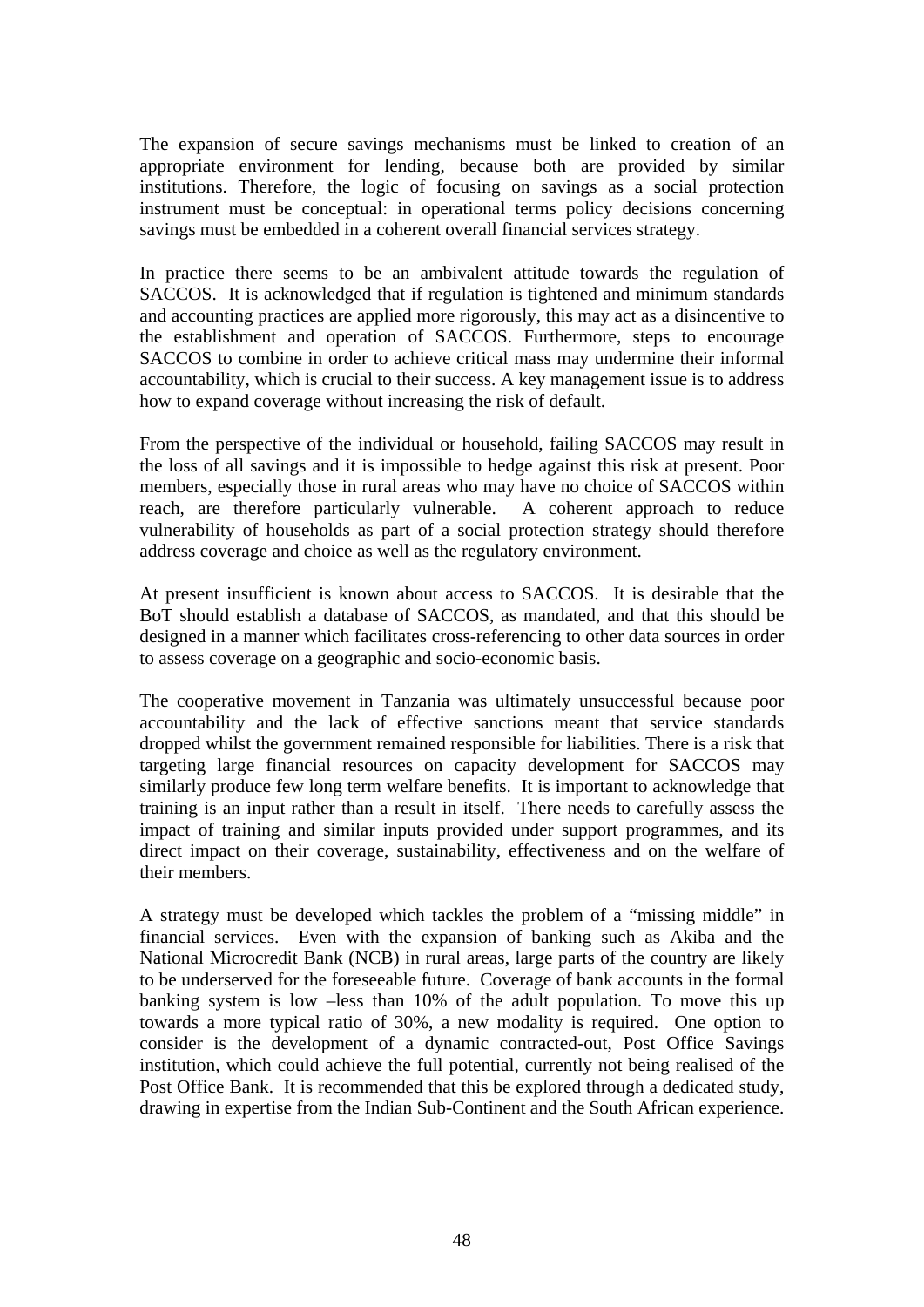The expansion of secure savings mechanisms must be linked to creation of an appropriate environment for lending, because both are provided by similar institutions. Therefore, the logic of focusing on savings as a social protection instrument must be conceptual: in operational terms policy decisions concerning savings must be embedded in a coherent overall financial services strategy.

In practice there seems to be an ambivalent attitude towards the regulation of SACCOS. It is acknowledged that if regulation is tightened and minimum standards and accounting practices are applied more rigorously, this may act as a disincentive to the establishment and operation of SACCOS. Furthermore, steps to encourage SACCOS to combine in order to achieve critical mass may undermine their informal accountability, which is crucial to their success. A key management issue is to address how to expand coverage without increasing the risk of default.

From the perspective of the individual or household, failing SACCOS may result in the loss of all savings and it is impossible to hedge against this risk at present. Poor members, especially those in rural areas who may have no choice of SACCOS within reach, are therefore particularly vulnerable. A coherent approach to reduce vulnerability of households as part of a social protection strategy should therefore address coverage and choice as well as the regulatory environment.

At present insufficient is known about access to SACCOS. It is desirable that the BoT should establish a database of SACCOS, as mandated, and that this should be designed in a manner which facilitates cross-referencing to other data sources in order to assess coverage on a geographic and socio-economic basis.

The cooperative movement in Tanzania was ultimately unsuccessful because poor accountability and the lack of effective sanctions meant that service standards dropped whilst the government remained responsible for liabilities. There is a risk that targeting large financial resources on capacity development for SACCOS may similarly produce few long term welfare benefits. It is important to acknowledge that training is an input rather than a result in itself. There needs to carefully assess the impact of training and similar inputs provided under support programmes, and its direct impact on their coverage, sustainability, effectiveness and on the welfare of their members.

A strategy must be developed which tackles the problem of a "missing middle" in financial services. Even with the expansion of banking such as Akiba and the National Microcredit Bank (NCB) in rural areas, large parts of the country are likely to be underserved for the foreseeable future. Coverage of bank accounts in the formal banking system is low –less than 10% of the adult population. To move this up towards a more typical ratio of 30%, a new modality is required. One option to consider is the development of a dynamic contracted-out, Post Office Savings institution, which could achieve the full potential, currently not being realised of the Post Office Bank. It is recommended that this be explored through a dedicated study, drawing in expertise from the Indian Sub-Continent and the South African experience.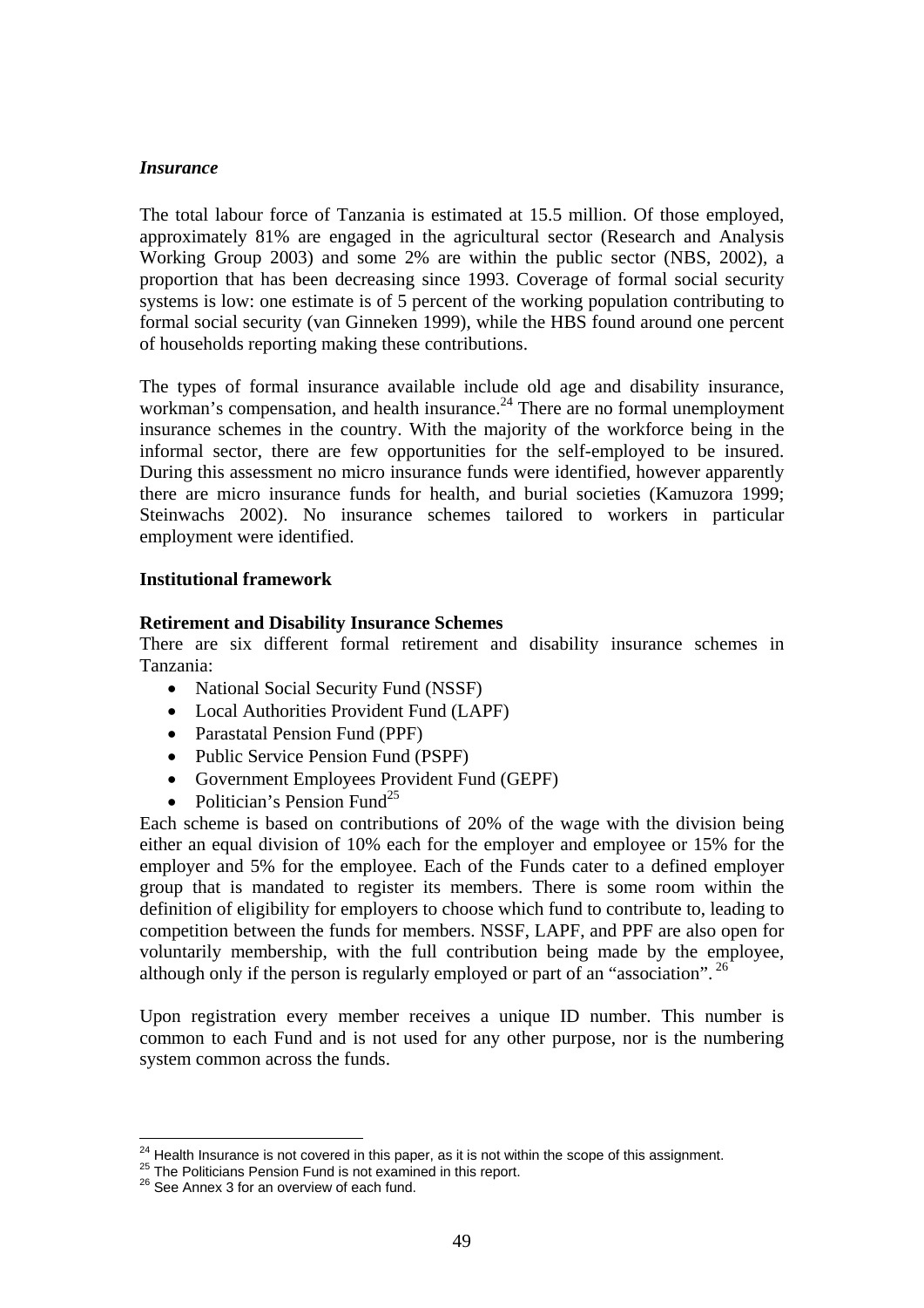*Insurance*

The total labour force of Tanzania is estimated at 15.5 million. Of those employed, approximately 81% are engaged in the agricultural sector (Research and Analysis Working Group 2003) and some 2% are within the public sector (NBS, 2002), a proportion that has been decreasing since 1993. Coverage of formal social security systems is low: one estimate is of 5 percent of the working population contributing to formal social security (van Ginneken 1999), while the HBS found around one percent of households reporting making these contributions.

The types of formal insurance available include old age and disability insurance, workman's compensation, and health insurance.[24] There are no formal unemployment insurance schemes in the country. With the majority of the workforce being in the informal sector, there are few opportunities for the self-employed to be insured. During this assessment no micro insurance funds were identified, however apparently there are micro insurance funds for health, and burial societies (Kamuzora 1999; Steinwachs 2002). No insurance schemes tailored to workers in particular employment were identified.

**Institutional framework**

**Retirement and Disability Insurance Schemes**

There are six different formal retirement and disability insurance schemes in Tanzania:

- National Social Security Fund (NSSF)
- Local Authorities Provident Fund (LAPF)
- Parastatal Pension Fund (PPF)
- Public Service Pension Fund (PSPF)
- Government Employees Provident Fund (GEPF)
- Politician's Pension Fund[25]

Each scheme is based on contributions of 20% of the wage with the division being either an equal division of 10% each for the employer and employee or 15% for the employer and 5% for the employee. Each of the Funds cater to a defined employer group that is mandated to register its members. There is some room within the definition of eligibility for employers to choose which fund to contribute to, leading to competition between the funds for members. NSSF, LAPF, and PPF are also open for voluntarily membership, with the full contribution being made by the employee, although only if the person is regularly employed or part of an "association". [26]

Upon registration every member receives a unique ID number. This number is common to each Fund and is not used for any other purpose, nor is the numbering system common across the funds.

[24] Health Insurance is not covered in this paper, as it is not within the scope of this assignment.
[25] The Politicians Pension Fund is not examined in this report.
[26] See Annex 3 for an overview of each fund.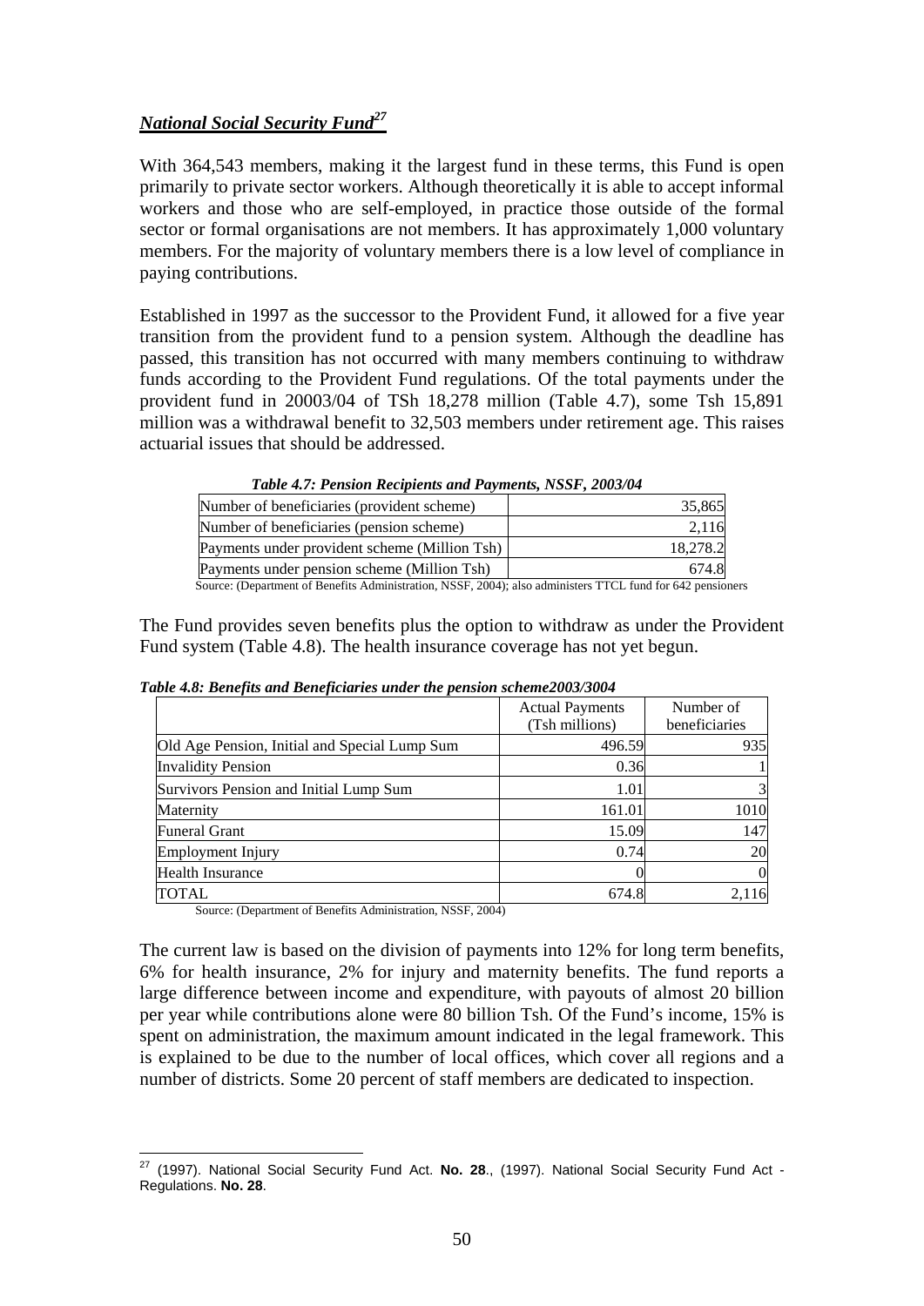## ***National Social Security Fund***[27]

With 364,543 members, making it the largest fund in these terms, this Fund is open primarily to private sector workers. Although theoretically it is able to accept informal workers and those who are self-employed, in practice those outside of the formal sector or formal organisations are not members. It has approximately 1,000 voluntary members. For the majority of voluntary members there is a low level of compliance in paying contributions.

Established in 1997 as the successor to the Provident Fund, it allowed for a five year transition from the provident fund to a pension system. Although the deadline has passed, this transition has not occurred with many members continuing to withdraw funds according to the Provident Fund regulations. Of the total payments under the provident fund in 20003/04 of TSh 18,278 million (Table 4.7), some Tsh 15,891 million was a withdrawal benefit to 32,503 members under retirement age. This raises actuarial issues that should be addressed.

***Table 4.7: Pension Recipients and Payments, NSSF, 2003/04***

| | |
|---|---|
| Number of beneficiaries (provident scheme) | 35,865 |
| Number of beneficiaries (pension scheme) | 2,116 |
| Payments under provident scheme (Million Tsh) | 18,278.2 |
| Payments under pension scheme (Million Tsh) | 674.8 |

Source: (Department of Benefits Administration, NSSF, 2004); also administers TTCL fund for 642 pensioners

The Fund provides seven benefits plus the option to withdraw as under the Provident Fund system (Table 4.8). The health insurance coverage has not yet begun.

***Table 4.8: Benefits and Beneficiaries under the pension scheme2003/3004***

| | Actual Payments (Tsh millions) | Number of beneficiaries |
|---|---|---|
| Old Age Pension, Initial and Special Lump Sum | 496.59 | 935 |
| Invalidity Pension | 0.36 | 1 |
| Survivors Pension and Initial Lump Sum | 1.01 | 3 |
| Maternity | 161.01 | 1010 |
| Funeral Grant | 15.09 | 147 |
| Employment Injury | 0.74 | 20 |
| Health Insurance | 0 | 0 |
| TOTAL | 674.8 | 2,116 |

Source: (Department of Benefits Administration, NSSF, 2004)

The current law is based on the division of payments into 12% for long term benefits, 6% for health insurance, 2% for injury and maternity benefits. The fund reports a large difference between income and expenditure, with payouts of almost 20 billion per year while contributions alone were 80 billion Tsh. Of the Fund's income, 15% is spent on administration, the maximum amount indicated in the legal framework. This is explained to be due to the number of local offices, which cover all regions and a number of districts. Some 20 percent of staff members are dedicated to inspection.

---

[27] (1997). National Social Security Fund Act. **No. 28**., (1997). National Social Security Fund Act - Regulations. **No. 28**.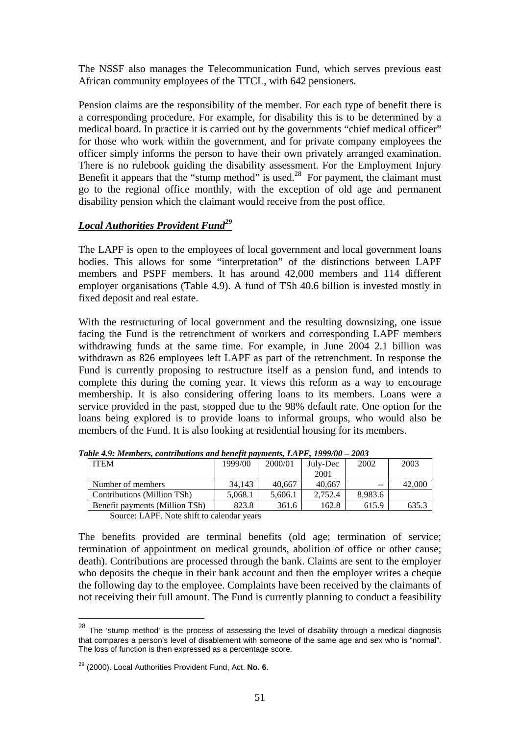The NSSF also manages the Telecommunication Fund, which serves previous east African community employees of the TTCL, with 642 pensioners.

Pension claims are the responsibility of the member. For each type of benefit there is a corresponding procedure. For example, for disability this is to be determined by a medical board. In practice it is carried out by the governments "chief medical officer" for those who work within the government, and for private company employees the officer simply informs the person to have their own privately arranged examination. There is no rulebook guiding the disability assessment. For the Employment Injury Benefit it appears that the "stump method" is used.[28] For payment, the claimant must go to the regional office monthly, with the exception of old age and permanent disability pension which the claimant would receive from the post office.

## ***Local Authorities Provident Fund***[29]

The LAPF is open to the employees of local government and local government loans bodies. This allows for some "interpretation" of the distinctions between LAPF members and PSPF members. It has around 42,000 members and 114 different employer organisations (Table 4.9). A fund of TSh 40.6 billion is invested mostly in fixed deposit and real estate.

With the restructuring of local government and the resulting downsizing, one issue facing the Fund is the retrenchment of workers and corresponding LAPF members withdrawing funds at the same time. For example, in June 2004 2.1 billion was withdrawn as 826 employees left LAPF as part of the retrenchment. In response the Fund is currently proposing to restructure itself as a pension fund, and intends to complete this during the coming year. It views this reform as a way to encourage membership. It is also considering offering loans to its members. Loans were a service provided in the past, stopped due to the 98% default rate. One option for the loans being explored is to provide loans to informal groups, who would also be members of the Fund. It is also looking at residential housing for its members.

***Table 4.9: Members, contributions and benefit payments, LAPF, 1999/00 – 2003***

| ITEM | 1999/00 | 2000/01 | July-Dec 2001 | 2002 | 2003 |
|---|---|---|---|---|---|
| Number of members | 34,143 | 40,667 | 40,667 | -- | 42,000 |
| Contributions (Million TSh) | 5,068.1 | 5,606.1 | 2,752.4 | 8,983.6 | |
| Benefit payments (Million TSh) | 823.8 | 361.6 | 162.8 | 615.9 | 635.3 |

Source: LAPF. Note shift to calendar years

The benefits provided are terminal benefits (old age; termination of service; termination of appointment on medical grounds, abolition of office or other cause; death). Contributions are processed through the bank. Claims are sent to the employer who deposits the cheque in their bank account and then the employer writes a cheque the following day to the employee. Complaints have been received by the claimants of not receiving their full amount. The Fund is currently planning to conduct a feasibility

---

[28] The 'stump method' is the process of assessing the level of disability through a medical diagnosis that compares a person's level of disablement with someone of the same age and sex who is "normal". The loss of function is then expressed as a percentage score.

[29] (2000). Local Authorities Provident Fund, Act. **No. 6**.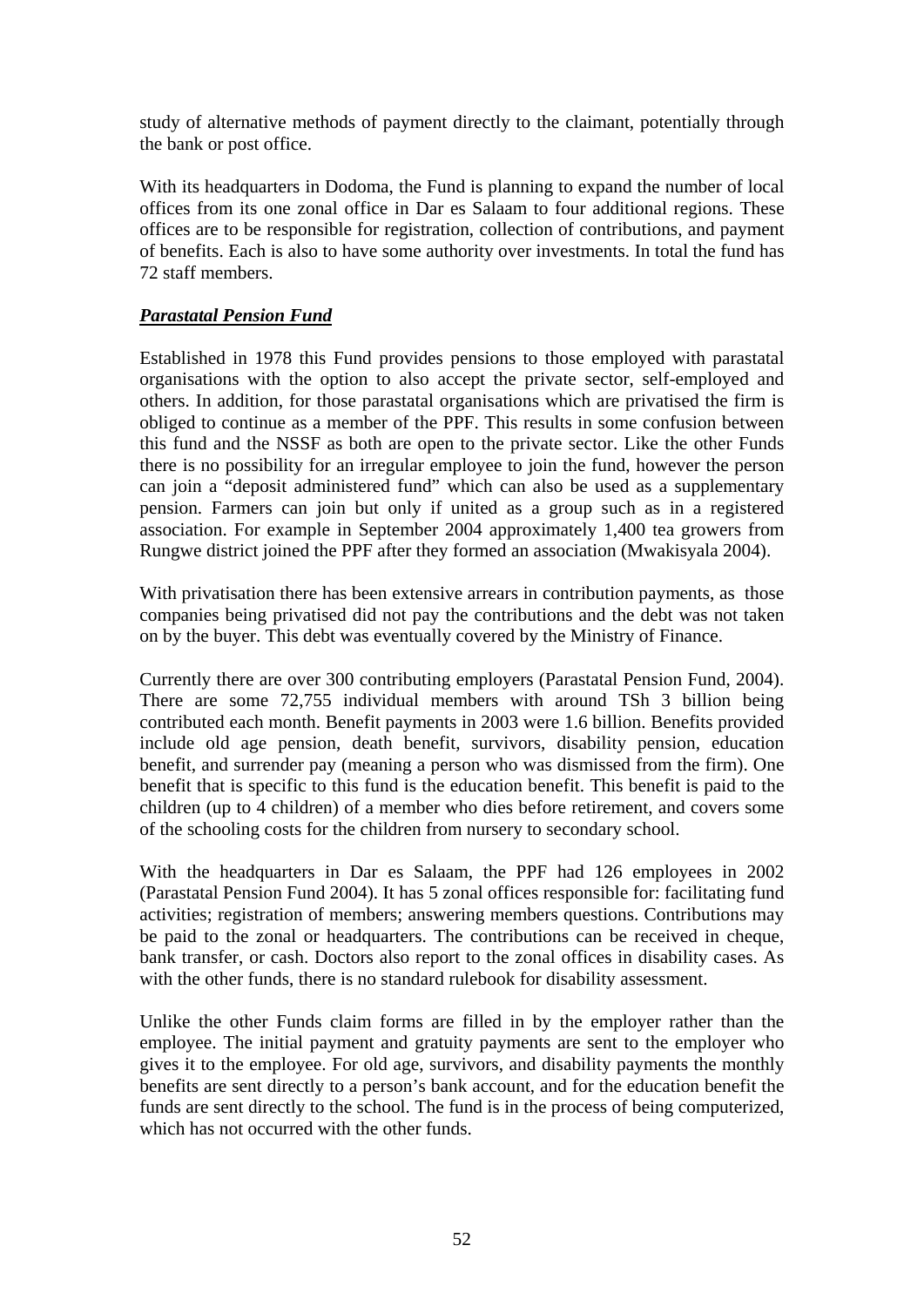study of alternative methods of payment directly to the claimant, potentially through the bank or post office.

With its headquarters in Dodoma, the Fund is planning to expand the number of local offices from its one zonal office in Dar es Salaam to four additional regions. These offices are to be responsible for registration, collection of contributions, and payment of benefits. Each is also to have some authority over investments. In total the fund has 72 staff members.

***Parastatal Pension Fund***

Established in 1978 this Fund provides pensions to those employed with parastatal organisations with the option to also accept the private sector, self-employed and others. In addition, for those parastatal organisations which are privatised the firm is obliged to continue as a member of the PPF. This results in some confusion between this fund and the NSSF as both are open to the private sector. Like the other Funds there is no possibility for an irregular employee to join the fund, however the person can join a "deposit administered fund" which can also be used as a supplementary pension. Farmers can join but only if united as a group such as in a registered association. For example in September 2004 approximately 1,400 tea growers from Rungwe district joined the PPF after they formed an association (Mwakisyala 2004).

With privatisation there has been extensive arrears in contribution payments, as those companies being privatised did not pay the contributions and the debt was not taken on by the buyer. This debt was eventually covered by the Ministry of Finance.

Currently there are over 300 contributing employers (Parastatal Pension Fund, 2004). There are some 72,755 individual members with around TSh 3 billion being contributed each month. Benefit payments in 2003 were 1.6 billion. Benefits provided include old age pension, death benefit, survivors, disability pension, education benefit, and surrender pay (meaning a person who was dismissed from the firm). One benefit that is specific to this fund is the education benefit. This benefit is paid to the children (up to 4 children) of a member who dies before retirement, and covers some of the schooling costs for the children from nursery to secondary school.

With the headquarters in Dar es Salaam, the PPF had 126 employees in 2002 (Parastatal Pension Fund 2004). It has 5 zonal offices responsible for: facilitating fund activities; registration of members; answering members questions. Contributions may be paid to the zonal or headquarters. The contributions can be received in cheque, bank transfer, or cash. Doctors also report to the zonal offices in disability cases. As with the other funds, there is no standard rulebook for disability assessment.

Unlike the other Funds claim forms are filled in by the employer rather than the employee. The initial payment and gratuity payments are sent to the employer who gives it to the employee. For old age, survivors, and disability payments the monthly benefits are sent directly to a person's bank account, and for the education benefit the funds are sent directly to the school. The fund is in the process of being computerized, which has not occurred with the other funds.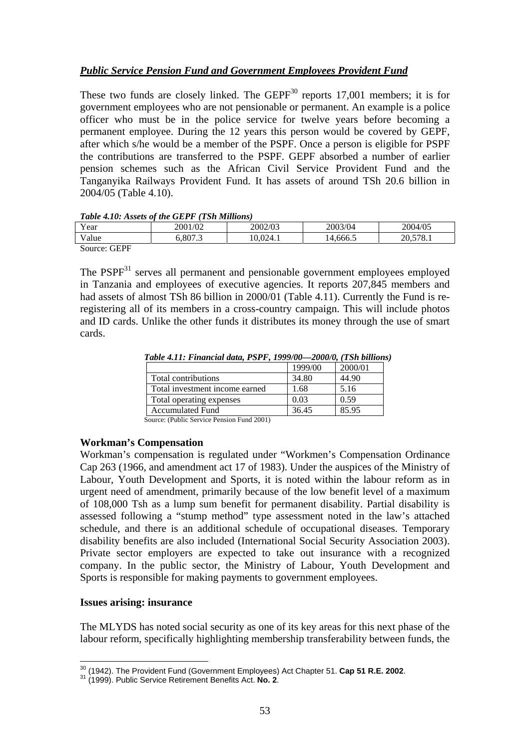***Public Service Pension Fund and Government Employees Provident Fund***

These two funds are closely linked. The GEPF[30] reports 17,001 members; it is for government employees who are not pensionable or permanent. An example is a police officer who must be in the police service for twelve years before becoming a permanent employee. During the 12 years this person would be covered by GEPF, after which s/he would be a member of the PSPF. Once a person is eligible for PSPF the contributions are transferred to the PSPF. GEPF absorbed a number of earlier pension schemes such as the African Civil Service Provident Fund and the Tanganyika Railways Provident Fund. It has assets of around TSh 20.6 billion in 2004/05 (Table 4.10).

***Table 4.10: Assets of the GEPF (TSh Millions)***

| Year | 2001/02 | 2002/03 | 2003/04 | 2004/05 |
|---|---|---|---|---|
| Value | 6,807.3 | 10,024.1 | 14,666.5 | 20,578.1 |

Source: GEPF

The PSPF[31] serves all permanent and pensionable government employees employed in Tanzania and employees of executive agencies. It reports 207,845 members and had assets of almost TSh 86 billion in 2000/01 (Table 4.11). Currently the Fund is re-registering all of its members in a cross-country campaign. This will include photos and ID cards. Unlike the other funds it distributes its money through the use of smart cards.

***Table 4.11: Financial data, PSPF, 1999/00—2000/0, (TSh billions)***

| | 1999/00 | 2000/01 |
|---|---|---|
| Total contributions | 34.80 | 44.90 |
| Total investment income earned | 1.68 | 5.16 |
| Total operating expenses | 0.03 | 0.59 |
| Accumulated Fund | 36.45 | 85.95 |

Source: (Public Service Pension Fund 2001)

**Workman's Compensation**

Workman's compensation is regulated under "Workmen's Compensation Ordinance Cap 263 (1966, and amendment act 17 of 1983). Under the auspices of the Ministry of Labour, Youth Development and Sports, it is noted within the labour reform as in urgent need of amendment, primarily because of the low benefit level of a maximum of 108,000 Tsh as a lump sum benefit for permanent disability. Partial disability is assessed following a "stump method" type assessment noted in the law's attached schedule, and there is an additional schedule of occupational diseases. Temporary disability benefits are also included (International Social Security Association 2003). Private sector employers are expected to take out insurance with a recognized company. In the public sector, the Ministry of Labour, Youth Development and Sports is responsible for making payments to government employees.

**Issues arising: insurance**

The MLYDS has noted social security as one of its key areas for this next phase of the labour reform, specifically highlighting membership transferability between funds, the

[30] (1942). The Provident Fund (Government Employees) Act Chapter 51. **Cap 51 R.E. 2002**.

[31] (1999). Public Service Retirement Benefits Act. **No. 2**.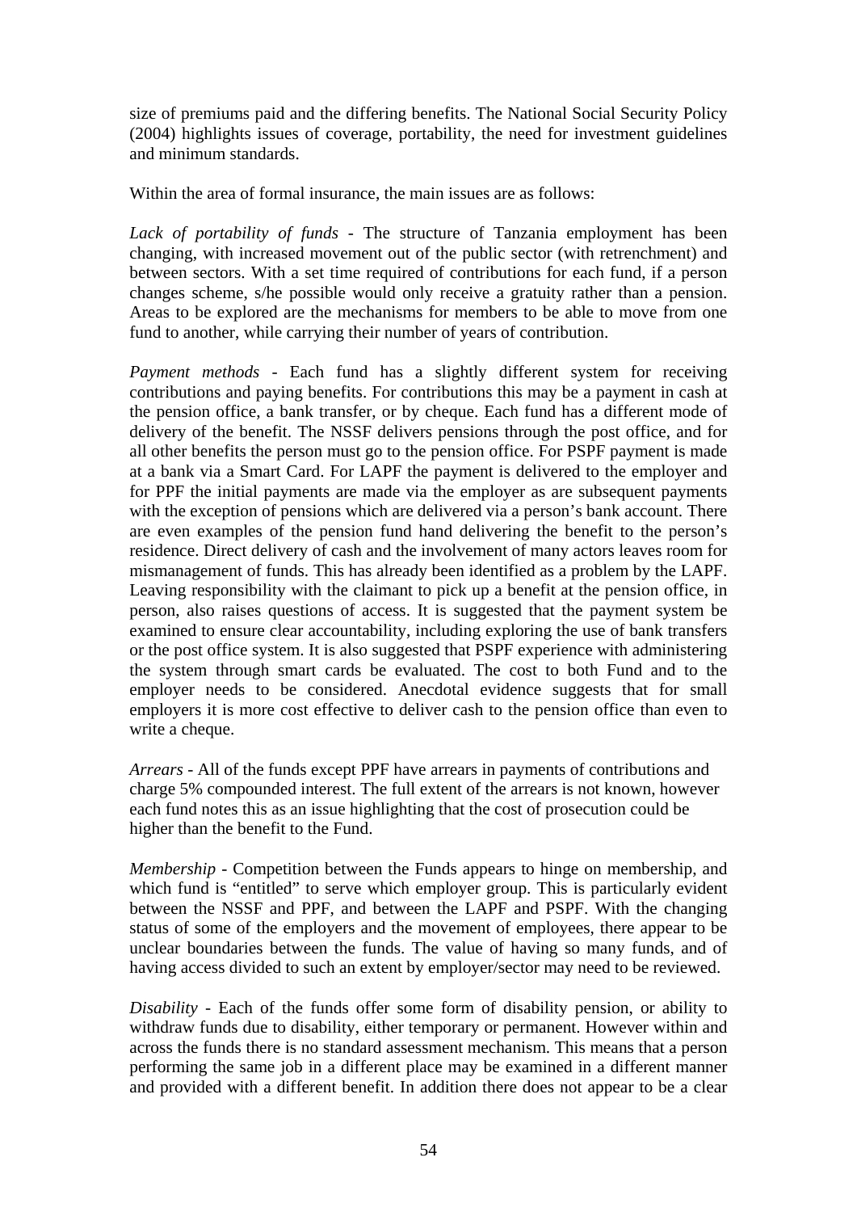size of premiums paid and the differing benefits. The National Social Security Policy (2004) highlights issues of coverage, portability, the need for investment guidelines and minimum standards.

Within the area of formal insurance, the main issues are as follows:

*Lack of portability of funds* - The structure of Tanzania employment has been changing, with increased movement out of the public sector (with retrenchment) and between sectors. With a set time required of contributions for each fund, if a person changes scheme, s/he possible would only receive a gratuity rather than a pension. Areas to be explored are the mechanisms for members to be able to move from one fund to another, while carrying their number of years of contribution.

*Payment methods* - Each fund has a slightly different system for receiving contributions and paying benefits. For contributions this may be a payment in cash at the pension office, a bank transfer, or by cheque. Each fund has a different mode of delivery of the benefit. The NSSF delivers pensions through the post office, and for all other benefits the person must go to the pension office. For PSPF payment is made at a bank via a Smart Card. For LAPF the payment is delivered to the employer and for PPF the initial payments are made via the employer as are subsequent payments with the exception of pensions which are delivered via a person's bank account. There are even examples of the pension fund hand delivering the benefit to the person's residence. Direct delivery of cash and the involvement of many actors leaves room for mismanagement of funds. This has already been identified as a problem by the LAPF. Leaving responsibility with the claimant to pick up a benefit at the pension office, in person, also raises questions of access. It is suggested that the payment system be examined to ensure clear accountability, including exploring the use of bank transfers or the post office system. It is also suggested that PSPF experience with administering the system through smart cards be evaluated. The cost to both Fund and to the employer needs to be considered. Anecdotal evidence suggests that for small employers it is more cost effective to deliver cash to the pension office than even to write a cheque.

*Arrears* - All of the funds except PPF have arrears in payments of contributions and charge 5% compounded interest. The full extent of the arrears is not known, however each fund notes this as an issue highlighting that the cost of prosecution could be higher than the benefit to the Fund.

*Membership* - Competition between the Funds appears to hinge on membership, and which fund is "entitled" to serve which employer group. This is particularly evident between the NSSF and PPF, and between the LAPF and PSPF. With the changing status of some of the employers and the movement of employees, there appear to be unclear boundaries between the funds. The value of having so many funds, and of having access divided to such an extent by employer/sector may need to be reviewed.

*Disability* - Each of the funds offer some form of disability pension, or ability to withdraw funds due to disability, either temporary or permanent. However within and across the funds there is no standard assessment mechanism. This means that a person performing the same job in a different place may be examined in a different manner and provided with a different benefit. In addition there does not appear to be a clear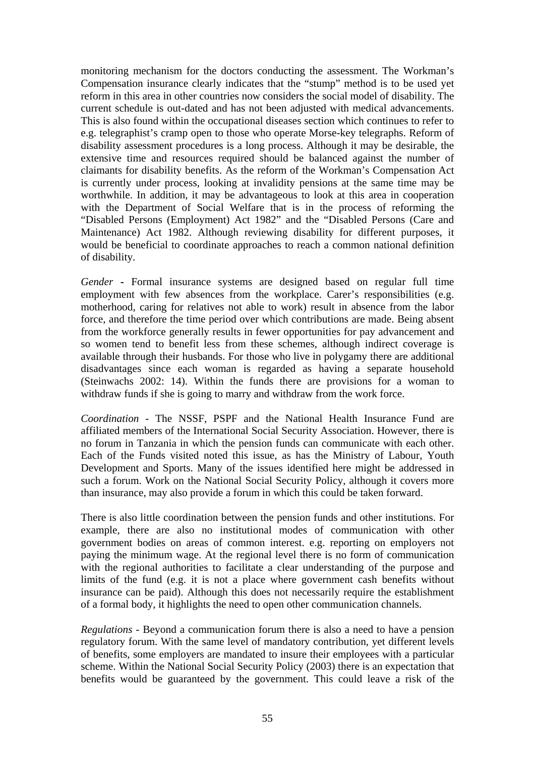monitoring mechanism for the doctors conducting the assessment. The Workman's Compensation insurance clearly indicates that the "stump" method is to be used yet reform in this area in other countries now considers the social model of disability. The current schedule is out-dated and has not been adjusted with medical advancements. This is also found within the occupational diseases section which continues to refer to e.g. telegraphist's cramp open to those who operate Morse-key telegraphs. Reform of disability assessment procedures is a long process. Although it may be desirable, the extensive time and resources required should be balanced against the number of claimants for disability benefits. As the reform of the Workman's Compensation Act is currently under process, looking at invalidity pensions at the same time may be worthwhile. In addition, it may be advantageous to look at this area in cooperation with the Department of Social Welfare that is in the process of reforming the "Disabled Persons (Employment) Act 1982" and the "Disabled Persons (Care and Maintenance) Act 1982. Although reviewing disability for different purposes, it would be beneficial to coordinate approaches to reach a common national definition of disability.

*Gender* - Formal insurance systems are designed based on regular full time employment with few absences from the workplace. Carer's responsibilities (e.g. motherhood, caring for relatives not able to work) result in absence from the labor force, and therefore the time period over which contributions are made. Being absent from the workforce generally results in fewer opportunities for pay advancement and so women tend to benefit less from these schemes, although indirect coverage is available through their husbands. For those who live in polygamy there are additional disadvantages since each woman is regarded as having a separate household (Steinwachs 2002: 14). Within the funds there are provisions for a woman to withdraw funds if she is going to marry and withdraw from the work force.

*Coordination* - The NSSF, PSPF and the National Health Insurance Fund are affiliated members of the International Social Security Association. However, there is no forum in Tanzania in which the pension funds can communicate with each other. Each of the Funds visited noted this issue, as has the Ministry of Labour, Youth Development and Sports. Many of the issues identified here might be addressed in such a forum. Work on the National Social Security Policy, although it covers more than insurance, may also provide a forum in which this could be taken forward.

There is also little coordination between the pension funds and other institutions. For example, there are also no institutional modes of communication with other government bodies on areas of common interest. e.g. reporting on employers not paying the minimum wage. At the regional level there is no form of communication with the regional authorities to facilitate a clear understanding of the purpose and limits of the fund (e.g. it is not a place where government cash benefits without insurance can be paid). Although this does not necessarily require the establishment of a formal body, it highlights the need to open other communication channels.

*Regulations* - Beyond a communication forum there is also a need to have a pension regulatory forum. With the same level of mandatory contribution, yet different levels of benefits, some employers are mandated to insure their employees with a particular scheme. Within the National Social Security Policy (2003) there is an expectation that benefits would be guaranteed by the government. This could leave a risk of the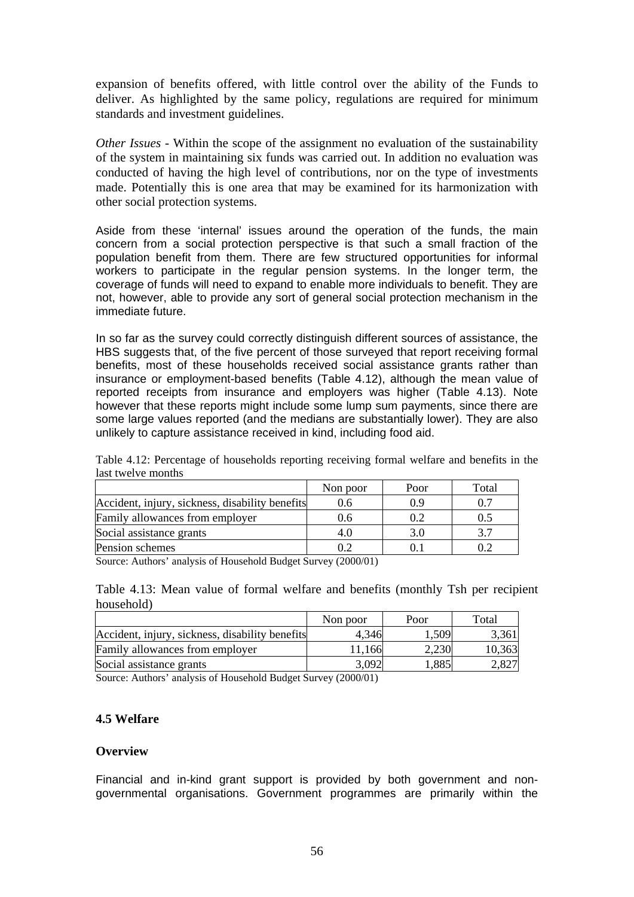expansion of benefits offered, with little control over the ability of the Funds to deliver. As highlighted by the same policy, regulations are required for minimum standards and investment guidelines.

*Other Issues* - Within the scope of the assignment no evaluation of the sustainability of the system in maintaining six funds was carried out. In addition no evaluation was conducted of having the high level of contributions, nor on the type of investments made. Potentially this is one area that may be examined for its harmonization with other social protection systems.

Aside from these 'internal' issues around the operation of the funds, the main concern from a social protection perspective is that such a small fraction of the population benefit from them. There are few structured opportunities for informal workers to participate in the regular pension systems. In the longer term, the coverage of funds will need to expand to enable more individuals to benefit. They are not, however, able to provide any sort of general social protection mechanism in the immediate future.

In so far as the survey could correctly distinguish different sources of assistance, the HBS suggests that, of the five percent of those surveyed that report receiving formal benefits, most of these households received social assistance grants rather than insurance or employment-based benefits (Table 4.12), although the mean value of reported receipts from insurance and employers was higher (Table 4.13). Note however that these reports might include some lump sum payments, since there are some large values reported (and the medians are substantially lower). They are also unlikely to capture assistance received in kind, including food aid.

Table 4.12: Percentage of households reporting receiving formal welfare and benefits in the last twelve months

| | Non poor | Poor | Total |
|---|---|---|---|
| Accident, injury, sickness, disability benefits | 0.6 | 0.9 | 0.7 |
| Family allowances from employer | 0.6 | 0.2 | 0.5 |
| Social assistance grants | 4.0 | 3.0 | 3.7 |
| Pension schemes | 0.2 | 0.1 | 0.2 |

Source: Authors' analysis of Household Budget Survey (2000/01)

Table 4.13: Mean value of formal welfare and benefits (monthly Tsh per recipient household)

| | Non poor | Poor | Total |
|---|---|---|---|
| Accident, injury, sickness, disability benefits | 4,346 | 1,509 | 3,361 |
| Family allowances from employer | 11,166 | 2,230 | 10,363 |
| Social assistance grants | 3,092 | 1,885 | 2,827 |

Source: Authors' analysis of Household Budget Survey (2000/01)

## 4.5 Welfare

### Overview

Financial and in-kind grant support is provided by both government and non-governmental organisations. Government programmes are primarily within the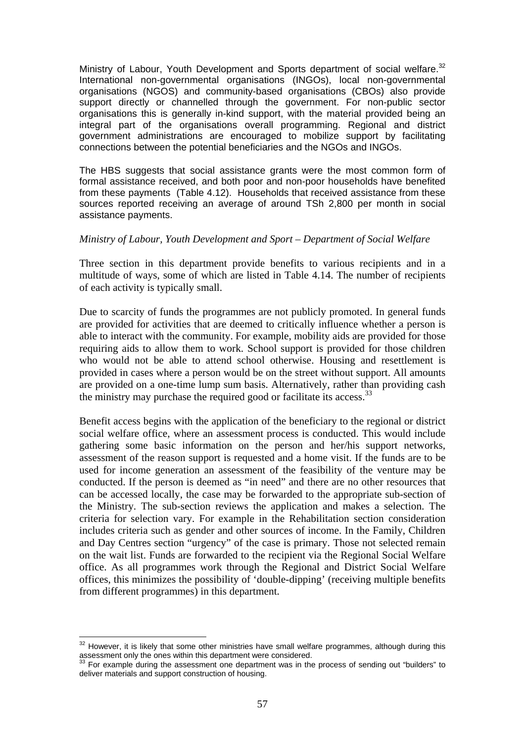Ministry of Labour, Youth Development and Sports department of social welfare.[32] International non-governmental organisations (INGOs), local non-governmental organisations (NGOS) and community-based organisations (CBOs) also provide support directly or channelled through the government. For non-public sector organisations this is generally in-kind support, with the material provided being an integral part of the organisations overall programming. Regional and district government administrations are encouraged to mobilize support by facilitating connections between the potential beneficiaries and the NGOs and INGOs.

The HBS suggests that social assistance grants were the most common form of formal assistance received, and both poor and non-poor households have benefited from these payments (Table 4.12). Households that received assistance from these sources reported receiving an average of around TSh 2,800 per month in social assistance payments.

*Ministry of Labour, Youth Development and Sport – Department of Social Welfare*

Three section in this department provide benefits to various recipients and in a multitude of ways, some of which are listed in Table 4.14. The number of recipients of each activity is typically small.

Due to scarcity of funds the programmes are not publicly promoted. In general funds are provided for activities that are deemed to critically influence whether a person is able to interact with the community. For example, mobility aids are provided for those requiring aids to allow them to work. School support is provided for those children who would not be able to attend school otherwise. Housing and resettlement is provided in cases where a person would be on the street without support. All amounts are provided on a one-time lump sum basis. Alternatively, rather than providing cash the ministry may purchase the required good or facilitate its access.[33]

Benefit access begins with the application of the beneficiary to the regional or district social welfare office, where an assessment process is conducted. This would include gathering some basic information on the person and her/his support networks, assessment of the reason support is requested and a home visit. If the funds are to be used for income generation an assessment of the feasibility of the venture may be conducted. If the person is deemed as "in need" and there are no other resources that can be accessed locally, the case may be forwarded to the appropriate sub-section of the Ministry. The sub-section reviews the application and makes a selection. The criteria for selection vary. For example in the Rehabilitation section consideration includes criteria such as gender and other sources of income. In the Family, Children and Day Centres section "urgency" of the case is primary. Those not selected remain on the wait list. Funds are forwarded to the recipient via the Regional Social Welfare office. As all programmes work through the Regional and District Social Welfare offices, this minimizes the possibility of 'double-dipping' (receiving multiple benefits from different programmes) in this department.

---

[32] However, it is likely that some other ministries have small welfare programmes, although during this assessment only the ones within this department were considered.

[33] For example during the assessment one department was in the process of sending out "builders" to deliver materials and support construction of housing.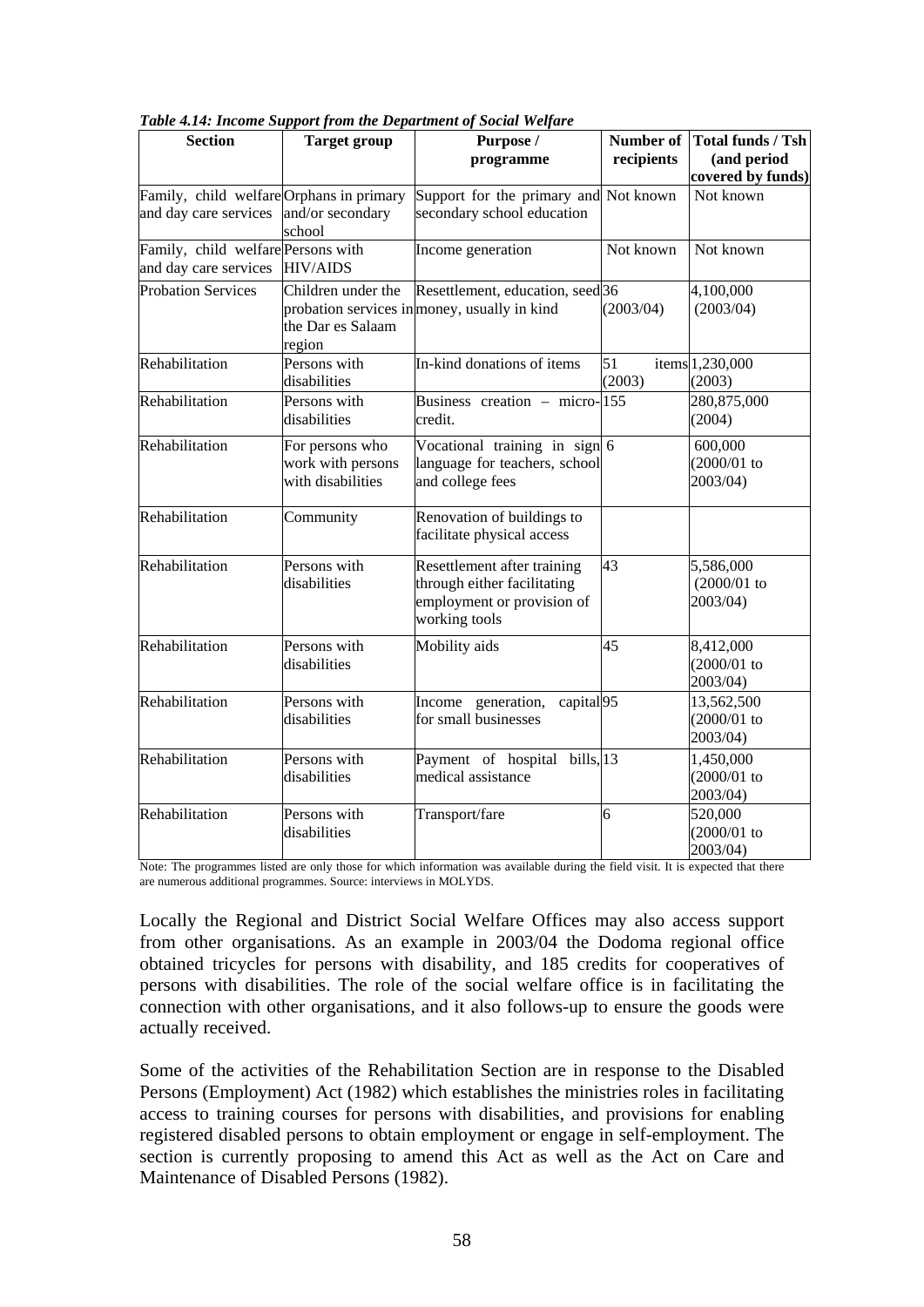*Table 4.14: Income Support from the Department of Social Welfare*

| Section | Target group | Purpose / programme | Number of recipients | Total funds / Tsh (and period covered by funds) |
|---|---|---|---|---|
| Family, child welfare and day care services | Orphans in primary and/or secondary school | Support for the primary and secondary school education | Not known | Not known |
| Family, child welfare and day care services | Persons with HIV/AIDS | Income generation | Not known | Not known |
| Probation Services | Children under the probation services in the Dar es Salaam region | Resettlement, education, seed money, usually in kind | 36 (2003/04) | 4,100,000 (2003/04) |
| Rehabilitation | Persons with disabilities | In-kind donations of items | 51 items (2003) | 1,230,000 (2003) |
| Rehabilitation | Persons with disabilities | Business creation – micro-credit. | 155 | 280,875,000 (2004) |
| Rehabilitation | For persons who work with persons with disabilities | Vocational training in sign language for teachers, school and college fees | 6 | 600,000 (2000/01 to 2003/04) |
| Rehabilitation | Community | Renovation of buildings to facilitate physical access | | |
| Rehabilitation | Persons with disabilities | Resettlement after training through either facilitating employment or provision of working tools | 43 | 5,586,000 (2000/01 to 2003/04) |
| Rehabilitation | Persons with disabilities | Mobility aids | 45 | 8,412,000 (2000/01 to 2003/04) |
| Rehabilitation | Persons with disabilities | Income generation, capital for small businesses | 95 | 13,562,500 (2000/01 to 2003/04) |
| Rehabilitation | Persons with disabilities | Payment of hospital bills, medical assistance | 13 | 1,450,000 (2000/01 to 2003/04) |
| Rehabilitation | Persons with disabilities | Transport/fare | 6 | 520,000 (2000/01 to 2003/04) |

Note: The programmes listed are only those for which information was available during the field visit. It is expected that there are numerous additional programmes. Source: interviews in MOLYDS.

Locally the Regional and District Social Welfare Offices may also access support from other organisations. As an example in 2003/04 the Dodoma regional office obtained tricycles for persons with disability, and 185 credits for cooperatives of persons with disabilities. The role of the social welfare office is in facilitating the connection with other organisations, and it also follows-up to ensure the goods were actually received.

Some of the activities of the Rehabilitation Section are in response to the Disabled Persons (Employment) Act (1982) which establishes the ministries roles in facilitating access to training courses for persons with disabilities, and provisions for enabling registered disabled persons to obtain employment or engage in self-employment. The section is currently proposing to amend this Act as well as the Act on Care and Maintenance of Disabled Persons (1982).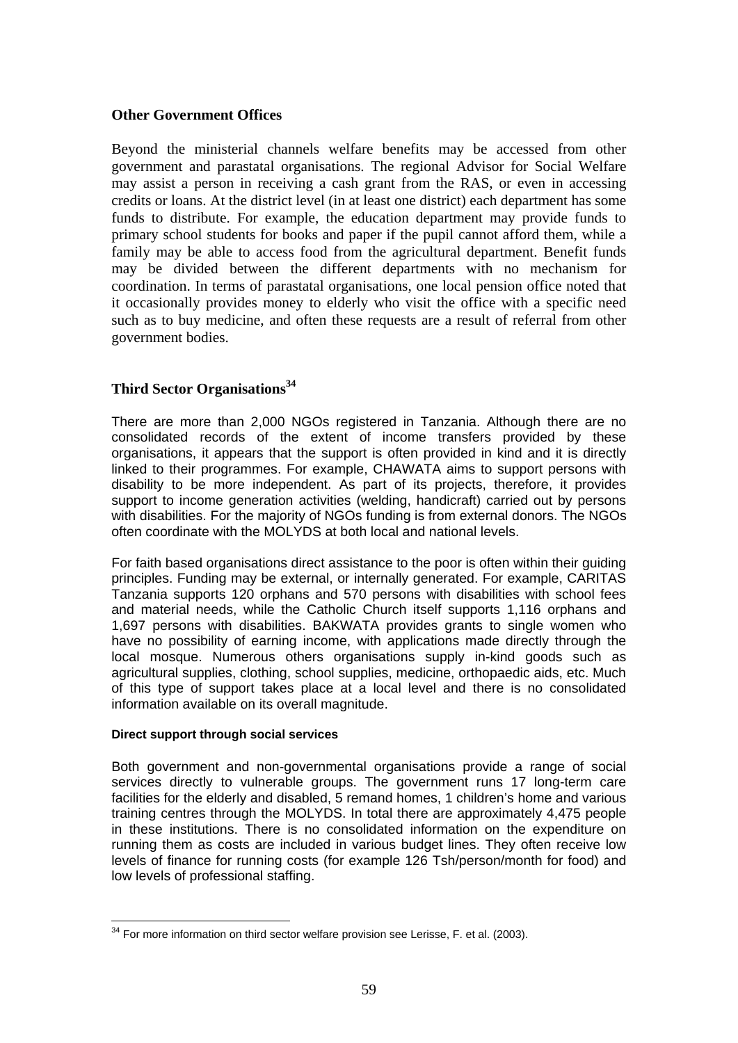### Other Government Offices

Beyond the ministerial channels welfare benefits may be accessed from other government and parastatal organisations. The regional Advisor for Social Welfare may assist a person in receiving a cash grant from the RAS, or even in accessing credits or loans. At the district level (in at least one district) each department has some funds to distribute. For example, the education department may provide funds to primary school students for books and paper if the pupil cannot afford them, while a family may be able to access food from the agricultural department. Benefit funds may be divided between the different departments with no mechanism for coordination. In terms of parastatal organisations, one local pension office noted that it occasionally provides money to elderly who visit the office with a specific need such as to buy medicine, and often these requests are a result of referral from other government bodies.

### Third Sector Organisations[34]

There are more than 2,000 NGOs registered in Tanzania. Although there are no consolidated records of the extent of income transfers provided by these organisations, it appears that the support is often provided in kind and it is directly linked to their programmes. For example, CHAWATA aims to support persons with disability to be more independent. As part of its projects, therefore, it provides support to income generation activities (welding, handicraft) carried out by persons with disabilities. For the majority of NGOs funding is from external donors. The NGOs often coordinate with the MOLYDS at both local and national levels.

For faith based organisations direct assistance to the poor is often within their guiding principles. Funding may be external, or internally generated. For example, CARITAS Tanzania supports 120 orphans and 570 persons with disabilities with school fees and material needs, while the Catholic Church itself supports 1,116 orphans and 1,697 persons with disabilities. BAKWATA provides grants to single women who have no possibility of earning income, with applications made directly through the local mosque. Numerous others organisations supply in-kind goods such as agricultural supplies, clothing, school supplies, medicine, orthopaedic aids, etc. Much of this type of support takes place at a local level and there is no consolidated information available on its overall magnitude.

#### Direct support through social services

Both government and non-governmental organisations provide a range of social services directly to vulnerable groups. The government runs 17 long-term care facilities for the elderly and disabled, 5 remand homes, 1 children's home and various training centres through the MOLYDS. In total there are approximately 4,475 people in these institutions. There is no consolidated information on the expenditure on running them as costs are included in various budget lines. They often receive low levels of finance for running costs (for example 126 Tsh/person/month for food) and low levels of professional staffing.

[34] For more information on third sector welfare provision see Lerisse, F. et al. (2003).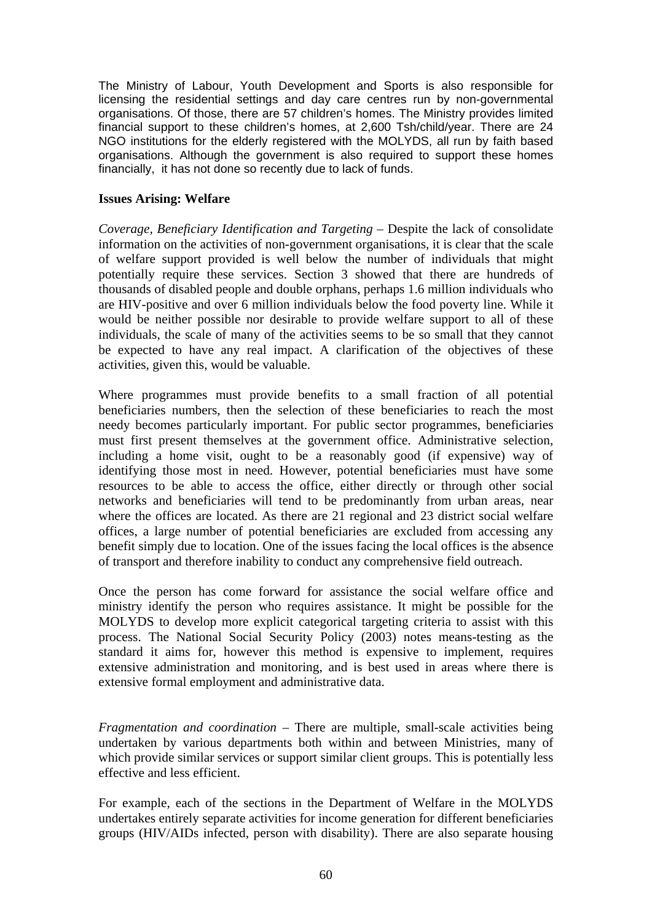The Ministry of Labour, Youth Development and Sports is also responsible for licensing the residential settings and day care centres run by non-governmental organisations. Of those, there are 57 children's homes. The Ministry provides limited financial support to these children's homes, at 2,600 Tsh/child/year. There are 24 NGO institutions for the elderly registered with the MOLYDS, all run by faith based organisations. Although the government is also required to support these homes financially, it has not done so recently due to lack of funds.

**Issues Arising: Welfare**

*Coverage, Beneficiary Identification and Targeting* – Despite the lack of consolidate information on the activities of non-government organisations, it is clear that the scale of welfare support provided is well below the number of individuals that might potentially require these services. Section 3 showed that there are hundreds of thousands of disabled people and double orphans, perhaps 1.6 million individuals who are HIV-positive and over 6 million individuals below the food poverty line. While it would be neither possible nor desirable to provide welfare support to all of these individuals, the scale of many of the activities seems to be so small that they cannot be expected to have any real impact. A clarification of the objectives of these activities, given this, would be valuable.

Where programmes must provide benefits to a small fraction of all potential beneficiaries numbers, then the selection of these beneficiaries to reach the most needy becomes particularly important. For public sector programmes, beneficiaries must first present themselves at the government office. Administrative selection, including a home visit, ought to be a reasonably good (if expensive) way of identifying those most in need. However, potential beneficiaries must have some resources to be able to access the office, either directly or through other social networks and beneficiaries will tend to be predominantly from urban areas, near where the offices are located. As there are 21 regional and 23 district social welfare offices, a large number of potential beneficiaries are excluded from accessing any benefit simply due to location. One of the issues facing the local offices is the absence of transport and therefore inability to conduct any comprehensive field outreach.

Once the person has come forward for assistance the social welfare office and ministry identify the person who requires assistance. It might be possible for the MOLYDS to develop more explicit categorical targeting criteria to assist with this process. The National Social Security Policy (2003) notes means-testing as the standard it aims for, however this method is expensive to implement, requires extensive administration and monitoring, and is best used in areas where there is extensive formal employment and administrative data.

*Fragmentation and coordination* – There are multiple, small-scale activities being undertaken by various departments both within and between Ministries, many of which provide similar services or support similar client groups. This is potentially less effective and less efficient.

For example, each of the sections in the Department of Welfare in the MOLYDS undertakes entirely separate activities for income generation for different beneficiaries groups (HIV/AIDs infected, person with disability). There are also separate housing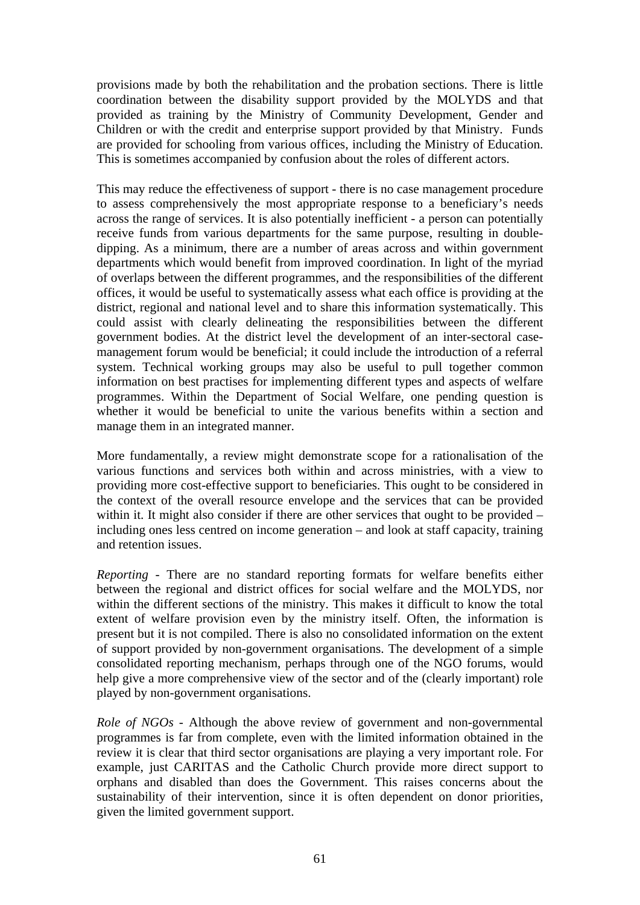provisions made by both the rehabilitation and the probation sections. There is little coordination between the disability support provided by the MOLYDS and that provided as training by the Ministry of Community Development, Gender and Children or with the credit and enterprise support provided by that Ministry. Funds are provided for schooling from various offices, including the Ministry of Education. This is sometimes accompanied by confusion about the roles of different actors.

This may reduce the effectiveness of support - there is no case management procedure to assess comprehensively the most appropriate response to a beneficiary's needs across the range of services. It is also potentially inefficient - a person can potentially receive funds from various departments for the same purpose, resulting in double-dipping. As a minimum, there are a number of areas across and within government departments which would benefit from improved coordination. In light of the myriad of overlaps between the different programmes, and the responsibilities of the different offices, it would be useful to systematically assess what each office is providing at the district, regional and national level and to share this information systematically. This could assist with clearly delineating the responsibilities between the different government bodies. At the district level the development of an inter-sectoral case-management forum would be beneficial; it could include the introduction of a referral system. Technical working groups may also be useful to pull together common information on best practises for implementing different types and aspects of welfare programmes. Within the Department of Social Welfare, one pending question is whether it would be beneficial to unite the various benefits within a section and manage them in an integrated manner.

More fundamentally, a review might demonstrate scope for a rationalisation of the various functions and services both within and across ministries, with a view to providing more cost-effective support to beneficiaries. This ought to be considered in the context of the overall resource envelope and the services that can be provided within it. It might also consider if there are other services that ought to be provided – including ones less centred on income generation – and look at staff capacity, training and retention issues.

*Reporting* - There are no standard reporting formats for welfare benefits either between the regional and district offices for social welfare and the MOLYDS, nor within the different sections of the ministry. This makes it difficult to know the total extent of welfare provision even by the ministry itself. Often, the information is present but it is not compiled. There is also no consolidated information on the extent of support provided by non-government organisations. The development of a simple consolidated reporting mechanism, perhaps through one of the NGO forums, would help give a more comprehensive view of the sector and of the (clearly important) role played by non-government organisations.

*Role of NGOs* - Although the above review of government and non-governmental programmes is far from complete, even with the limited information obtained in the review it is clear that third sector organisations are playing a very important role. For example, just CARITAS and the Catholic Church provide more direct support to orphans and disabled than does the Government. This raises concerns about the sustainability of their intervention, since it is often dependent on donor priorities, given the limited government support.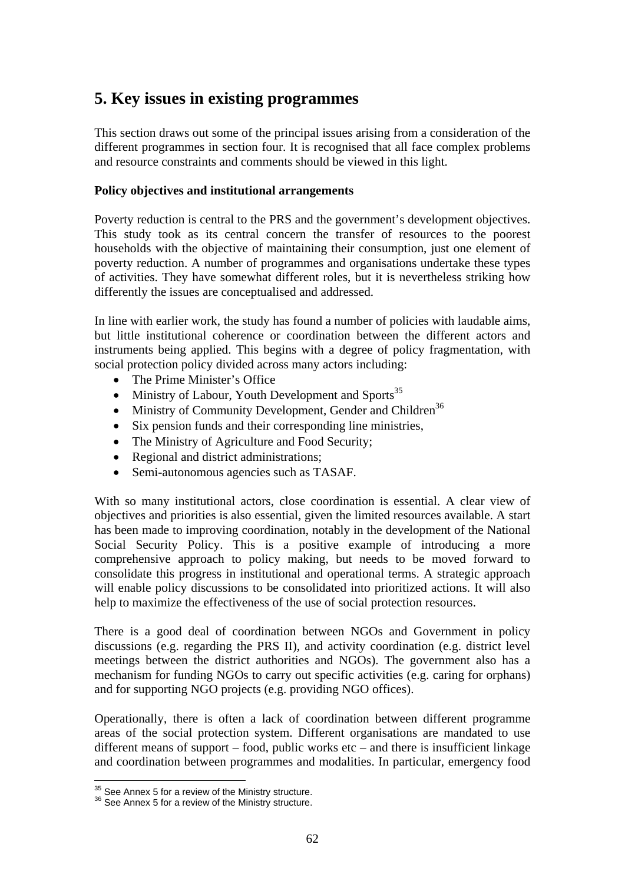# 5. Key issues in existing programmes

This section draws out some of the principal issues arising from a consideration of the different programmes in section four. It is recognised that all face complex problems and resource constraints and comments should be viewed in this light.

**Policy objectives and institutional arrangements**

Poverty reduction is central to the PRS and the government's development objectives. This study took as its central concern the transfer of resources to the poorest households with the objective of maintaining their consumption, just one element of poverty reduction. A number of programmes and organisations undertake these types of activities. They have somewhat different roles, but it is nevertheless striking how differently the issues are conceptualised and addressed.

In line with earlier work, the study has found a number of policies with laudable aims, but little institutional coherence or coordination between the different actors and instruments being applied. This begins with a degree of policy fragmentation, with social protection policy divided across many actors including:

- The Prime Minister's Office
- Ministry of Labour, Youth Development and Sports[35]
- Ministry of Community Development, Gender and Children[36]
- Six pension funds and their corresponding line ministries,
- The Ministry of Agriculture and Food Security;
- Regional and district administrations;
- Semi-autonomous agencies such as TASAF.

With so many institutional actors, close coordination is essential. A clear view of objectives and priorities is also essential, given the limited resources available. A start has been made to improving coordination, notably in the development of the National Social Security Policy. This is a positive example of introducing a more comprehensive approach to policy making, but needs to be moved forward to consolidate this progress in institutional and operational terms. A strategic approach will enable policy discussions to be consolidated into prioritized actions. It will also help to maximize the effectiveness of the use of social protection resources.

There is a good deal of coordination between NGOs and Government in policy discussions (e.g. regarding the PRS II), and activity coordination (e.g. district level meetings between the district authorities and NGOs). The government also has a mechanism for funding NGOs to carry out specific activities (e.g. caring for orphans) and for supporting NGO projects (e.g. providing NGO offices).

Operationally, there is often a lack of coordination between different programme areas of the social protection system. Different organisations are mandated to use different means of support – food, public works etc – and there is insufficient linkage and coordination between programmes and modalities. In particular, emergency food

[35] See Annex 5 for a review of the Ministry structure.
[36] See Annex 5 for a review of the Ministry structure.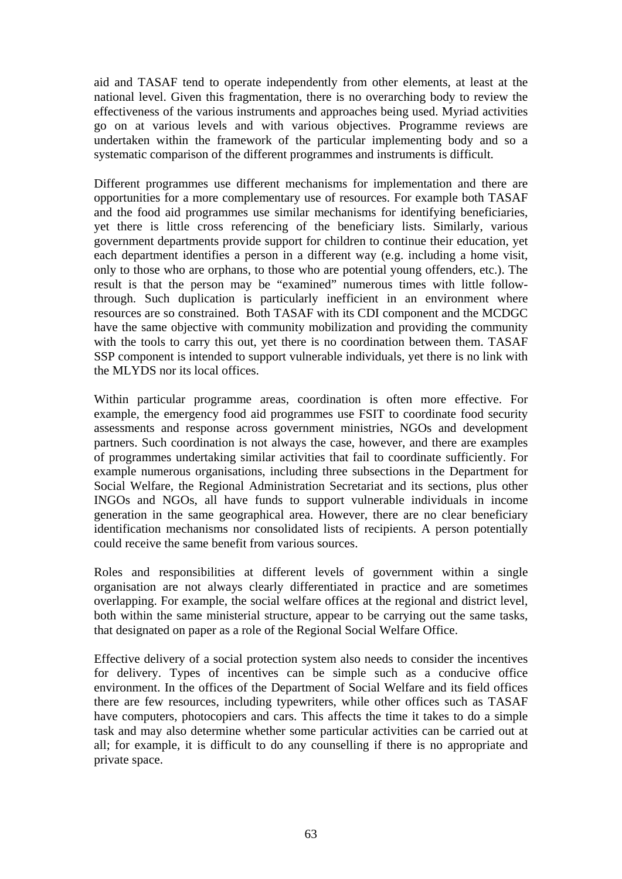aid and TASAF tend to operate independently from other elements, at least at the national level. Given this fragmentation, there is no overarching body to review the effectiveness of the various instruments and approaches being used. Myriad activities go on at various levels and with various objectives. Programme reviews are undertaken within the framework of the particular implementing body and so a systematic comparison of the different programmes and instruments is difficult.

Different programmes use different mechanisms for implementation and there are opportunities for a more complementary use of resources. For example both TASAF and the food aid programmes use similar mechanisms for identifying beneficiaries, yet there is little cross referencing of the beneficiary lists. Similarly, various government departments provide support for children to continue their education, yet each department identifies a person in a different way (e.g. including a home visit, only to those who are orphans, to those who are potential young offenders, etc.). The result is that the person may be "examined" numerous times with little follow-through. Such duplication is particularly inefficient in an environment where resources are so constrained. Both TASAF with its CDI component and the MCDGC have the same objective with community mobilization and providing the community with the tools to carry this out, yet there is no coordination between them. TASAF SSP component is intended to support vulnerable individuals, yet there is no link with the MLYDS nor its local offices.

Within particular programme areas, coordination is often more effective. For example, the emergency food aid programmes use FSIT to coordinate food security assessments and response across government ministries, NGOs and development partners. Such coordination is not always the case, however, and there are examples of programmes undertaking similar activities that fail to coordinate sufficiently. For example numerous organisations, including three subsections in the Department for Social Welfare, the Regional Administration Secretariat and its sections, plus other INGOs and NGOs, all have funds to support vulnerable individuals in income generation in the same geographical area. However, there are no clear beneficiary identification mechanisms nor consolidated lists of recipients. A person potentially could receive the same benefit from various sources.

Roles and responsibilities at different levels of government within a single organisation are not always clearly differentiated in practice and are sometimes overlapping. For example, the social welfare offices at the regional and district level, both within the same ministerial structure, appear to be carrying out the same tasks, that designated on paper as a role of the Regional Social Welfare Office.

Effective delivery of a social protection system also needs to consider the incentives for delivery. Types of incentives can be simple such as a conducive office environment. In the offices of the Department of Social Welfare and its field offices there are few resources, including typewriters, while other offices such as TASAF have computers, photocopiers and cars. This affects the time it takes to do a simple task and may also determine whether some particular activities can be carried out at all; for example, it is difficult to do any counselling if there is no appropriate and private space.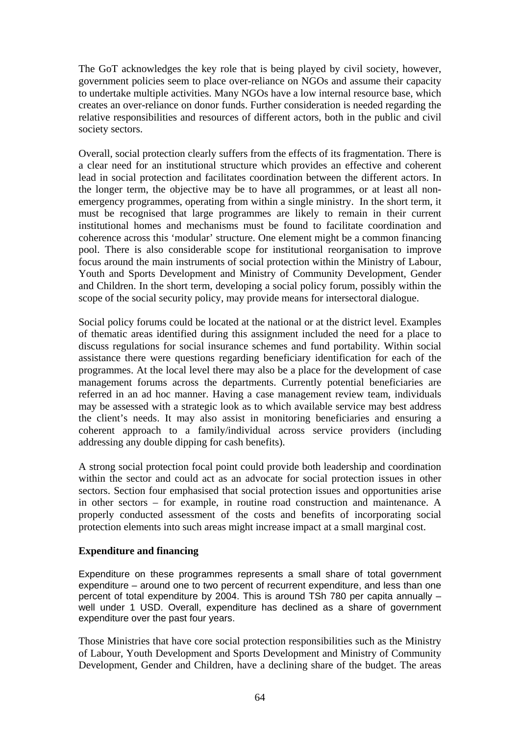The GoT acknowledges the key role that is being played by civil society, however, government policies seem to place over-reliance on NGOs and assume their capacity to undertake multiple activities. Many NGOs have a low internal resource base, which creates an over-reliance on donor funds. Further consideration is needed regarding the relative responsibilities and resources of different actors, both in the public and civil society sectors.

Overall, social protection clearly suffers from the effects of its fragmentation. There is a clear need for an institutional structure which provides an effective and coherent lead in social protection and facilitates coordination between the different actors. In the longer term, the objective may be to have all programmes, or at least all non-emergency programmes, operating from within a single ministry. In the short term, it must be recognised that large programmes are likely to remain in their current institutional homes and mechanisms must be found to facilitate coordination and coherence across this 'modular' structure. One element might be a common financing pool. There is also considerable scope for institutional reorganisation to improve focus around the main instruments of social protection within the Ministry of Labour, Youth and Sports Development and Ministry of Community Development, Gender and Children. In the short term, developing a social policy forum, possibly within the scope of the social security policy, may provide means for intersectoral dialogue.

Social policy forums could be located at the national or at the district level. Examples of thematic areas identified during this assignment included the need for a place to discuss regulations for social insurance schemes and fund portability. Within social assistance there were questions regarding beneficiary identification for each of the programmes. At the local level there may also be a place for the development of case management forums across the departments. Currently potential beneficiaries are referred in an ad hoc manner. Having a case management review team, individuals may be assessed with a strategic look as to which available service may best address the client's needs. It may also assist in monitoring beneficiaries and ensuring a coherent approach to a family/individual across service providers (including addressing any double dipping for cash benefits).

A strong social protection focal point could provide both leadership and coordination within the sector and could act as an advocate for social protection issues in other sectors. Section four emphasised that social protection issues and opportunities arise in other sectors – for example, in routine road construction and maintenance. A properly conducted assessment of the costs and benefits of incorporating social protection elements into such areas might increase impact at a small marginal cost.

**Expenditure and financing**

Expenditure on these programmes represents a small share of total government expenditure – around one to two percent of recurrent expenditure, and less than one percent of total expenditure by 2004. This is around TSh 780 per capita annually – well under 1 USD. Overall, expenditure has declined as a share of government expenditure over the past four years.

Those Ministries that have core social protection responsibilities such as the Ministry of Labour, Youth Development and Sports Development and Ministry of Community Development, Gender and Children, have a declining share of the budget. The areas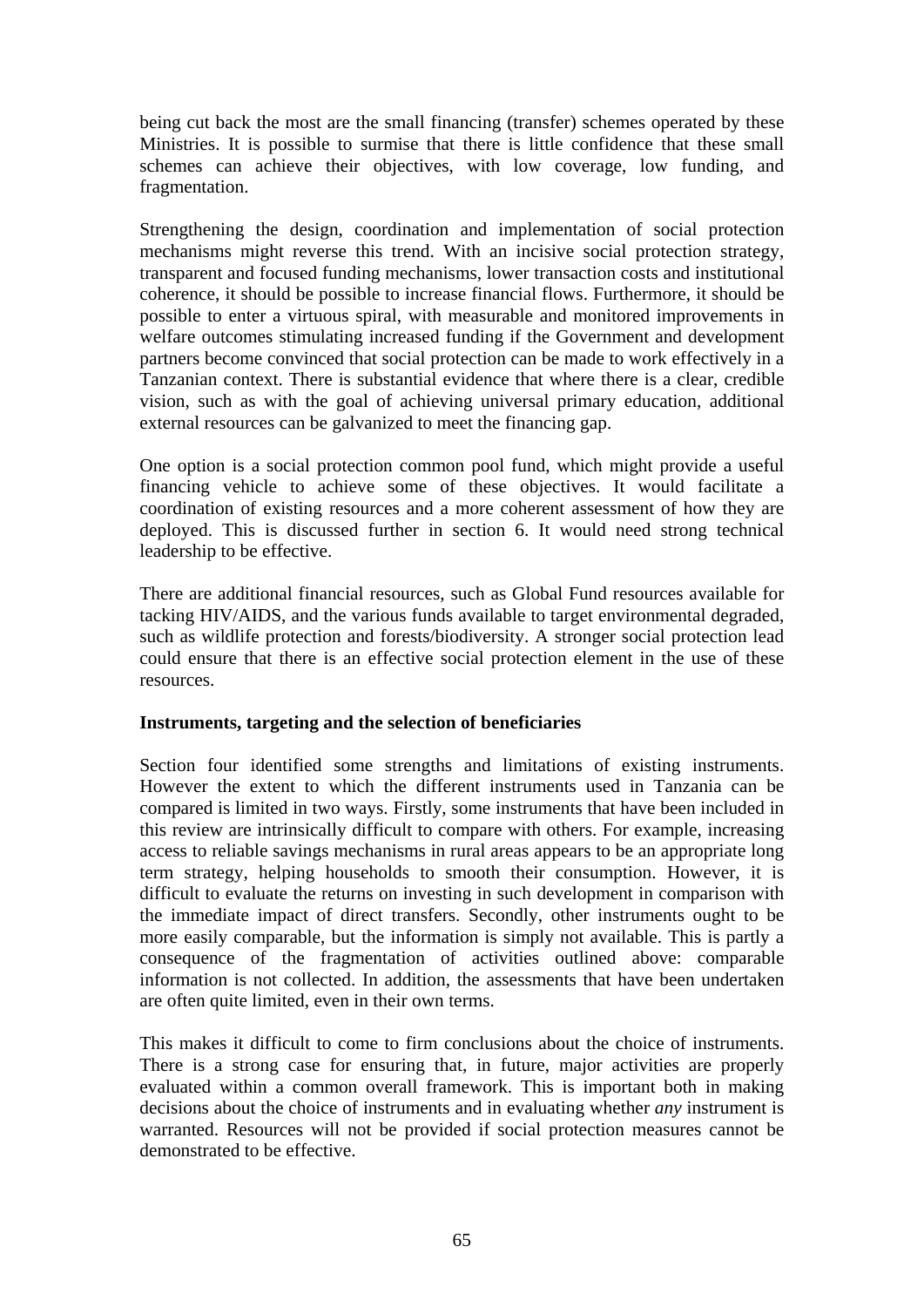being cut back the most are the small financing (transfer) schemes operated by these Ministries. It is possible to surmise that there is little confidence that these small schemes can achieve their objectives, with low coverage, low funding, and fragmentation.

Strengthening the design, coordination and implementation of social protection mechanisms might reverse this trend. With an incisive social protection strategy, transparent and focused funding mechanisms, lower transaction costs and institutional coherence, it should be possible to increase financial flows. Furthermore, it should be possible to enter a virtuous spiral, with measurable and monitored improvements in welfare outcomes stimulating increased funding if the Government and development partners become convinced that social protection can be made to work effectively in a Tanzanian context. There is substantial evidence that where there is a clear, credible vision, such as with the goal of achieving universal primary education, additional external resources can be galvanized to meet the financing gap.

One option is a social protection common pool fund, which might provide a useful financing vehicle to achieve some of these objectives. It would facilitate a coordination of existing resources and a more coherent assessment of how they are deployed. This is discussed further in section 6. It would need strong technical leadership to be effective.

There are additional financial resources, such as Global Fund resources available for tacking HIV/AIDS, and the various funds available to target environmental degraded, such as wildlife protection and forests/biodiversity. A stronger social protection lead could ensure that there is an effective social protection element in the use of these resources.

**Instruments, targeting and the selection of beneficiaries**

Section four identified some strengths and limitations of existing instruments. However the extent to which the different instruments used in Tanzania can be compared is limited in two ways. Firstly, some instruments that have been included in this review are intrinsically difficult to compare with others. For example, increasing access to reliable savings mechanisms in rural areas appears to be an appropriate long term strategy, helping households to smooth their consumption. However, it is difficult to evaluate the returns on investing in such development in comparison with the immediate impact of direct transfers. Secondly, other instruments ought to be more easily comparable, but the information is simply not available. This is partly a consequence of the fragmentation of activities outlined above: comparable information is not collected. In addition, the assessments that have been undertaken are often quite limited, even in their own terms.

This makes it difficult to come to firm conclusions about the choice of instruments. There is a strong case for ensuring that, in future, major activities are properly evaluated within a common overall framework. This is important both in making decisions about the choice of instruments and in evaluating whether *any* instrument is warranted. Resources will not be provided if social protection measures cannot be demonstrated to be effective.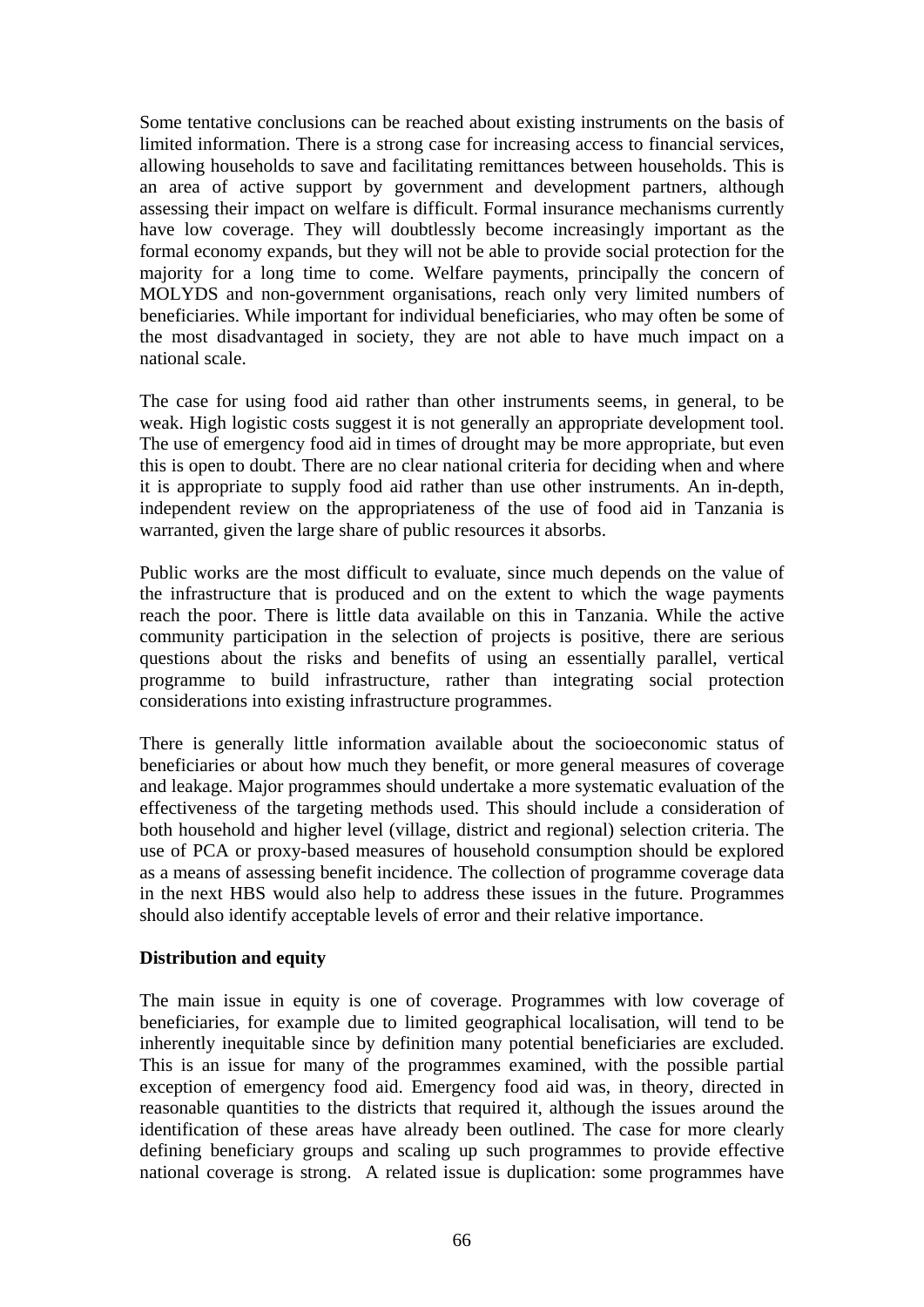Some tentative conclusions can be reached about existing instruments on the basis of limited information. There is a strong case for increasing access to financial services, allowing households to save and facilitating remittances between households. This is an area of active support by government and development partners, although assessing their impact on welfare is difficult. Formal insurance mechanisms currently have low coverage. They will doubtlessly become increasingly important as the formal economy expands, but they will not be able to provide social protection for the majority for a long time to come. Welfare payments, principally the concern of MOLYDS and non-government organisations, reach only very limited numbers of beneficiaries. While important for individual beneficiaries, who may often be some of the most disadvantaged in society, they are not able to have much impact on a national scale.

The case for using food aid rather than other instruments seems, in general, to be weak. High logistic costs suggest it is not generally an appropriate development tool. The use of emergency food aid in times of drought may be more appropriate, but even this is open to doubt. There are no clear national criteria for deciding when and where it is appropriate to supply food aid rather than use other instruments. An in-depth, independent review on the appropriateness of the use of food aid in Tanzania is warranted, given the large share of public resources it absorbs.

Public works are the most difficult to evaluate, since much depends on the value of the infrastructure that is produced and on the extent to which the wage payments reach the poor. There is little data available on this in Tanzania. While the active community participation in the selection of projects is positive, there are serious questions about the risks and benefits of using an essentially parallel, vertical programme to build infrastructure, rather than integrating social protection considerations into existing infrastructure programmes.

There is generally little information available about the socioeconomic status of beneficiaries or about how much they benefit, or more general measures of coverage and leakage. Major programmes should undertake a more systematic evaluation of the effectiveness of the targeting methods used. This should include a consideration of both household and higher level (village, district and regional) selection criteria. The use of PCA or proxy-based measures of household consumption should be explored as a means of assessing benefit incidence. The collection of programme coverage data in the next HBS would also help to address these issues in the future. Programmes should also identify acceptable levels of error and their relative importance.

**Distribution and equity**

The main issue in equity is one of coverage. Programmes with low coverage of beneficiaries, for example due to limited geographical localisation, will tend to be inherently inequitable since by definition many potential beneficiaries are excluded. This is an issue for many of the programmes examined, with the possible partial exception of emergency food aid. Emergency food aid was, in theory, directed in reasonable quantities to the districts that required it, although the issues around the identification of these areas have already been outlined. The case for more clearly defining beneficiary groups and scaling up such programmes to provide effective national coverage is strong. A related issue is duplication: some programmes have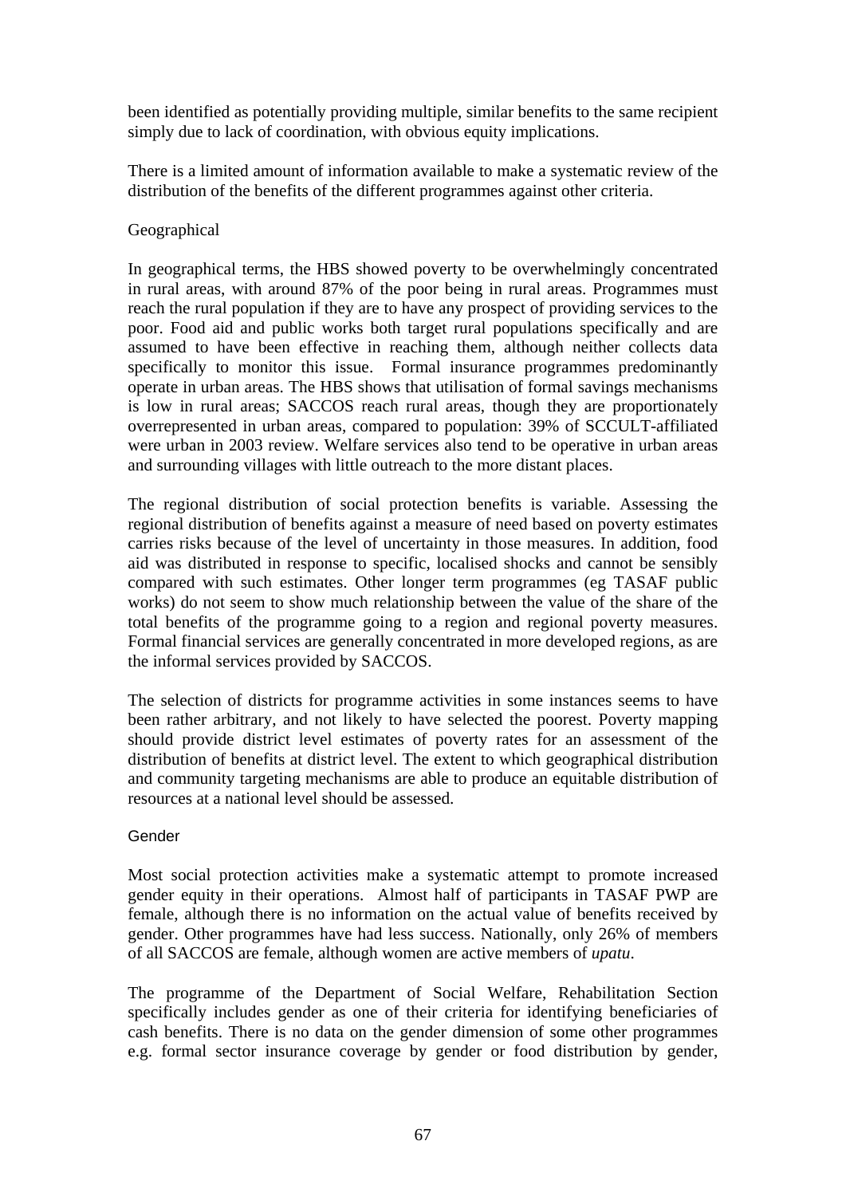been identified as potentially providing multiple, similar benefits to the same recipient simply due to lack of coordination, with obvious equity implications.

There is a limited amount of information available to make a systematic review of the distribution of the benefits of the different programmes against other criteria.

Geographical

In geographical terms, the HBS showed poverty to be overwhelmingly concentrated in rural areas, with around 87% of the poor being in rural areas. Programmes must reach the rural population if they are to have any prospect of providing services to the poor. Food aid and public works both target rural populations specifically and are assumed to have been effective in reaching them, although neither collects data specifically to monitor this issue. Formal insurance programmes predominantly operate in urban areas. The HBS shows that utilisation of formal savings mechanisms is low in rural areas; SACCOS reach rural areas, though they are proportionately overrepresented in urban areas, compared to population: 39% of SCCULT-affiliated were urban in 2003 review. Welfare services also tend to be operative in urban areas and surrounding villages with little outreach to the more distant places.

The regional distribution of social protection benefits is variable. Assessing the regional distribution of benefits against a measure of need based on poverty estimates carries risks because of the level of uncertainty in those measures. In addition, food aid was distributed in response to specific, localised shocks and cannot be sensibly compared with such estimates. Other longer term programmes (eg TASAF public works) do not seem to show much relationship between the value of the share of the total benefits of the programme going to a region and regional poverty measures. Formal financial services are generally concentrated in more developed regions, as are the informal services provided by SACCOS.

The selection of districts for programme activities in some instances seems to have been rather arbitrary, and not likely to have selected the poorest. Poverty mapping should provide district level estimates of poverty rates for an assessment of the distribution of benefits at district level. The extent to which geographical distribution and community targeting mechanisms are able to produce an equitable distribution of resources at a national level should be assessed.

Gender

Most social protection activities make a systematic attempt to promote increased gender equity in their operations. Almost half of participants in TASAF PWP are female, although there is no information on the actual value of benefits received by gender. Other programmes have had less success. Nationally, only 26% of members of all SACCOS are female, although women are active members of *upatu*.

The programme of the Department of Social Welfare, Rehabilitation Section specifically includes gender as one of their criteria for identifying beneficiaries of cash benefits. There is no data on the gender dimension of some other programmes e.g. formal sector insurance coverage by gender or food distribution by gender,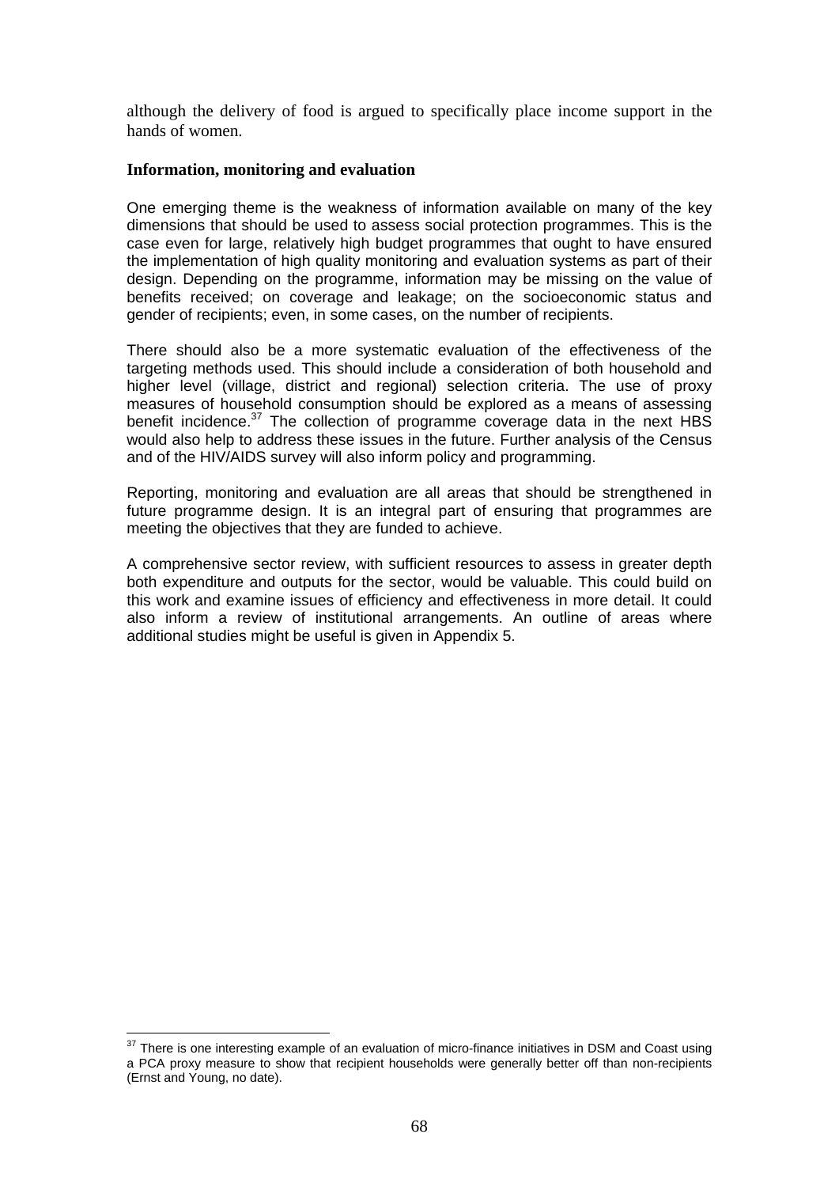although the delivery of food is argued to specifically place income support in the hands of women.

**Information, monitoring and evaluation**

One emerging theme is the weakness of information available on many of the key dimensions that should be used to assess social protection programmes. This is the case even for large, relatively high budget programmes that ought to have ensured the implementation of high quality monitoring and evaluation systems as part of their design. Depending on the programme, information may be missing on the value of benefits received; on coverage and leakage; on the socioeconomic status and gender of recipients; even, in some cases, on the number of recipients.

There should also be a more systematic evaluation of the effectiveness of the targeting methods used. This should include a consideration of both household and higher level (village, district and regional) selection criteria. The use of proxy measures of household consumption should be explored as a means of assessing benefit incidence.[37] The collection of programme coverage data in the next HBS would also help to address these issues in the future. Further analysis of the Census and of the HIV/AIDS survey will also inform policy and programming.

Reporting, monitoring and evaluation are all areas that should be strengthened in future programme design. It is an integral part of ensuring that programmes are meeting the objectives that they are funded to achieve.

A comprehensive sector review, with sufficient resources to assess in greater depth both expenditure and outputs for the sector, would be valuable. This could build on this work and examine issues of efficiency and effectiveness in more detail. It could also inform a review of institutional arrangements. An outline of areas where additional studies might be useful is given in Appendix 5.

---

[37] There is one interesting example of an evaluation of micro-finance initiatives in DSM and Coast using a PCA proxy measure to show that recipient households were generally better off than non-recipients (Ernst and Young, no date).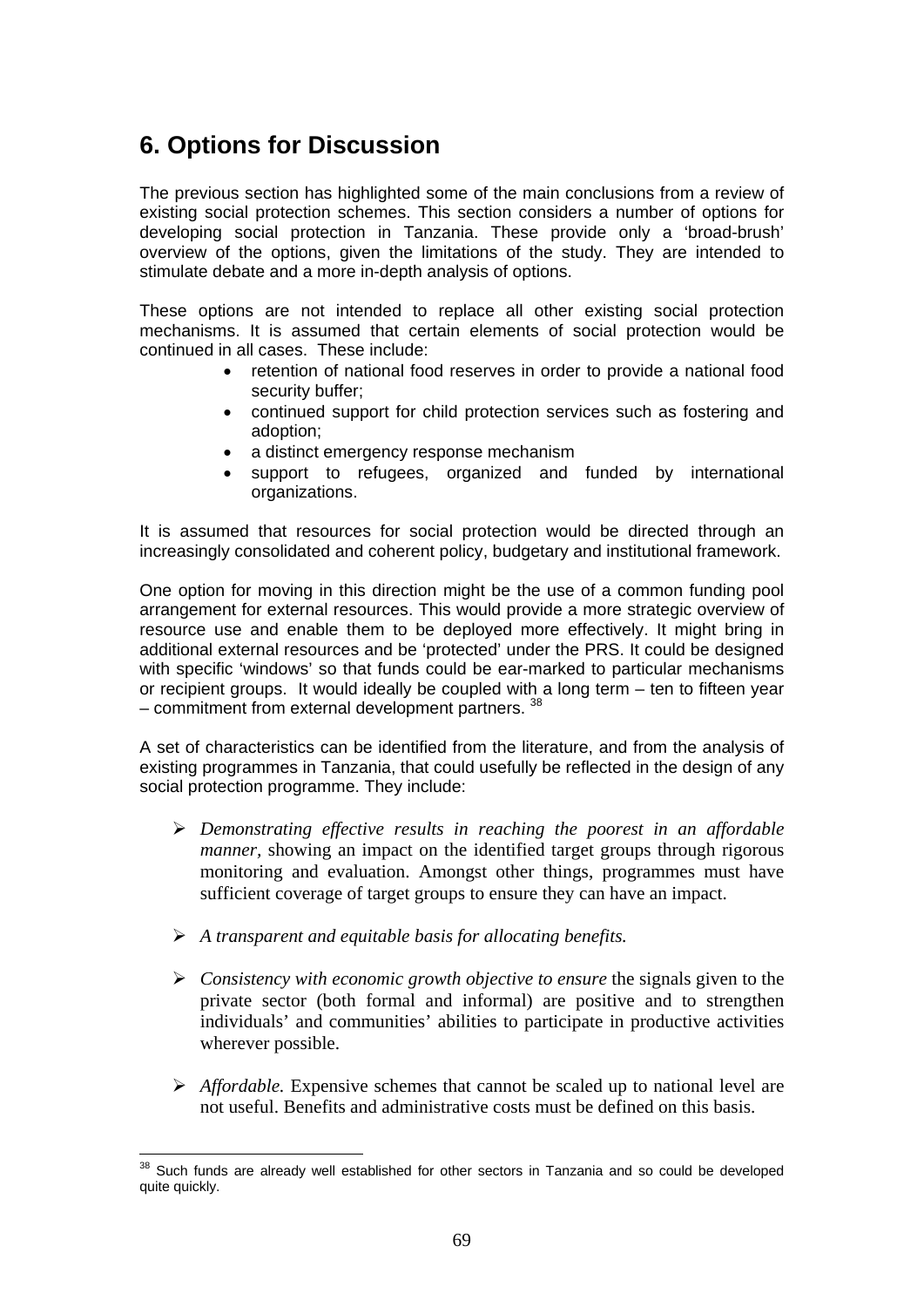# 6. Options for Discussion

The previous section has highlighted some of the main conclusions from a review of existing social protection schemes. This section considers a number of options for developing social protection in Tanzania. These provide only a 'broad-brush' overview of the options, given the limitations of the study. They are intended to stimulate debate and a more in-depth analysis of options.

These options are not intended to replace all other existing social protection mechanisms. It is assumed that certain elements of social protection would be continued in all cases. These include:

- retention of national food reserves in order to provide a national food security buffer;
- continued support for child protection services such as fostering and adoption;
- a distinct emergency response mechanism
- support to refugees, organized and funded by international organizations.

It is assumed that resources for social protection would be directed through an increasingly consolidated and coherent policy, budgetary and institutional framework.

One option for moving in this direction might be the use of a common funding pool arrangement for external resources. This would provide a more strategic overview of resource use and enable them to be deployed more effectively. It might bring in additional external resources and be 'protected' under the PRS. It could be designed with specific 'windows' so that funds could be ear-marked to particular mechanisms or recipient groups. It would ideally be coupled with a long term – ten to fifteen year – commitment from external development partners. [38]

A set of characteristics can be identified from the literature, and from the analysis of existing programmes in Tanzania, that could usefully be reflected in the design of any social protection programme. They include:

- *Demonstrating effective results in reaching the poorest in an affordable manner*, showing an impact on the identified target groups through rigorous monitoring and evaluation. Amongst other things, programmes must have sufficient coverage of target groups to ensure they can have an impact.

- *A transparent and equitable basis for allocating benefits.*

- *Consistency with economic growth objective to ensure* the signals given to the private sector (both formal and informal) are positive and to strengthen individuals' and communities' abilities to participate in productive activities wherever possible.

- *Affordable.* Expensive schemes that cannot be scaled up to national level are not useful. Benefits and administrative costs must be defined on this basis.

---

[38] Such funds are already well established for other sectors in Tanzania and so could be developed quite quickly.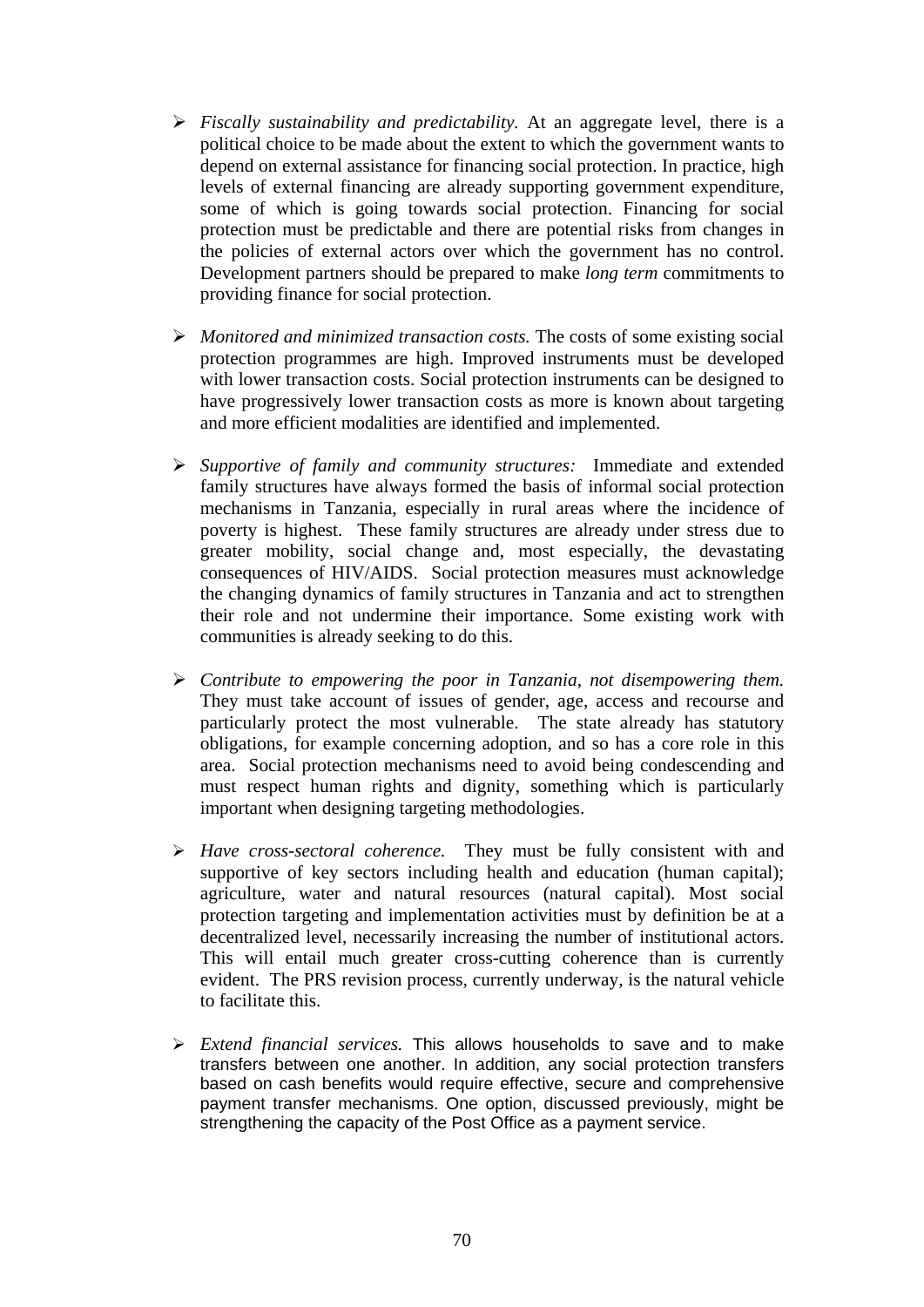- *Fiscally sustainability and predictability.* At an aggregate level, there is a political choice to be made about the extent to which the government wants to depend on external assistance for financing social protection. In practice, high levels of external financing are already supporting government expenditure, some of which is going towards social protection. Financing for social protection must be predictable and there are potential risks from changes in the policies of external actors over which the government has no control. Development partners should be prepared to make *long term* commitments to providing finance for social protection.

- *Monitored and minimized transaction costs.* The costs of some existing social protection programmes are high. Improved instruments must be developed with lower transaction costs. Social protection instruments can be designed to have progressively lower transaction costs as more is known about targeting and more efficient modalities are identified and implemented.

- *Supportive of family and community structures:* Immediate and extended family structures have always formed the basis of informal social protection mechanisms in Tanzania, especially in rural areas where the incidence of poverty is highest. These family structures are already under stress due to greater mobility, social change and, most especially, the devastating consequences of HIV/AIDS. Social protection measures must acknowledge the changing dynamics of family structures in Tanzania and act to strengthen their role and not undermine their importance. Some existing work with communities is already seeking to do this.

- *Contribute to empowering the poor in Tanzania, not disempowering them.* They must take account of issues of gender, age, access and recourse and particularly protect the most vulnerable. The state already has statutory obligations, for example concerning adoption, and so has a core role in this area. Social protection mechanisms need to avoid being condescending and must respect human rights and dignity, something which is particularly important when designing targeting methodologies.

- *Have cross-sectoral coherence.* They must be fully consistent with and supportive of key sectors including health and education (human capital); agriculture, water and natural resources (natural capital). Most social protection targeting and implementation activities must by definition be at a decentralized level, necessarily increasing the number of institutional actors. This will entail much greater cross-cutting coherence than is currently evident. The PRS revision process, currently underway, is the natural vehicle to facilitate this.

- *Extend financial services.* This allows households to save and to make transfers between one another. In addition, any social protection transfers based on cash benefits would require effective, secure and comprehensive payment transfer mechanisms. One option, discussed previously, might be strengthening the capacity of the Post Office as a payment service.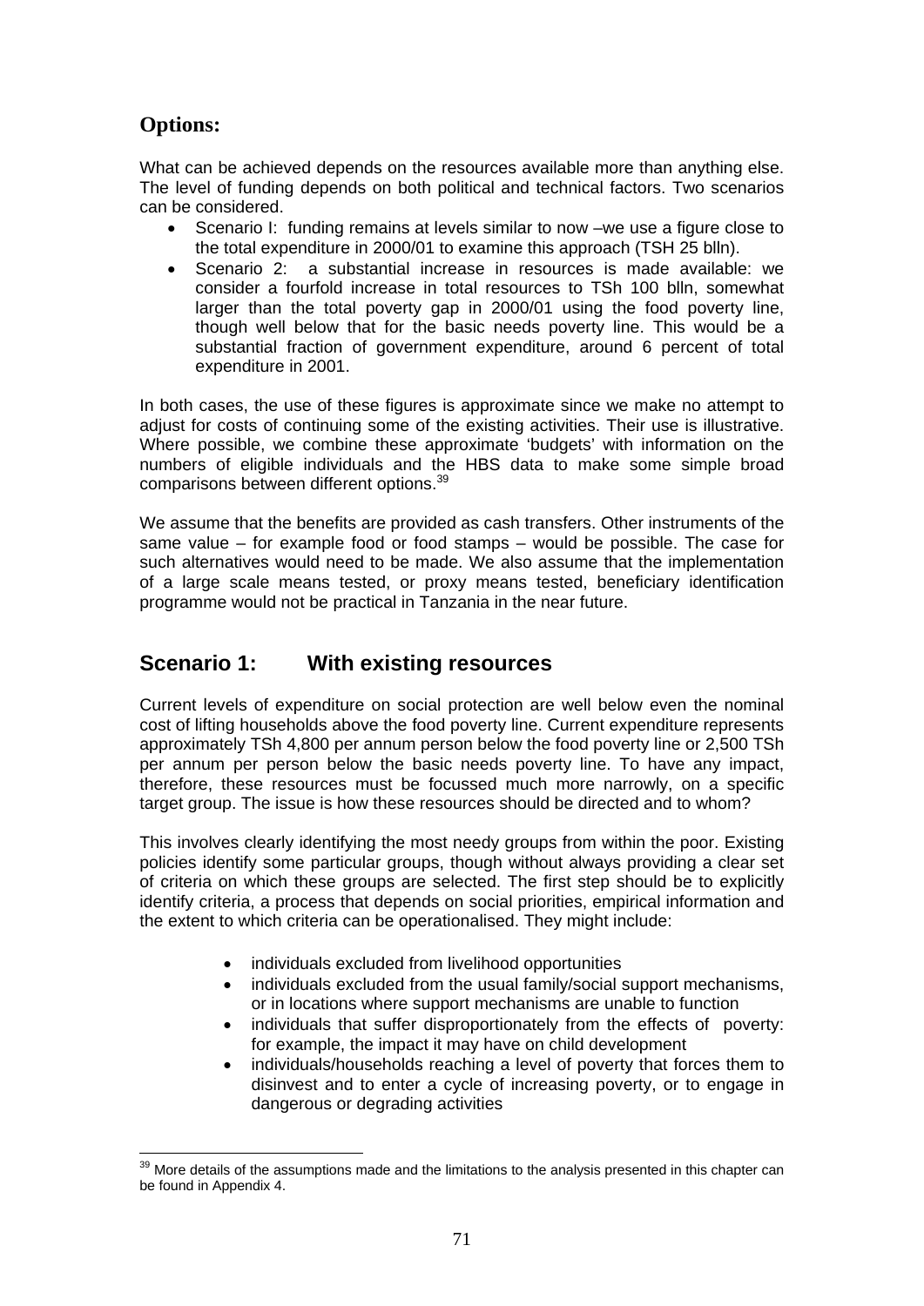## Options:

What can be achieved depends on the resources available more than anything else. The level of funding depends on both political and technical factors. Two scenarios can be considered.

- Scenario I: funding remains at levels similar to now –we use a figure close to the total expenditure in 2000/01 to examine this approach (TSH 25 blln).
- Scenario 2: a substantial increase in resources is made available: we consider a fourfold increase in total resources to TSh 100 blln, somewhat larger than the total poverty gap in 2000/01 using the food poverty line, though well below that for the basic needs poverty line. This would be a substantial fraction of government expenditure, around 6 percent of total expenditure in 2001.

In both cases, the use of these figures is approximate since we make no attempt to adjust for costs of continuing some of the existing activities. Their use is illustrative. Where possible, we combine these approximate 'budgets' with information on the numbers of eligible individuals and the HBS data to make some simple broad comparisons between different options.[39]

We assume that the benefits are provided as cash transfers. Other instruments of the same value – for example food or food stamps – would be possible. The case for such alternatives would need to be made. We also assume that the implementation of a large scale means tested, or proxy means tested, beneficiary identification programme would not be practical in Tanzania in the near future.

## Scenario 1: With existing resources

Current levels of expenditure on social protection are well below even the nominal cost of lifting households above the food poverty line. Current expenditure represents approximately TSh 4,800 per annum person below the food poverty line or 2,500 TSh per annum per person below the basic needs poverty line. To have any impact, therefore, these resources must be focussed much more narrowly, on a specific target group. The issue is how these resources should be directed and to whom?

This involves clearly identifying the most needy groups from within the poor. Existing policies identify some particular groups, though without always providing a clear set of criteria on which these groups are selected. The first step should be to explicitly identify criteria, a process that depends on social priorities, empirical information and the extent to which criteria can be operationalised. They might include:

- individuals excluded from livelihood opportunities
- individuals excluded from the usual family/social support mechanisms, or in locations where support mechanisms are unable to function
- individuals that suffer disproportionately from the effects of poverty: for example, the impact it may have on child development
- individuals/households reaching a level of poverty that forces them to disinvest and to enter a cycle of increasing poverty, or to engage in dangerous or degrading activities

[39] More details of the assumptions made and the limitations to the analysis presented in this chapter can be found in Appendix 4.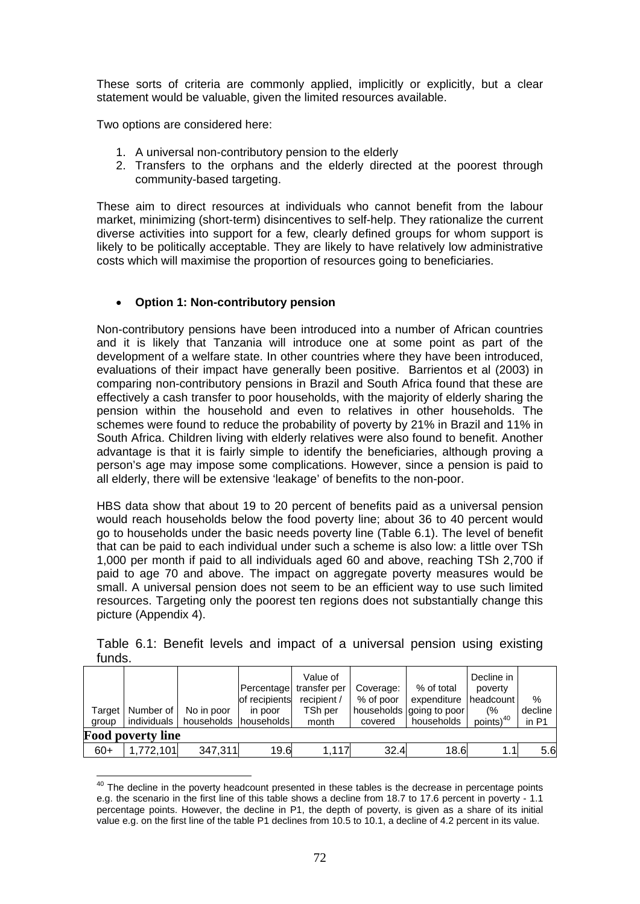These sorts of criteria are commonly applied, implicitly or explicitly, but a clear statement would be valuable, given the limited resources available.

Two options are considered here:

1. A universal non-contributory pension to the elderly
2. Transfers to the orphans and the elderly directed at the poorest through community-based targeting.

These aim to direct resources at individuals who cannot benefit from the labour market, minimizing (short-term) disincentives to self-help. They rationalize the current diverse activities into support for a few, clearly defined groups for whom support is likely to be politically acceptable. They are likely to have relatively low administrative costs which will maximise the proportion of resources going to beneficiaries.

- **Option 1: Non-contributory pension**

Non-contributory pensions have been introduced into a number of African countries and it is likely that Tanzania will introduce one at some point as part of the development of a welfare state. In other countries where they have been introduced, evaluations of their impact have generally been positive. Barrientos et al (2003) in comparing non-contributory pensions in Brazil and South Africa found that these are effectively a cash transfer to poor households, with the majority of elderly sharing the pension within the household and even to relatives in other households. The schemes were found to reduce the probability of poverty by 21% in Brazil and 11% in South Africa. Children living with elderly relatives were also found to benefit. Another advantage is that it is fairly simple to identify the beneficiaries, although proving a person's age may impose some complications. However, since a pension is paid to all elderly, there will be extensive 'leakage' of benefits to the non-poor.

HBS data show that about 19 to 20 percent of benefits paid as a universal pension would reach households below the food poverty line; about 36 to 40 percent would go to households under the basic needs poverty line (Table 6.1). The level of benefit that can be paid to each individual under such a scheme is also low: a little over TSh 1,000 per month if paid to all individuals aged 60 and above, reaching TSh 2,700 if paid to age 70 and above. The impact on aggregate poverty measures would be small. A universal pension does not seem to be an efficient way to use such limited resources. Targeting only the poorest ten regions does not substantially change this picture (Appendix 4).

Table 6.1: Benefit levels and impact of a universal pension using existing funds.

| Target group | Number of individuals | No in poor households | Percentage of recipients in poor households | Value of transfer per recipient / TSh per month | Coverage: % of poor households covered | % of total expenditure going to poor households | Decline in poverty headcount (% points)[40] | % decline in P1 |
|---|---|---|---|---|---|---|---|---|
| **Food poverty line** | | | | | | | | |
| 60+ | 1,772,101 | 347,311 | 19.6 | 1,117 | 32.4 | 18.6 | 1.1 | 5.6 |

[40] The decline in the poverty headcount presented in these tables is the decrease in percentage points e.g. the scenario in the first line of this table shows a decline from 18.7 to 17.6 percent in poverty - 1.1 percentage points. However, the decline in P1, the depth of poverty, is given as a share of its initial value e.g. on the first line of the table P1 declines from 10.5 to 10.1, a decline of 4.2 percent in its value.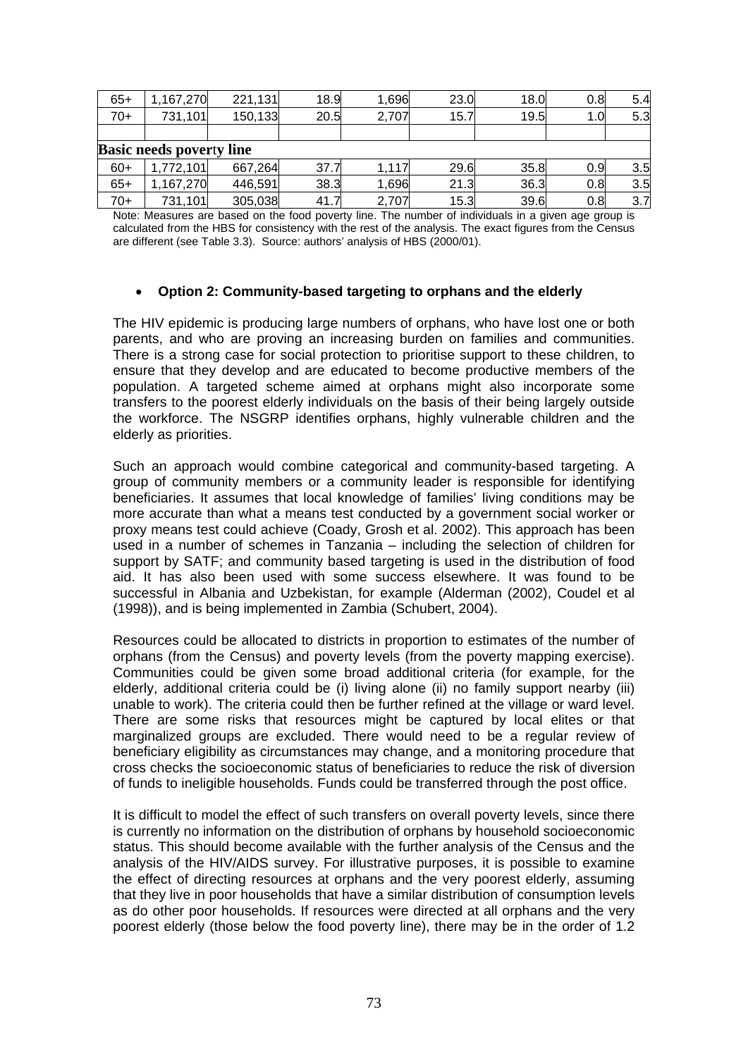| | | | | | | | | |
|---|---|---|---|---|---|---|---|---|
| 65+ | 1,167,270 | 221,131 | 18.9 | 1,696 | 23.0 | 18.0 | 0.8 | 5.4 |
| 70+ | 731,101 | 150,133 | 20.5 | 2,707 | 15.7 | 19.5 | 1.0 | 5.3 |
| | | | | | | | | |
| **Basic needs poverty line** | | | | | | | | |
| 60+ | 1,772,101 | 667,264 | 37.7 | 1,117 | 29.6 | 35.8 | 0.9 | 3.5 |
| 65+ | 1,167,270 | 446,591 | 38.3 | 1,696 | 21.3 | 36.3 | 0.8 | 3.5 |
| 70+ | 731,101 | 305,038 | 41.7 | 2,707 | 15.3 | 39.6 | 0.8 | 3.7 |

Note: Measures are based on the food poverty line. The number of individuals in a given age group is calculated from the HBS for consistency with the rest of the analysis. The exact figures from the Census are different (see Table 3.3). Source: authors' analysis of HBS (2000/01).

- **Option 2: Community-based targeting to orphans and the elderly**

The HIV epidemic is producing large numbers of orphans, who have lost one or both parents, and who are proving an increasing burden on families and communities. There is a strong case for social protection to prioritise support to these children, to ensure that they develop and are educated to become productive members of the population. A targeted scheme aimed at orphans might also incorporate some transfers to the poorest elderly individuals on the basis of their being largely outside the workforce. The NSGRP identifies orphans, highly vulnerable children and the elderly as priorities.

Such an approach would combine categorical and community-based targeting. A group of community members or a community leader is responsible for identifying beneficiaries. It assumes that local knowledge of families' living conditions may be more accurate than what a means test conducted by a government social worker or proxy means test could achieve (Coady, Grosh et al. 2002). This approach has been used in a number of schemes in Tanzania – including the selection of children for support by SATF; and community based targeting is used in the distribution of food aid. It has also been used with some success elsewhere. It was found to be successful in Albania and Uzbekistan, for example (Alderman (2002), Coudel et al (1998)), and is being implemented in Zambia (Schubert, 2004).

Resources could be allocated to districts in proportion to estimates of the number of orphans (from the Census) and poverty levels (from the poverty mapping exercise). Communities could be given some broad additional criteria (for example, for the elderly, additional criteria could be (i) living alone (ii) no family support nearby (iii) unable to work). The criteria could then be further refined at the village or ward level. There are some risks that resources might be captured by local elites or that marginalized groups are excluded. There would need to be a regular review of beneficiary eligibility as circumstances may change, and a monitoring procedure that cross checks the socioeconomic status of beneficiaries to reduce the risk of diversion of funds to ineligible households. Funds could be transferred through the post office.

It is difficult to model the effect of such transfers on overall poverty levels, since there is currently no information on the distribution of orphans by household socioeconomic status. This should become available with the further analysis of the Census and the analysis of the HIV/AIDS survey. For illustrative purposes, it is possible to examine the effect of directing resources at orphans and the very poorest elderly, assuming that they live in poor households that have a similar distribution of consumption levels as do other poor households. If resources were directed at all orphans and the very poorest elderly (those below the food poverty line), there may be in the order of 1.2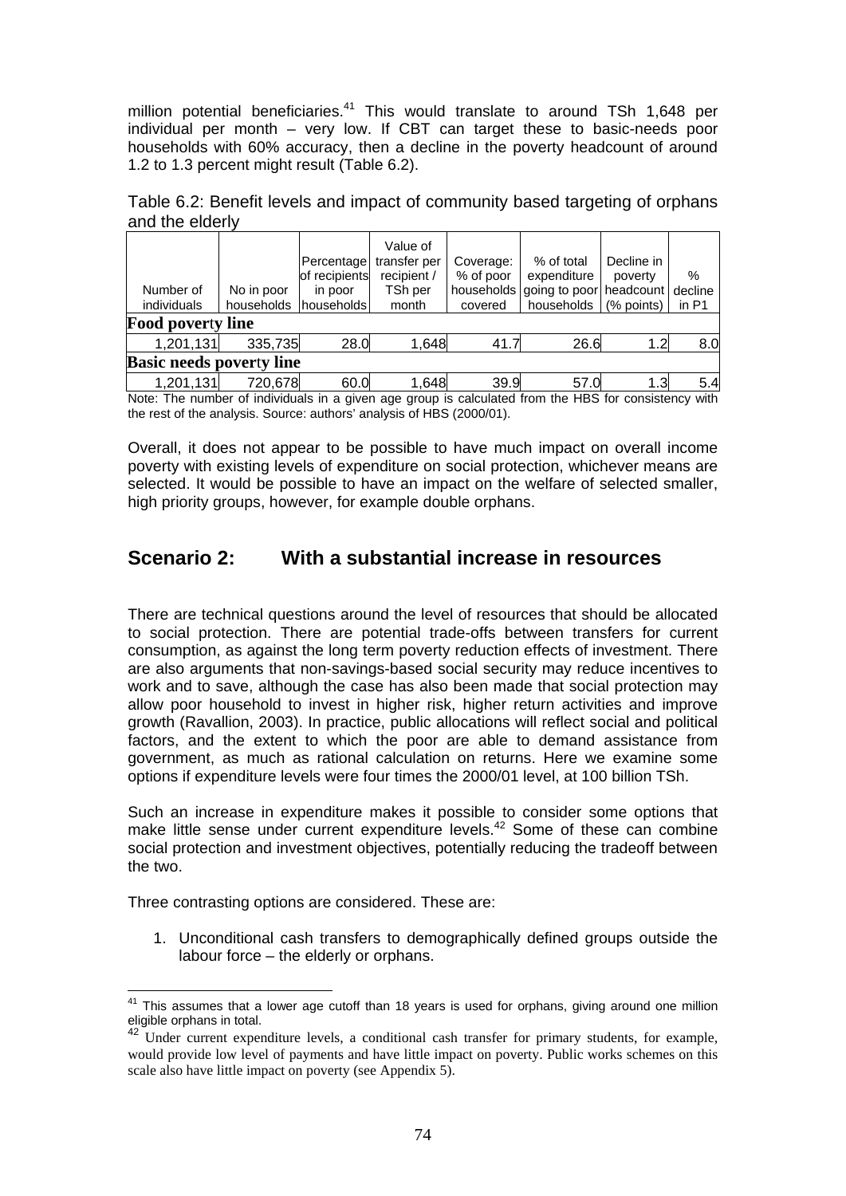million potential beneficiaries.[41] This would translate to around TSh 1,648 per individual per month – very low. If CBT can target these to basic-needs poor households with 60% accuracy, then a decline in the poverty headcount of around 1.2 to 1.3 percent might result (Table 6.2).

Table 6.2: Benefit levels and impact of community based targeting of orphans and the elderly

| Number of individuals | No in poor households | Percentage of recipients in poor households | Value of transfer per recipient / TSh per month | Coverage: % of poor households covered | % of total expenditure going to poor households | Decline in poverty headcount (% points) | % decline in P1 |
|---|---|---|---|---|---|---|---|
| **Food poverty line** | | | | | | | |
| 1,201,131 | 335,735 | 28.0 | 1,648 | 41.7 | 26.6 | 1.2 | 8.0 |
| **Basic needs poverty line** | | | | | | | |
| 1,201,131 | 720,678 | 60.0 | 1,648 | 39.9 | 57.0 | 1.3 | 5.4 |

Note: The number of individuals in a given age group is calculated from the HBS for consistency with the rest of the analysis. Source: authors' analysis of HBS (2000/01).

Overall, it does not appear to be possible to have much impact on overall income poverty with existing levels of expenditure on social protection, whichever means are selected. It would be possible to have an impact on the welfare of selected smaller, high priority groups, however, for example double orphans.

## Scenario 2: With a substantial increase in resources

There are technical questions around the level of resources that should be allocated to social protection. There are potential trade-offs between transfers for current consumption, as against the long term poverty reduction effects of investment. There are also arguments that non-savings-based social security may reduce incentives to work and to save, although the case has also been made that social protection may allow poor household to invest in higher risk, higher return activities and improve growth (Ravallion, 2003). In practice, public allocations will reflect social and political factors, and the extent to which the poor are able to demand assistance from government, as much as rational calculation on returns. Here we examine some options if expenditure levels were four times the 2000/01 level, at 100 billion TSh.

Such an increase in expenditure makes it possible to consider some options that make little sense under current expenditure levels.[42] Some of these can combine social protection and investment objectives, potentially reducing the tradeoff between the two.

Three contrasting options are considered. These are:

1. Unconditional cash transfers to demographically defined groups outside the labour force – the elderly or orphans.

---

[41] This assumes that a lower age cutoff than 18 years is used for orphans, giving around one million eligible orphans in total.

[42] Under current expenditure levels, a conditional cash transfer for primary students, for example, would provide low level of payments and have little impact on poverty. Public works schemes on this scale also have little impact on poverty (see Appendix 5).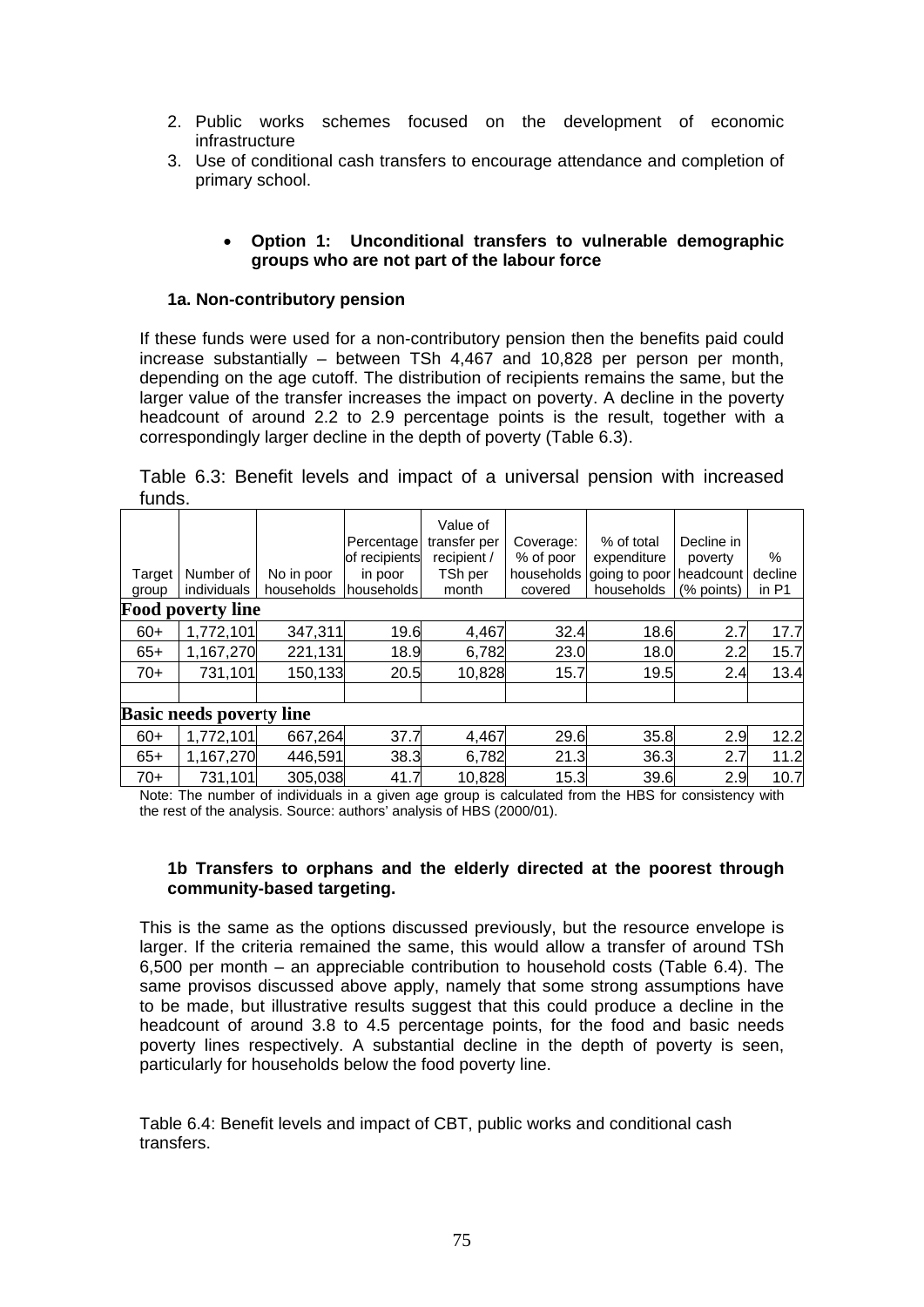2. Public works schemes focused on the development of economic infrastructure
3. Use of conditional cash transfers to encourage attendance and completion of primary school.

- **Option 1: Unconditional transfers to vulnerable demographic groups who are not part of the labour force**

**1a. Non-contributory pension**

If these funds were used for a non-contributory pension then the benefits paid could increase substantially – between TSh 4,467 and 10,828 per person per month, depending on the age cutoff. The distribution of recipients remains the same, but the larger value of the transfer increases the impact on poverty. A decline in the poverty headcount of around 2.2 to 2.9 percentage points is the result, together with a correspondingly larger decline in the depth of poverty (Table 6.3).

Table 6.3: Benefit levels and impact of a universal pension with increased funds.

| Target group | Number of individuals | No in poor households | Percentage of recipients in poor households | Value of transfer per recipient / TSh per month | Coverage: % of poor households covered | % of total expenditure going to poor households | Decline in poverty headcount (% points) | % decline in P1 |
|---|---|---|---|---|---|---|---|---|
| **Food poverty line** | | | | | | | | |
| 60+ | 1,772,101 | 347,311 | 19.6 | 4,467 | 32.4 | 18.6 | 2.7 | 17.7 |
| 65+ | 1,167,270 | 221,131 | 18.9 | 6,782 | 23.0 | 18.0 | 2.2 | 15.7 |
| 70+ | 731,101 | 150,133 | 20.5 | 10,828 | 15.7 | 19.5 | 2.4 | 13.4 |
| | | | | | | | | |
| **Basic needs poverty line** | | | | | | | | |
| 60+ | 1,772,101 | 667,264 | 37.7 | 4,467 | 29.6 | 35.8 | 2.9 | 12.2 |
| 65+ | 1,167,270 | 446,591 | 38.3 | 6,782 | 21.3 | 36.3 | 2.7 | 11.2 |
| 70+ | 731,101 | 305,038 | 41.7 | 10,828 | 15.3 | 39.6 | 2.9 | 10.7 |

Note: The number of individuals in a given age group is calculated from the HBS for consistency with the rest of the analysis. Source: authors' analysis of HBS (2000/01).

**1b Transfers to orphans and the elderly directed at the poorest through community-based targeting.**

This is the same as the options discussed previously, but the resource envelope is larger. If the criteria remained the same, this would allow a transfer of around TSh 6,500 per month – an appreciable contribution to household costs (Table 6.4). The same provisos discussed above apply, namely that some strong assumptions have to be made, but illustrative results suggest that this could produce a decline in the headcount of around 3.8 to 4.5 percentage points, for the food and basic needs poverty lines respectively. A substantial decline in the depth of poverty is seen, particularly for households below the food poverty line.

Table 6.4: Benefit levels and impact of CBT, public works and conditional cash transfers.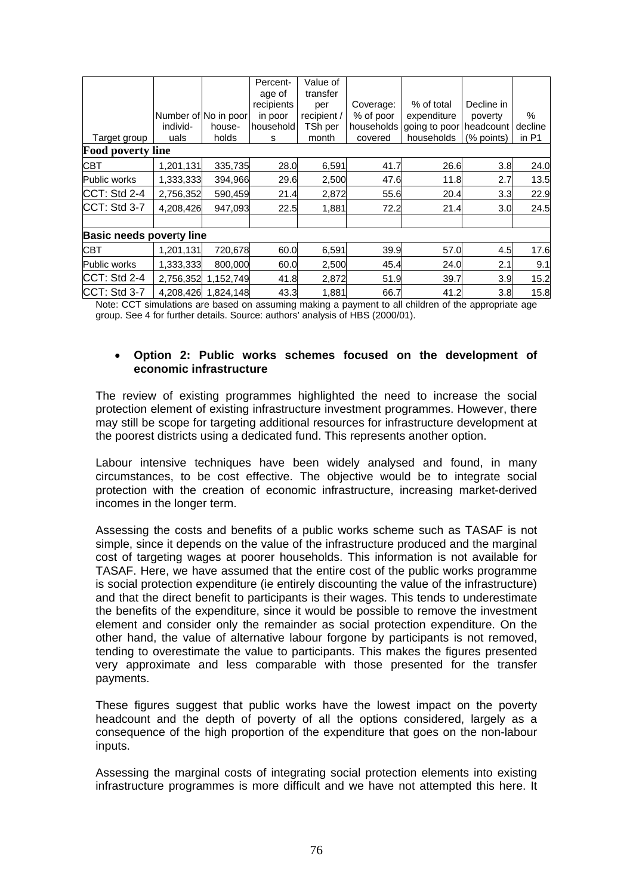| Target group | Number of individuals | No in poor households | Percentage of recipients in poor households | Value of transfer per recipient / TSh per month | Coverage: % of poor households covered | % of total expenditure going to poor households | Decline in poverty headcount (% points) | % decline in P1 |
|---|---|---|---|---|---|---|---|---|
| **Food poverty line** | | | | | | | | |
| CBT | 1,201,131 | 335,735 | 28.0 | 6,591 | 41.7 | 26.6 | 3.8 | 24.0 |
| Public works | 1,333,333 | 394,966 | 29.6 | 2,500 | 47.6 | 11.8 | 2.7 | 13.5 |
| CCT: Std 2-4 | 2,756,352 | 590,459 | 21.4 | 2,872 | 55.6 | 20.4 | 3.3 | 22.9 |
| CCT: Std 3-7 | 4,208,426 | 947,093 | 22.5 | 1,881 | 72.2 | 21.4 | 3.0 | 24.5 |
| | | | | | | | | |
| **Basic needs poverty line** | | | | | | | | |
| CBT | 1,201,131 | 720,678 | 60.0 | 6,591 | 39.9 | 57.0 | 4.5 | 17.6 |
| Public works | 1,333,333 | 800,000 | 60.0 | 2,500 | 45.4 | 24.0 | 2.1 | 9.1 |
| CCT: Std 2-4 | 2,756,352 | 1,152,749 | 41.8 | 2,872 | 51.9 | 39.7 | 3.9 | 15.2 |
| CCT: Std 3-7 | 4,208,426 | 1,824,148 | 43.3 | 1,881 | 66.7 | 41.2 | 3.8 | 15.8 |

Note: CCT simulations are based on assuming making a payment to all children of the appropriate age group. See 4 for further details. Source: authors' analysis of HBS (2000/01).

- **Option 2: Public works schemes focused on the development of economic infrastructure**

The review of existing programmes highlighted the need to increase the social protection element of existing infrastructure investment programmes. However, there may still be scope for targeting additional resources for infrastructure development at the poorest districts using a dedicated fund. This represents another option.

Labour intensive techniques have been widely analysed and found, in many circumstances, to be cost effective. The objective would be to integrate social protection with the creation of economic infrastructure, increasing market-derived incomes in the longer term.

Assessing the costs and benefits of a public works scheme such as TASAF is not simple, since it depends on the value of the infrastructure produced and the marginal cost of targeting wages at poorer households. This information is not available for TASAF. Here, we have assumed that the entire cost of the public works programme is social protection expenditure (ie entirely discounting the value of the infrastructure) and that the direct benefit to participants is their wages. This tends to underestimate the benefits of the expenditure, since it would be possible to remove the investment element and consider only the remainder as social protection expenditure. On the other hand, the value of alternative labour forgone by participants is not removed, tending to overestimate the value to participants. This makes the figures presented very approximate and less comparable with those presented for the transfer payments.

These figures suggest that public works have the lowest impact on the poverty headcount and the depth of poverty of all the options considered, largely as a consequence of the high proportion of the expenditure that goes on the non-labour inputs.

Assessing the marginal costs of integrating social protection elements into existing infrastructure programmes is more difficult and we have not attempted this here. It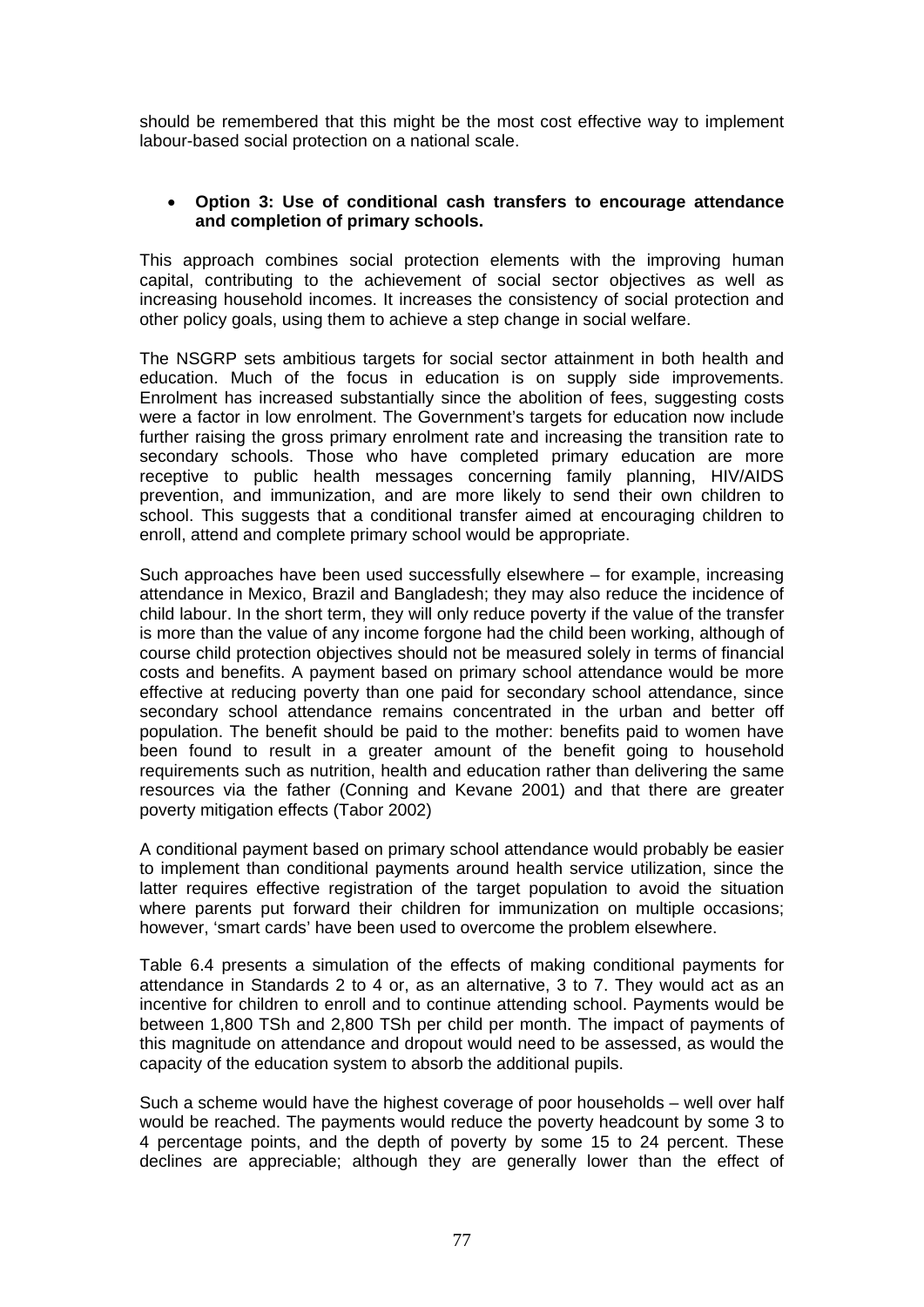should be remembered that this might be the most cost effective way to implement labour-based social protection on a national scale.

- **Option 3: Use of conditional cash transfers to encourage attendance and completion of primary schools.**

This approach combines social protection elements with the improving human capital, contributing to the achievement of social sector objectives as well as increasing household incomes. It increases the consistency of social protection and other policy goals, using them to achieve a step change in social welfare.

The NSGRP sets ambitious targets for social sector attainment in both health and education. Much of the focus in education is on supply side improvements. Enrolment has increased substantially since the abolition of fees, suggesting costs were a factor in low enrolment. The Government's targets for education now include further raising the gross primary enrolment rate and increasing the transition rate to secondary schools. Those who have completed primary education are more receptive to public health messages concerning family planning, HIV/AIDS prevention, and immunization, and are more likely to send their own children to school. This suggests that a conditional transfer aimed at encouraging children to enroll, attend and complete primary school would be appropriate.

Such approaches have been used successfully elsewhere – for example, increasing attendance in Mexico, Brazil and Bangladesh; they may also reduce the incidence of child labour. In the short term, they will only reduce poverty if the value of the transfer is more than the value of any income forgone had the child been working, although of course child protection objectives should not be measured solely in terms of financial costs and benefits. A payment based on primary school attendance would be more effective at reducing poverty than one paid for secondary school attendance, since secondary school attendance remains concentrated in the urban and better off population. The benefit should be paid to the mother: benefits paid to women have been found to result in a greater amount of the benefit going to household requirements such as nutrition, health and education rather than delivering the same resources via the father (Conning and Kevane 2001) and that there are greater poverty mitigation effects (Tabor 2002)

A conditional payment based on primary school attendance would probably be easier to implement than conditional payments around health service utilization, since the latter requires effective registration of the target population to avoid the situation where parents put forward their children for immunization on multiple occasions; however, 'smart cards' have been used to overcome the problem elsewhere.

Table 6.4 presents a simulation of the effects of making conditional payments for attendance in Standards 2 to 4 or, as an alternative, 3 to 7. They would act as an incentive for children to enroll and to continue attending school. Payments would be between 1,800 TSh and 2,800 TSh per child per month. The impact of payments of this magnitude on attendance and dropout would need to be assessed, as would the capacity of the education system to absorb the additional pupils.

Such a scheme would have the highest coverage of poor households – well over half would be reached. The payments would reduce the poverty headcount by some 3 to 4 percentage points, and the depth of poverty by some 15 to 24 percent. These declines are appreciable; although they are generally lower than the effect of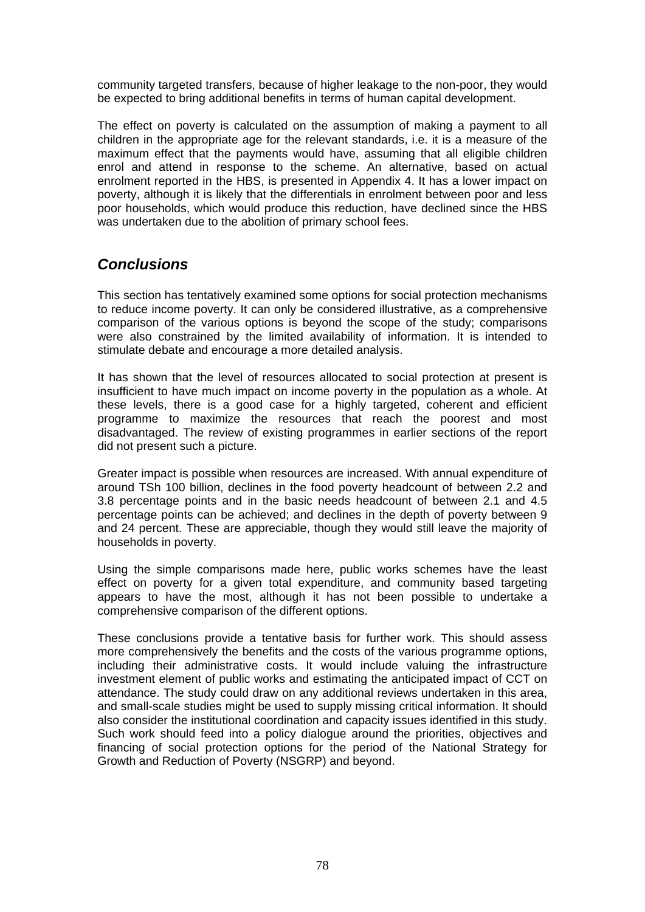community targeted transfers, because of higher leakage to the non-poor, they would be expected to bring additional benefits in terms of human capital development.

The effect on poverty is calculated on the assumption of making a payment to all children in the appropriate age for the relevant standards, i.e. it is a measure of the maximum effect that the payments would have, assuming that all eligible children enrol and attend in response to the scheme. An alternative, based on actual enrolment reported in the HBS, is presented in Appendix 4. It has a lower impact on poverty, although it is likely that the differentials in enrolment between poor and less poor households, which would produce this reduction, have declined since the HBS was undertaken due to the abolition of primary school fees.

## *Conclusions*

This section has tentatively examined some options for social protection mechanisms to reduce income poverty. It can only be considered illustrative, as a comprehensive comparison of the various options is beyond the scope of the study; comparisons were also constrained by the limited availability of information. It is intended to stimulate debate and encourage a more detailed analysis.

It has shown that the level of resources allocated to social protection at present is insufficient to have much impact on income poverty in the population as a whole. At these levels, there is a good case for a highly targeted, coherent and efficient programme to maximize the resources that reach the poorest and most disadvantaged. The review of existing programmes in earlier sections of the report did not present such a picture.

Greater impact is possible when resources are increased. With annual expenditure of around TSh 100 billion, declines in the food poverty headcount of between 2.2 and 3.8 percentage points and in the basic needs headcount of between 2.1 and 4.5 percentage points can be achieved; and declines in the depth of poverty between 9 and 24 percent. These are appreciable, though they would still leave the majority of households in poverty.

Using the simple comparisons made here, public works schemes have the least effect on poverty for a given total expenditure, and community based targeting appears to have the most, although it has not been possible to undertake a comprehensive comparison of the different options.

These conclusions provide a tentative basis for further work. This should assess more comprehensively the benefits and the costs of the various programme options, including their administrative costs. It would include valuing the infrastructure investment element of public works and estimating the anticipated impact of CCT on attendance. The study could draw on any additional reviews undertaken in this area, and small-scale studies might be used to supply missing critical information. It should also consider the institutional coordination and capacity issues identified in this study. Such work should feed into a policy dialogue around the priorities, objectives and financing of social protection options for the period of the National Strategy for Growth and Reduction of Poverty (NSGRP) and beyond.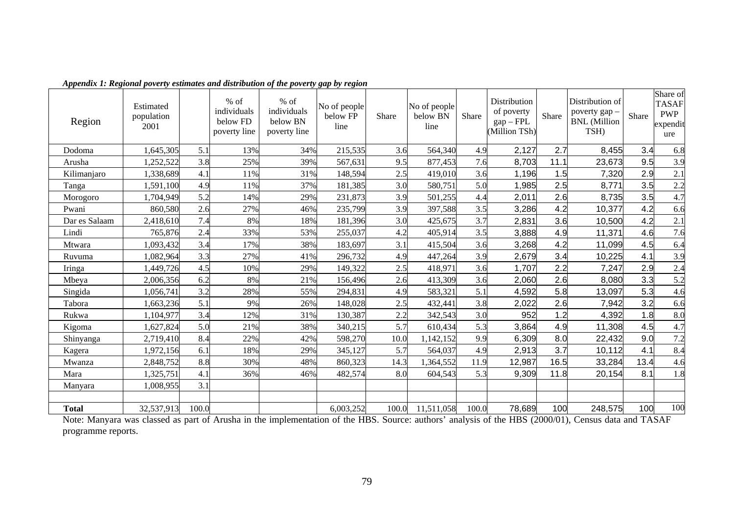*Appendix 1: Regional poverty estimates and distribution of the poverty gap by region*

| Region | Estimated population 2001 | | % of individuals below FD poverty line | % of individuals below BN poverty line | No of people below FP line | Share | No of people below BN line | Share | Distribution of poverty gap – FPL (Million TSh) | Share | Distribution of poverty gap – BNL (Million TSH) | Share | Share of TASAF PWP expenditure |
|---|---|---|---|---|---|---|---|---|---|---|---|---|---|
| Dodoma | 1,645,305 | 5.1 | 13% | 34% | 215,535 | 3.6 | 564,340 | 4.9 | 2,127 | 2.7 | 8,455 | 3.4 | 6.8 |
| Arusha | 1,252,522 | 3.8 | 25% | 39% | 567,631 | 9.5 | 877,453 | 7.6 | 8,703 | 11.1 | 23,673 | 9.5 | 3.9 |
| Kilimanjaro | 1,338,689 | 4.1 | 11% | 31% | 148,594 | 2.5 | 419,010 | 3.6 | 1,196 | 1.5 | 7,320 | 2.9 | 2.1 |
| Tanga | 1,591,100 | 4.9 | 11% | 37% | 181,385 | 3.0 | 580,751 | 5.0 | 1,985 | 2.5 | 8,771 | 3.5 | 2.2 |
| Morogoro | 1,704,949 | 5.2 | 14% | 29% | 231,873 | 3.9 | 501,255 | 4.4 | 2,011 | 2.6 | 8,735 | 3.5 | 4.7 |
| Pwani | 860,580 | 2.6 | 27% | 46% | 235,799 | 3.9 | 397,588 | 3.5 | 3,286 | 4.2 | 10,377 | 4.2 | 6.6 |
| Dar es Salaam | 2,418,610 | 7.4 | 8% | 18% | 181,396 | 3.0 | 425,675 | 3.7 | 2,831 | 3.6 | 10,500 | 4.2 | 2.1 |
| Lindi | 765,876 | 2.4 | 33% | 53% | 255,037 | 4.2 | 405,914 | 3.5 | 3,888 | 4.9 | 11,371 | 4.6 | 7.6 |
| Mtwara | 1,093,432 | 3.4 | 17% | 38% | 183,697 | 3.1 | 415,504 | 3.6 | 3,268 | 4.2 | 11,099 | 4.5 | 6.4 |
| Ruvuma | 1,082,964 | 3.3 | 27% | 41% | 296,732 | 4.9 | 447,264 | 3.9 | 2,679 | 3.4 | 10,225 | 4.1 | 3.9 |
| Iringa | 1,449,726 | 4.5 | 10% | 29% | 149,322 | 2.5 | 418,971 | 3.6 | 1,707 | 2.2 | 7,247 | 2.9 | 2.4 |
| Mbeya | 2,006,356 | 6.2 | 8% | 21% | 156,496 | 2.6 | 413,309 | 3.6 | 2,060 | 2.6 | 8,080 | 3.3 | 5.2 |
| Singida | 1,056,741 | 3.2 | 28% | 55% | 294,831 | 4.9 | 583,321 | 5.1 | 4,592 | 5.8 | 13,097 | 5.3 | 4.6 |
| Tabora | 1,663,236 | 5.1 | 9% | 26% | 148,028 | 2.5 | 432,441 | 3.8 | 2,022 | 2.6 | 7,942 | 3.2 | 6.6 |
| Rukwa | 1,104,977 | 3.4 | 12% | 31% | 130,387 | 2.2 | 342,543 | 3.0 | 952 | 1.2 | 4,392 | 1.8 | 8.0 |
| Kigoma | 1,627,824 | 5.0 | 21% | 38% | 340,215 | 5.7 | 610,434 | 5.3 | 3,864 | 4.9 | 11,308 | 4.5 | 4.7 |
| Shinyanga | 2,719,410 | 8.4 | 22% | 42% | 598,270 | 10.0 | 1,142,152 | 9.9 | 6,309 | 8.0 | 22,432 | 9.0 | 7.2 |
| Kagera | 1,972,156 | 6.1 | 18% | 29% | 345,127 | 5.7 | 564,037 | 4.9 | 2,913 | 3.7 | 10,112 | 4.1 | 8.4 |
| Mwanza | 2,848,752 | 8.8 | 30% | 48% | 860,323 | 14.3 | 1,364,552 | 11.9 | 12,987 | 16.5 | 33,284 | 13.4 | 4.6 |
| Mara | 1,325,751 | 4.1 | 36% | 46% | 482,574 | 8.0 | 604,543 | 5.3 | 9,309 | 11.8 | 20,154 | 8.1 | 1.8 |
| Manyara | 1,008,955 | 3.1 | | | | | | | | | | | |
| | | | | | | | | | | | | | |
| **Total** | 32,537,913 | 100.0 | | | 6,003,252 | 100.0 | 11,511,058 | 100.0 | 78,689 | 100 | 248,575 | 100 | 100 |

Note: Manyara was classed as part of Arusha in the implementation of the HBS. Source: authors' analysis of the HBS (2000/01), Census data and TASAF programme reports.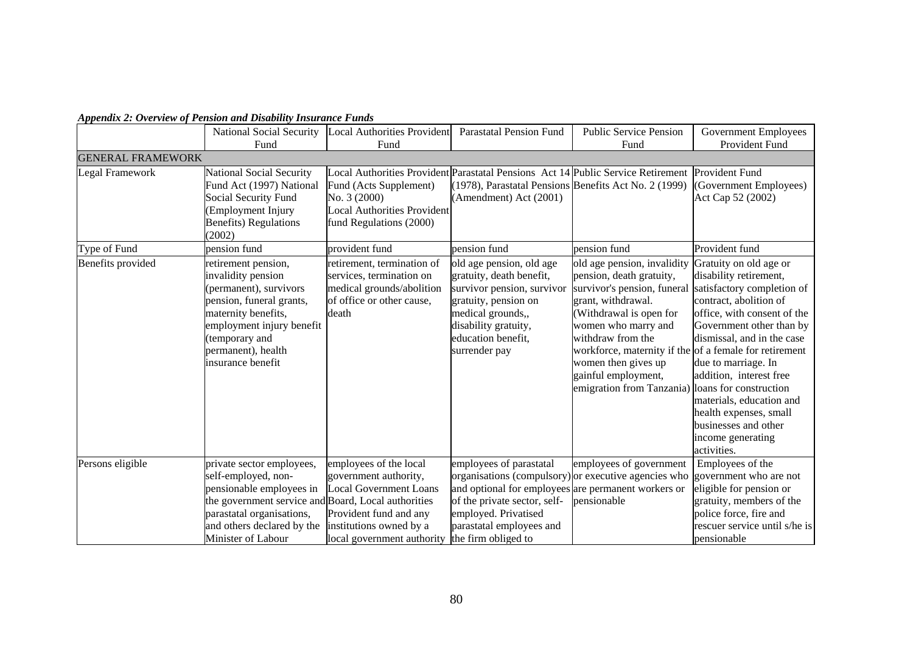***Appendix 2: Overview of Pension and Disability Insurance Funds***

| | National Social Security Fund | Local Authorities Provident Fund | Parastatal Pension Fund | Public Service Pension Fund | Government Employees Provident Fund |
|---|---|---|---|---|---|
| GENERAL FRAMEWORK | | | | | |
| Legal Framework | National Social Security Fund Act (1997) National Social Security Fund (Employment Injury Benefits) Regulations (2002) | Local Authorities Provident Fund (Acts Supplement) No. 3 (2000) Local Authorities Provident fund Regulations (2000) | Parastatal Pensions Act 14 (1978), Parastatal Pensions (Amendment) Act (2001) | Public Service Retirement Benefits Act No. 2 (1999) | Provident Fund (Government Employees) Act Cap 52 (2002) |
| Type of Fund | pension fund | provident fund | pension fund | pension fund | Provident fund |
| Benefits provided | retirement pension, invalidity pension (permanent), survivors pension, funeral grants, maternity benefits, employment injury benefit (temporary and permanent), health insurance benefit | retirement, termination of services, termination on medical grounds/abolition of office or other cause, death | old age pension, old age gratuity, death benefit, survivor pension, survivor gratuity, pension on medical grounds,, disability gratuity, education benefit, surrender pay | old age pension, invalidity pension, death gratuity, survivor's pension, funeral grant, withdrawal. (Withdrawal is open for women who marry and withdraw from the workforce, maternity if the women then gives up gainful employment, emigration from Tanzania) | Gratuity on old age or disability retirement, satisfactory completion of contract, abolition of office, with consent of the Government other than by dismissal, and in the case of a female for retirement due to marriage. In addition, interest free loans for construction materials, education and health expenses, small businesses and other income generating activities. |
| Persons eligible | private sector employees, self-employed, non-pensionable employees in the government service and parastatal organisations, and others declared by the Minister of Labour | employees of the local government authority, Local Government Loans Board, Local authorities Provident fund and any institutions owned by a local government authority | employees of parastatal organisations (compulsory) and optional for employees of the private sector, self-employed. Privatised parastatal employees and the firm obliged to | employees of government or executive agencies who are permanent workers or pensionable | Employees of the government who are not eligible for pension or gratuity, members of the police force, fire and rescuer service until s/he is pensionable |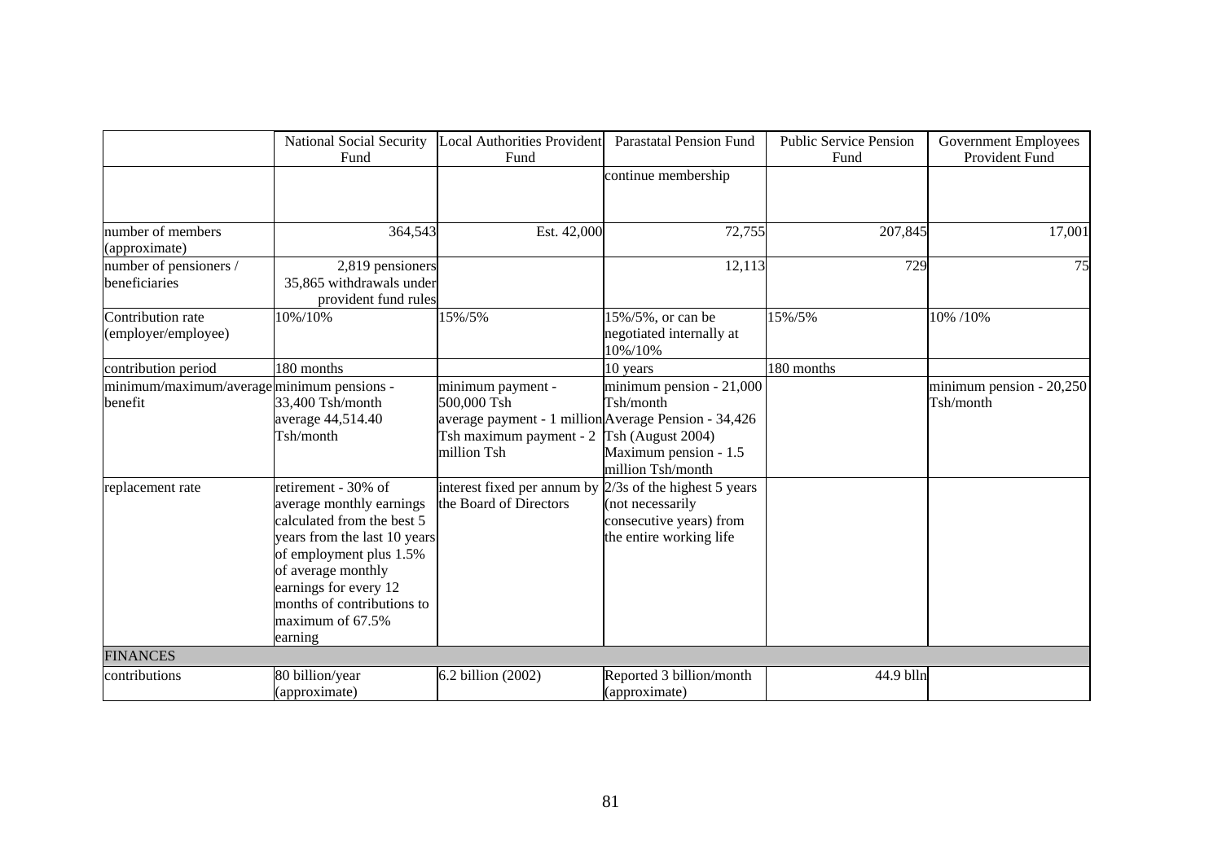| | National Social Security Fund | Local Authorities Provident Fund | Parastatal Pension Fund | Public Service Pension Fund | Government Employees Provident Fund |
|---|---|---|---|---|---|
| | | | continue membership | | |
| number of members (approximate) | 364,543 | Est. 42,000 | 72,755 | 207,845 | 17,001 |
| number of pensioners / beneficiaries | 2,819 pensioners 35,865 withdrawals under provident fund rules | | 12,113 | 729 | 75 |
| Contribution rate (employer/employee) | 10%/10% | 15%/5% | 15%/5%, or can be negotiated internally at 10%/10% | 15%/5% | 10% /10% |
| contribution period | 180 months | | 10 years | 180 months | |
| minimum/maximum/average benefit | minimum pensions - 33,400 Tsh/month average 44,514.40 Tsh/month | minimum payment - 500,000 Tsh average payment - 1 million Tsh maximum payment - 2 million Tsh | minimum pension - 21,000 Tsh/month Average Pension - 34,426 Tsh (August 2004) Maximum pension - 1.5 million Tsh/month | | minimum pension - 20,250 Tsh/month |
| replacement rate | retirement - 30% of average monthly earnings calculated from the best 5 years from the last 10 years of employment plus 1.5% of average monthly earnings for every 12 months of contributions to maximum of 67.5% earning | interest fixed per annum by the Board of Directors | 2/3s of the highest 5 years (not necessarily consecutive years) from the entire working life | | |
| **FINANCES** | | | | | |
| contributions | 80 billion/year (approximate) | 6.2 billion (2002) | Reported 3 billion/month (approximate) | 44.9 blln | |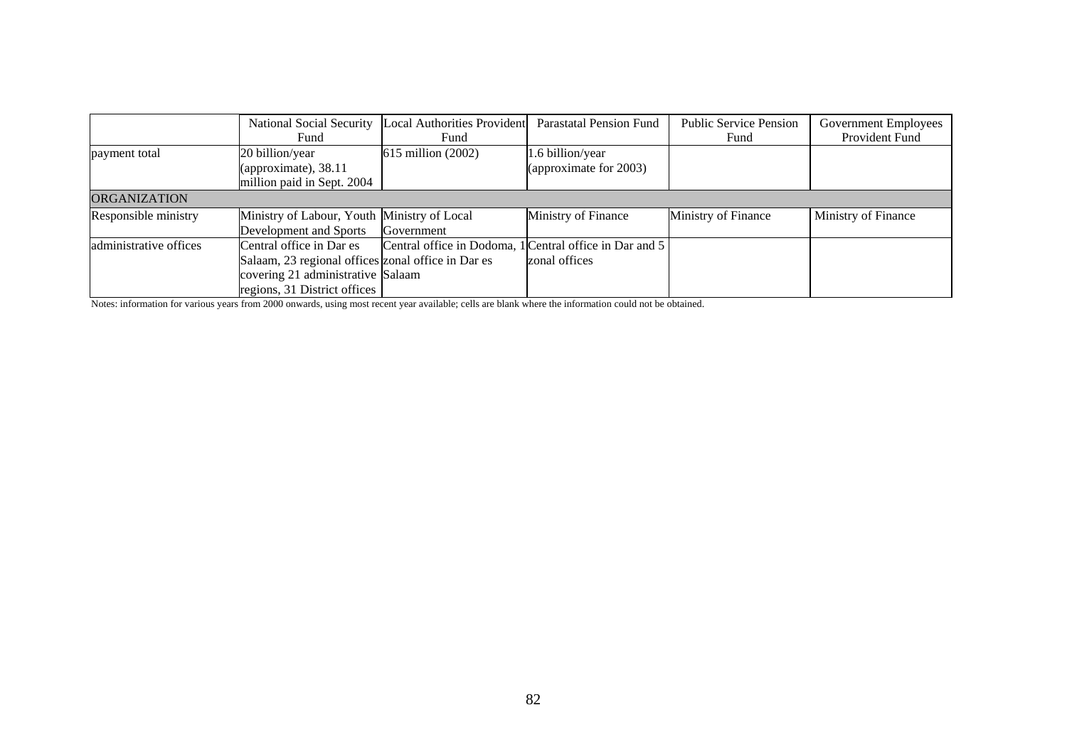| | National Social Security Fund | Local Authorities Provident Fund | Parastatal Pension Fund | Public Service Pension Fund | Government Employees Provident Fund |
|---|---|---|---|---|---|
| payment total | 20 billion/year (approximate), 38.11 million paid in Sept. 2004 | 615 million (2002) | 1.6 billion/year (approximate for 2003) | | |
| ORGANIZATION | | | | | |
| Responsible ministry | Ministry of Labour, Youth Development and Sports | Ministry of Local Government | Ministry of Finance | Ministry of Finance | Ministry of Finance |
| administrative offices | Central office in Dar es Salaam, 23 regional offices covering 21 administrative regions, 31 District offices | Central office in Dodoma, 1 zonal office in Dar es Salaam | Central office in Dar and 5 zonal offices | | |

Notes: information for various years from 2000 onwards, using most recent year available; cells are blank where the information could not be obtained.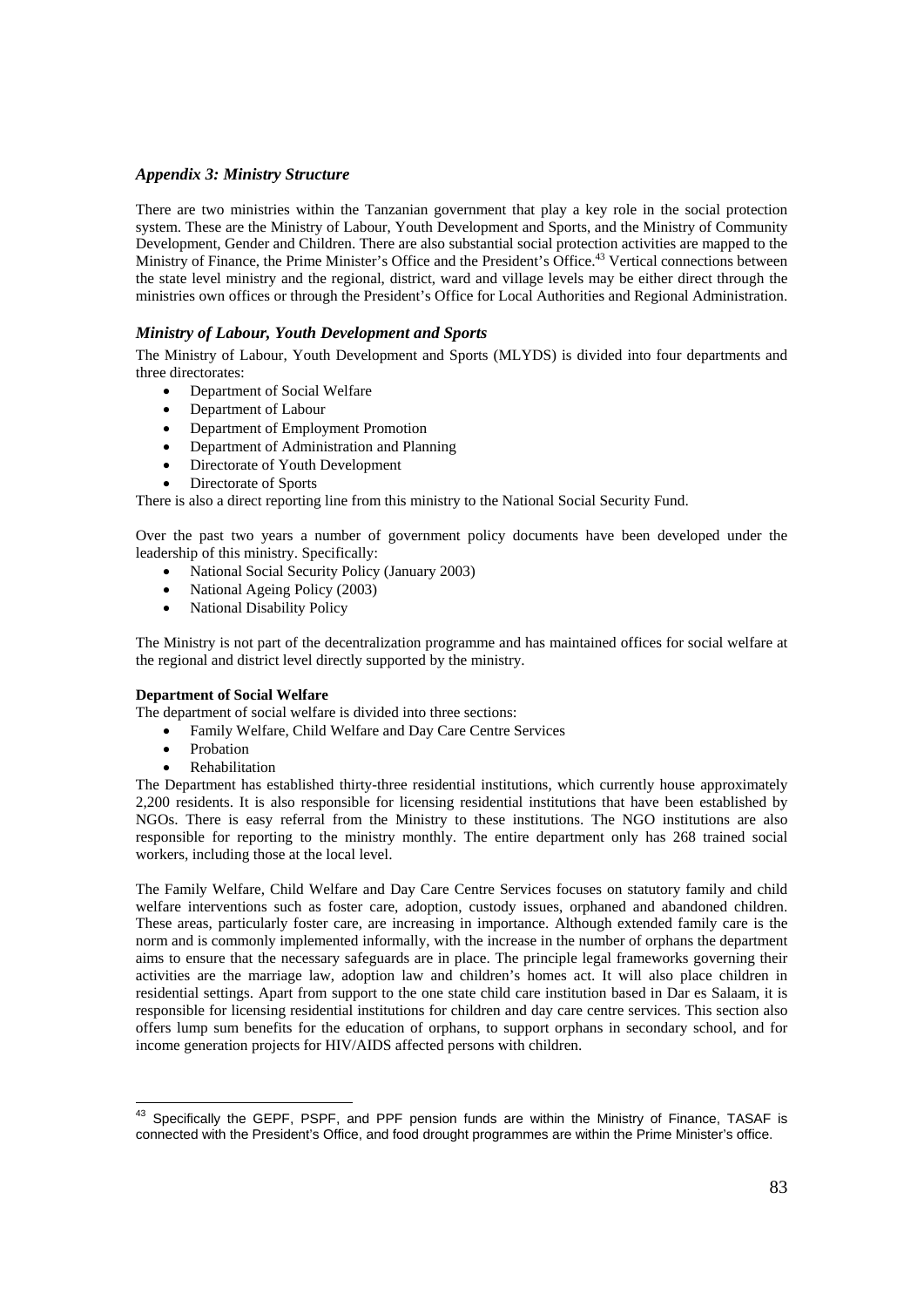### *Appendix 3: Ministry Structure*

There are two ministries within the Tanzanian government that play a key role in the social protection system. These are the Ministry of Labour, Youth Development and Sports, and the Ministry of Community Development, Gender and Children. There are also substantial social protection activities are mapped to the Ministry of Finance, the Prime Minister's Office and the President's Office.[43] Vertical connections between the state level ministry and the regional, district, ward and village levels may be either direct through the ministries own offices or through the President's Office for Local Authorities and Regional Administration.

### *Ministry of Labour, Youth Development and Sports*

The Ministry of Labour, Youth Development and Sports (MLYDS) is divided into four departments and three directorates:

- Department of Social Welfare
- Department of Labour
- Department of Employment Promotion
- Department of Administration and Planning
- Directorate of Youth Development
- Directorate of Sports

There is also a direct reporting line from this ministry to the National Social Security Fund.

Over the past two years a number of government policy documents have been developed under the leadership of this ministry. Specifically:

- National Social Security Policy (January 2003)
- National Ageing Policy (2003)
- National Disability Policy

The Ministry is not part of the decentralization programme and has maintained offices for social welfare at the regional and district level directly supported by the ministry.

**Department of Social Welfare**

The department of social welfare is divided into three sections:

- Family Welfare, Child Welfare and Day Care Centre Services
- Probation
- Rehabilitation

The Department has established thirty-three residential institutions, which currently house approximately 2,200 residents. It is also responsible for licensing residential institutions that have been established by NGOs. There is easy referral from the Ministry to these institutions. The NGO institutions are also responsible for reporting to the ministry monthly. The entire department only has 268 trained social workers, including those at the local level.

The Family Welfare, Child Welfare and Day Care Centre Services focuses on statutory family and child welfare interventions such as foster care, adoption, custody issues, orphaned and abandoned children. These areas, particularly foster care, are increasing in importance. Although extended family care is the norm and is commonly implemented informally, with the increase in the number of orphans the department aims to ensure that the necessary safeguards are in place. The principle legal frameworks governing their activities are the marriage law, adoption law and children's homes act. It will also place children in residential settings. Apart from support to the one state child care institution based in Dar es Salaam, it is responsible for licensing residential institutions for children and day care centre services. This section also offers lump sum benefits for the education of orphans, to support orphans in secondary school, and for income generation projects for HIV/AIDS affected persons with children.

---

[43] Specifically the GEPF, PSPF, and PPF pension funds are within the Ministry of Finance, TASAF is connected with the President's Office, and food drought programmes are within the Prime Minister's office.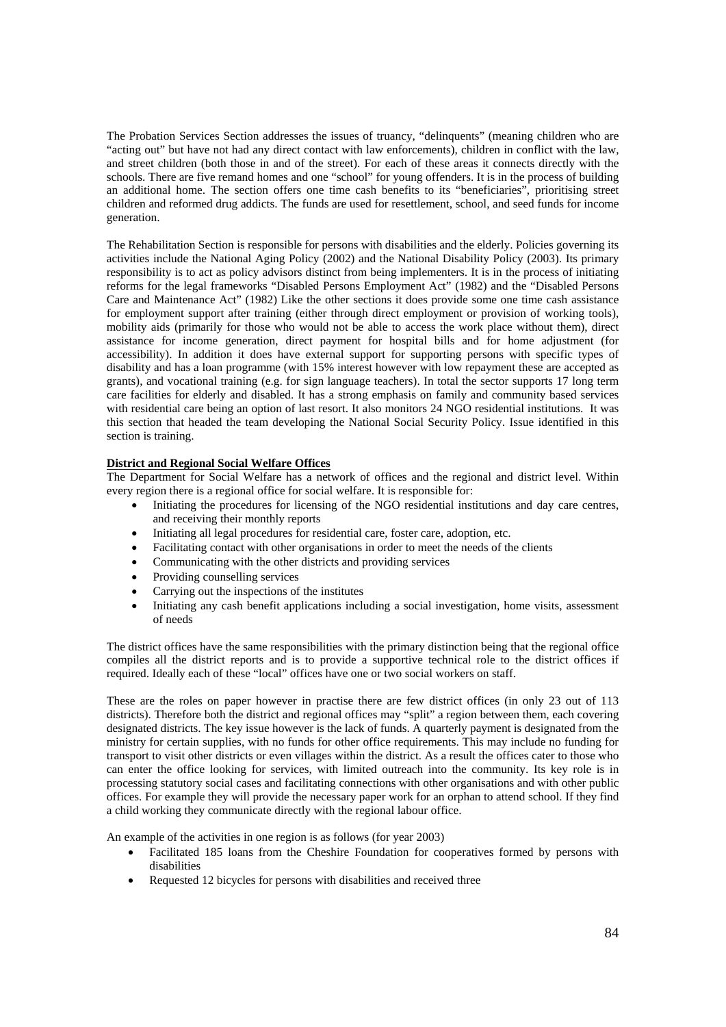The Probation Services Section addresses the issues of truancy, "delinquents" (meaning children who are "acting out" but have not had any direct contact with law enforcements), children in conflict with the law, and street children (both those in and of the street). For each of these areas it connects directly with the schools. There are five remand homes and one "school" for young offenders. It is in the process of building an additional home. The section offers one time cash benefits to its "beneficiaries", prioritising street children and reformed drug addicts. The funds are used for resettlement, school, and seed funds for income generation.

The Rehabilitation Section is responsible for persons with disabilities and the elderly. Policies governing its activities include the National Aging Policy (2002) and the National Disability Policy (2003). Its primary responsibility is to act as policy advisors distinct from being implementers. It is in the process of initiating reforms for the legal frameworks "Disabled Persons Employment Act" (1982) and the "Disabled Persons Care and Maintenance Act" (1982) Like the other sections it does provide some one time cash assistance for employment support after training (either through direct employment or provision of working tools), mobility aids (primarily for those who would not be able to access the work place without them), direct assistance for income generation, direct payment for hospital bills and for home adjustment (for accessibility). In addition it does have external support for supporting persons with specific types of disability and has a loan programme (with 15% interest however with low repayment these are accepted as grants), and vocational training (e.g. for sign language teachers). In total the sector supports 17 long term care facilities for elderly and disabled. It has a strong emphasis on family and community based services with residential care being an option of last resort. It also monitors 24 NGO residential institutions. It was this section that headed the team developing the National Social Security Policy. Issue identified in this section is training.

**District and Regional Social Welfare Offices**

The Department for Social Welfare has a network of offices and the regional and district level. Within every region there is a regional office for social welfare. It is responsible for:

- Initiating the procedures for licensing of the NGO residential institutions and day care centres, and receiving their monthly reports
- Initiating all legal procedures for residential care, foster care, adoption, etc.
- Facilitating contact with other organisations in order to meet the needs of the clients
- Communicating with the other districts and providing services
- Providing counselling services
- Carrying out the inspections of the institutes
- Initiating any cash benefit applications including a social investigation, home visits, assessment of needs

The district offices have the same responsibilities with the primary distinction being that the regional office compiles all the district reports and is to provide a supportive technical role to the district offices if required. Ideally each of these "local" offices have one or two social workers on staff.

These are the roles on paper however in practise there are few district offices (in only 23 out of 113 districts). Therefore both the district and regional offices may "split" a region between them, each covering designated districts. The key issue however is the lack of funds. A quarterly payment is designated from the ministry for certain supplies, with no funds for other office requirements. This may include no funding for transport to visit other districts or even villages within the district. As a result the offices cater to those who can enter the office looking for services, with limited outreach into the community. Its key role is in processing statutory social cases and facilitating connections with other organisations and with other public offices. For example they will provide the necessary paper work for an orphan to attend school. If they find a child working they communicate directly with the regional labour office.

An example of the activities in one region is as follows (for year 2003)

- Facilitated 185 loans from the Cheshire Foundation for cooperatives formed by persons with disabilities
- Requested 12 bicycles for persons with disabilities and received three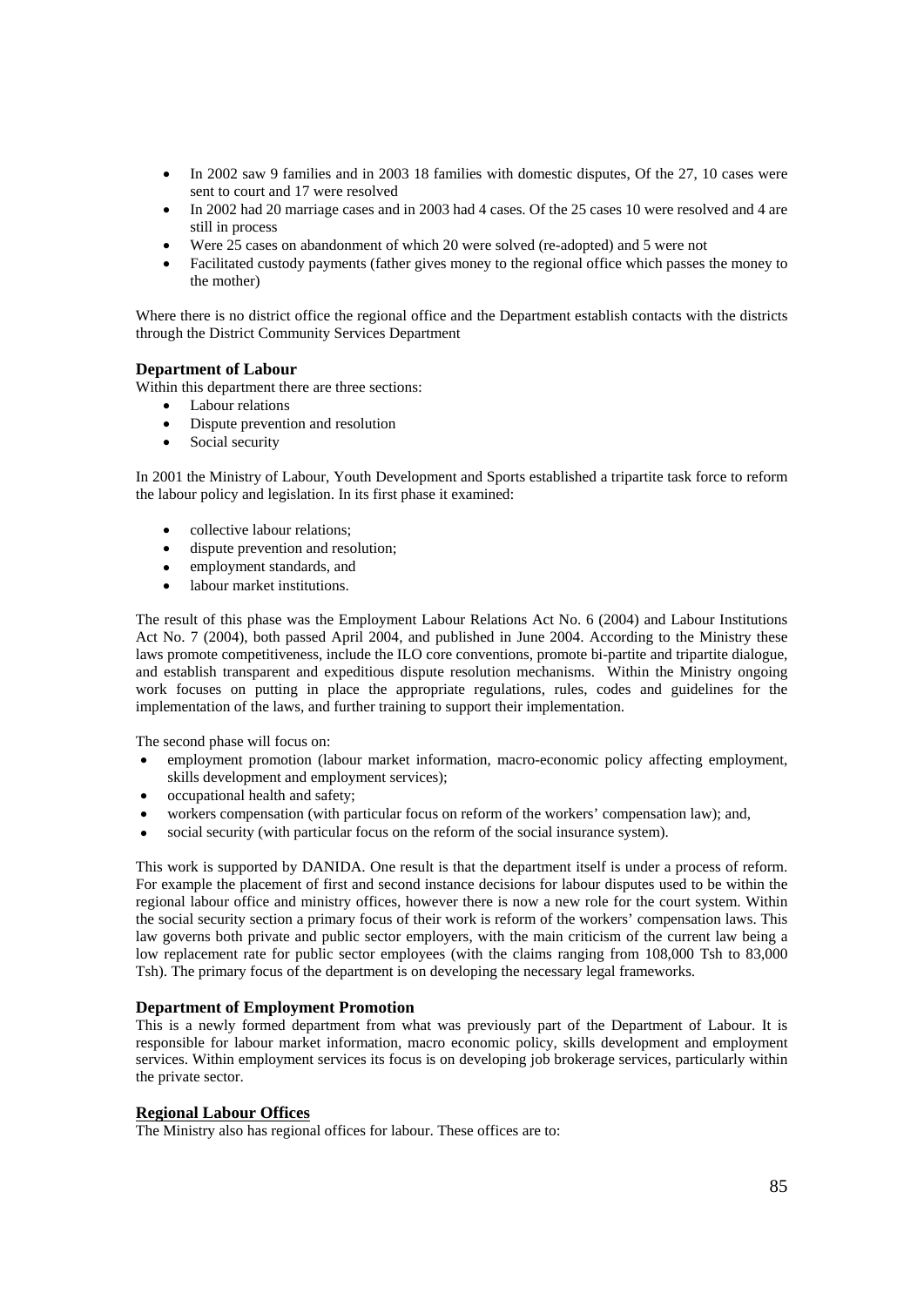- In 2002 saw 9 families and in 2003 18 families with domestic disputes, Of the 27, 10 cases were sent to court and 17 were resolved
- In 2002 had 20 marriage cases and in 2003 had 4 cases. Of the 25 cases 10 were resolved and 4 are still in process
- Were 25 cases on abandonment of which 20 were solved (re-adopted) and 5 were not
- Facilitated custody payments (father gives money to the regional office which passes the money to the mother)

Where there is no district office the regional office and the Department establish contacts with the districts through the District Community Services Department

### Department of Labour

Within this department there are three sections:

- Labour relations
- Dispute prevention and resolution
- Social security

In 2001 the Ministry of Labour, Youth Development and Sports established a tripartite task force to reform the labour policy and legislation. In its first phase it examined:

- collective labour relations;
- dispute prevention and resolution;
- employment standards, and
- labour market institutions.

The result of this phase was the Employment Labour Relations Act No. 6 (2004) and Labour Institutions Act No. 7 (2004), both passed April 2004, and published in June 2004. According to the Ministry these laws promote competitiveness, include the ILO core conventions, promote bi-partite and tripartite dialogue, and establish transparent and expeditious dispute resolution mechanisms. Within the Ministry ongoing work focuses on putting in place the appropriate regulations, rules, codes and guidelines for the implementation of the laws, and further training to support their implementation.

The second phase will focus on:

- employment promotion (labour market information, macro-economic policy affecting employment, skills development and employment services);
- occupational health and safety;
- workers compensation (with particular focus on reform of the workers' compensation law); and,
- social security (with particular focus on the reform of the social insurance system).

This work is supported by DANIDA. One result is that the department itself is under a process of reform. For example the placement of first and second instance decisions for labour disputes used to be within the regional labour office and ministry offices, however there is now a new role for the court system. Within the social security section a primary focus of their work is reform of the workers' compensation laws. This law governs both private and public sector employers, with the main criticism of the current law being a low replacement rate for public sector employees (with the claims ranging from 108,000 Tsh to 83,000 Tsh). The primary focus of the department is on developing the necessary legal frameworks.

### Department of Employment Promotion

This is a newly formed department from what was previously part of the Department of Labour. It is responsible for labour market information, macro economic policy, skills development and employment services. Within employment services its focus is on developing job brokerage services, particularly within the private sector.

### Regional Labour Offices

The Ministry also has regional offices for labour. These offices are to: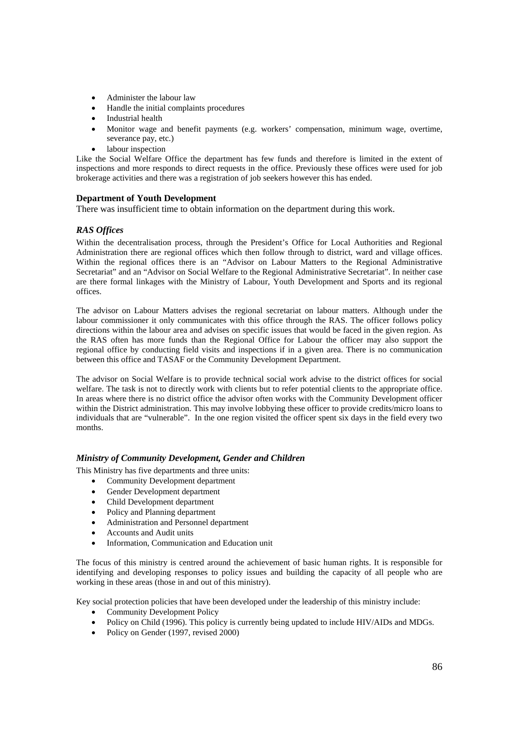- Administer the labour law
- Handle the initial complaints procedures
- Industrial health
- Monitor wage and benefit payments (e.g. workers' compensation, minimum wage, overtime, severance pay, etc.)
- labour inspection

Like the Social Welfare Office the department has few funds and therefore is limited in the extent of inspections and more responds to direct requests in the office. Previously these offices were used for job brokerage activities and there was a registration of job seekers however this has ended.

**Department of Youth Development**

There was insufficient time to obtain information on the department during this work.

***RAS Offices***

Within the decentralisation process, through the President's Office for Local Authorities and Regional Administration there are regional offices which then follow through to district, ward and village offices. Within the regional offices there is an "Advisor on Labour Matters to the Regional Administrative Secretariat" and an "Advisor on Social Welfare to the Regional Administrative Secretariat". In neither case are there formal linkages with the Ministry of Labour, Youth Development and Sports and its regional offices.

The advisor on Labour Matters advises the regional secretariat on labour matters. Although under the labour commissioner it only communicates with this office through the RAS. The officer follows policy directions within the labour area and advises on specific issues that would be faced in the given region. As the RAS often has more funds than the Regional Office for Labour the officer may also support the regional office by conducting field visits and inspections if in a given area. There is no communication between this office and TASAF or the Community Development Department.

The advisor on Social Welfare is to provide technical social work advise to the district offices for social welfare. The task is not to directly work with clients but to refer potential clients to the appropriate office. In areas where there is no district office the advisor often works with the Community Development officer within the District administration. This may involve lobbying these officer to provide credits/micro loans to individuals that are "vulnerable". In the one region visited the officer spent six days in the field every two months.

***Ministry of Community Development, Gender and Children***

This Ministry has five departments and three units:

- Community Development department
- Gender Development department
- Child Development department
- Policy and Planning department
- Administration and Personnel department
- Accounts and Audit units
- Information, Communication and Education unit

The focus of this ministry is centred around the achievement of basic human rights. It is responsible for identifying and developing responses to policy issues and building the capacity of all people who are working in these areas (those in and out of this ministry).

Key social protection policies that have been developed under the leadership of this ministry include:

- Community Development Policy
- Policy on Child (1996). This policy is currently being updated to include HIV/AIDs and MDGs.
- Policy on Gender (1997, revised 2000)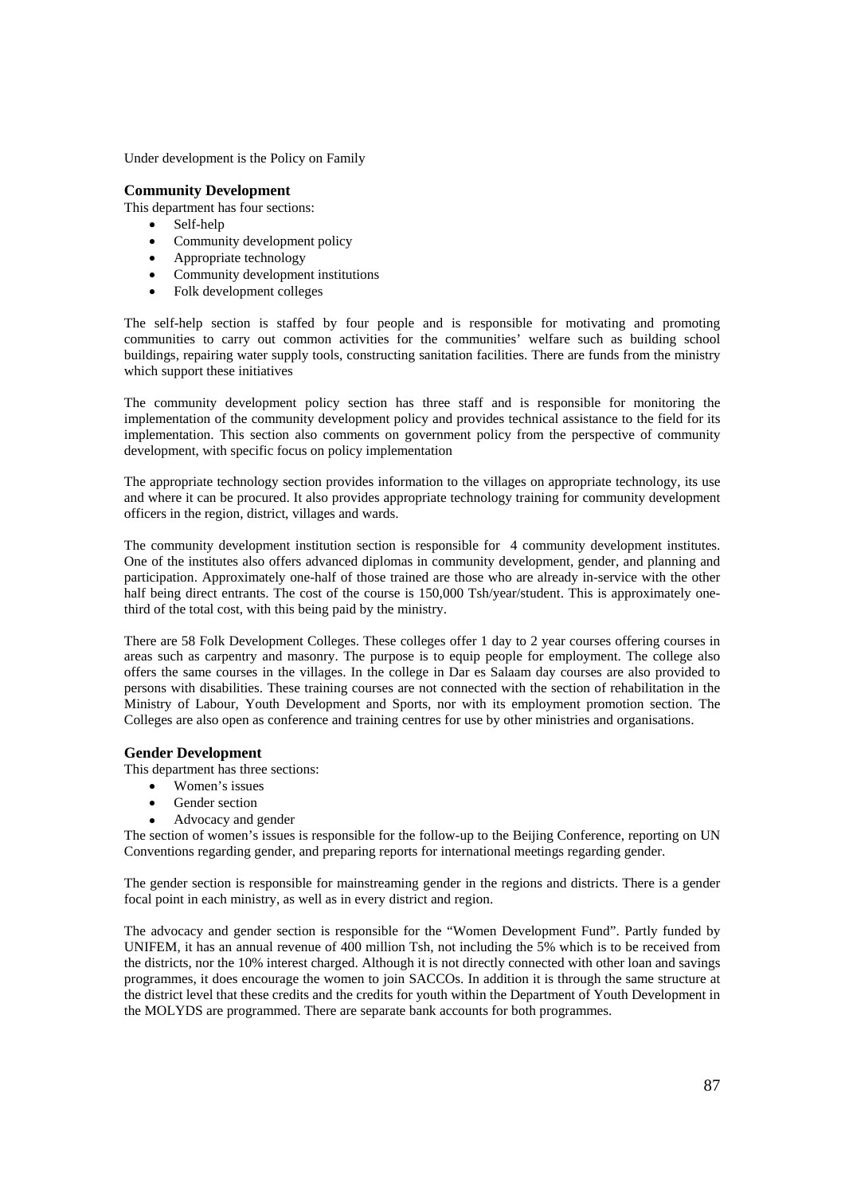Under development is the Policy on Family

### Community Development

This department has four sections:

- Self-help
- Community development policy
- Appropriate technology
- Community development institutions
- Folk development colleges

The self-help section is staffed by four people and is responsible for motivating and promoting communities to carry out common activities for the communities' welfare such as building school buildings, repairing water supply tools, constructing sanitation facilities. There are funds from the ministry which support these initiatives

The community development policy section has three staff and is responsible for monitoring the implementation of the community development policy and provides technical assistance to the field for its implementation. This section also comments on government policy from the perspective of community development, with specific focus on policy implementation

The appropriate technology section provides information to the villages on appropriate technology, its use and where it can be procured. It also provides appropriate technology training for community development officers in the region, district, villages and wards.

The community development institution section is responsible for 4 community development institutes. One of the institutes also offers advanced diplomas in community development, gender, and planning and participation. Approximately one-half of those trained are those who are already in-service with the other half being direct entrants. The cost of the course is 150,000 Tsh/year/student. This is approximately one-third of the total cost, with this being paid by the ministry.

There are 58 Folk Development Colleges. These colleges offer 1 day to 2 year courses offering courses in areas such as carpentry and masonry. The purpose is to equip people for employment. The college also offers the same courses in the villages. In the college in Dar es Salaam day courses are also provided to persons with disabilities. These training courses are not connected with the section of rehabilitation in the Ministry of Labour, Youth Development and Sports, nor with its employment promotion section. The Colleges are also open as conference and training centres for use by other ministries and organisations.

### Gender Development

This department has three sections:

- Women's issues
- Gender section
- Advocacy and gender

The section of women's issues is responsible for the follow-up to the Beijing Conference, reporting on UN Conventions regarding gender, and preparing reports for international meetings regarding gender.

The gender section is responsible for mainstreaming gender in the regions and districts. There is a gender focal point in each ministry, as well as in every district and region.

The advocacy and gender section is responsible for the "Women Development Fund". Partly funded by UNIFEM, it has an annual revenue of 400 million Tsh, not including the 5% which is to be received from the districts, nor the 10% interest charged. Although it is not directly connected with other loan and savings programmes, it does encourage the women to join SACCOs. In addition it is through the same structure at the district level that these credits and the credits for youth within the Department of Youth Development in the MOLYDS are programmed. There are separate bank accounts for both programmes.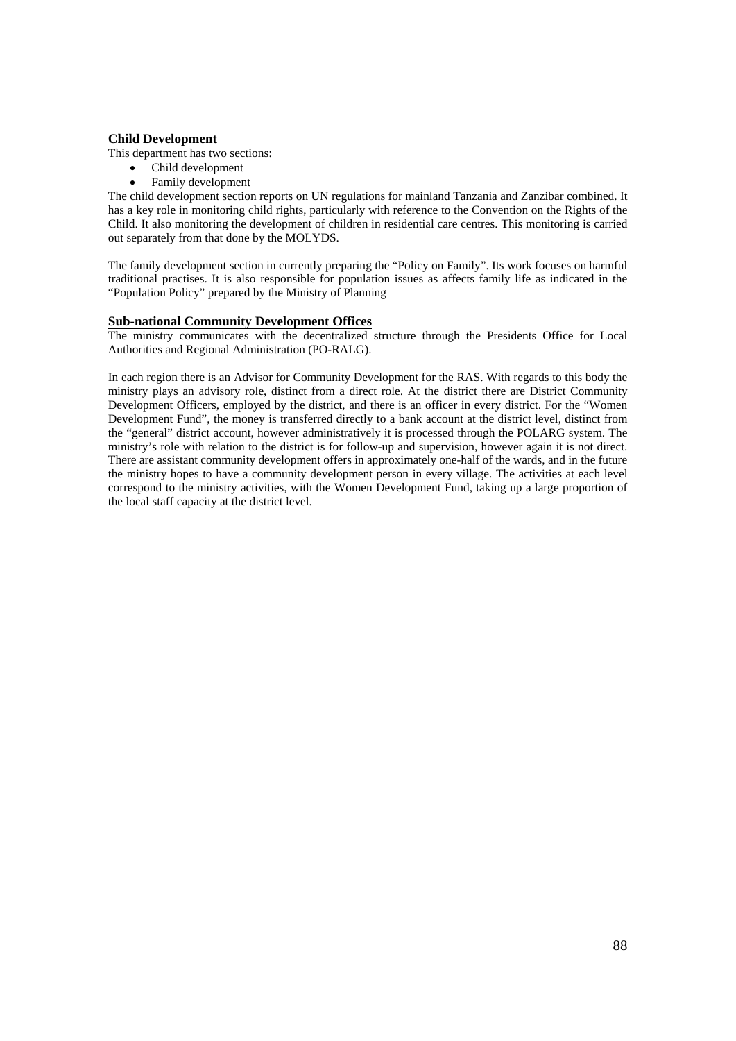### Child Development

This department has two sections:

- Child development
- Family development

The child development section reports on UN regulations for mainland Tanzania and Zanzibar combined. It has a key role in monitoring child rights, particularly with reference to the Convention on the Rights of the Child. It also monitoring the development of children in residential care centres. This monitoring is carried out separately from that done by the MOLYDS.

The family development section in currently preparing the "Policy on Family". Its work focuses on harmful traditional practises. It is also responsible for population issues as affects family life as indicated in the "Population Policy" prepared by the Ministry of Planning

### Sub-national Community Development Offices

The ministry communicates with the decentralized structure through the Presidents Office for Local Authorities and Regional Administration (PO-RALG).

In each region there is an Advisor for Community Development for the RAS. With regards to this body the ministry plays an advisory role, distinct from a direct role. At the district there are District Community Development Officers, employed by the district, and there is an officer in every district. For the "Women Development Fund", the money is transferred directly to a bank account at the district level, distinct from the "general" district account, however administratively it is processed through the POLARG system. The ministry's role with relation to the district is for follow-up and supervision, however again it is not direct. There are assistant community development offers in approximately one-half of the wards, and in the future the ministry hopes to have a community development person in every village. The activities at each level correspond to the ministry activities, with the Women Development Fund, taking up a large proportion of the local staff capacity at the district level.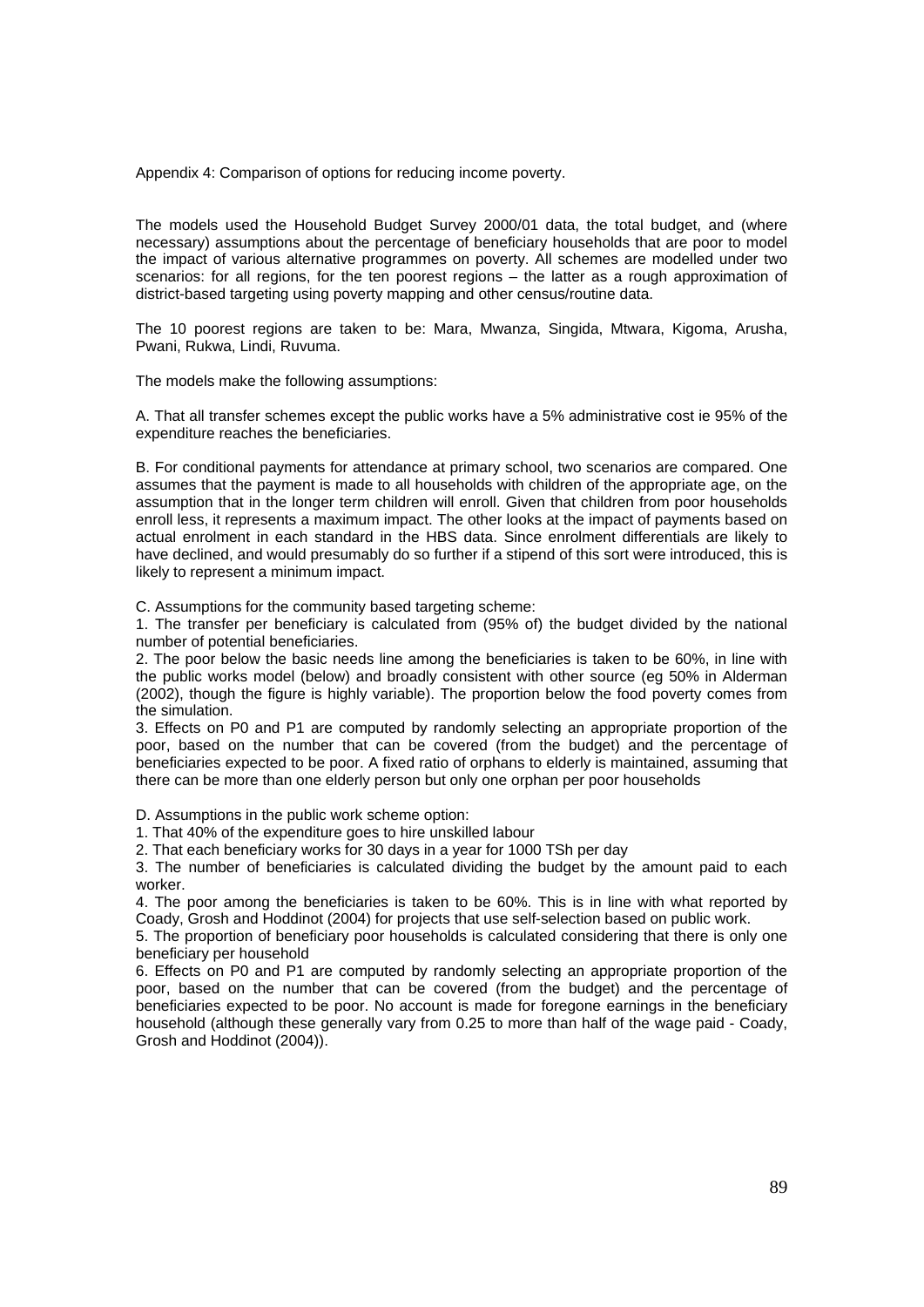Appendix 4: Comparison of options for reducing income poverty.

The models used the Household Budget Survey 2000/01 data, the total budget, and (where necessary) assumptions about the percentage of beneficiary households that are poor to model the impact of various alternative programmes on poverty. All schemes are modelled under two scenarios: for all regions, for the ten poorest regions – the latter as a rough approximation of district-based targeting using poverty mapping and other census/routine data.

The 10 poorest regions are taken to be: Mara, Mwanza, Singida, Mtwara, Kigoma, Arusha, Pwani, Rukwa, Lindi, Ruvuma.

The models make the following assumptions:

A. That all transfer schemes except the public works have a 5% administrative cost ie 95% of the expenditure reaches the beneficiaries.

B. For conditional payments for attendance at primary school, two scenarios are compared. One assumes that the payment is made to all households with children of the appropriate age, on the assumption that in the longer term children will enroll. Given that children from poor households enroll less, it represents a maximum impact. The other looks at the impact of payments based on actual enrolment in each standard in the HBS data. Since enrolment differentials are likely to have declined, and would presumably do so further if a stipend of this sort were introduced, this is likely to represent a minimum impact.

C. Assumptions for the community based targeting scheme:

1. The transfer per beneficiary is calculated from (95% of) the budget divided by the national number of potential beneficiaries.
2. The poor below the basic needs line among the beneficiaries is taken to be 60%, in line with the public works model (below) and broadly consistent with other source (eg 50% in Alderman (2002), though the figure is highly variable). The proportion below the food poverty comes from the simulation.
3. Effects on P0 and P1 are computed by randomly selecting an appropriate proportion of the poor, based on the number that can be covered (from the budget) and the percentage of beneficiaries expected to be poor. A fixed ratio of orphans to elderly is maintained, assuming that there can be more than one elderly person but only one orphan per poor households

D. Assumptions in the public work scheme option:

1. That 40% of the expenditure goes to hire unskilled labour
2. That each beneficiary works for 30 days in a year for 1000 TSh per day
3. The number of beneficiaries is calculated dividing the budget by the amount paid to each worker.
4. The poor among the beneficiaries is taken to be 60%. This is in line with what reported by Coady, Grosh and Hoddinot (2004) for projects that use self-selection based on public work.
5. The proportion of beneficiary poor households is calculated considering that there is only one beneficiary per household
6. Effects on P0 and P1 are computed by randomly selecting an appropriate proportion of the poor, based on the number that can be covered (from the budget) and the percentage of beneficiaries expected to be poor. No account is made for foregone earnings in the beneficiary household (although these generally vary from 0.25 to more than half of the wage paid - Coady, Grosh and Hoddinot (2004)).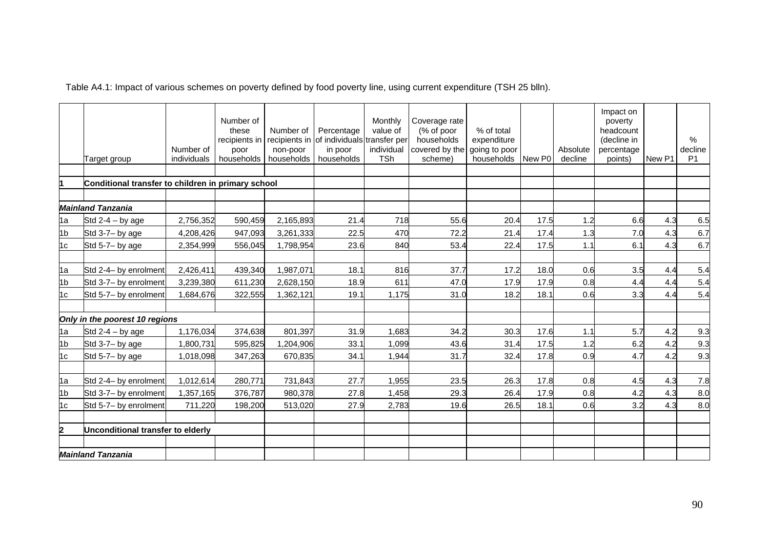Table A4.1: Impact of various schemes on poverty defined by food poverty line, using current expenditure (TSH 25 blln).

| | Target group | Number of individuals | Number of these recipients in poor households | Number of recipients in non-poor households | Percentage of individuals in poor households | Monthly value of transfer per individual TSh | Coverage rate (% of poor households covered by the scheme) | % of total expenditure going to poor households | New P0 | Absolute decline | Impact on poverty headcount (decline in percentage points) | New P1 | % decline P1 |
|---|---|---|---|---|---|---|---|---|---|---|---|---|---|
| **1** | **Conditional transfer to children in primary school** | | | | | | | | | | | | |
| | ***Mainland Tanzania*** | | | | | | | | | | | | |
| 1a | Std 2-4 – by age | 2,756,352 | 590,459 | 2,165,893 | 21.4 | 718 | 55.6 | 20.4 | 17.5 | 1.2 | 6.6 | 4.3 | 6.5 |
| 1b | Std 3-7– by age | 4,208,426 | 947,093 | 3,261,333 | 22.5 | 470 | 72.2 | 21.4 | 17.4 | 1.3 | 7.0 | 4.3 | 6.7 |
| 1c | Std 5-7– by age | 2,354,999 | 556,045 | 1,798,954 | 23.6 | 840 | 53.4 | 22.4 | 17.5 | 1.1 | 6.1 | 4.3 | 6.7 |
| 1a | Std 2-4– by enrolment | 2,426,411 | 439,340 | 1,987,071 | 18.1 | 816 | 37.7 | 17.2 | 18.0 | 0.6 | 3.5 | 4.4 | 5.4 |
| 1b | Std 3-7– by enrolment | 3,239,380 | 611,230 | 2,628,150 | 18.9 | 611 | 47.0 | 17.9 | 17.9 | 0.8 | 4.4 | 4.4 | 5.4 |
| 1c | Std 5-7– by enrolment | 1,684,676 | 322,555 | 1,362,121 | 19.1 | 1,175 | 31.0 | 18.2 | 18.1 | 0.6 | 3.3 | 4.4 | 5.4 |
| | ***Only in the poorest 10 regions*** | | | | | | | | | | | | |
| 1a | Std 2-4 – by age | 1,176,034 | 374,638 | 801,397 | 31.9 | 1,683 | 34.2 | 30.3 | 17.6 | 1.1 | 5.7 | 4.2 | 9.3 |
| 1b | Std 3-7– by age | 1,800,731 | 595,825 | 1,204,906 | 33.1 | 1,099 | 43.6 | 31.4 | 17.5 | 1.2 | 6.2 | 4.2 | 9.3 |
| 1c | Std 5-7– by age | 1,018,098 | 347,263 | 670,835 | 34.1 | 1,944 | 31.7 | 32.4 | 17.8 | 0.9 | 4.7 | 4.2 | 9.3 |
| 1a | Std 2-4– by enrolment | 1,012,614 | 280,771 | 731,843 | 27.7 | 1,955 | 23.5 | 26.3 | 17.8 | 0.8 | 4.5 | 4.3 | 7.8 |
| 1b | Std 3-7– by enrolment | 1,357,165 | 376,787 | 980,378 | 27.8 | 1,458 | 29.3 | 26.4 | 17.9 | 0.8 | 4.2 | 4.3 | 8.0 |
| 1c | Std 5-7– by enrolment | 711,220 | 198,200 | 513,020 | 27.9 | 2,783 | 19.6 | 26.5 | 18.1 | 0.6 | 3.2 | 4.3 | 8.0 |
| **2** | **Unconditional transfer to elderly** | | | | | | | | | | | | |
| | ***Mainland Tanzania*** | | | | | | | | | | | | |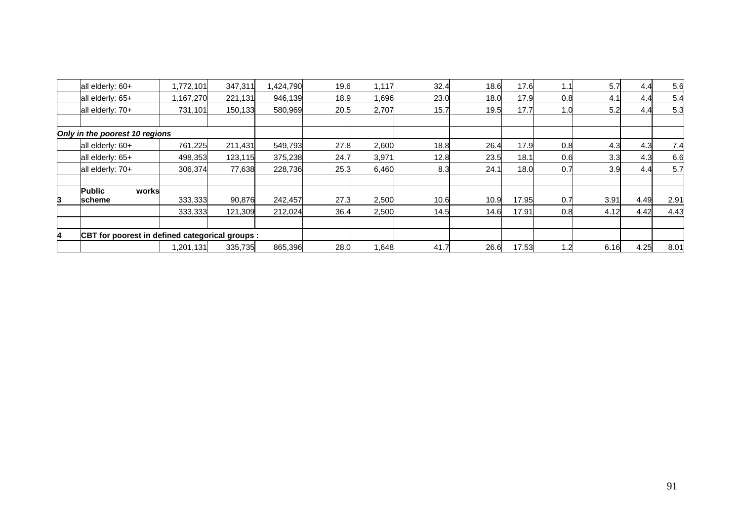| | | | | | | | | | | | | | |
|---|---|---|---|---|---|---|---|---|---|---|---|---|---|
| | all elderly: 60+ | 1,772,101 | 347,311 | 1,424,790 | 19.6 | 1,117 | 32.4 | 18.6 | 17.6 | 1.1 | 5.7 | 4.4 | 5.6 |
| | all elderly: 65+ | 1,167,270 | 221,131 | 946,139 | 18.9 | 1,696 | 23.0 | 18.0 | 17.9 | 0.8 | 4.1 | 4.4 | 5.4 |
| | all elderly: 70+ | 731,101 | 150,133 | 580,969 | 20.5 | 2,707 | 15.7 | 19.5 | 17.7 | 1.0 | 5.2 | 4.4 | 5.3 |
| | | | | | | | | | | | | | |
| *Only in the poorest 10 regions* | | | | | | | | | | | | | |
| | all elderly: 60+ | 761,225 | 211,431 | 549,793 | 27.8 | 2,600 | 18.8 | 26.4 | 17.9 | 0.8 | 4.3 | 4.3 | 7.4 |
| | all elderly: 65+ | 498,353 | 123,115 | 375,238 | 24.7 | 3,971 | 12.8 | 23.5 | 18.1 | 0.6 | 3.3 | 4.3 | 6.6 |
| | all elderly: 70+ | 306,374 | 77,638 | 228,736 | 25.3 | 6,460 | 8.3 | 24.1 | 18.0 | 0.7 | 3.9 | 4.4 | 5.7 |
| | | | | | | | | | | | | | |
| **3** | **Public works scheme** | 333,333 | 90,876 | 242,457 | 27.3 | 2,500 | 10.6 | 10.9 | 17.95 | 0.7 | 3.91 | 4.49 | 2.91 |
| | | 333,333 | 121,309 | 212,024 | 36.4 | 2,500 | 14.5 | 14.6 | 17.91 | 0.8 | 4.12 | 4.42 | 4.43 |
| | | | | | | | | | | | | | |
| **4** | **CBT for poorest in defined categorical groups :** | | | | | | | | | | | | |
| | | 1,201,131 | 335,735 | 865,396 | 28.0 | 1,648 | 41.7 | 26.6 | 17.53 | 1.2 | 6.16 | 4.25 | 8.01 |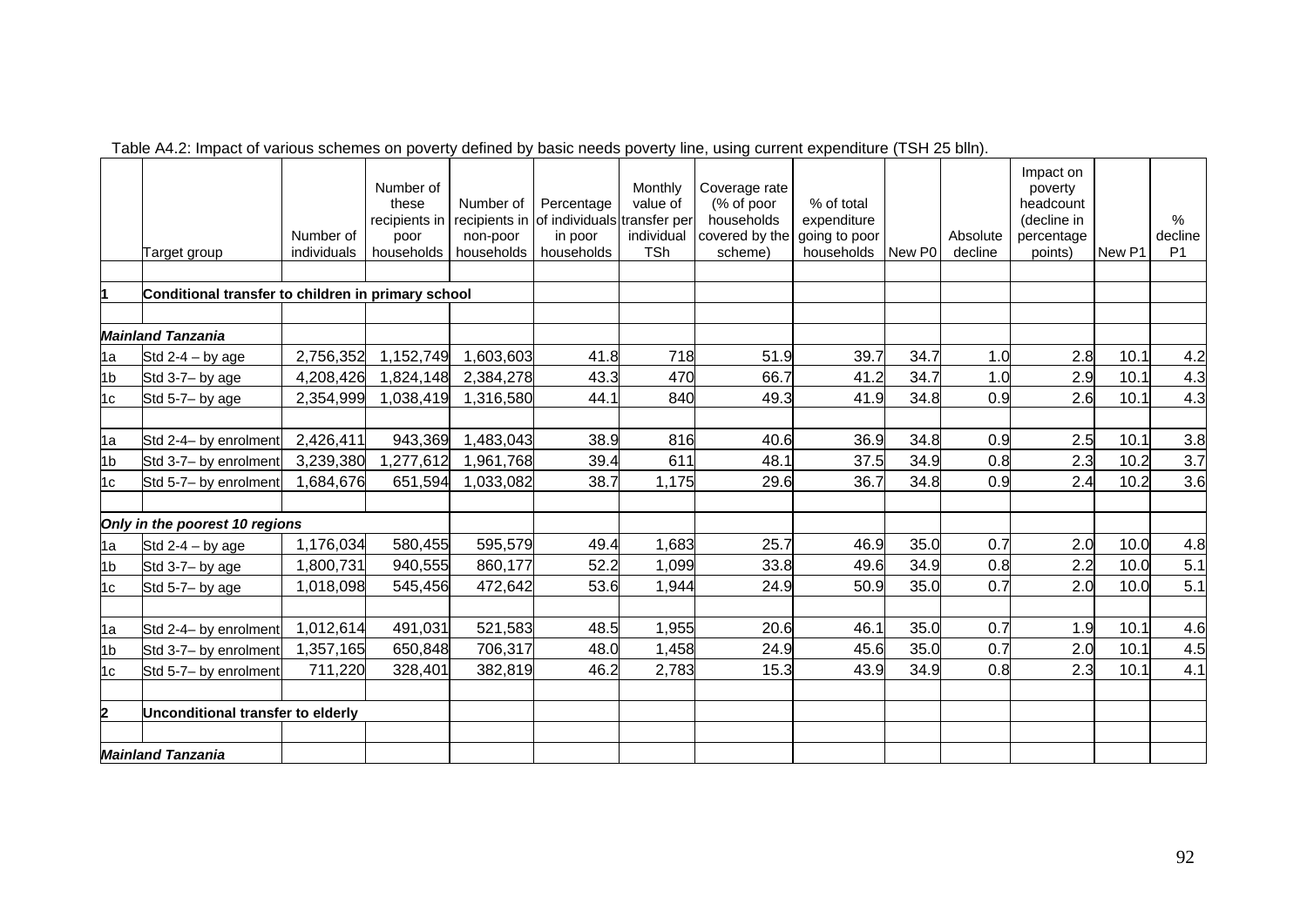Table A4.2: Impact of various schemes on poverty defined by basic needs poverty line, using current expenditure (TSH 25 blln).

| | Target group | Number of individuals | Number of these recipients in poor households | Number of recipients in non-poor households | Percentage of individuals in poor households | Monthly value of transfer per individual TSh | Coverage rate (% of poor households covered by the scheme) | % of total expenditure going to poor households | New P0 | Absolute decline | Impact on poverty headcount (decline in percentage points) | New P1 | % decline P1 |
|---|---|---|---|---|---|---|---|---|---|---|---|---|---|
| | | | | | | | | | | | | | |
| 1 | Conditional transfer to children in primary school | | | | | | | | | | | | |
| | | | | | | | | | | | | | |
| | ***Mainland Tanzania*** | | | | | | | | | | | | |
| 1a | Std 2-4 – by age | 2,756,352 | 1,152,749 | 1,603,603 | 41.8 | 718 | 51.9 | 39.7 | 34.7 | 1.0 | 2.8 | 10.1 | 4.2 |
| 1b | Std 3-7– by age | 4,208,426 | 1,824,148 | 2,384,278 | 43.3 | 470 | 66.7 | 41.2 | 34.7 | 1.0 | 2.9 | 10.1 | 4.3 |
| 1c | Std 5-7– by age | 2,354,999 | 1,038,419 | 1,316,580 | 44.1 | 840 | 49.3 | 41.9 | 34.8 | 0.9 | 2.6 | 10.1 | 4.3 |
| | | | | | | | | | | | | | |
| 1a | Std 2-4– by enrolment | 2,426,411 | 943,369 | 1,483,043 | 38.9 | 816 | 40.6 | 36.9 | 34.8 | 0.9 | 2.5 | 10.1 | 3.8 |
| 1b | Std 3-7– by enrolment | 3,239,380 | 1,277,612 | 1,961,768 | 39.4 | 611 | 48.1 | 37.5 | 34.9 | 0.8 | 2.3 | 10.2 | 3.7 |
| 1c | Std 5-7– by enrolment | 1,684,676 | 651,594 | 1,033,082 | 38.7 | 1,175 | 29.6 | 36.7 | 34.8 | 0.9 | 2.4 | 10.2 | 3.6 |
| | | | | | | | | | | | | | |
| | ***Only in the poorest 10 regions*** | | | | | | | | | | | | |
| 1a | Std 2-4 – by age | 1,176,034 | 580,455 | 595,579 | 49.4 | 1,683 | 25.7 | 46.9 | 35.0 | 0.7 | 2.0 | 10.0 | 4.8 |
| 1b | Std 3-7– by age | 1,800,731 | 940,555 | 860,177 | 52.2 | 1,099 | 33.8 | 49.6 | 34.9 | 0.8 | 2.2 | 10.0 | 5.1 |
| 1c | Std 5-7– by age | 1,018,098 | 545,456 | 472,642 | 53.6 | 1,944 | 24.9 | 50.9 | 35.0 | 0.7 | 2.0 | 10.0 | 5.1 |
| | | | | | | | | | | | | | |
| 1a | Std 2-4– by enrolment | 1,012,614 | 491,031 | 521,583 | 48.5 | 1,955 | 20.6 | 46.1 | 35.0 | 0.7 | 1.9 | 10.1 | 4.6 |
| 1b | Std 3-7– by enrolment | 1,357,165 | 650,848 | 706,317 | 48.0 | 1,458 | 24.9 | 45.6 | 35.0 | 0.7 | 2.0 | 10.1 | 4.5 |
| 1c | Std 5-7– by enrolment | 711,220 | 328,401 | 382,819 | 46.2 | 2,783 | 15.3 | 43.9 | 34.9 | 0.8 | 2.3 | 10.1 | 4.1 |
| | | | | | | | | | | | | | |
| 2 | Unconditional transfer to elderly | | | | | | | | | | | | |
| | | | | | | | | | | | | | |
| | ***Mainland Tanzania*** | | | | | | | | | | | | |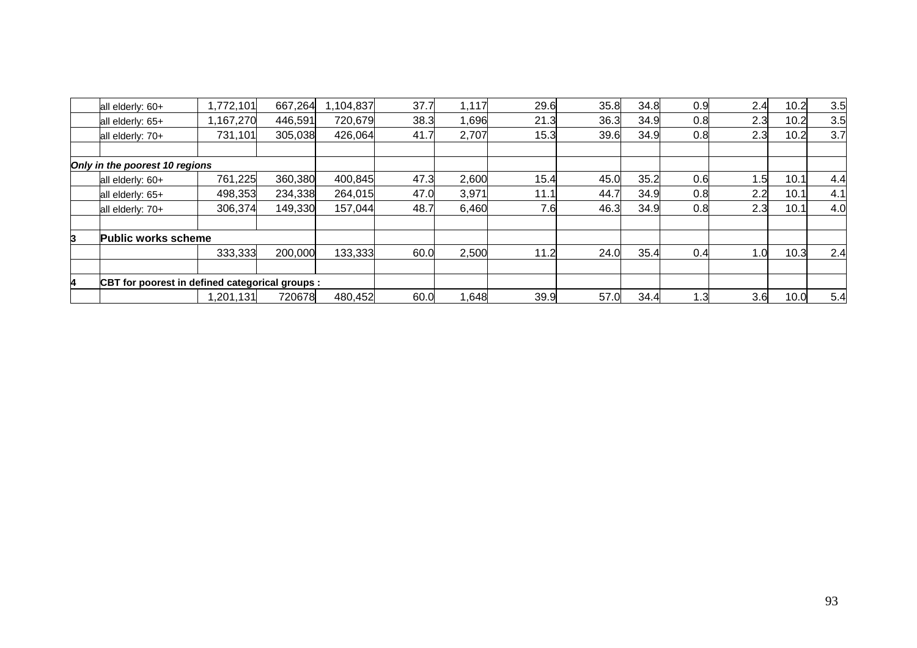| | | | | | | | | | | | | | |
|---|---|---|---|---|---|---|---|---|---|---|---|---|---|
| | all elderly: 60+ | 1,772,101 | 667,264 | 1,104,837 | 37.7 | 1,117 | 29.6 | 35.8 | 34.8 | 0.9 | 2.4 | 10.2 | 3.5 |
| | all elderly: 65+ | 1,167,270 | 446,591 | 720,679 | 38.3 | 1,696 | 21.3 | 36.3 | 34.9 | 0.8 | 2.3 | 10.2 | 3.5 |
| | all elderly: 70+ | 731,101 | 305,038 | 426,064 | 41.7 | 2,707 | 15.3 | 39.6 | 34.9 | 0.8 | 2.3 | 10.2 | 3.7 |
| | | | | | | | | | | | | | |
| ***Only in the poorest 10 regions*** | | | | | | | | | | | | | |
| | all elderly: 60+ | 761,225 | 360,380 | 400,845 | 47.3 | 2,600 | 15.4 | 45.0 | 35.2 | 0.6 | 1.5 | 10.1 | 4.4 |
| | all elderly: 65+ | 498,353 | 234,338 | 264,015 | 47.0 | 3,971 | 11.1 | 44.7 | 34.9 | 0.8 | 2.2 | 10.1 | 4.1 |
| | all elderly: 70+ | 306,374 | 149,330 | 157,044 | 48.7 | 6,460 | 7.6 | 46.3 | 34.9 | 0.8 | 2.3 | 10.1 | 4.0 |
| | | | | | | | | | | | | | |
| **3** | **Public works scheme** | | | | | | | | | | | | |
| | | 333,333 | 200,000 | 133,333 | 60.0 | 2,500 | 11.2 | 24.0 | 35.4 | 0.4 | 1.0 | 10.3 | 2.4 |
| | | | | | | | | | | | | | |
| **4** | **CBT for poorest in defined categorical groups :** | | | | | | | | | | | | |
| | | 1,201,131 | 720678 | 480,452 | 60.0 | 1,648 | 39.9 | 57.0 | 34.4 | 1.3 | 3.6 | 10.0 | 5.4 |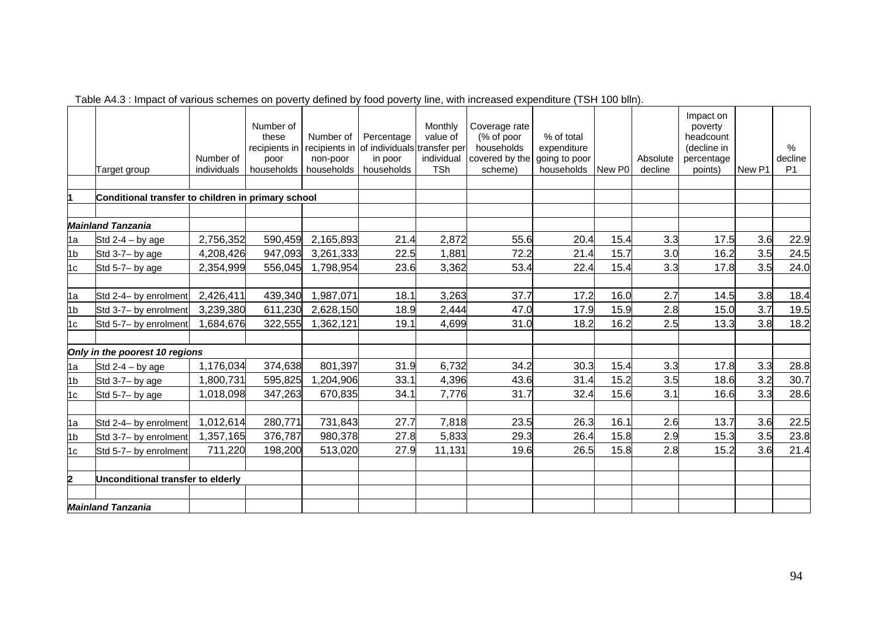Table A4.3 : Impact of various schemes on poverty defined by food poverty line, with increased expenditure (TSH 100 blln).

| | Target group | Number of individuals | Number of these recipients in poor households | Number of recipients in non-poor households | Percentage of individuals in poor households | Monthly value of transfer per individual TSh | Coverage rate (% of poor households covered by the scheme) | % of total expenditure going to poor households | New P0 | Absolute decline | Impact on poverty headcount (decline in percentage points) | New P1 | % decline P1 |
|---|---|---|---|---|---|---|---|---|---|---|---|---|---|
| | | | | | | | | | | | | | |
| 1 | **Conditional transfer to children in primary school** | | | | | | | | | | | | |
| | | | | | | | | | | | | | |
| | ***Mainland Tanzania*** | | | | | | | | | | | | |
| 1a | Std 2-4 – by age | 2,756,352 | 590,459 | 2,165,893 | 21.4 | 2,872 | 55.6 | 20.4 | 15.4 | 3.3 | 17.5 | 3.6 | 22.9 |
| 1b | Std 3-7– by age | 4,208,426 | 947,093 | 3,261,333 | 22.5 | 1,881 | 72.2 | 21.4 | 15.7 | 3.0 | 16.2 | 3.5 | 24.5 |
| 1c | Std 5-7– by age | 2,354,999 | 556,045 | 1,798,954 | 23.6 | 3,362 | 53.4 | 22.4 | 15.4 | 3.3 | 17.8 | 3.5 | 24.0 |
| | | | | | | | | | | | | | |
| 1a | Std 2-4– by enrolment | 2,426,411 | 439,340 | 1,987,071 | 18.1 | 3,263 | 37.7 | 17.2 | 16.0 | 2.7 | 14.5 | 3.8 | 18.4 |
| 1b | Std 3-7– by enrolment | 3,239,380 | 611,230 | 2,628,150 | 18.9 | 2,444 | 47.0 | 17.9 | 15.9 | 2.8 | 15.0 | 3.7 | 19.5 |
| 1c | Std 5-7– by enrolment | 1,684,676 | 322,555 | 1,362,121 | 19.1 | 4,699 | 31.0 | 18.2 | 16.2 | 2.5 | 13.3 | 3.8 | 18.2 |
| | | | | | | | | | | | | | |
| | ***Only in the poorest 10 regions*** | | | | | | | | | | | | |
| 1a | Std 2-4 – by age | 1,176,034 | 374,638 | 801,397 | 31.9 | 6,732 | 34.2 | 30.3 | 15.4 | 3.3 | 17.8 | 3.3 | 28.8 |
| 1b | Std 3-7– by age | 1,800,731 | 595,825 | 1,204,906 | 33.1 | 4,396 | 43.6 | 31.4 | 15.2 | 3.5 | 18.6 | 3.2 | 30.7 |
| 1c | Std 5-7– by age | 1,018,098 | 347,263 | 670,835 | 34.1 | 7,776 | 31.7 | 32.4 | 15.6 | 3.1 | 16.6 | 3.3 | 28.6 |
| | | | | | | | | | | | | | |
| 1a | Std 2-4– by enrolment | 1,012,614 | 280,771 | 731,843 | 27.7 | 7,818 | 23.5 | 26.3 | 16.1 | 2.6 | 13.7 | 3.6 | 22.5 |
| 1b | Std 3-7– by enrolment | 1,357,165 | 376,787 | 980,378 | 27.8 | 5,833 | 29.3 | 26.4 | 15.8 | 2.9 | 15.3 | 3.5 | 23.8 |
| 1c | Std 5-7– by enrolment | 711,220 | 198,200 | 513,020 | 27.9 | 11,131 | 19.6 | 26.5 | 15.8 | 2.8 | 15.2 | 3.6 | 21.4 |
| | | | | | | | | | | | | | |
| 2 | **Unconditional transfer to elderly** | | | | | | | | | | | | |
| | | | | | | | | | | | | | |
| | ***Mainland Tanzania*** | | | | | | | | | | | | |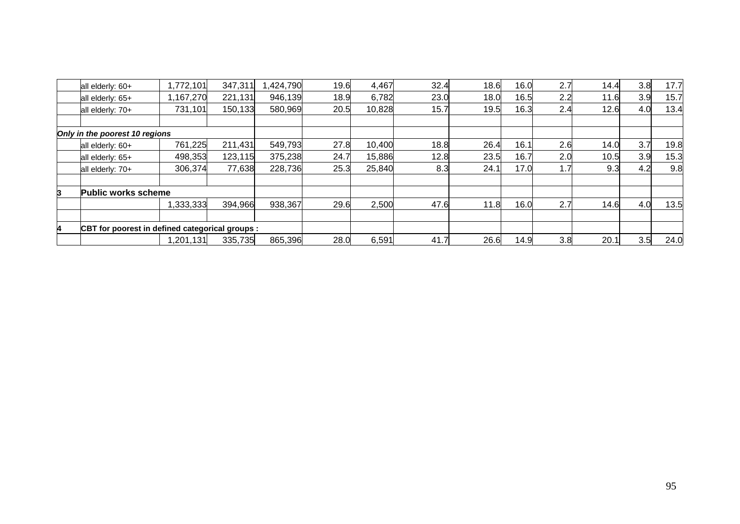| | | | | | | | | | | | | | | |
|---|---|---|---|---|---|---|---|---|---|---|---|---|---|---|
| | all elderly: 60+ | 1,772,101 | 347,311 | 1,424,790 | 19.6 | 4,467 | 32.4 | 18.6 | 16.0 | 2.7 | 14.4 | 3.8 | 17.7 |
| | all elderly: 65+ | 1,167,270 | 221,131 | 946,139 | 18.9 | 6,782 | 23.0 | 18.0 | 16.5 | 2.2 | 11.6 | 3.9 | 15.7 |
| | all elderly: 70+ | 731,101 | 150,133 | 580,969 | 20.5 | 10,828 | 15.7 | 19.5 | 16.3 | 2.4 | 12.6 | 4.0 | 13.4 |
| | | | | | | | | | | | | | |
| *Only in the poorest 10 regions* | | | | | | | | | | | | | |
| | all elderly: 60+ | 761,225 | 211,431 | 549,793 | 27.8 | 10,400 | 18.8 | 26.4 | 16.1 | 2.6 | 14.0 | 3.7 | 19.8 |
| | all elderly: 65+ | 498,353 | 123,115 | 375,238 | 24.7 | 15,886 | 12.8 | 23.5 | 16.7 | 2.0 | 10.5 | 3.9 | 15.3 |
| | all elderly: 70+ | 306,374 | 77,638 | 228,736 | 25.3 | 25,840 | 8.3 | 24.1 | 17.0 | 1.7 | 9.3 | 4.2 | 9.8 |
| | | | | | | | | | | | | | |
| **3** | **Public works scheme** | | | | | | | | | | | | |
| | | 1,333,333 | 394,966 | 938,367 | 29.6 | 2,500 | 47.6 | 11.8 | 16.0 | 2.7 | 14.6 | 4.0 | 13.5 |
| | | | | | | | | | | | | | |
| **4** | **CBT for poorest in defined categorical groups :** | | | | | | | | | | | | |
| | | 1,201,131 | 335,735 | 865,396 | 28.0 | 6,591 | 41.7 | 26.6 | 14.9 | 3.8 | 20.1 | 3.5 | 24.0 |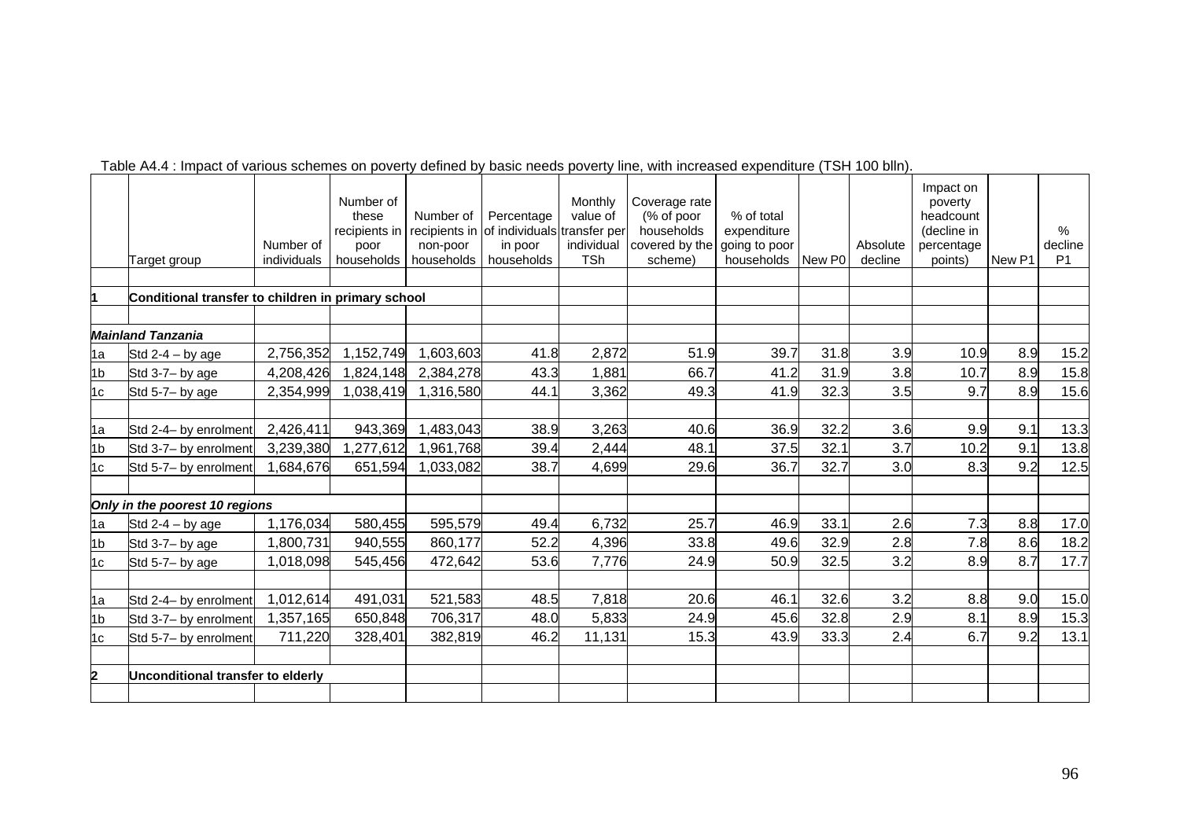Table A4.4 : Impact of various schemes on poverty defined by basic needs poverty line, with increased expenditure (TSH 100 blln).

| | Target group | Number of individuals | Number of these recipients in poor households | Number of recipients in non-poor households | Percentage of individuals in poor households | Monthly value of transfer per individual TSh | Coverage rate (% of poor households covered by the scheme) | % of total expenditure going to poor households | New P0 | Absolute decline | Impact on poverty headcount (decline in percentage points) | New P1 | % decline P1 |
|---|---|---|---|---|---|---|---|---|---|---|---|---|---|
| | | | | | | | | | | | | | |
| **1** | **Conditional transfer to children in primary school** | | | | | | | | | | | | |
| | | | | | | | | | | | | | |
| | ***Mainland Tanzania*** | | | | | | | | | | | | |
| 1a | Std 2-4 – by age | 2,756,352 | 1,152,749 | 1,603,603 | 41.8 | 2,872 | 51.9 | 39.7 | 31.8 | 3.9 | 10.9 | 8.9 | 15.2 |
| 1b | Std 3-7– by age | 4,208,426 | 1,824,148 | 2,384,278 | 43.3 | 1,881 | 66.7 | 41.2 | 31.9 | 3.8 | 10.7 | 8.9 | 15.8 |
| 1c | Std 5-7– by age | 2,354,999 | 1,038,419 | 1,316,580 | 44.1 | 3,362 | 49.3 | 41.9 | 32.3 | 3.5 | 9.7 | 8.9 | 15.6 |
| | | | | | | | | | | | | | |
| 1a | Std 2-4– by enrolment | 2,426,411 | 943,369 | 1,483,043 | 38.9 | 3,263 | 40.6 | 36.9 | 32.2 | 3.6 | 9.9 | 9.1 | 13.3 |
| 1b | Std 3-7– by enrolment | 3,239,380 | 1,277,612 | 1,961,768 | 39.4 | 2,444 | 48.1 | 37.5 | 32.1 | 3.7 | 10.2 | 9.1 | 13.8 |
| 1c | Std 5-7– by enrolment | 1,684,676 | 651,594 | 1,033,082 | 38.7 | 4,699 | 29.6 | 36.7 | 32.7 | 3.0 | 8.3 | 9.2 | 12.5 |
| | | | | | | | | | | | | | |
| | ***Only in the poorest 10 regions*** | | | | | | | | | | | | |
| 1a | Std 2-4 – by age | 1,176,034 | 580,455 | 595,579 | 49.4 | 6,732 | 25.7 | 46.9 | 33.1 | 2.6 | 7.3 | 8.8 | 17.0 |
| 1b | Std 3-7– by age | 1,800,731 | 940,555 | 860,177 | 52.2 | 4,396 | 33.8 | 49.6 | 32.9 | 2.8 | 7.8 | 8.6 | 18.2 |
| 1c | Std 5-7– by age | 1,018,098 | 545,456 | 472,642 | 53.6 | 7,776 | 24.9 | 50.9 | 32.5 | 3.2 | 8.9 | 8.7 | 17.7 |
| | | | | | | | | | | | | | |
| 1a | Std 2-4– by enrolment | 1,012,614 | 491,031 | 521,583 | 48.5 | 7,818 | 20.6 | 46.1 | 32.6 | 3.2 | 8.8 | 9.0 | 15.0 |
| 1b | Std 3-7– by enrolment | 1,357,165 | 650,848 | 706,317 | 48.0 | 5,833 | 24.9 | 45.6 | 32.8 | 2.9 | 8.1 | 8.9 | 15.3 |
| 1c | Std 5-7– by enrolment | 711,220 | 328,401 | 382,819 | 46.2 | 11,131 | 15.3 | 43.9 | 33.3 | 2.4 | 6.7 | 9.2 | 13.1 |
| | | | | | | | | | | | | | |
| **2** | **Unconditional transfer to elderly** | | | | | | | | | | | | |
| | | | | | | | | | | | | | |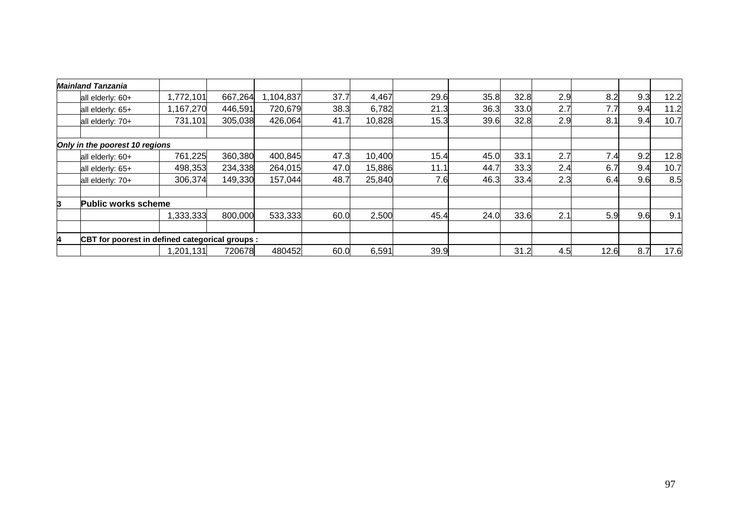| | | | | | | | | | | | | | |
|---|---|---|---|---|---|---|---|---|---|---|---|---|---|
| ***Mainland Tanzania*** | | | | | | | | | | | | | |
| | all elderly: 60+ | 1,772,101 | 667,264 | 1,104,837 | 37.7 | 4,467 | 29.6 | 35.8 | 32.8 | 2.9 | 8.2 | 9.3 | 12.2 |
| | all elderly: 65+ | 1,167,270 | 446,591 | 720,679 | 38.3 | 6,782 | 21.3 | 36.3 | 33.0 | 2.7 | 7.7 | 9.4 | 11.2 |
| | all elderly: 70+ | 731,101 | 305,038 | 426,064 | 41.7 | 10,828 | 15.3 | 39.6 | 32.8 | 2.9 | 8.1 | 9.4 | 10.7 |
| | | | | | | | | | | | | | |
| ***Only in the poorest 10 regions*** | | | | | | | | | | | | | |
| | all elderly: 60+ | 761,225 | 360,380 | 400,845 | 47.3 | 10,400 | 15.4 | 45.0 | 33.1 | 2.7 | 7.4 | 9.2 | 12.8 |
| | all elderly: 65+ | 498,353 | 234,338 | 264,015 | 47.0 | 15,886 | 11.1 | 44.7 | 33.3 | 2.4 | 6.7 | 9.4 | 10.7 |
| | all elderly: 70+ | 306,374 | 149,330 | 157,044 | 48.7 | 25,840 | 7.6 | 46.3 | 33.4 | 2.3 | 6.4 | 9.6 | 8.5 |
| | | | | | | | | | | | | | |
| **3** | **Public works scheme** | | | | | | | | | | | | |
| | | 1,333,333 | 800,000 | 533,333 | 60.0 | 2,500 | 45.4 | 24.0 | 33.6 | 2.1 | 5.9 | 9.6 | 9.1 |
| | | | | | | | | | | | | | |
| **4** | **CBT for poorest in defined categorical groups :** | | | | | | | | | | | | |
| | | 1,201,131 | 720678 | 480452 | 60.0 | 6,591 | 39.9 | | 31.2 | 4.5 | 12.6 | 8.7 | 17.6 |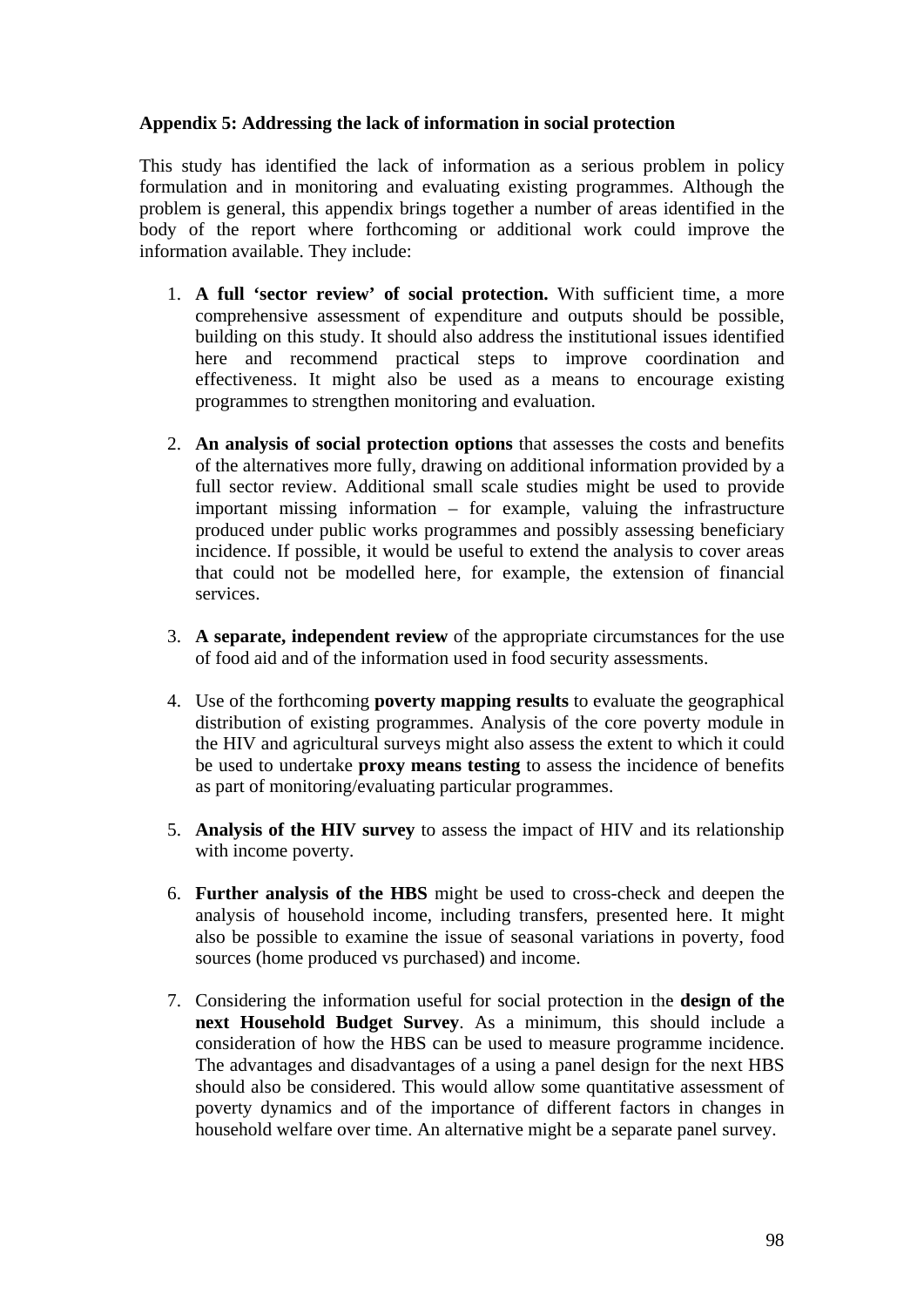**Appendix 5: Addressing the lack of information in social protection**

This study has identified the lack of information as a serious problem in policy formulation and in monitoring and evaluating existing programmes. Although the problem is general, this appendix brings together a number of areas identified in the body of the report where forthcoming or additional work could improve the information available. They include:

1. **A full 'sector review' of social protection.** With sufficient time, a more comprehensive assessment of expenditure and outputs should be possible, building on this study. It should also address the institutional issues identified here and recommend practical steps to improve coordination and effectiveness. It might also be used as a means to encourage existing programmes to strengthen monitoring and evaluation.

2. **An analysis of social protection options** that assesses the costs and benefits of the alternatives more fully, drawing on additional information provided by a full sector review. Additional small scale studies might be used to provide important missing information – for example, valuing the infrastructure produced under public works programmes and possibly assessing beneficiary incidence. If possible, it would be useful to extend the analysis to cover areas that could not be modelled here, for example, the extension of financial services.

3. **A separate, independent review** of the appropriate circumstances for the use of food aid and of the information used in food security assessments.

4. Use of the forthcoming **poverty mapping results** to evaluate the geographical distribution of existing programmes. Analysis of the core poverty module in the HIV and agricultural surveys might also assess the extent to which it could be used to undertake **proxy means testing** to assess the incidence of benefits as part of monitoring/evaluating particular programmes.

5. **Analysis of the HIV survey** to assess the impact of HIV and its relationship with income poverty.

6. **Further analysis of the HBS** might be used to cross-check and deepen the analysis of household income, including transfers, presented here. It might also be possible to examine the issue of seasonal variations in poverty, food sources (home produced vs purchased) and income.

7. Considering the information useful for social protection in the **design of the next Household Budget Survey**. As a minimum, this should include a consideration of how the HBS can be used to measure programme incidence. The advantages and disadvantages of a using a panel design for the next HBS should also be considered. This would allow some quantitative assessment of poverty dynamics and of the importance of different factors in changes in household welfare over time. An alternative might be a separate panel survey.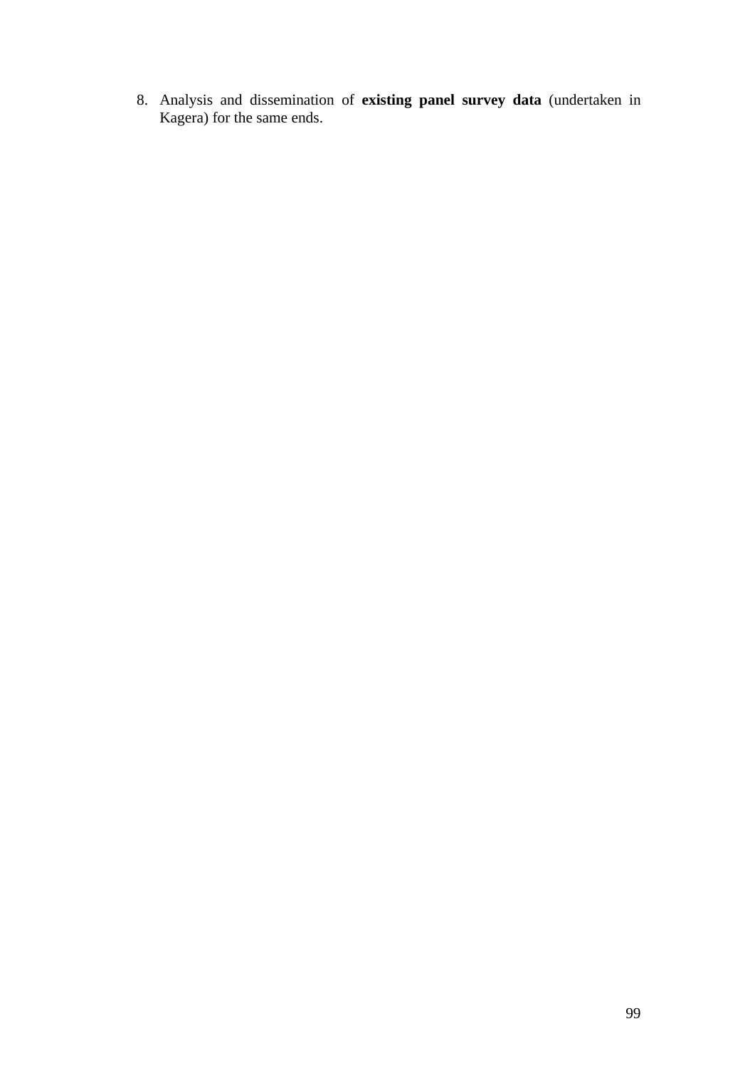8. Analysis and dissemination of **existing panel survey data** (undertaken in Kagera) for the same ends.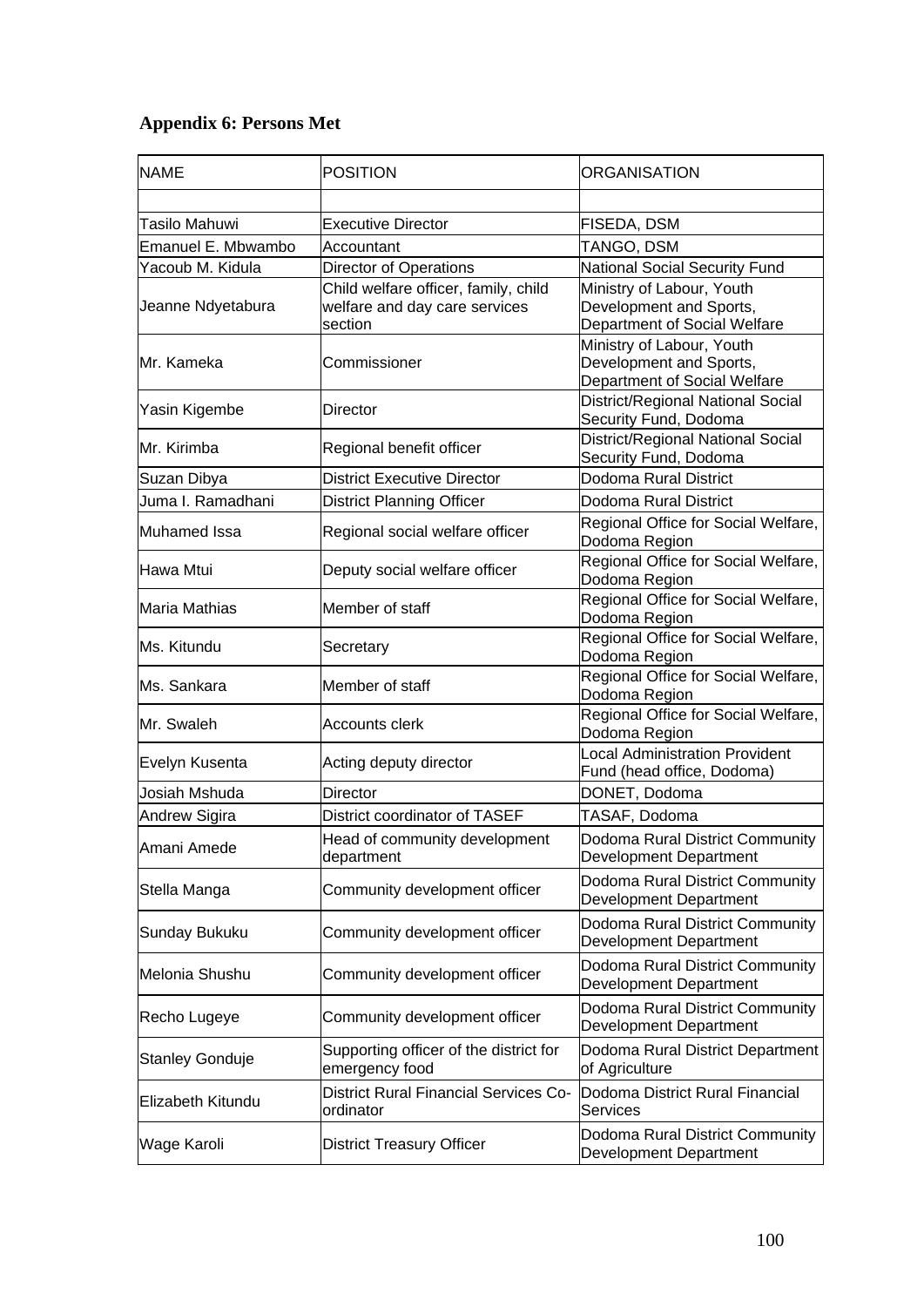## Appendix 6: Persons Met

| NAME | POSITION | ORGANISATION |
|---|---|---|
| | | |
| Tasilo Mahuwi | Executive Director | FISEDA, DSM |
| Emanuel E. Mbwambo | Accountant | TANGO, DSM |
| Yacoub M. Kidula | Director of Operations | National Social Security Fund |
| Jeanne Ndyetabura | Child welfare officer, family, child welfare and day care services section | Ministry of Labour, Youth Development and Sports, Department of Social Welfare |
| Mr. Kameka | Commissioner | Ministry of Labour, Youth Development and Sports, Department of Social Welfare |
| Yasin Kigembe | Director | District/Regional National Social Security Fund, Dodoma |
| Mr. Kirimba | Regional benefit officer | District/Regional National Social Security Fund, Dodoma |
| Suzan Dibya | District Executive Director | Dodoma Rural District |
| Juma I. Ramadhani | District Planning Officer | Dodoma Rural District |
| Muhamed Issa | Regional social welfare officer | Regional Office for Social Welfare, Dodoma Region |
| Hawa Mtui | Deputy social welfare officer | Regional Office for Social Welfare, Dodoma Region |
| Maria Mathias | Member of staff | Regional Office for Social Welfare, Dodoma Region |
| Ms. Kitundu | Secretary | Regional Office for Social Welfare, Dodoma Region |
| Ms. Sankara | Member of staff | Regional Office for Social Welfare, Dodoma Region |
| Mr. Swaleh | Accounts clerk | Regional Office for Social Welfare, Dodoma Region |
| Evelyn Kusenta | Acting deputy director | Local Administration Provident Fund (head office, Dodoma) |
| Josiah Mshuda | Director | DONET, Dodoma |
| Andrew Sigira | District coordinator of TASEF | TASAF, Dodoma |
| Amani Amede | Head of community development department | Dodoma Rural District Community Development Department |
| Stella Manga | Community development officer | Dodoma Rural District Community Development Department |
| Sunday Bukuku | Community development officer | Dodoma Rural District Community Development Department |
| Melonia Shushu | Community development officer | Dodoma Rural District Community Development Department |
| Recho Lugeye | Community development officer | Dodoma Rural District Community Development Department |
| Stanley Gonduje | Supporting officer of the district for emergency food | Dodoma Rural District Department of Agriculture |
| Elizabeth Kitundu | District Rural Financial Services Co-ordinator | Dodoma District Rural Financial Services |
| Wage Karoli | District Treasury Officer | Dodoma Rural District Community Development Department |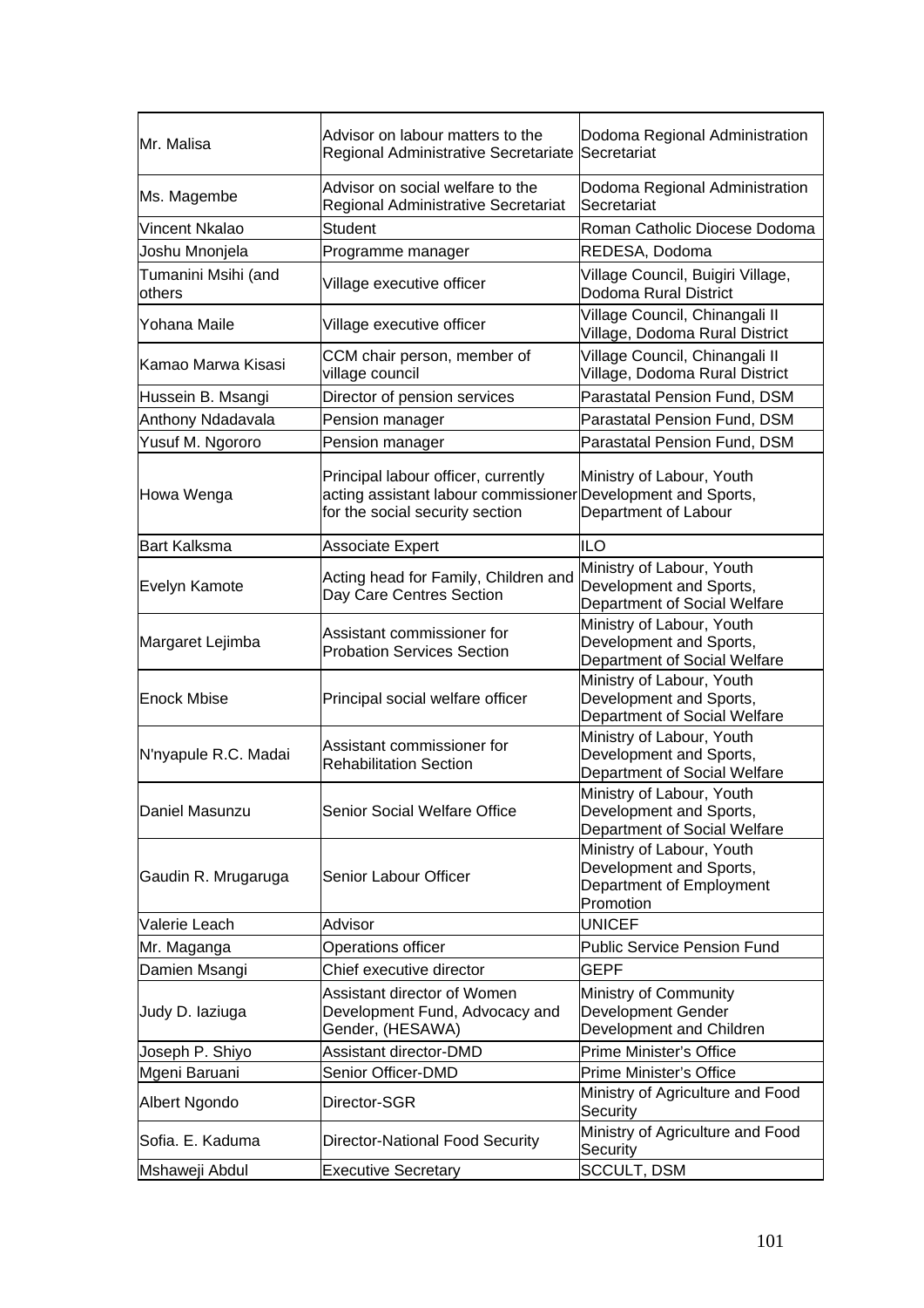| | | |
|---|---|---|
| Mr. Malisa | Advisor on labour matters to the Regional Administrative Secretariate | Dodoma Regional Administration Secretariat |
| Ms. Magembe | Advisor on social welfare to the Regional Administrative Secretariat | Dodoma Regional Administration Secretariat |
| Vincent Nkalao | Student | Roman Catholic Diocese Dodoma |
| Joshu Mnonjela | Programme manager | REDESA, Dodoma |
| Tumanini Msihi (and others | Village executive officer | Village Council, Buigiri Village, Dodoma Rural District |
| Yohana Maile | Village executive officer | Village Council, Chinangali II Village, Dodoma Rural District |
| Kamao Marwa Kisasi | CCM chair person, member of village council | Village Council, Chinangali II Village, Dodoma Rural District |
| Hussein B. Msangi | Director of pension services | Parastatal Pension Fund, DSM |
| Anthony Ndadavala | Pension manager | Parastatal Pension Fund, DSM |
| Yusuf M. Ngororo | Pension manager | Parastatal Pension Fund, DSM |
| Howa Wenga | Principal labour officer, currently acting assistant labour commissioner for the social security section | Ministry of Labour, Youth Development and Sports, Department of Labour |
| Bart Kalksma | Associate Expert | ILO |
| Evelyn Kamote | Acting head for Family, Children and Day Care Centres Section | Ministry of Labour, Youth Development and Sports, Department of Social Welfare |
| Margaret Lejimba | Assistant commissioner for Probation Services Section | Ministry of Labour, Youth Development and Sports, Department of Social Welfare |
| Enock Mbise | Principal social welfare officer | Ministry of Labour, Youth Development and Sports, Department of Social Welfare |
| N'nyapule R.C. Madai | Assistant commissioner for Rehabilitation Section | Ministry of Labour, Youth Development and Sports, Department of Social Welfare |
| Daniel Masunzu | Senior Social Welfare Office | Ministry of Labour, Youth Development and Sports, Department of Social Welfare |
| Gaudin R. Mrugaruga | Senior Labour Officer | Ministry of Labour, Youth Development and Sports, Department of Employment Promotion |
| Valerie Leach | Advisor | UNICEF |
| Mr. Maganga | Operations officer | Public Service Pension Fund |
| Damien Msangi | Chief executive director | GEPF |
| Judy D. Iaziuga | Assistant director of Women Development Fund, Advocacy and Gender, (HESAWA) | Ministry of Community Development Gender Development and Children |
| Joseph P. Shiyo | Assistant director-DMD | Prime Minister's Office |
| Mgeni Baruani | Senior Officer-DMD | Prime Minister's Office |
| Albert Ngondo | Director-SGR | Ministry of Agriculture and Food Security |
| Sofia. E. Kaduma | Director-National Food Security | Ministry of Agriculture and Food Security |
| Mshaweji Abdul | Executive Secretary | SCCULT, DSM |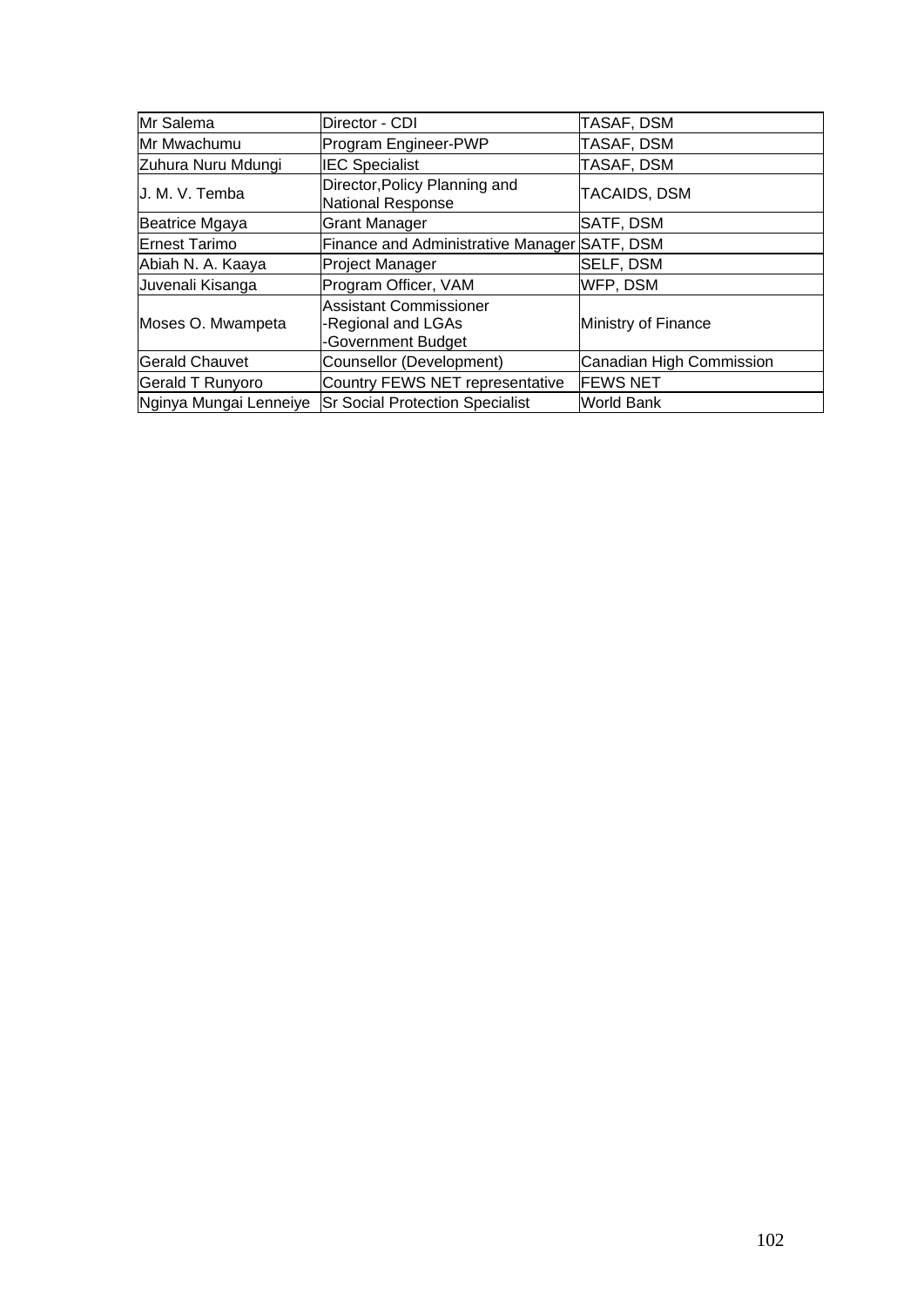| Mr Salema | Director - CDI | TASAF, DSM |
|---|---|---|
| Mr Mwachumu | Program Engineer-PWP | TASAF, DSM |
| Zuhura Nuru Mdungi | IEC Specialist | TASAF, DSM |
| J. M. V. Temba | Director,Policy Planning and National Response | TACAIDS, DSM |
| Beatrice Mgaya | Grant Manager | SATF, DSM |
| Ernest Tarimo | Finance and Administrative Manager | SATF, DSM |
| Abiah N. A. Kaaya | Project Manager | SELF, DSM |
| Juvenali Kisanga | Program Officer, VAM | WFP, DSM |
| Moses O. Mwampeta | Assistant Commissioner -Regional and LGAs -Government Budget | Ministry of Finance |
| Gerald Chauvet | Counsellor (Development) | Canadian High Commission |
| Gerald T Runyoro | Country FEWS NET representative | FEWS NET |
| Nginya Mungai Lenneiye | Sr Social Protection Specialist | World Bank |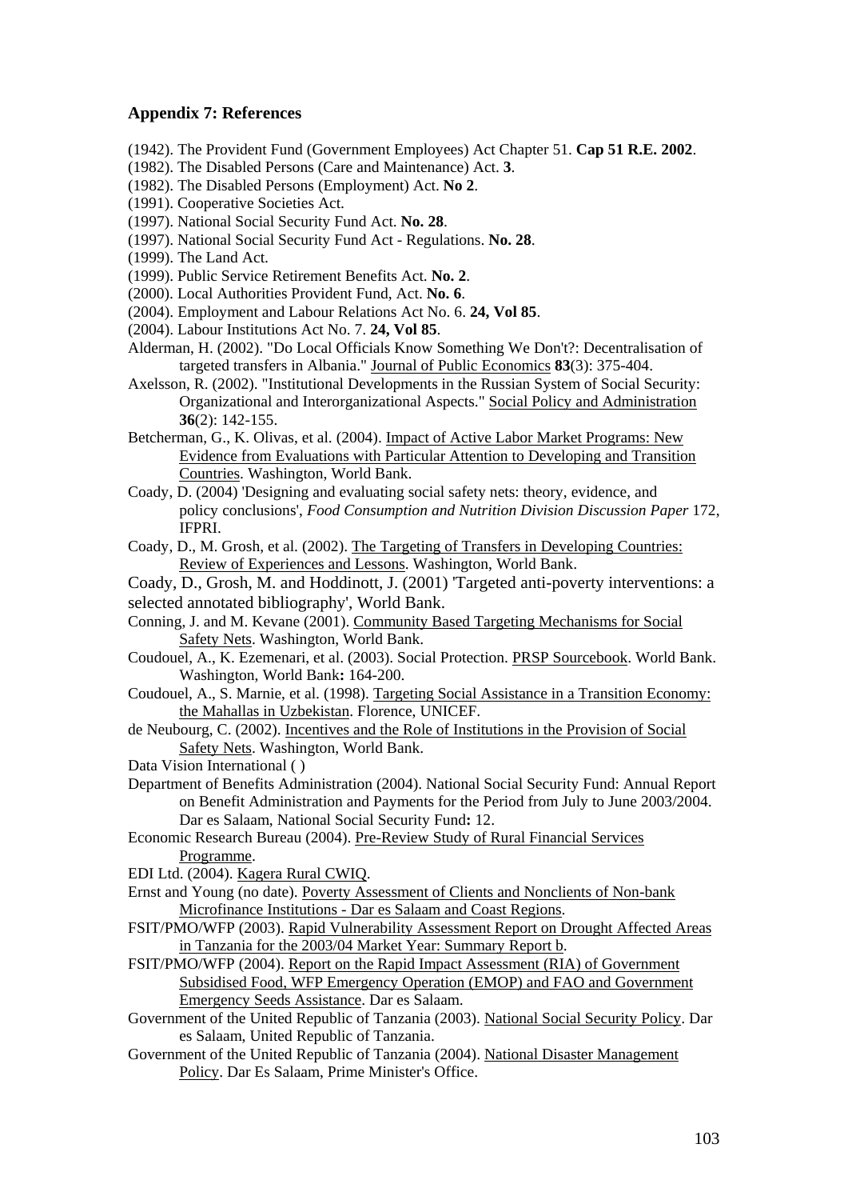## Appendix 7: References

(1942). The Provident Fund (Government Employees) Act Chapter 51. **Cap 51 R.E. 2002**.

(1982). The Disabled Persons (Care and Maintenance) Act. **3**.

(1982). The Disabled Persons (Employment) Act. **No 2**.

(1991). Cooperative Societies Act.

(1997). National Social Security Fund Act. **No. 28**.

(1997). National Social Security Fund Act - Regulations. **No. 28**.

(1999). The Land Act.

(1999). Public Service Retirement Benefits Act. **No. 2**.

(2000). Local Authorities Provident Fund, Act. **No. 6**.

(2004). Employment and Labour Relations Act No. 6. **24, Vol 85**.

(2004). Labour Institutions Act No. 7. **24, Vol 85**.

Alderman, H. (2002). "Do Local Officials Know Something We Don't?: Decentralisation of targeted transfers in Albania." Journal of Public Economics **83**(3): 375-404.

Axelsson, R. (2002). "Institutional Developments in the Russian System of Social Security: Organizational and Interorganizational Aspects." Social Policy and Administration **36**(2): 142-155.

Betcherman, G., K. Olivas, et al. (2004). Impact of Active Labor Market Programs: New Evidence from Evaluations with Particular Attention to Developing and Transition Countries. Washington, World Bank.

Coady, D. (2004) 'Designing and evaluating social safety nets: theory, evidence, and policy conclusions', *Food Consumption and Nutrition Division Discussion Paper* 172, IFPRI.

Coady, D., M. Grosh, et al. (2002). The Targeting of Transfers in Developing Countries: Review of Experiences and Lessons. Washington, World Bank.

Coady, D., Grosh, M. and Hoddinott, J. (2001) 'Targeted anti-poverty interventions: a selected annotated bibliography', World Bank.

Conning, J. and M. Kevane (2001). Community Based Targeting Mechanisms for Social Safety Nets. Washington, World Bank.

Coudouel, A., K. Ezemenari, et al. (2003). Social Protection. PRSP Sourcebook. World Bank. Washington, World Bank**:** 164-200.

Coudouel, A., S. Marnie, et al. (1998). Targeting Social Assistance in a Transition Economy: the Mahallas in Uzbekistan. Florence, UNICEF.

de Neubourg, C. (2002). Incentives and the Role of Institutions in the Provision of Social Safety Nets. Washington, World Bank.

Data Vision International ( )

Department of Benefits Administration (2004). National Social Security Fund: Annual Report on Benefit Administration and Payments for the Period from July to June 2003/2004. Dar es Salaam, National Social Security Fund**:** 12.

Economic Research Bureau (2004). Pre-Review Study of Rural Financial Services Programme.

EDI Ltd. (2004). Kagera Rural CWIQ.

Ernst and Young (no date). Poverty Assessment of Clients and Nonclients of Non-bank Microfinance Institutions - Dar es Salaam and Coast Regions.

FSIT/PMO/WFP (2003). Rapid Vulnerability Assessment Report on Drought Affected Areas in Tanzania for the 2003/04 Market Year: Summary Report b.

FSIT/PMO/WFP (2004). Report on the Rapid Impact Assessment (RIA) of Government Subsidised Food, WFP Emergency Operation (EMOP) and FAO and Government Emergency Seeds Assistance. Dar es Salaam.

Government of the United Republic of Tanzania (2003). National Social Security Policy. Dar es Salaam, United Republic of Tanzania.

Government of the United Republic of Tanzania (2004). National Disaster Management Policy. Dar Es Salaam, Prime Minister's Office.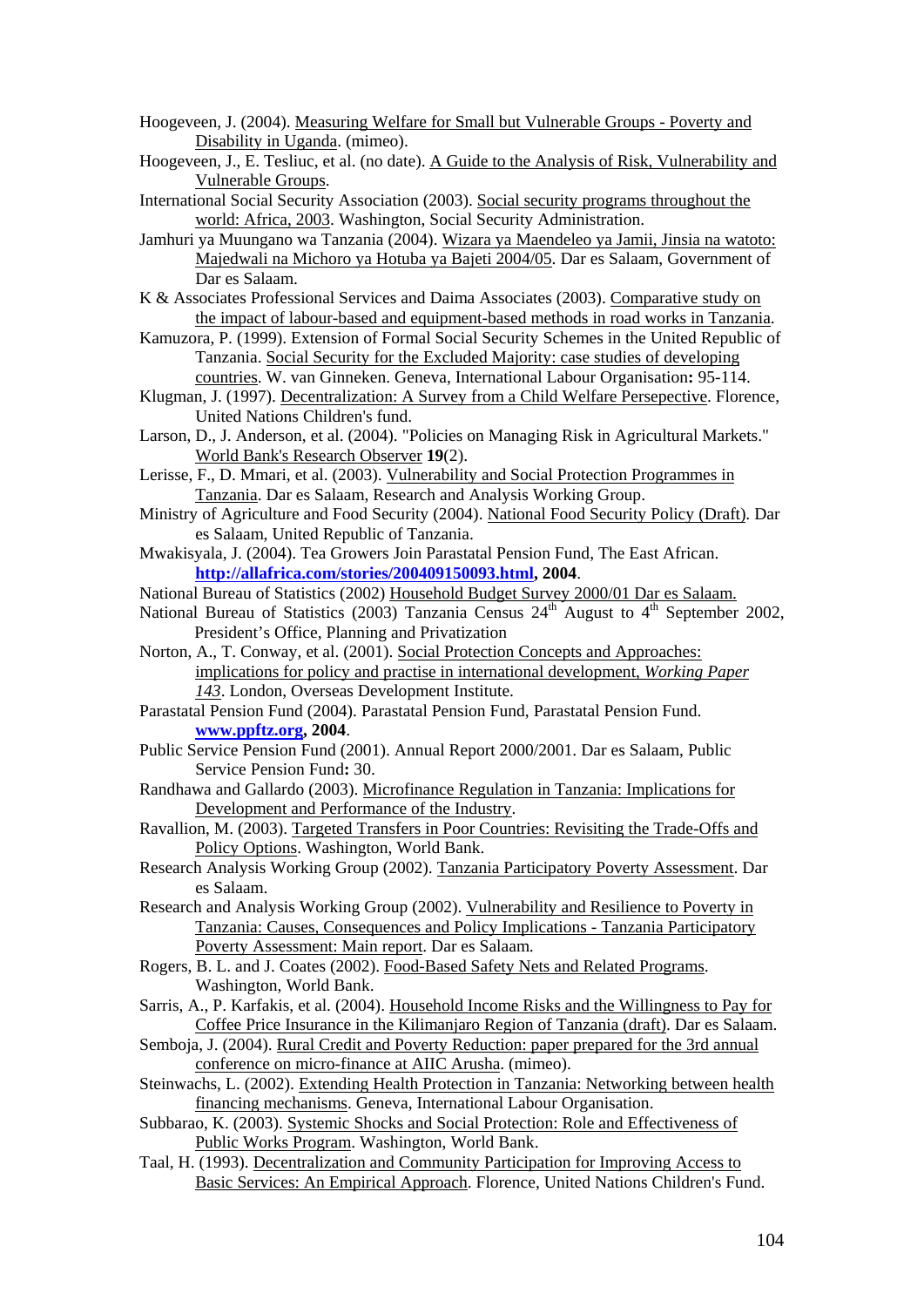Hoogeveen, J. (2004). Measuring Welfare for Small but Vulnerable Groups - Poverty and Disability in Uganda. (mimeo).

Hoogeveen, J., E. Tesliuc, et al. (no date). A Guide to the Analysis of Risk, Vulnerability and Vulnerable Groups.

International Social Security Association (2003). Social security programs throughout the world: Africa, 2003. Washington, Social Security Administration.

Jamhuri ya Muungano wa Tanzania (2004). Wizara ya Maendeleo ya Jamii, Jinsia na watoto: Majedwali na Michoro ya Hotuba ya Bajeti 2004/05. Dar es Salaam, Government of Dar es Salaam.

K & Associates Professional Services and Daima Associates (2003). Comparative study on the impact of labour-based and equipment-based methods in road works in Tanzania.

Kamuzora, P. (1999). Extension of Formal Social Security Schemes in the United Republic of Tanzania. Social Security for the Excluded Majority: case studies of developing countries. W. van Ginneken. Geneva, International Labour Organisation**:** 95-114.

Klugman, J. (1997). Decentralization: A Survey from a Child Welfare Persepective. Florence, United Nations Children's fund.

Larson, D., J. Anderson, et al. (2004). "Policies on Managing Risk in Agricultural Markets." World Bank's Research Observer **19**(2).

Lerisse, F., D. Mmari, et al. (2003). Vulnerability and Social Protection Programmes in Tanzania. Dar es Salaam, Research and Analysis Working Group.

Ministry of Agriculture and Food Security (2004). National Food Security Policy (Draft). Dar es Salaam, United Republic of Tanzania.

Mwakisyala, J. (2004). Tea Growers Join Parastatal Pension Fund, The East African. **http://allafrica.com/stories/200409150093.html, 2004**.

National Bureau of Statistics (2002) Household Budget Survey 2000/01 Dar es Salaam.

National Bureau of Statistics (2003) Tanzania Census 24th August to 4th September 2002, President's Office, Planning and Privatization

Norton, A., T. Conway, et al. (2001). Social Protection Concepts and Approaches: implications for policy and practise in international development, *Working Paper 143*. London, Overseas Development Institute.

Parastatal Pension Fund (2004). Parastatal Pension Fund, Parastatal Pension Fund. **www.ppftz.org, 2004**.

Public Service Pension Fund (2001). Annual Report 2000/2001. Dar es Salaam, Public Service Pension Fund**:** 30.

Randhawa and Gallardo (2003). Microfinance Regulation in Tanzania: Implications for Development and Performance of the Industry.

Ravallion, M. (2003). Targeted Transfers in Poor Countries: Revisiting the Trade-Offs and Policy Options. Washington, World Bank.

Research Analysis Working Group (2002). Tanzania Participatory Poverty Assessment. Dar es Salaam.

Research and Analysis Working Group (2002). Vulnerability and Resilience to Poverty in Tanzania: Causes, Consequences and Policy Implications - Tanzania Participatory Poverty Assessment: Main report. Dar es Salaam.

Rogers, B. L. and J. Coates (2002). Food-Based Safety Nets and Related Programs. Washington, World Bank.

Sarris, A., P. Karfakis, et al. (2004). Household Income Risks and the Willingness to Pay for Coffee Price Insurance in the Kilimanjaro Region of Tanzania (draft). Dar es Salaam.

Semboja, J. (2004). Rural Credit and Poverty Reduction: paper prepared for the 3rd annual conference on micro-finance at AIIC Arusha. (mimeo).

Steinwachs, L. (2002). Extending Health Protection in Tanzania: Networking between health financing mechanisms. Geneva, International Labour Organisation.

Subbarao, K. (2003). Systemic Shocks and Social Protection: Role and Effectiveness of Public Works Program. Washington, World Bank.

Taal, H. (1993). Decentralization and Community Participation for Improving Access to Basic Services: An Empirical Approach. Florence, United Nations Children's Fund.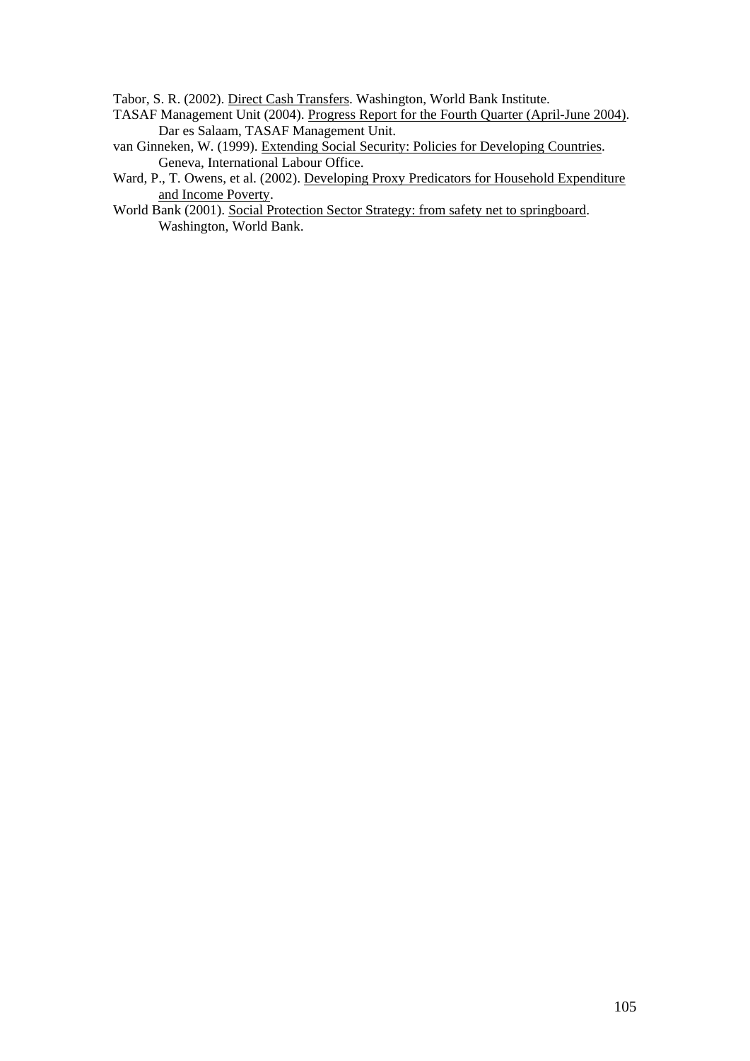Tabor, S. R. (2002). <u>Direct Cash Transfers</u>. Washington, World Bank Institute.

TASAF Management Unit (2004). <u>Progress Report for the Fourth Quarter (April-June 2004)</u>. Dar es Salaam, TASAF Management Unit.

van Ginneken, W. (1999). <u>Extending Social Security: Policies for Developing Countries</u>. Geneva, International Labour Office.

Ward, P., T. Owens, et al. (2002). <u>Developing Proxy Predicators for Household Expenditure and Income Poverty</u>.

World Bank (2001). <u>Social Protection Sector Strategy: from safety net to springboard</u>. Washington, World Bank.